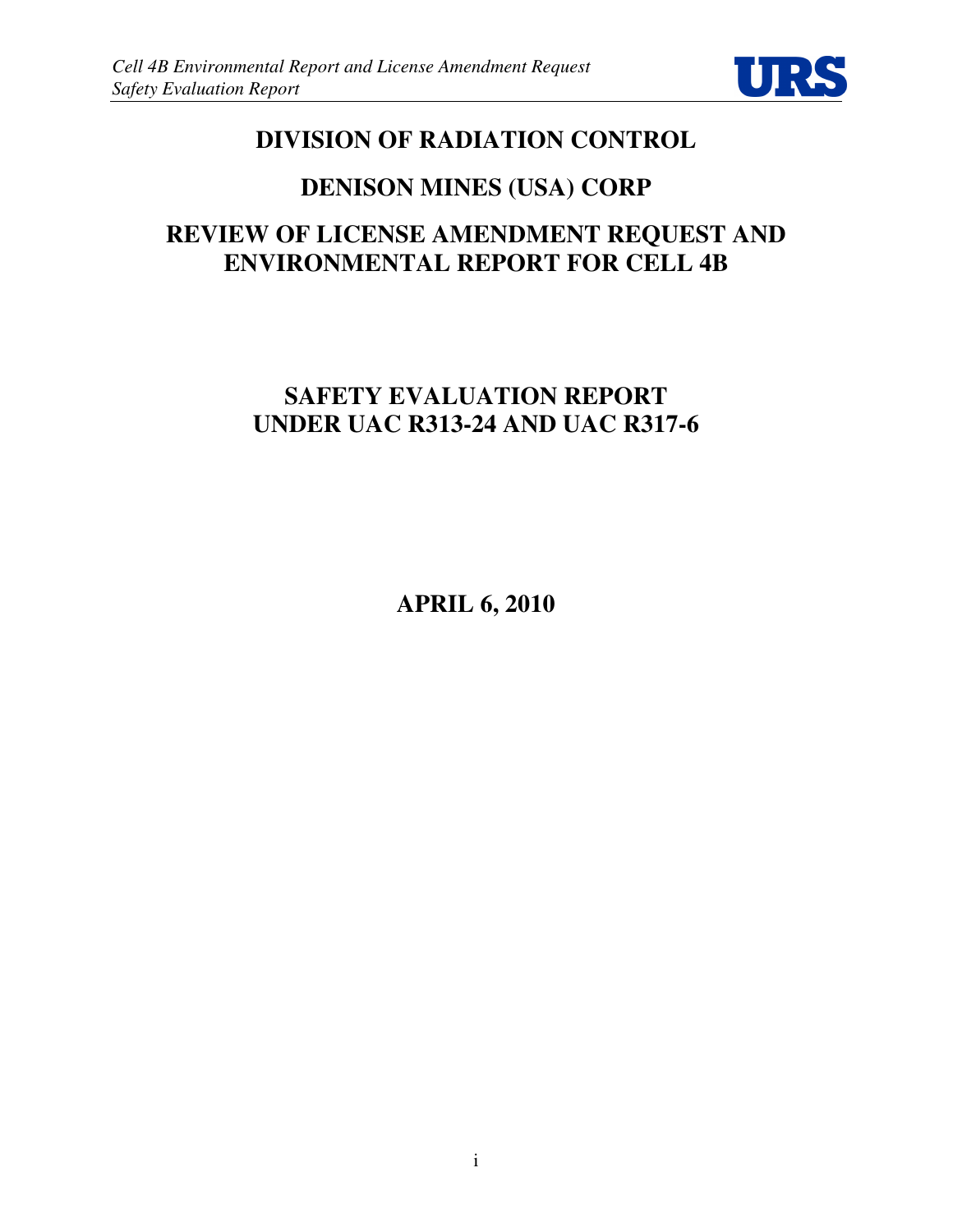# DIVISION OF RADIATION CONTROL

# DENISON MINES (USA) CORP

# REVIEW OF LICENSE AMENDMENT REQUEST AND ENVIRONMENTAL REPORT FOR CELL 4B

## SAFETY EVALUATION REPORT UNDER UAC R313-24 AND UAC R317-6

**APRIL 6, 2010**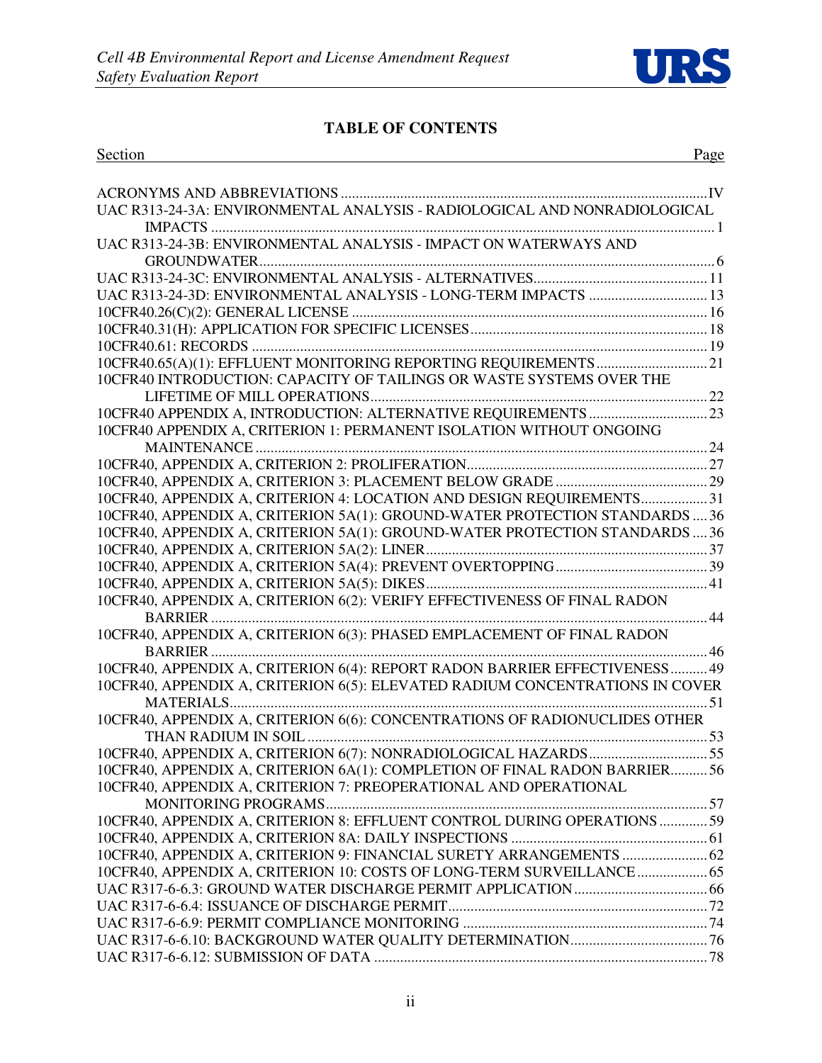## TABLE OF CONTENTS

| Section | Page |
|---|---|
| ACRONYMS AND ABBREVIATIONS | IV |
| UAC R313-24-3A: ENVIRONMENTAL ANALYSIS - RADIOLOGICAL AND NONRADIOLOGICAL IMPACTS | 1 |
| UAC R313-24-3B: ENVIRONMENTAL ANALYSIS - IMPACT ON WATERWAYS AND GROUNDWATER | 6 |
| UAC R313-24-3C: ENVIRONMENTAL ANALYSIS - ALTERNATIVES | 11 |
| UAC R313-24-3D: ENVIRONMENTAL ANALYSIS - LONG-TERM IMPACTS | 13 |
| 10CFR40.26(C)(2): GENERAL LICENSE | 16 |
| 10CFR40.31(H): APPLICATION FOR SPECIFIC LICENSES | 18 |
| 10CFR40.61: RECORDS | 19 |
| 10CFR40.65(A)(1): EFFLUENT MONITORING REPORTING REQUIREMENTS | 21 |
| 10CFR40 INTRODUCTION: CAPACITY OF TAILINGS OR WASTE SYSTEMS OVER THE LIFETIME OF MILL OPERATIONS | 22 |
| 10CFR40 APPENDIX A, INTRODUCTION: ALTERNATIVE REQUIREMENTS | 23 |
| 10CFR40 APPENDIX A, CRITERION 1: PERMANENT ISOLATION WITHOUT ONGOING MAINTENANCE | 24 |
| 10CFR40, APPENDIX A, CRITERION 2: PROLIFERATION | 27 |
| 10CFR40, APPENDIX A, CRITERION 3: PLACEMENT BELOW GRADE | 29 |
| 10CFR40, APPENDIX A, CRITERION 4: LOCATION AND DESIGN REQUIREMENTS | 31 |
| 10CFR40, APPENDIX A, CRITERION 5A(1): GROUND-WATER PROTECTION STANDARDS | 36 |
| 10CFR40, APPENDIX A, CRITERION 5A(1): GROUND-WATER PROTECTION STANDARDS | 36 |
| 10CFR40, APPENDIX A, CRITERION 5A(2): LINER | 37 |
| 10CFR40, APPENDIX A, CRITERION 5A(4): PREVENT OVERTOPPING | 39 |
| 10CFR40, APPENDIX A, CRITERION 5A(5): DIKES | 41 |
| 10CFR40, APPENDIX A, CRITERION 6(2): VERIFY EFFECTIVENESS OF FINAL RADON BARRIER | 44 |
| 10CFR40, APPENDIX A, CRITERION 6(3): PHASED EMPLACEMENT OF FINAL RADON BARRIER | 46 |
| 10CFR40, APPENDIX A, CRITERION 6(4): REPORT RADON BARRIER EFFECTIVENESS | 49 |
| 10CFR40, APPENDIX A, CRITERION 6(5): ELEVATED RADIUM CONCENTRATIONS IN COVER MATERIALS | 51 |
| 10CFR40, APPENDIX A, CRITERION 6(6): CONCENTRATIONS OF RADIONUCLIDES OTHER THAN RADIUM IN SOIL | 53 |
| 10CFR40, APPENDIX A, CRITERION 6(7): NONRADIOLOGICAL HAZARDS | 55 |
| 10CFR40, APPENDIX A, CRITERION 6A(1): COMPLETION OF FINAL RADON BARRIER | 56 |
| 10CFR40, APPENDIX A, CRITERION 7: PREOPERATIONAL AND OPERATIONAL MONITORING PROGRAMS | 57 |
| 10CFR40, APPENDIX A, CRITERION 8: EFFLUENT CONTROL DURING OPERATIONS | 59 |
| 10CFR40, APPENDIX A, CRITERION 8A: DAILY INSPECTIONS | 61 |
| 10CFR40, APPENDIX A, CRITERION 9: FINANCIAL SURETY ARRANGEMENTS | 62 |
| 10CFR40, APPENDIX A, CRITERION 10: COSTS OF LONG-TERM SURVEILLANCE | 65 |
| UAC R317-6-6.3: GROUND WATER DISCHARGE PERMIT APPLICATION | 66 |
| UAC R317-6-6.4: ISSUANCE OF DISCHARGE PERMIT | 72 |
| UAC R317-6-6.9: PERMIT COMPLIANCE MONITORING | 74 |
| UAC R317-6-6.10: BACKGROUND WATER QUALITY DETERMINATION | 76 |
| UAC R317-6-6.12: SUBMISSION OF DATA | 78 |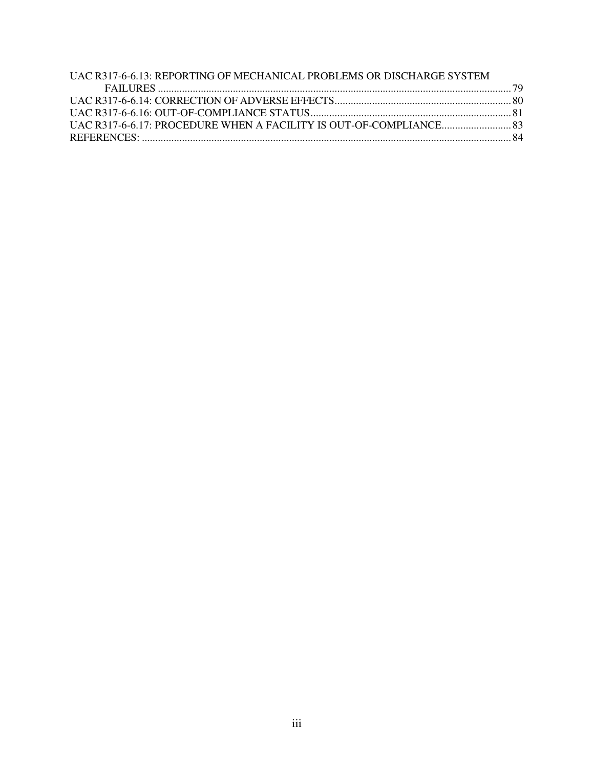UAC R317-6-6.13: REPORTING OF MECHANICAL PROBLEMS OR DISCHARGE SYSTEM FAILURES ..... 79
UAC R317-6-6.14: CORRECTION OF ADVERSE EFFECTS ..... 80
UAC R317-6-6.16: OUT-OF-COMPLIANCE STATUS ..... 81
UAC R317-6-6.17: PROCEDURE WHEN A FACILITY IS OUT-OF-COMPLIANCE ..... 83
REFERENCES: ..... 84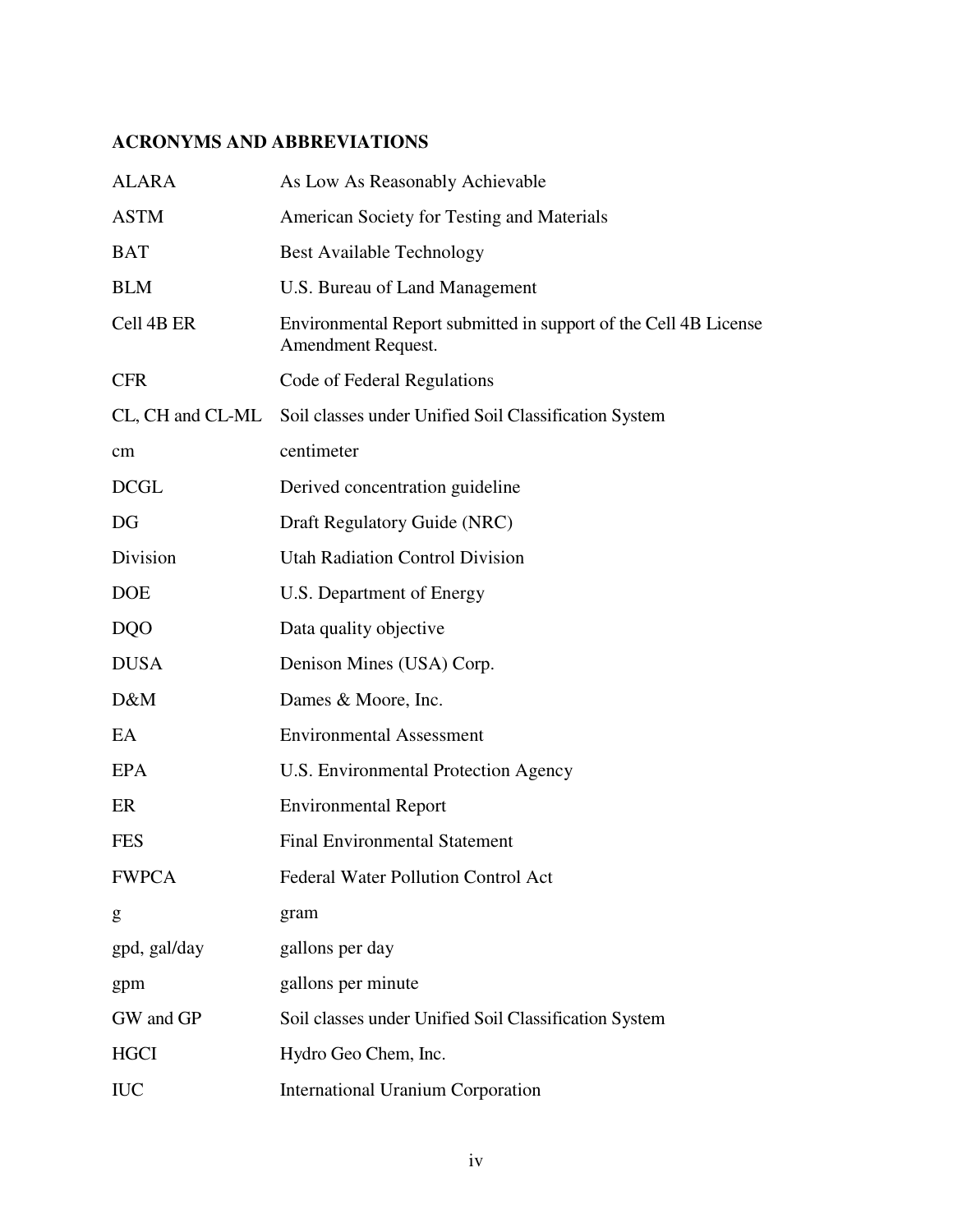## ACRONYMS AND ABBREVIATIONS

| | |
|---|---|
| ALARA | As Low As Reasonably Achievable |
| ASTM | American Society for Testing and Materials |
| BAT | Best Available Technology |
| BLM | U.S. Bureau of Land Management |
| Cell 4B ER | Environmental Report submitted in support of the Cell 4B License Amendment Request. |
| CFR | Code of Federal Regulations |
| CL, CH and CL-ML | Soil classes under Unified Soil Classification System |
| cm | centimeter |
| DCGL | Derived concentration guideline |
| DG | Draft Regulatory Guide (NRC) |
| Division | Utah Radiation Control Division |
| DOE | U.S. Department of Energy |
| DQO | Data quality objective |
| DUSA | Denison Mines (USA) Corp. |
| D&M | Dames & Moore, Inc. |
| EA | Environmental Assessment |
| EPA | U.S. Environmental Protection Agency |
| ER | Environmental Report |
| FES | Final Environmental Statement |
| FWPCA | Federal Water Pollution Control Act |
| g | gram |
| gpd, gal/day | gallons per day |
| gpm | gallons per minute |
| GW and GP | Soil classes under Unified Soil Classification System |
| HGCI | Hydro Geo Chem, Inc. |
| IUC | International Uranium Corporation |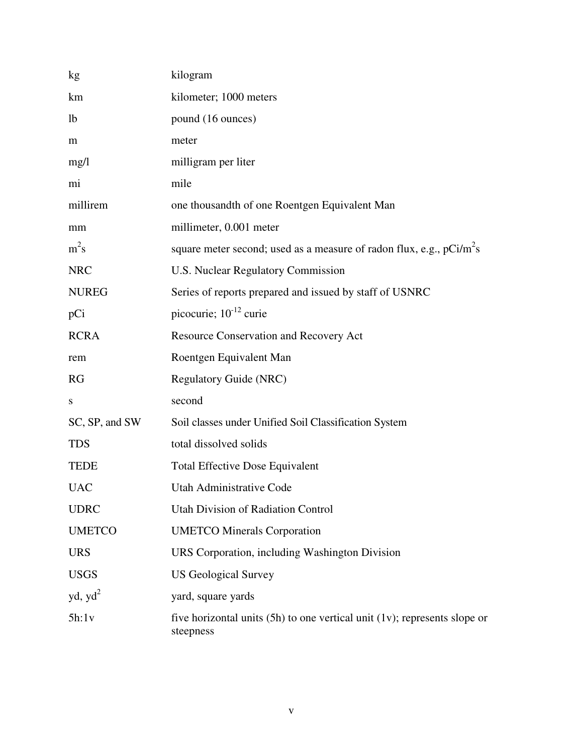| | |
|---|---|
| kg | kilogram |
| km | kilometer; 1000 meters |
| lb | pound (16 ounces) |
| m | meter |
| mg/l | milligram per liter |
| mi | mile |
| millirem | one thousandth of one Roentgen Equivalent Man |
| mm | millimeter, 0.001 meter |
| $m^2s$ | square meter second; used as a measure of radon flux, e.g., $pCi/m^2s$ |
| NRC | U.S. Nuclear Regulatory Commission |
| NUREG | Series of reports prepared and issued by staff of USNRC |
| pCi | picocurie; $10^{-12}$ curie |
| RCRA | Resource Conservation and Recovery Act |
| rem | Roentgen Equivalent Man |
| RG | Regulatory Guide (NRC) |
| s | second |
| SC, SP, and SW | Soil classes under Unified Soil Classification System |
| TDS | total dissolved solids |
| TEDE | Total Effective Dose Equivalent |
| UAC | Utah Administrative Code |
| UDRC | Utah Division of Radiation Control |
| UMETCO | UMETCO Minerals Corporation |
| URS | URS Corporation, including Washington Division |
| USGS | US Geological Survey |
| yd, $yd^2$ | yard, square yards |
| 5h:1v | five horizontal units (5h) to one vertical unit (1v); represents slope or steepness |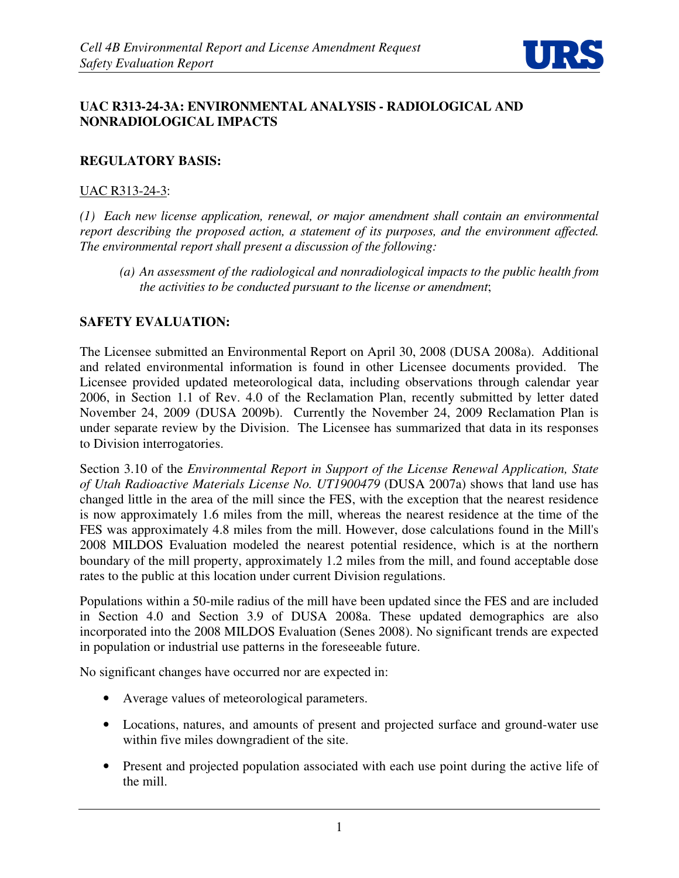## UAC R313-24-3A: ENVIRONMENTAL ANALYSIS - RADIOLOGICAL AND NONRADIOLOGICAL IMPACTS

### REGULATORY BASIS:

UAC R313-24-3:

*(1) Each new license application, renewal, or major amendment shall contain an environmental report describing the proposed action, a statement of its purposes, and the environment affected. The environmental report shall present a discussion of the following:*

> *(a) An assessment of the radiological and nonradiological impacts to the public health from the activities to be conducted pursuant to the license or amendment*;

### SAFETY EVALUATION:

The Licensee submitted an Environmental Report on April 30, 2008 (DUSA 2008a). Additional and related environmental information is found in other Licensee documents provided. The Licensee provided updated meteorological data, including observations through calendar year 2006, in Section 1.1 of Rev. 4.0 of the Reclamation Plan, recently submitted by letter dated November 24, 2009 (DUSA 2009b). Currently the November 24, 2009 Reclamation Plan is under separate review by the Division. The Licensee has summarized that data in its responses to Division interrogatories.

Section 3.10 of the *Environmental Report in Support of the License Renewal Application, State of Utah Radioactive Materials License No. UT1900479* (DUSA 2007a) shows that land use has changed little in the area of the mill since the FES, with the exception that the nearest residence is now approximately 1.6 miles from the mill, whereas the nearest residence at the time of the FES was approximately 4.8 miles from the mill. However, dose calculations found in the Mill's 2008 MILDOS Evaluation modeled the nearest potential residence, which is at the northern boundary of the mill property, approximately 1.2 miles from the mill, and found acceptable dose rates to the public at this location under current Division regulations.

Populations within a 50-mile radius of the mill have been updated since the FES and are included in Section 4.0 and Section 3.9 of DUSA 2008a. These updated demographics are also incorporated into the 2008 MILDOS Evaluation (Senes 2008). No significant trends are expected in population or industrial use patterns in the foreseeable future.

No significant changes have occurred nor are expected in:

- Average values of meteorological parameters.
- Locations, natures, and amounts of present and projected surface and ground-water use within five miles downgradient of the site.
- Present and projected population associated with each use point during the active life of the mill.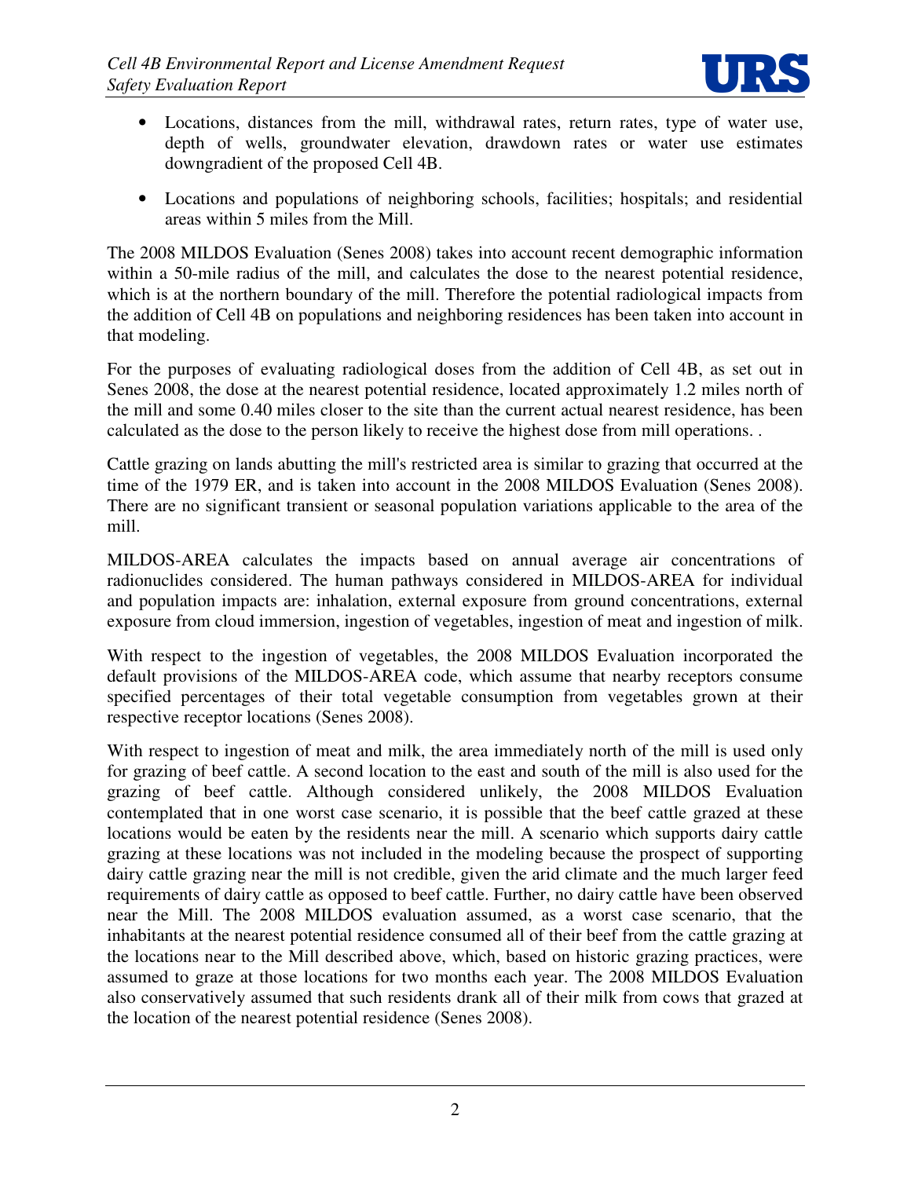- Locations, distances from the mill, withdrawal rates, return rates, type of water use, depth of wells, groundwater elevation, drawdown rates or water use estimates downgradient of the proposed Cell 4B.

- Locations and populations of neighboring schools, facilities; hospitals; and residential areas within 5 miles from the Mill.

The 2008 MILDOS Evaluation (Senes 2008) takes into account recent demographic information within a 50-mile radius of the mill, and calculates the dose to the nearest potential residence, which is at the northern boundary of the mill. Therefore the potential radiological impacts from the addition of Cell 4B on populations and neighboring residences has been taken into account in that modeling.

For the purposes of evaluating radiological doses from the addition of Cell 4B, as set out in Senes 2008, the dose at the nearest potential residence, located approximately 1.2 miles north of the mill and some 0.40 miles closer to the site than the current actual nearest residence, has been calculated as the dose to the person likely to receive the highest dose from mill operations. .

Cattle grazing on lands abutting the mill's restricted area is similar to grazing that occurred at the time of the 1979 ER, and is taken into account in the 2008 MILDOS Evaluation (Senes 2008). There are no significant transient or seasonal population variations applicable to the area of the mill.

MILDOS-AREA calculates the impacts based on annual average air concentrations of radionuclides considered. The human pathways considered in MILDOS-AREA for individual and population impacts are: inhalation, external exposure from ground concentrations, external exposure from cloud immersion, ingestion of vegetables, ingestion of meat and ingestion of milk.

With respect to the ingestion of vegetables, the 2008 MILDOS Evaluation incorporated the default provisions of the MILDOS-AREA code, which assume that nearby receptors consume specified percentages of their total vegetable consumption from vegetables grown at their respective receptor locations (Senes 2008).

With respect to ingestion of meat and milk, the area immediately north of the mill is used only for grazing of beef cattle. A second location to the east and south of the mill is also used for the grazing of beef cattle. Although considered unlikely, the 2008 MILDOS Evaluation contemplated that in one worst case scenario, it is possible that the beef cattle grazed at these locations would be eaten by the residents near the mill. A scenario which supports dairy cattle grazing at these locations was not included in the modeling because the prospect of supporting dairy cattle grazing near the mill is not credible, given the arid climate and the much larger feed requirements of dairy cattle as opposed to beef cattle. Further, no dairy cattle have been observed near the Mill. The 2008 MILDOS evaluation assumed, as a worst case scenario, that the inhabitants at the nearest potential residence consumed all of their beef from the cattle grazing at the locations near to the Mill described above, which, based on historic grazing practices, were assumed to graze at those locations for two months each year. The 2008 MILDOS Evaluation also conservatively assumed that such residents drank all of their milk from cows that grazed at the location of the nearest potential residence (Senes 2008).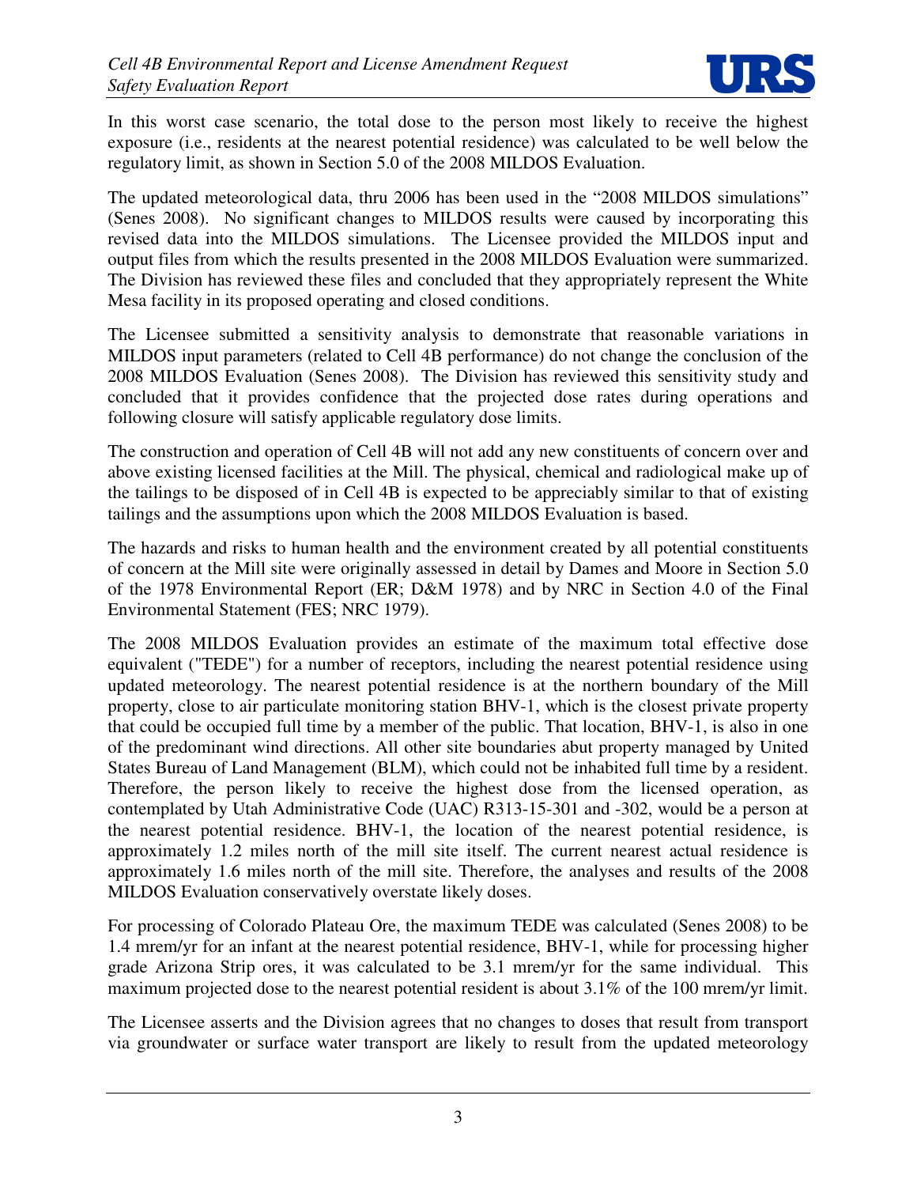In this worst case scenario, the total dose to the person most likely to receive the highest exposure (i.e., residents at the nearest potential residence) was calculated to be well below the regulatory limit, as shown in Section 5.0 of the 2008 MILDOS Evaluation.

The updated meteorological data, thru 2006 has been used in the "2008 MILDOS simulations" (Senes 2008). No significant changes to MILDOS results were caused by incorporating this revised data into the MILDOS simulations. The Licensee provided the MILDOS input and output files from which the results presented in the 2008 MILDOS Evaluation were summarized. The Division has reviewed these files and concluded that they appropriately represent the White Mesa facility in its proposed operating and closed conditions.

The Licensee submitted a sensitivity analysis to demonstrate that reasonable variations in MILDOS input parameters (related to Cell 4B performance) do not change the conclusion of the 2008 MILDOS Evaluation (Senes 2008). The Division has reviewed this sensitivity study and concluded that it provides confidence that the projected dose rates during operations and following closure will satisfy applicable regulatory dose limits.

The construction and operation of Cell 4B will not add any new constituents of concern over and above existing licensed facilities at the Mill. The physical, chemical and radiological make up of the tailings to be disposed of in Cell 4B is expected to be appreciably similar to that of existing tailings and the assumptions upon which the 2008 MILDOS Evaluation is based.

The hazards and risks to human health and the environment created by all potential constituents of concern at the Mill site were originally assessed in detail by Dames and Moore in Section 5.0 of the 1978 Environmental Report (ER; D&M 1978) and by NRC in Section 4.0 of the Final Environmental Statement (FES; NRC 1979).

The 2008 MILDOS Evaluation provides an estimate of the maximum total effective dose equivalent ("TEDE") for a number of receptors, including the nearest potential residence using updated meteorology. The nearest potential residence is at the northern boundary of the Mill property, close to air particulate monitoring station BHV-1, which is the closest private property that could be occupied full time by a member of the public. That location, BHV-1, is also in one of the predominant wind directions. All other site boundaries abut property managed by United States Bureau of Land Management (BLM), which could not be inhabited full time by a resident. Therefore, the person likely to receive the highest dose from the licensed operation, as contemplated by Utah Administrative Code (UAC) R313-15-301 and -302, would be a person at the nearest potential residence. BHV-1, the location of the nearest potential residence, is approximately 1.2 miles north of the mill site itself. The current nearest actual residence is approximately 1.6 miles north of the mill site. Therefore, the analyses and results of the 2008 MILDOS Evaluation conservatively overstate likely doses.

For processing of Colorado Plateau Ore, the maximum TEDE was calculated (Senes 2008) to be 1.4 mrem/yr for an infant at the nearest potential residence, BHV-1, while for processing higher grade Arizona Strip ores, it was calculated to be 3.1 mrem/yr for the same individual. This maximum projected dose to the nearest potential resident is about 3.1% of the 100 mrem/yr limit.

The Licensee asserts and the Division agrees that no changes to doses that result from transport via groundwater or surface water transport are likely to result from the updated meteorology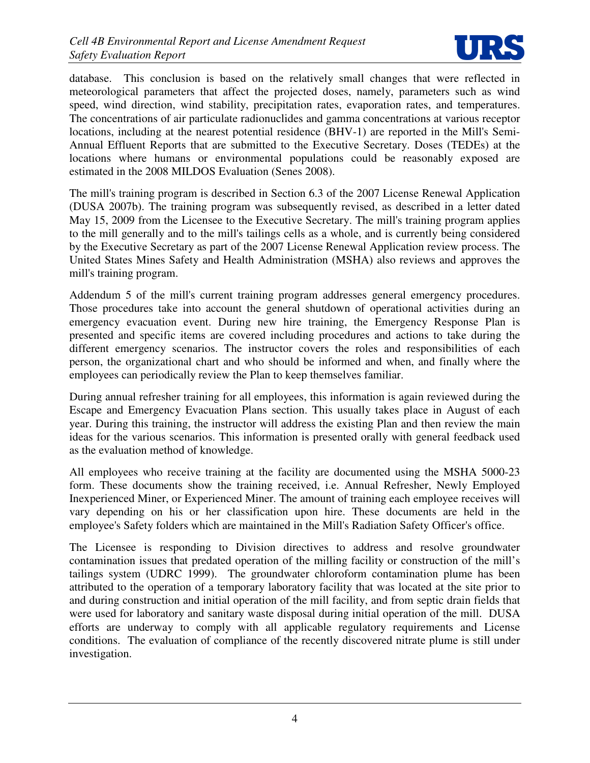database. This conclusion is based on the relatively small changes that were reflected in meteorological parameters that affect the projected doses, namely, parameters such as wind speed, wind direction, wind stability, precipitation rates, evaporation rates, and temperatures. The concentrations of air particulate radionuclides and gamma concentrations at various receptor locations, including at the nearest potential residence (BHV-1) are reported in the Mill's Semi-Annual Effluent Reports that are submitted to the Executive Secretary. Doses (TEDEs) at the locations where humans or environmental populations could be reasonably exposed are estimated in the 2008 MILDOS Evaluation (Senes 2008).

The mill's training program is described in Section 6.3 of the 2007 License Renewal Application (DUSA 2007b). The training program was subsequently revised, as described in a letter dated May 15, 2009 from the Licensee to the Executive Secretary. The mill's training program applies to the mill generally and to the mill's tailings cells as a whole, and is currently being considered by the Executive Secretary as part of the 2007 License Renewal Application review process. The United States Mines Safety and Health Administration (MSHA) also reviews and approves the mill's training program.

Addendum 5 of the mill's current training program addresses general emergency procedures. Those procedures take into account the general shutdown of operational activities during an emergency evacuation event. During new hire training, the Emergency Response Plan is presented and specific items are covered including procedures and actions to take during the different emergency scenarios. The instructor covers the roles and responsibilities of each person, the organizational chart and who should be informed and when, and finally where the employees can periodically review the Plan to keep themselves familiar.

During annual refresher training for all employees, this information is again reviewed during the Escape and Emergency Evacuation Plans section. This usually takes place in August of each year. During this training, the instructor will address the existing Plan and then review the main ideas for the various scenarios. This information is presented orally with general feedback used as the evaluation method of knowledge.

All employees who receive training at the facility are documented using the MSHA 5000-23 form. These documents show the training received, i.e. Annual Refresher, Newly Employed Inexperienced Miner, or Experienced Miner. The amount of training each employee receives will vary depending on his or her classification upon hire. These documents are held in the employee's Safety folders which are maintained in the Mill's Radiation Safety Officer's office.

The Licensee is responding to Division directives to address and resolve groundwater contamination issues that predated operation of the milling facility or construction of the mill's tailings system (UDRC 1999). The groundwater chloroform contamination plume has been attributed to the operation of a temporary laboratory facility that was located at the site prior to and during construction and initial operation of the mill facility, and from septic drain fields that were used for laboratory and sanitary waste disposal during initial operation of the mill. DUSA efforts are underway to comply with all applicable regulatory requirements and License conditions. The evaluation of compliance of the recently discovered nitrate plume is still under investigation.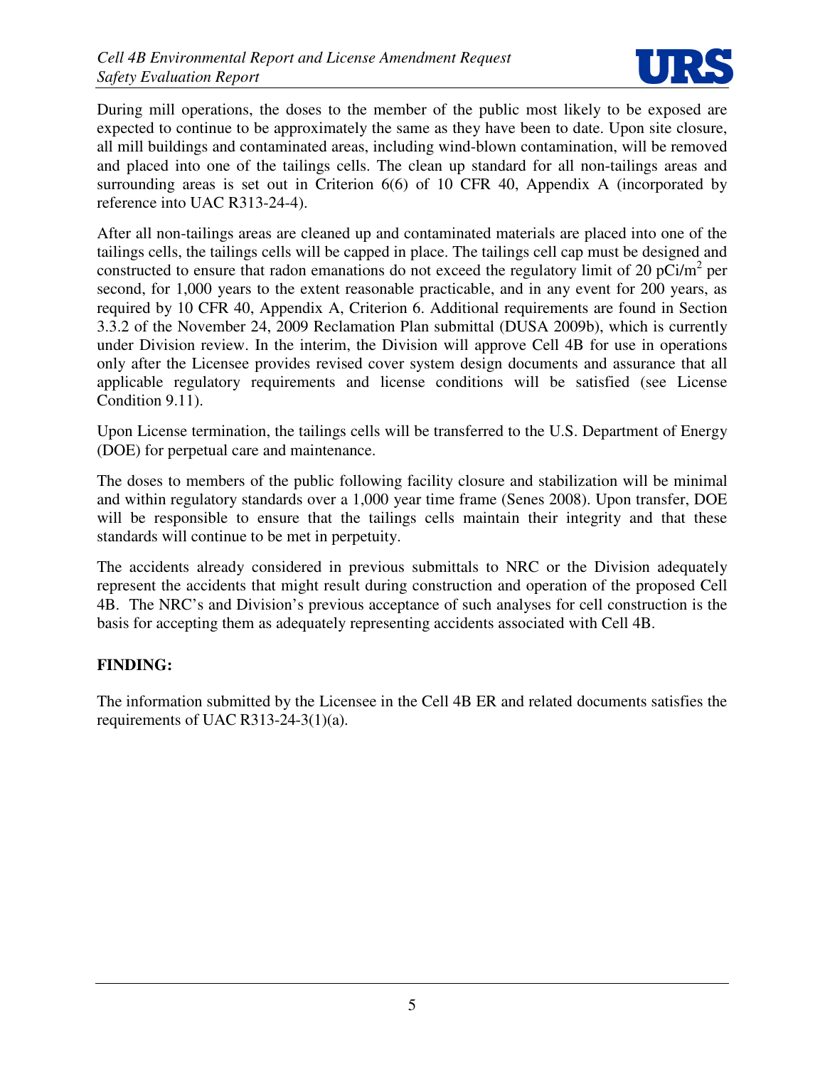During mill operations, the doses to the member of the public most likely to be exposed are expected to continue to be approximately the same as they have been to date. Upon site closure, all mill buildings and contaminated areas, including wind-blown contamination, will be removed and placed into one of the tailings cells. The clean up standard for all non-tailings areas and surrounding areas is set out in Criterion 6(6) of 10 CFR 40, Appendix A (incorporated by reference into UAC R313-24-4).

After all non-tailings areas are cleaned up and contaminated materials are placed into one of the tailings cells, the tailings cells will be capped in place. The tailings cell cap must be designed and constructed to ensure that radon emanations do not exceed the regulatory limit of 20 pCi/$m^2$ per second, for 1,000 years to the extent reasonable practicable, and in any event for 200 years, as required by 10 CFR 40, Appendix A, Criterion 6. Additional requirements are found in Section 3.3.2 of the November 24, 2009 Reclamation Plan submittal (DUSA 2009b), which is currently under Division review. In the interim, the Division will approve Cell 4B for use in operations only after the Licensee provides revised cover system design documents and assurance that all applicable regulatory requirements and license conditions will be satisfied (see License Condition 9.11).

Upon License termination, the tailings cells will be transferred to the U.S. Department of Energy (DOE) for perpetual care and maintenance.

The doses to members of the public following facility closure and stabilization will be minimal and within regulatory standards over a 1,000 year time frame (Senes 2008). Upon transfer, DOE will be responsible to ensure that the tailings cells maintain their integrity and that these standards will continue to be met in perpetuity.

The accidents already considered in previous submittals to NRC or the Division adequately represent the accidents that might result during construction and operation of the proposed Cell 4B. The NRC's and Division's previous acceptance of such analyses for cell construction is the basis for accepting them as adequately representing accidents associated with Cell 4B.

**FINDING:**

The information submitted by the Licensee in the Cell 4B ER and related documents satisfies the requirements of UAC R313-24-3(1)(a).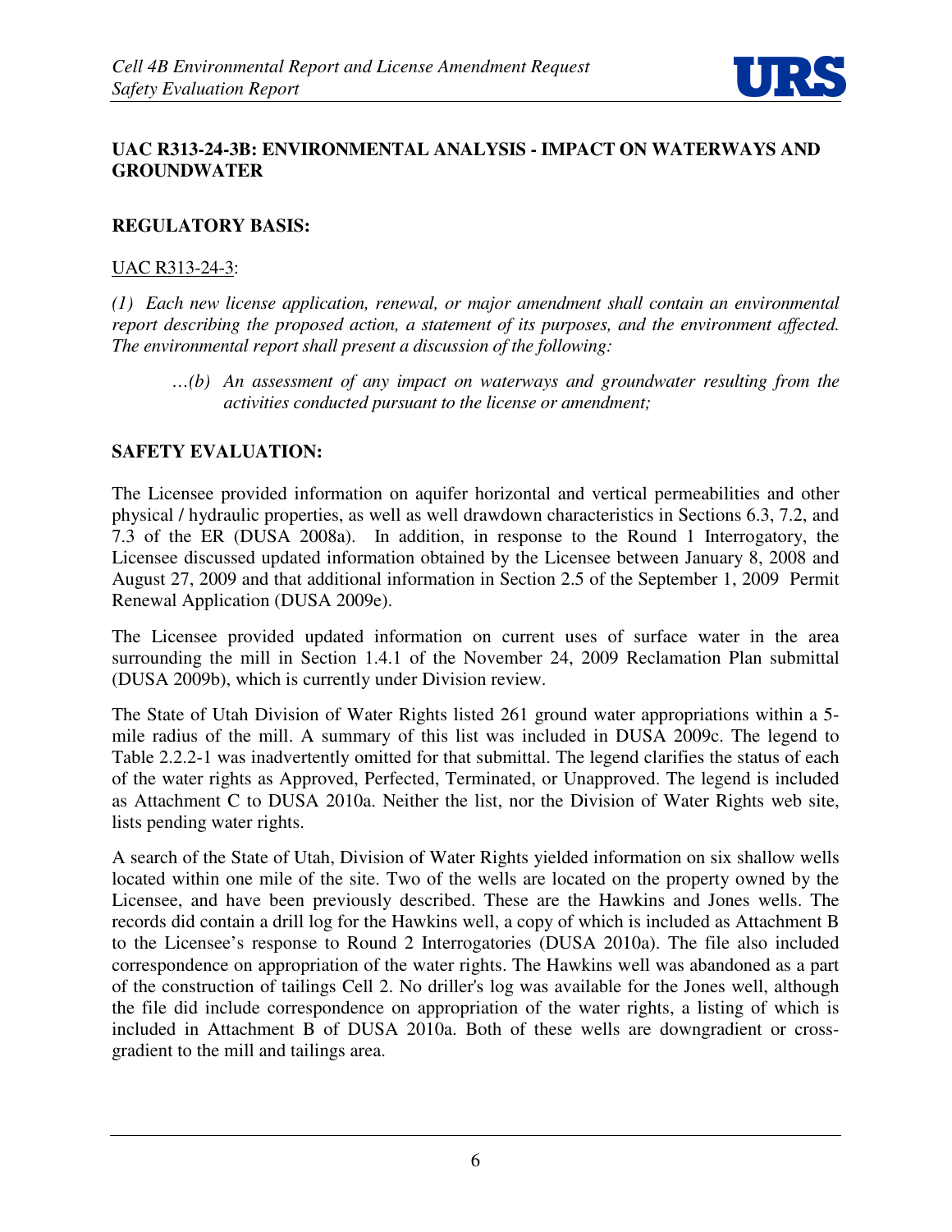## UAC R313-24-3B: ENVIRONMENTAL ANALYSIS - IMPACT ON WATERWAYS AND GROUNDWATER

### REGULATORY BASIS:

UAC R313-24-3:

*(1) Each new license application, renewal, or major amendment shall contain an environmental report describing the proposed action, a statement of its purposes, and the environment affected. The environmental report shall present a discussion of the following:*

> *…(b) An assessment of any impact on waterways and groundwater resulting from the activities conducted pursuant to the license or amendment;*

### SAFETY EVALUATION:

The Licensee provided information on aquifer horizontal and vertical permeabilities and other physical / hydraulic properties, as well as well drawdown characteristics in Sections 6.3, 7.2, and 7.3 of the ER (DUSA 2008a). In addition, in response to the Round 1 Interrogatory, the Licensee discussed updated information obtained by the Licensee between January 8, 2008 and August 27, 2009 and that additional information in Section 2.5 of the September 1, 2009 Permit Renewal Application (DUSA 2009e).

The Licensee provided updated information on current uses of surface water in the area surrounding the mill in Section 1.4.1 of the November 24, 2009 Reclamation Plan submittal (DUSA 2009b), which is currently under Division review.

The State of Utah Division of Water Rights listed 261 ground water appropriations within a 5-mile radius of the mill. A summary of this list was included in DUSA 2009c. The legend to Table 2.2.2-1 was inadvertently omitted for that submittal. The legend clarifies the status of each of the water rights as Approved, Perfected, Terminated, or Unapproved. The legend is included as Attachment C to DUSA 2010a. Neither the list, nor the Division of Water Rights web site, lists pending water rights.

A search of the State of Utah, Division of Water Rights yielded information on six shallow wells located within one mile of the site. Two of the wells are located on the property owned by the Licensee, and have been previously described. These are the Hawkins and Jones wells. The records did contain a drill log for the Hawkins well, a copy of which is included as Attachment B to the Licensee's response to Round 2 Interrogatories (DUSA 2010a). The file also included correspondence on appropriation of the water rights. The Hawkins well was abandoned as a part of the construction of tailings Cell 2. No driller's log was available for the Jones well, although the file did include correspondence on appropriation of the water rights, a listing of which is included in Attachment B of DUSA 2010a. Both of these wells are downgradient or cross-gradient to the mill and tailings area.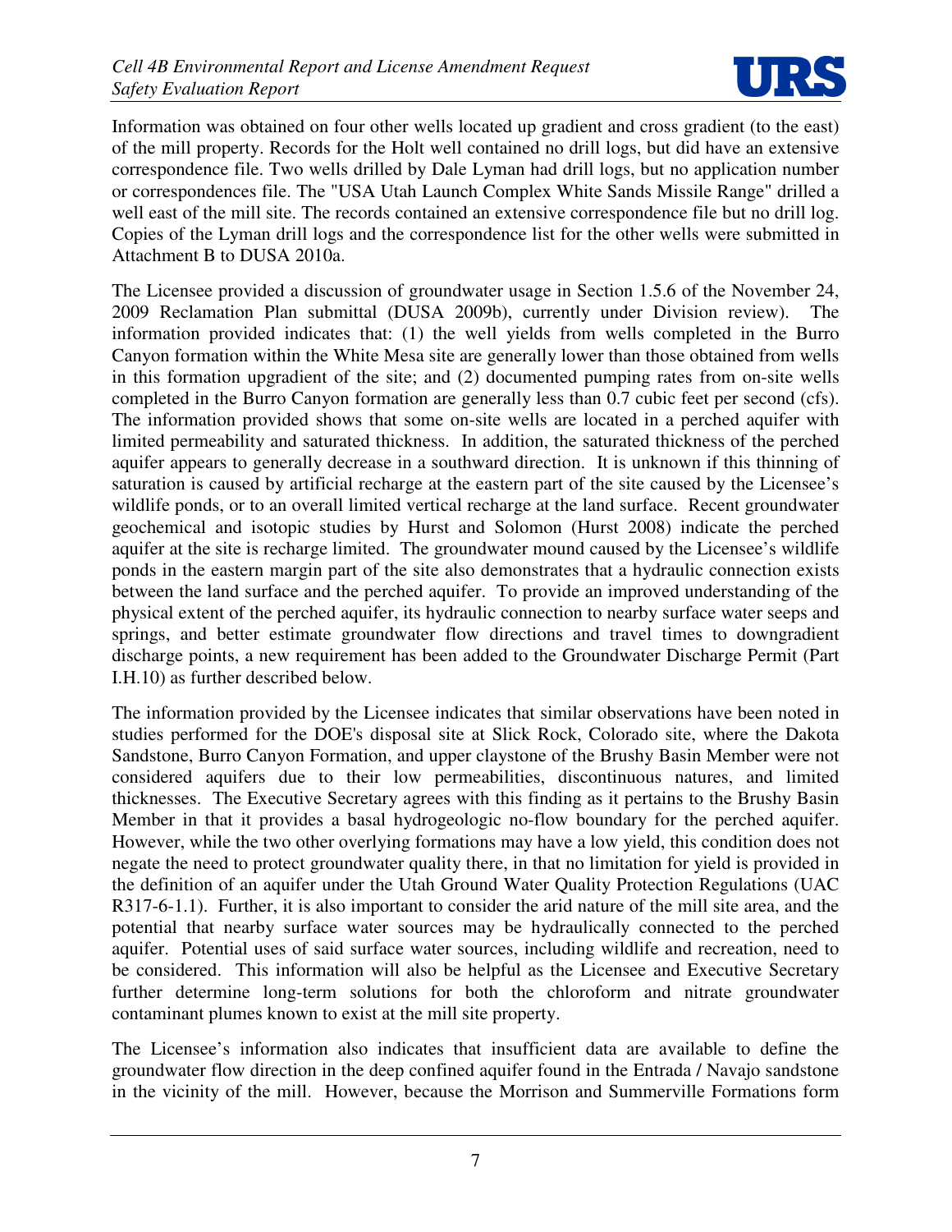Information was obtained on four other wells located up gradient and cross gradient (to the east) of the mill property. Records for the Holt well contained no drill logs, but did have an extensive correspondence file. Two wells drilled by Dale Lyman had drill logs, but no application number or correspondences file. The "USA Utah Launch Complex White Sands Missile Range" drilled a well east of the mill site. The records contained an extensive correspondence file but no drill log. Copies of the Lyman drill logs and the correspondence list for the other wells were submitted in Attachment B to DUSA 2010a.

The Licensee provided a discussion of groundwater usage in Section 1.5.6 of the November 24, 2009 Reclamation Plan submittal (DUSA 2009b), currently under Division review). The information provided indicates that: (1) the well yields from wells completed in the Burro Canyon formation within the White Mesa site are generally lower than those obtained from wells in this formation upgradient of the site; and (2) documented pumping rates from on-site wells completed in the Burro Canyon formation are generally less than 0.7 cubic feet per second (cfs). The information provided shows that some on-site wells are located in a perched aquifer with limited permeability and saturated thickness. In addition, the saturated thickness of the perched aquifer appears to generally decrease in a southward direction. It is unknown if this thinning of saturation is caused by artificial recharge at the eastern part of the site caused by the Licensee's wildlife ponds, or to an overall limited vertical recharge at the land surface. Recent groundwater geochemical and isotopic studies by Hurst and Solomon (Hurst 2008) indicate the perched aquifer at the site is recharge limited. The groundwater mound caused by the Licensee's wildlife ponds in the eastern margin part of the site also demonstrates that a hydraulic connection exists between the land surface and the perched aquifer. To provide an improved understanding of the physical extent of the perched aquifer, its hydraulic connection to nearby surface water seeps and springs, and better estimate groundwater flow directions and travel times to downgradient discharge points, a new requirement has been added to the Groundwater Discharge Permit (Part I.H.10) as further described below.

The information provided by the Licensee indicates that similar observations have been noted in studies performed for the DOE's disposal site at Slick Rock, Colorado site, where the Dakota Sandstone, Burro Canyon Formation, and upper claystone of the Brushy Basin Member were not considered aquifers due to their low permeabilities, discontinuous natures, and limited thicknesses. The Executive Secretary agrees with this finding as it pertains to the Brushy Basin Member in that it provides a basal hydrogeologic no-flow boundary for the perched aquifer. However, while the two other overlying formations may have a low yield, this condition does not negate the need to protect groundwater quality there, in that no limitation for yield is provided in the definition of an aquifer under the Utah Ground Water Quality Protection Regulations (UAC R317-6-1.1). Further, it is also important to consider the arid nature of the mill site area, and the potential that nearby surface water sources may be hydraulically connected to the perched aquifer. Potential uses of said surface water sources, including wildlife and recreation, need to be considered. This information will also be helpful as the Licensee and Executive Secretary further determine long-term solutions for both the chloroform and nitrate groundwater contaminant plumes known to exist at the mill site property.

The Licensee's information also indicates that insufficient data are available to define the groundwater flow direction in the deep confined aquifer found in the Entrada / Navajo sandstone in the vicinity of the mill. However, because the Morrison and Summerville Formations form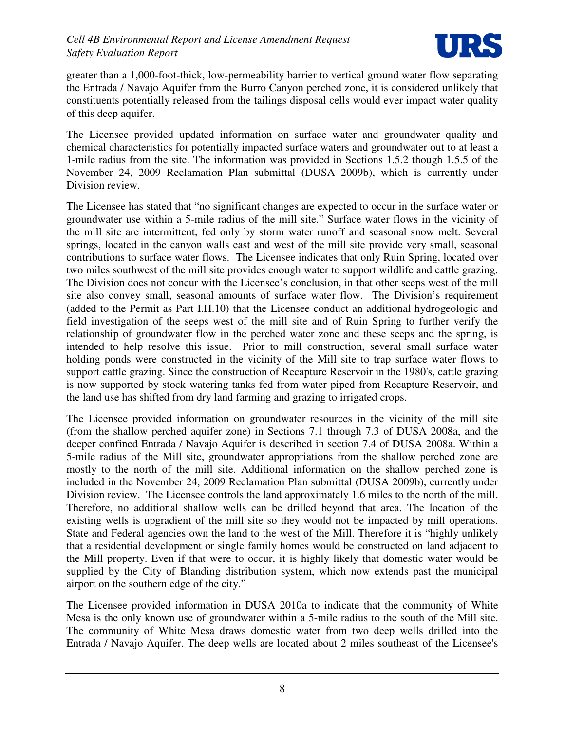greater than a 1,000-foot-thick, low-permeability barrier to vertical ground water flow separating the Entrada / Navajo Aquifer from the Burro Canyon perched zone, it is considered unlikely that constituents potentially released from the tailings disposal cells would ever impact water quality of this deep aquifer.

The Licensee provided updated information on surface water and groundwater quality and chemical characteristics for potentially impacted surface waters and groundwater out to at least a 1-mile radius from the site. The information was provided in Sections 1.5.2 though 1.5.5 of the November 24, 2009 Reclamation Plan submittal (DUSA 2009b), which is currently under Division review.

The Licensee has stated that "no significant changes are expected to occur in the surface water or groundwater use within a 5-mile radius of the mill site." Surface water flows in the vicinity of the mill site are intermittent, fed only by storm water runoff and seasonal snow melt. Several springs, located in the canyon walls east and west of the mill site provide very small, seasonal contributions to surface water flows. The Licensee indicates that only Ruin Spring, located over two miles southwest of the mill site provides enough water to support wildlife and cattle grazing. The Division does not concur with the Licensee's conclusion, in that other seeps west of the mill site also convey small, seasonal amounts of surface water flow. The Division's requirement (added to the Permit as Part I.H.10) that the Licensee conduct an additional hydrogeologic and field investigation of the seeps west of the mill site and of Ruin Spring to further verify the relationship of groundwater flow in the perched water zone and these seeps and the spring, is intended to help resolve this issue. Prior to mill construction, several small surface water holding ponds were constructed in the vicinity of the Mill site to trap surface water flows to support cattle grazing. Since the construction of Recapture Reservoir in the 1980's, cattle grazing is now supported by stock watering tanks fed from water piped from Recapture Reservoir, and the land use has shifted from dry land farming and grazing to irrigated crops.

The Licensee provided information on groundwater resources in the vicinity of the mill site (from the shallow perched aquifer zone) in Sections 7.1 through 7.3 of DUSA 2008a, and the deeper confined Entrada / Navajo Aquifer is described in section 7.4 of DUSA 2008a. Within a 5-mile radius of the Mill site, groundwater appropriations from the shallow perched zone are mostly to the north of the mill site. Additional information on the shallow perched zone is included in the November 24, 2009 Reclamation Plan submittal (DUSA 2009b), currently under Division review. The Licensee controls the land approximately 1.6 miles to the north of the mill. Therefore, no additional shallow wells can be drilled beyond that area. The location of the existing wells is upgradient of the mill site so they would not be impacted by mill operations. State and Federal agencies own the land to the west of the Mill. Therefore it is "highly unlikely that a residential development or single family homes would be constructed on land adjacent to the Mill property. Even if that were to occur, it is highly likely that domestic water would be supplied by the City of Blanding distribution system, which now extends past the municipal airport on the southern edge of the city."

The Licensee provided information in DUSA 2010a to indicate that the community of White Mesa is the only known use of groundwater within a 5-mile radius to the south of the Mill site. The community of White Mesa draws domestic water from two deep wells drilled into the Entrada / Navajo Aquifer. The deep wells are located about 2 miles southeast of the Licensee's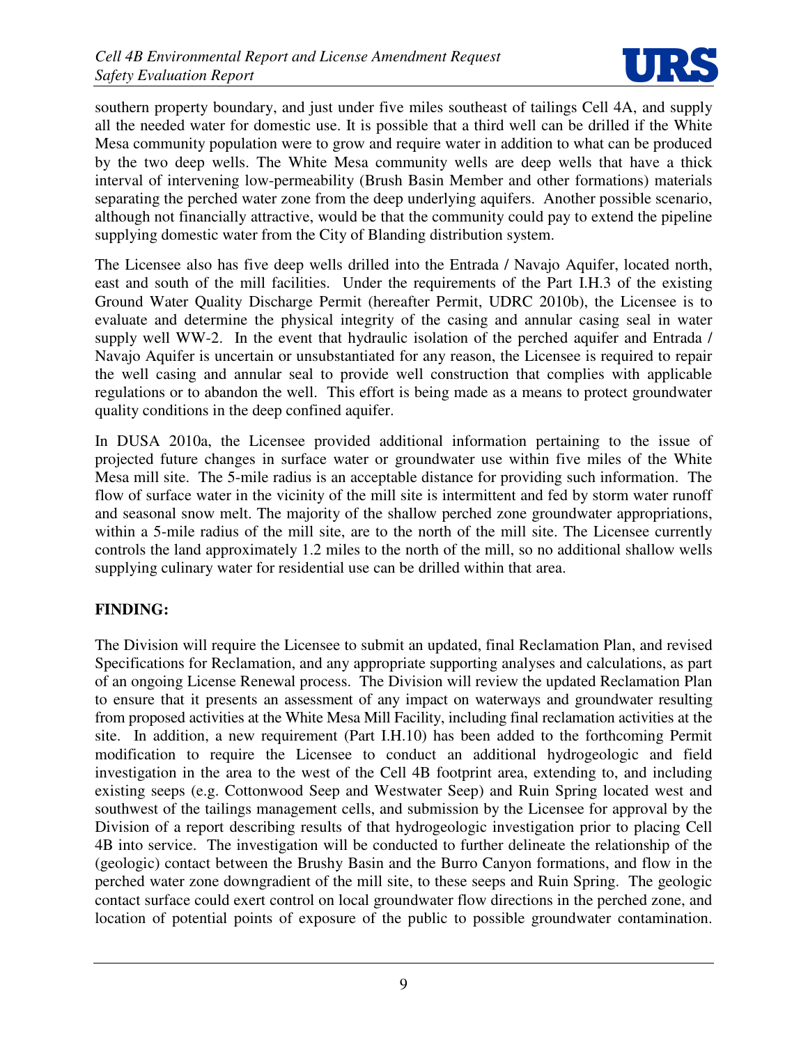southern property boundary, and just under five miles southeast of tailings Cell 4A, and supply all the needed water for domestic use. It is possible that a third well can be drilled if the White Mesa community population were to grow and require water in addition to what can be produced by the two deep wells. The White Mesa community wells are deep wells that have a thick interval of intervening low-permeability (Brush Basin Member and other formations) materials separating the perched water zone from the deep underlying aquifers. Another possible scenario, although not financially attractive, would be that the community could pay to extend the pipeline supplying domestic water from the City of Blanding distribution system.

The Licensee also has five deep wells drilled into the Entrada / Navajo Aquifer, located north, east and south of the mill facilities. Under the requirements of the Part I.H.3 of the existing Ground Water Quality Discharge Permit (hereafter Permit, UDRC 2010b), the Licensee is to evaluate and determine the physical integrity of the casing and annular casing seal in water supply well WW-2. In the event that hydraulic isolation of the perched aquifer and Entrada / Navajo Aquifer is uncertain or unsubstantiated for any reason, the Licensee is required to repair the well casing and annular seal to provide well construction that complies with applicable regulations or to abandon the well. This effort is being made as a means to protect groundwater quality conditions in the deep confined aquifer.

In DUSA 2010a, the Licensee provided additional information pertaining to the issue of projected future changes in surface water or groundwater use within five miles of the White Mesa mill site. The 5-mile radius is an acceptable distance for providing such information. The flow of surface water in the vicinity of the mill site is intermittent and fed by storm water runoff and seasonal snow melt. The majority of the shallow perched zone groundwater appropriations, within a 5-mile radius of the mill site, are to the north of the mill site. The Licensee currently controls the land approximately 1.2 miles to the north of the mill, so no additional shallow wells supplying culinary water for residential use can be drilled within that area.

**FINDING:**

The Division will require the Licensee to submit an updated, final Reclamation Plan, and revised Specifications for Reclamation, and any appropriate supporting analyses and calculations, as part of an ongoing License Renewal process. The Division will review the updated Reclamation Plan to ensure that it presents an assessment of any impact on waterways and groundwater resulting from proposed activities at the White Mesa Mill Facility, including final reclamation activities at the site. In addition, a new requirement (Part I.H.10) has been added to the forthcoming Permit modification to require the Licensee to conduct an additional hydrogeologic and field investigation in the area to the west of the Cell 4B footprint area, extending to, and including existing seeps (e.g. Cottonwood Seep and Westwater Seep) and Ruin Spring located west and southwest of the tailings management cells, and submission by the Licensee for approval by the Division of a report describing results of that hydrogeologic investigation prior to placing Cell 4B into service. The investigation will be conducted to further delineate the relationship of the (geologic) contact between the Brushy Basin and the Burro Canyon formations, and flow in the perched water zone downgradient of the mill site, to these seeps and Ruin Spring. The geologic contact surface could exert control on local groundwater flow directions in the perched zone, and location of potential points of exposure of the public to possible groundwater contamination.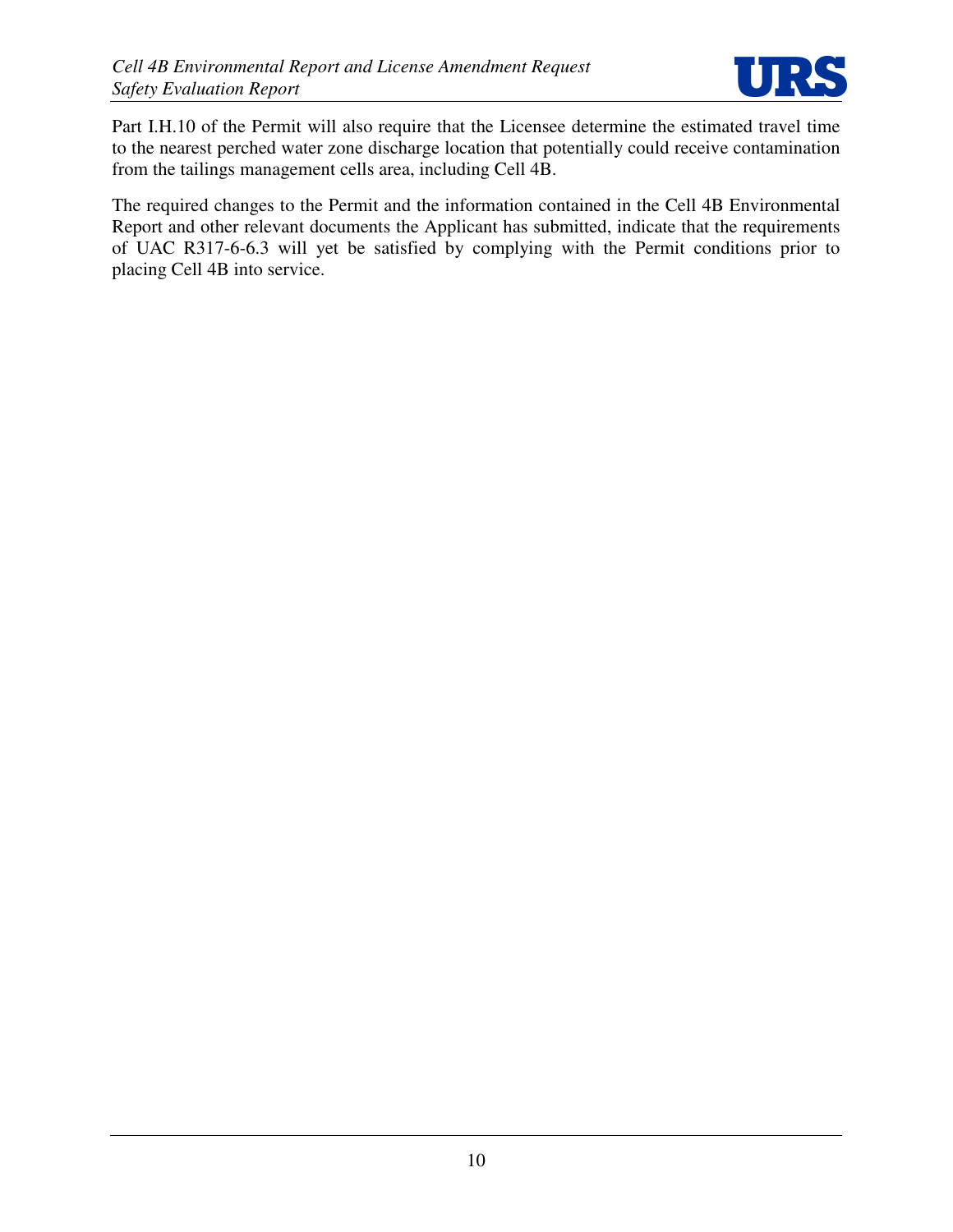Part I.H.10 of the Permit will also require that the Licensee determine the estimated travel time to the nearest perched water zone discharge location that potentially could receive contamination from the tailings management cells area, including Cell 4B.

The required changes to the Permit and the information contained in the Cell 4B Environmental Report and other relevant documents the Applicant has submitted, indicate that the requirements of UAC R317-6-6.3 will yet be satisfied by complying with the Permit conditions prior to placing Cell 4B into service.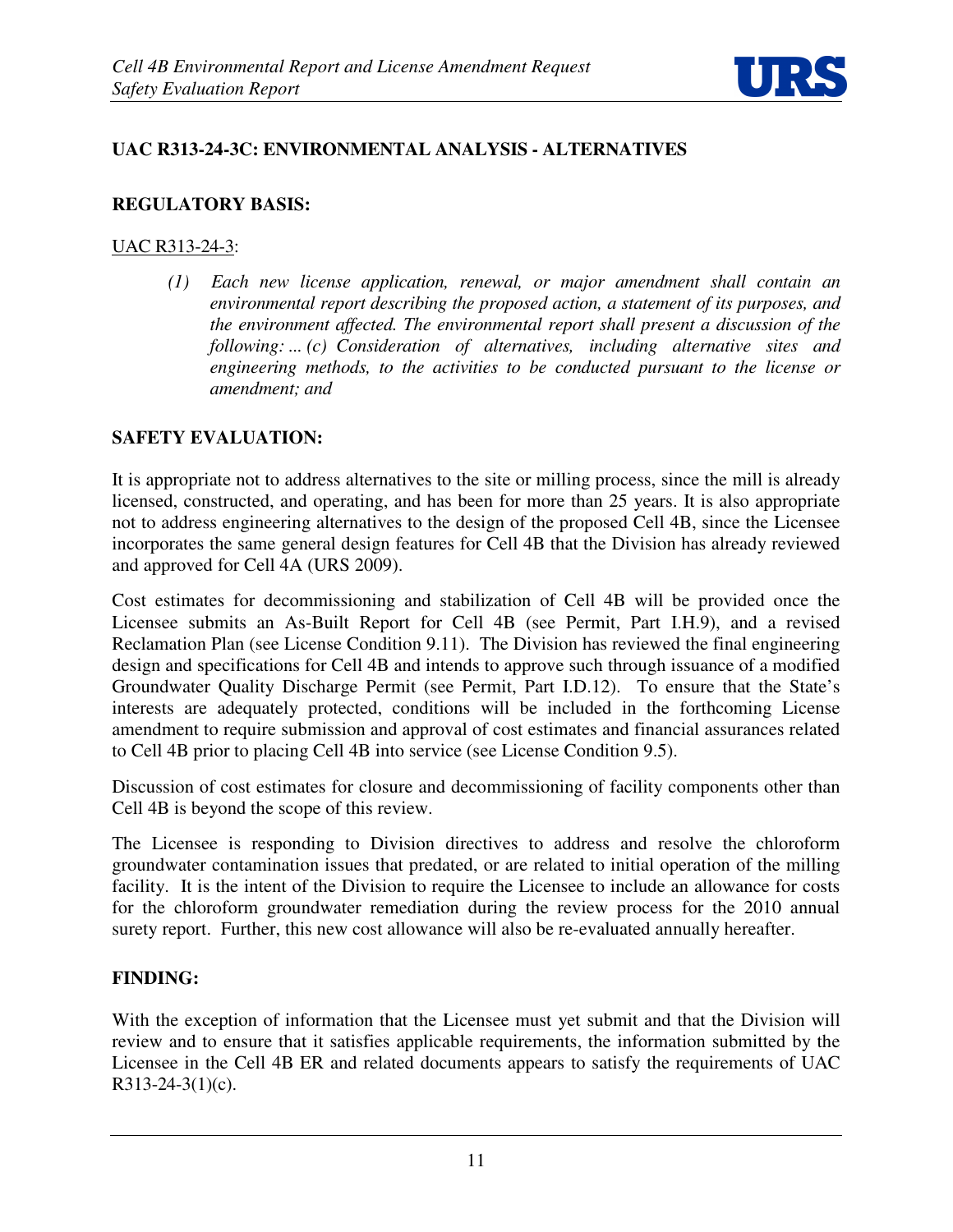## UAC R313-24-3C: ENVIRONMENTAL ANALYSIS - ALTERNATIVES

### REGULATORY BASIS:

<u>UAC R313-24-3</u>:

> *(1) Each new license application, renewal, or major amendment shall contain an environmental report describing the proposed action, a statement of its purposes, and the environment affected. The environmental report shall present a discussion of the following: ... (c) Consideration of alternatives, including alternative sites and engineering methods, to the activities to be conducted pursuant to the license or amendment; and*

### SAFETY EVALUATION:

It is appropriate not to address alternatives to the site or milling process, since the mill is already licensed, constructed, and operating, and has been for more than 25 years. It is also appropriate not to address engineering alternatives to the design of the proposed Cell 4B, since the Licensee incorporates the same general design features for Cell 4B that the Division has already reviewed and approved for Cell 4A (URS 2009).

Cost estimates for decommissioning and stabilization of Cell 4B will be provided once the Licensee submits an As-Built Report for Cell 4B (see Permit, Part I.H.9), and a revised Reclamation Plan (see License Condition 9.11). The Division has reviewed the final engineering design and specifications for Cell 4B and intends to approve such through issuance of a modified Groundwater Quality Discharge Permit (see Permit, Part I.D.12). To ensure that the State's interests are adequately protected, conditions will be included in the forthcoming License amendment to require submission and approval of cost estimates and financial assurances related to Cell 4B prior to placing Cell 4B into service (see License Condition 9.5).

Discussion of cost estimates for closure and decommissioning of facility components other than Cell 4B is beyond the scope of this review.

The Licensee is responding to Division directives to address and resolve the chloroform groundwater contamination issues that predated, or are related to initial operation of the milling facility. It is the intent of the Division to require the Licensee to include an allowance for costs for the chloroform groundwater remediation during the review process for the 2010 annual surety report. Further, this new cost allowance will also be re-evaluated annually hereafter.

### FINDING:

With the exception of information that the Licensee must yet submit and that the Division will review and to ensure that it satisfies applicable requirements, the information submitted by the Licensee in the Cell 4B ER and related documents appears to satisfy the requirements of UAC R313-24-3(1)(c).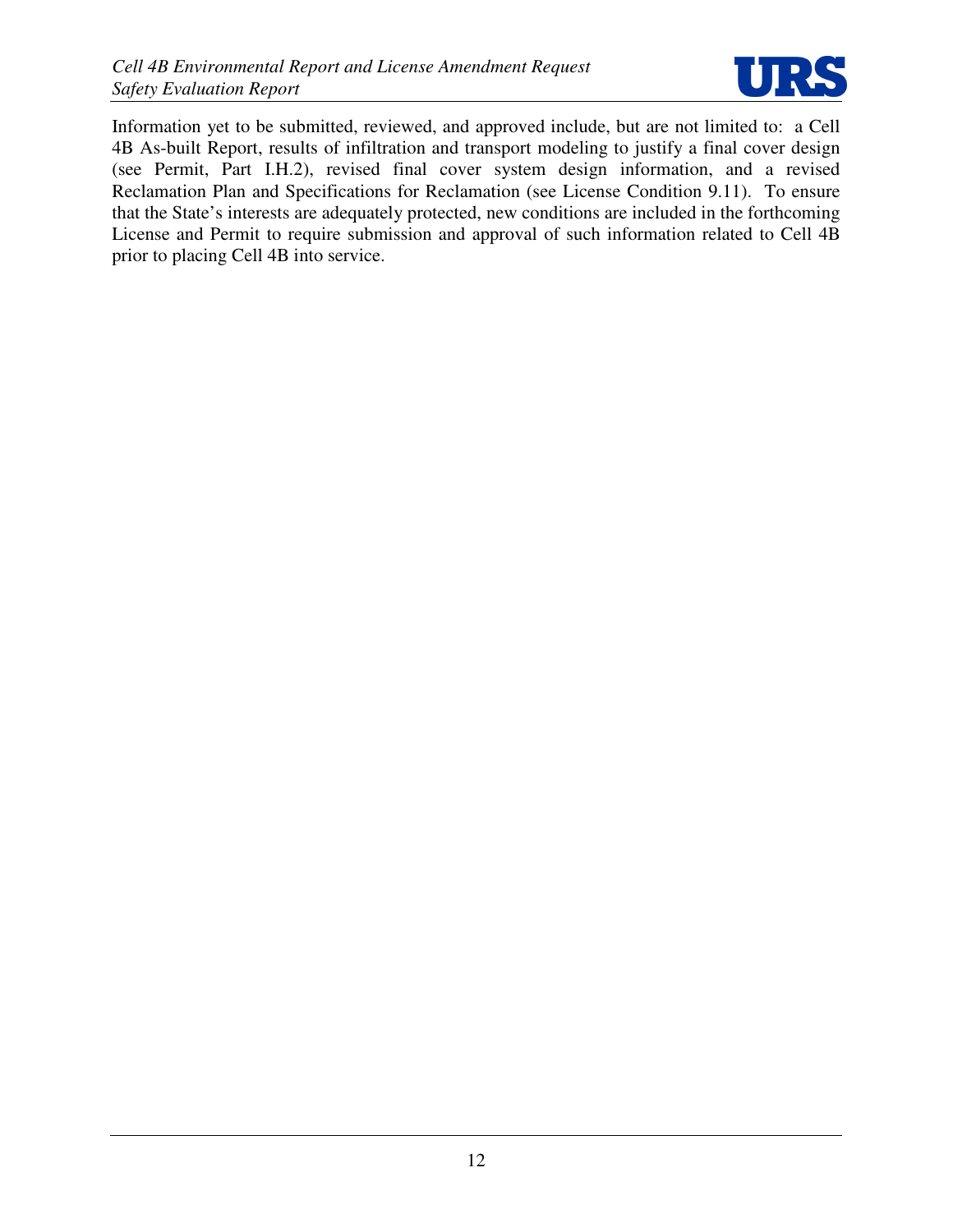Information yet to be submitted, reviewed, and approved include, but are not limited to: a Cell 4B As-built Report, results of infiltration and transport modeling to justify a final cover design (see Permit, Part I.H.2), revised final cover system design information, and a revised Reclamation Plan and Specifications for Reclamation (see License Condition 9.11). To ensure that the State's interests are adequately protected, new conditions are included in the forthcoming License and Permit to require submission and approval of such information related to Cell 4B prior to placing Cell 4B into service.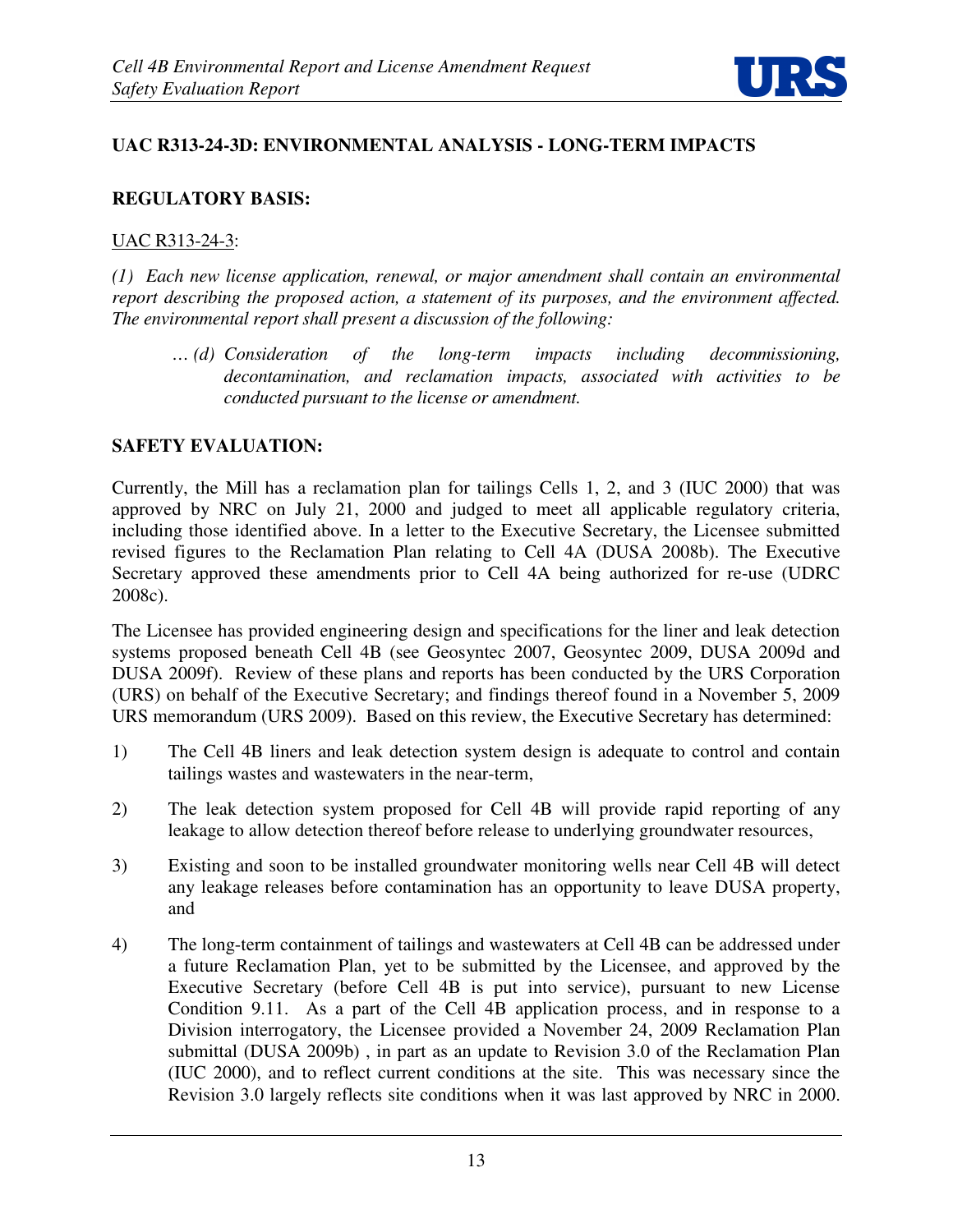## UAC R313-24-3D: ENVIRONMENTAL ANALYSIS - LONG-TERM IMPACTS

### REGULATORY BASIS:

UAC R313-24-3:

*(1) Each new license application, renewal, or major amendment shall contain an environmental report describing the proposed action, a statement of its purposes, and the environment affected. The environmental report shall present a discussion of the following:*

> … *(d) Consideration of the long-term impacts including decommissioning, decontamination, and reclamation impacts, associated with activities to be conducted pursuant to the license or amendment.*

### SAFETY EVALUATION:

Currently, the Mill has a reclamation plan for tailings Cells 1, 2, and 3 (IUC 2000) that was approved by NRC on July 21, 2000 and judged to meet all applicable regulatory criteria, including those identified above. In a letter to the Executive Secretary, the Licensee submitted revised figures to the Reclamation Plan relating to Cell 4A (DUSA 2008b). The Executive Secretary approved these amendments prior to Cell 4A being authorized for re-use (UDRC 2008c).

The Licensee has provided engineering design and specifications for the liner and leak detection systems proposed beneath Cell 4B (see Geosyntec 2007, Geosyntec 2009, DUSA 2009d and DUSA 2009f). Review of these plans and reports has been conducted by the URS Corporation (URS) on behalf of the Executive Secretary; and findings thereof found in a November 5, 2009 URS memorandum (URS 2009). Based on this review, the Executive Secretary has determined:

1) The Cell 4B liners and leak detection system design is adequate to control and contain tailings wastes and wastewaters in the near-term,

2) The leak detection system proposed for Cell 4B will provide rapid reporting of any leakage to allow detection thereof before release to underlying groundwater resources,

3) Existing and soon to be installed groundwater monitoring wells near Cell 4B will detect any leakage releases before contamination has an opportunity to leave DUSA property, and

4) The long-term containment of tailings and wastewaters at Cell 4B can be addressed under a future Reclamation Plan, yet to be submitted by the Licensee, and approved by the Executive Secretary (before Cell 4B is put into service), pursuant to new License Condition 9.11. As a part of the Cell 4B application process, and in response to a Division interrogatory, the Licensee provided a November 24, 2009 Reclamation Plan submittal (DUSA 2009b) , in part as an update to Revision 3.0 of the Reclamation Plan (IUC 2000), and to reflect current conditions at the site. This was necessary since the Revision 3.0 largely reflects site conditions when it was last approved by NRC in 2000.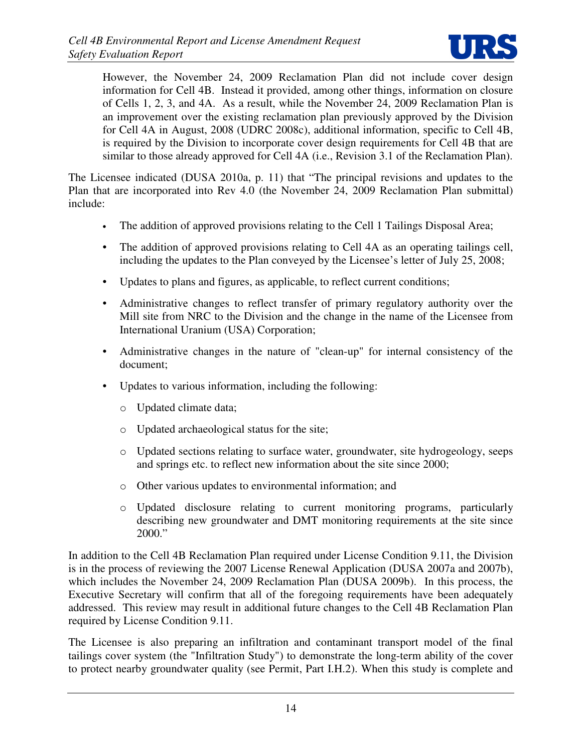However, the November 24, 2009 Reclamation Plan did not include cover design information for Cell 4B. Instead it provided, among other things, information on closure of Cells 1, 2, 3, and 4A. As a result, while the November 24, 2009 Reclamation Plan is an improvement over the existing reclamation plan previously approved by the Division for Cell 4A in August, 2008 (UDRC 2008c), additional information, specific to Cell 4B, is required by the Division to incorporate cover design requirements for Cell 4B that are similar to those already approved for Cell 4A (i.e., Revision 3.1 of the Reclamation Plan).

The Licensee indicated (DUSA 2010a, p. 11) that "The principal revisions and updates to the Plan that are incorporated into Rev 4.0 (the November 24, 2009 Reclamation Plan submittal) include:

- The addition of approved provisions relating to the Cell 1 Tailings Disposal Area;
- The addition of approved provisions relating to Cell 4A as an operating tailings cell, including the updates to the Plan conveyed by the Licensee's letter of July 25, 2008;
- Updates to plans and figures, as applicable, to reflect current conditions;
- Administrative changes to reflect transfer of primary regulatory authority over the Mill site from NRC to the Division and the change in the name of the Licensee from International Uranium (USA) Corporation;
- Administrative changes in the nature of "clean-up" for internal consistency of the document;
- Updates to various information, including the following:
  - Updated climate data;
  - Updated archaeological status for the site;
  - Updated sections relating to surface water, groundwater, site hydrogeology, seeps and springs etc. to reflect new information about the site since 2000;
  - Other various updates to environmental information; and
  - Updated disclosure relating to current monitoring programs, particularly describing new groundwater and DMT monitoring requirements at the site since 2000."

In addition to the Cell 4B Reclamation Plan required under License Condition 9.11, the Division is in the process of reviewing the 2007 License Renewal Application (DUSA 2007a and 2007b), which includes the November 24, 2009 Reclamation Plan (DUSA 2009b). In this process, the Executive Secretary will confirm that all of the foregoing requirements have been adequately addressed. This review may result in additional future changes to the Cell 4B Reclamation Plan required by License Condition 9.11.

The Licensee is also preparing an infiltration and contaminant transport model of the final tailings cover system (the "Infiltration Study") to demonstrate the long-term ability of the cover to protect nearby groundwater quality (see Permit, Part I.H.2). When this study is complete and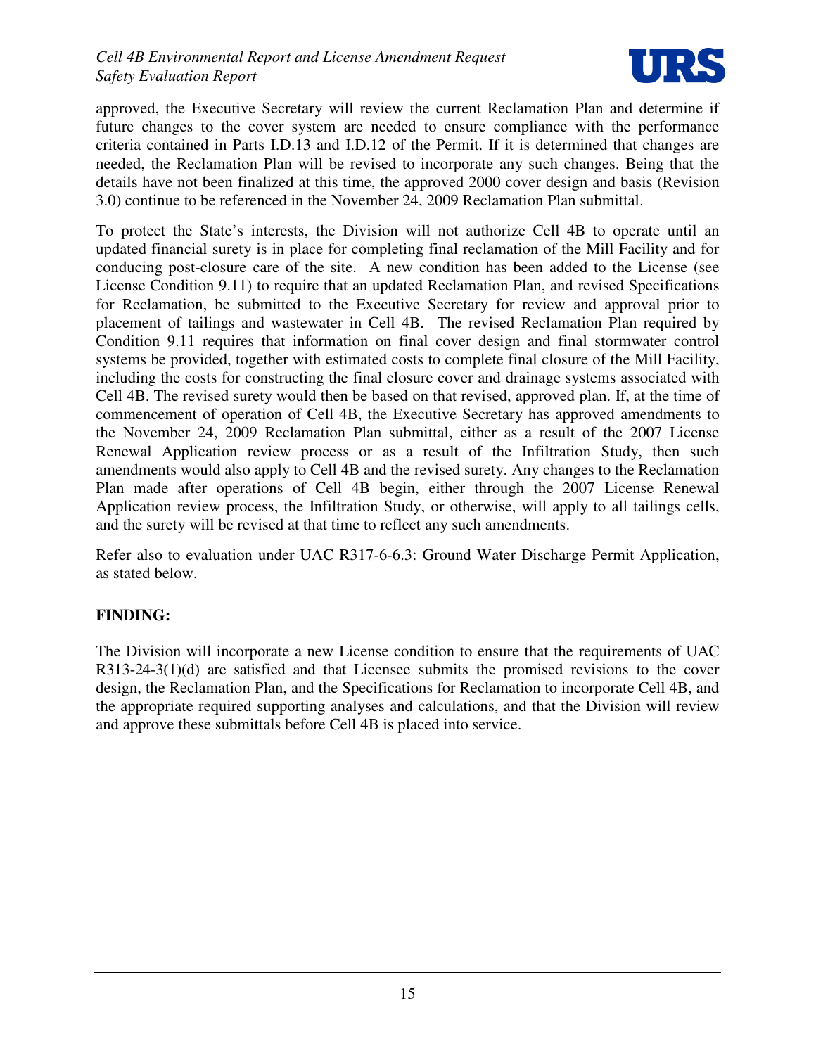approved, the Executive Secretary will review the current Reclamation Plan and determine if future changes to the cover system are needed to ensure compliance with the performance criteria contained in Parts I.D.13 and I.D.12 of the Permit. If it is determined that changes are needed, the Reclamation Plan will be revised to incorporate any such changes. Being that the details have not been finalized at this time, the approved 2000 cover design and basis (Revision 3.0) continue to be referenced in the November 24, 2009 Reclamation Plan submittal.

To protect the State's interests, the Division will not authorize Cell 4B to operate until an updated financial surety is in place for completing final reclamation of the Mill Facility and for conducing post-closure care of the site. A new condition has been added to the License (see License Condition 9.11) to require that an updated Reclamation Plan, and revised Specifications for Reclamation, be submitted to the Executive Secretary for review and approval prior to placement of tailings and wastewater in Cell 4B. The revised Reclamation Plan required by Condition 9.11 requires that information on final cover design and final stormwater control systems be provided, together with estimated costs to complete final closure of the Mill Facility, including the costs for constructing the final closure cover and drainage systems associated with Cell 4B. The revised surety would then be based on that revised, approved plan. If, at the time of commencement of operation of Cell 4B, the Executive Secretary has approved amendments to the November 24, 2009 Reclamation Plan submittal, either as a result of the 2007 License Renewal Application review process or as a result of the Infiltration Study, then such amendments would also apply to Cell 4B and the revised surety. Any changes to the Reclamation Plan made after operations of Cell 4B begin, either through the 2007 License Renewal Application review process, the Infiltration Study, or otherwise, will apply to all tailings cells, and the surety will be revised at that time to reflect any such amendments.

Refer also to evaluation under UAC R317-6-6.3: Ground Water Discharge Permit Application, as stated below.

**FINDING:**

The Division will incorporate a new License condition to ensure that the requirements of UAC R313-24-3(1)(d) are satisfied and that Licensee submits the promised revisions to the cover design, the Reclamation Plan, and the Specifications for Reclamation to incorporate Cell 4B, and the appropriate required supporting analyses and calculations, and that the Division will review and approve these submittals before Cell 4B is placed into service.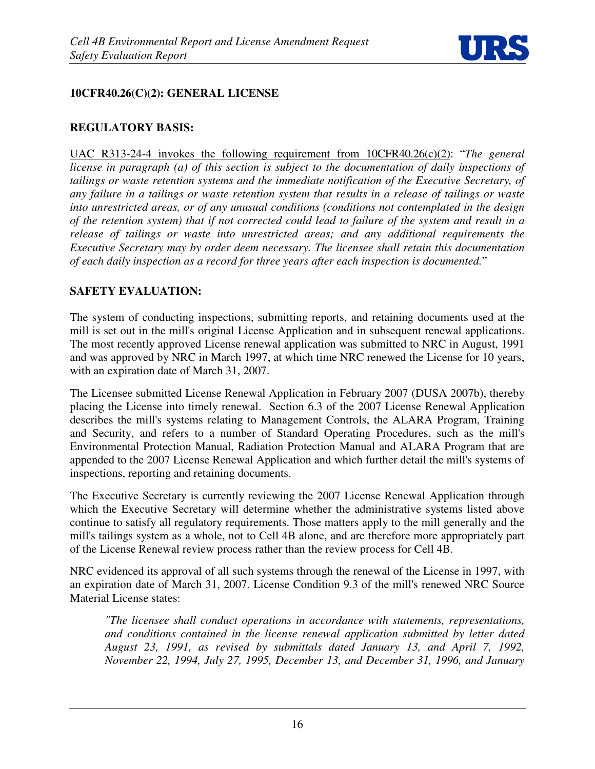## 10CFR40.26(C)(2): GENERAL LICENSE

### REGULATORY BASIS:

UAC R313-24-4 invokes the following requirement from 10CFR40.26(c)(2): "*The general license in paragraph (a) of this section is subject to the documentation of daily inspections of tailings or waste retention systems and the immediate notification of the Executive Secretary, of any failure in a tailings or waste retention system that results in a release of tailings or waste into unrestricted areas, or of any unusual conditions (conditions not contemplated in the design of the retention system) that if not corrected could lead to failure of the system and result in a release of tailings or waste into unrestricted areas; and any additional requirements the Executive Secretary may by order deem necessary. The licensee shall retain this documentation of each daily inspection as a record for three years after each inspection is documented.*"

### SAFETY EVALUATION:

The system of conducting inspections, submitting reports, and retaining documents used at the mill is set out in the mill's original License Application and in subsequent renewal applications. The most recently approved License renewal application was submitted to NRC in August, 1991 and was approved by NRC in March 1997, at which time NRC renewed the License for 10 years, with an expiration date of March 31, 2007.

The Licensee submitted License Renewal Application in February 2007 (DUSA 2007b), thereby placing the License into timely renewal. Section 6.3 of the 2007 License Renewal Application describes the mill's systems relating to Management Controls, the ALARA Program, Training and Security, and refers to a number of Standard Operating Procedures, such as the mill's Environmental Protection Manual, Radiation Protection Manual and ALARA Program that are appended to the 2007 License Renewal Application and which further detail the mill's systems of inspections, reporting and retaining documents.

The Executive Secretary is currently reviewing the 2007 License Renewal Application through which the Executive Secretary will determine whether the administrative systems listed above continue to satisfy all regulatory requirements. Those matters apply to the mill generally and the mill's tailings system as a whole, not to Cell 4B alone, and are therefore more appropriately part of the License Renewal review process rather than the review process for Cell 4B.

NRC evidenced its approval of all such systems through the renewal of the License in 1997, with an expiration date of March 31, 2007. License Condition 9.3 of the mill's renewed NRC Source Material License states:

> *"The licensee shall conduct operations in accordance with statements, representations, and conditions contained in the license renewal application submitted by letter dated August 23, 1991, as revised by submittals dated January 13, and April 7, 1992, November 22, 1994, July 27, 1995, December 13, and December 31, 1996, and January*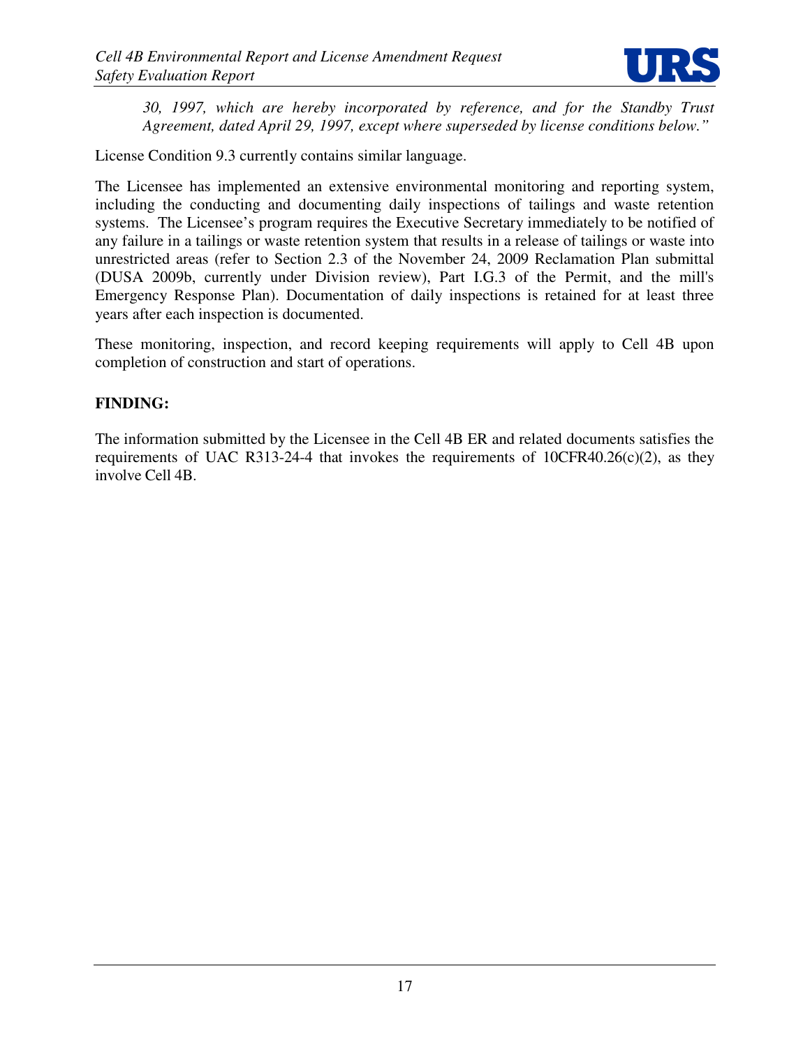*30, 1997, which are hereby incorporated by reference, and for the Standby Trust Agreement, dated April 29, 1997, except where superseded by license conditions below."*

License Condition 9.3 currently contains similar language.

The Licensee has implemented an extensive environmental monitoring and reporting system, including the conducting and documenting daily inspections of tailings and waste retention systems. The Licensee's program requires the Executive Secretary immediately to be notified of any failure in a tailings or waste retention system that results in a release of tailings or waste into unrestricted areas (refer to Section 2.3 of the November 24, 2009 Reclamation Plan submittal (DUSA 2009b, currently under Division review), Part I.G.3 of the Permit, and the mill's Emergency Response Plan). Documentation of daily inspections is retained for at least three years after each inspection is documented.

These monitoring, inspection, and record keeping requirements will apply to Cell 4B upon completion of construction and start of operations.

**FINDING:**

The information submitted by the Licensee in the Cell 4B ER and related documents satisfies the requirements of UAC R313-24-4 that invokes the requirements of 10CFR40.26(c)(2), as they involve Cell 4B.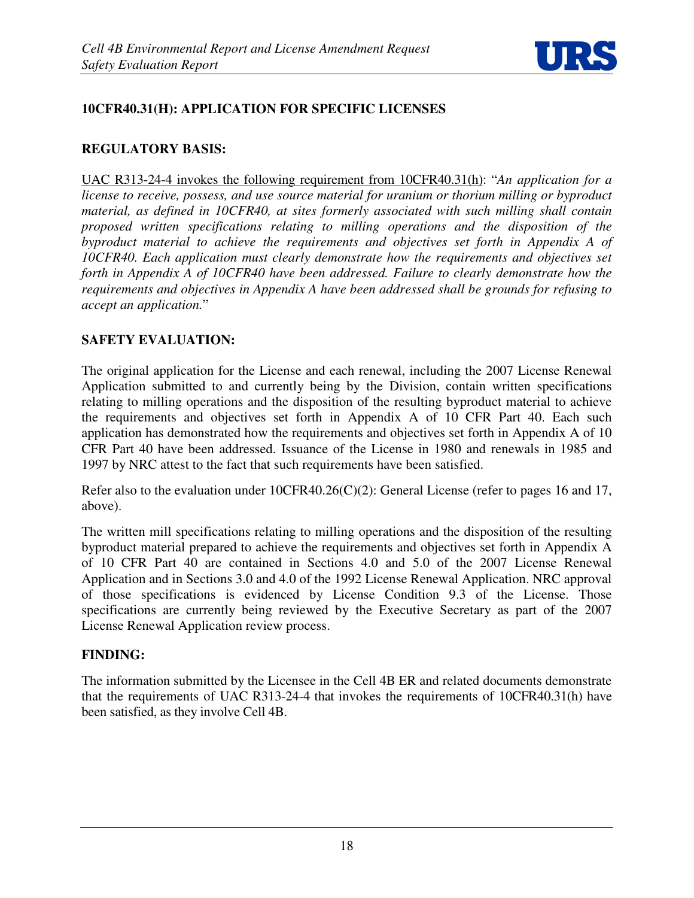## 10CFR40.31(H): APPLICATION FOR SPECIFIC LICENSES

### REGULATORY BASIS:

UAC R313-24-4 invokes the following requirement from 10CFR40.31(h): "*An application for a license to receive, possess, and use source material for uranium or thorium milling or byproduct material, as defined in 10CFR40, at sites formerly associated with such milling shall contain proposed written specifications relating to milling operations and the disposition of the byproduct material to achieve the requirements and objectives set forth in Appendix A of 10CFR40. Each application must clearly demonstrate how the requirements and objectives set forth in Appendix A of 10CFR40 have been addressed. Failure to clearly demonstrate how the requirements and objectives in Appendix A have been addressed shall be grounds for refusing to accept an application.*"

### SAFETY EVALUATION:

The original application for the License and each renewal, including the 2007 License Renewal Application submitted to and currently being by the Division, contain written specifications relating to milling operations and the disposition of the resulting byproduct material to achieve the requirements and objectives set forth in Appendix A of 10 CFR Part 40. Each such application has demonstrated how the requirements and objectives set forth in Appendix A of 10 CFR Part 40 have been addressed. Issuance of the License in 1980 and renewals in 1985 and 1997 by NRC attest to the fact that such requirements have been satisfied.

Refer also to the evaluation under 10CFR40.26(C)(2): General License (refer to pages 16 and 17, above).

The written mill specifications relating to milling operations and the disposition of the resulting byproduct material prepared to achieve the requirements and objectives set forth in Appendix A of 10 CFR Part 40 are contained in Sections 4.0 and 5.0 of the 2007 License Renewal Application and in Sections 3.0 and 4.0 of the 1992 License Renewal Application. NRC approval of those specifications is evidenced by License Condition 9.3 of the License. Those specifications are currently being reviewed by the Executive Secretary as part of the 2007 License Renewal Application review process.

### FINDING:

The information submitted by the Licensee in the Cell 4B ER and related documents demonstrate that the requirements of UAC R313-24-4 that invokes the requirements of 10CFR40.31(h) have been satisfied, as they involve Cell 4B.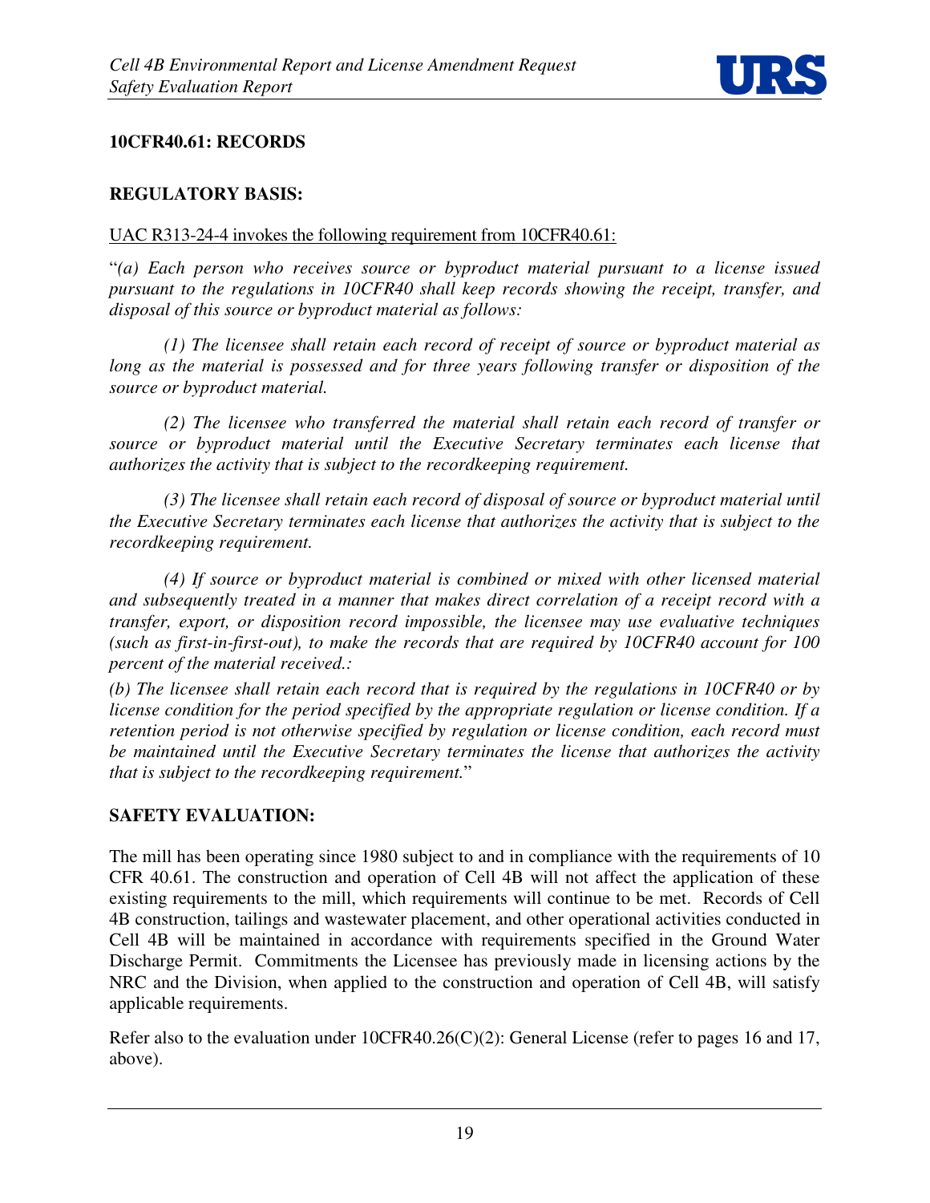## 10CFR40.61: RECORDS

### REGULATORY BASIS:

UAC R313-24-4 invokes the following requirement from 10CFR40.61:

"*(a) Each person who receives source or byproduct material pursuant to a license issued pursuant to the regulations in 10CFR40 shall keep records showing the receipt, transfer, and disposal of this source or byproduct material as follows:*

*(1) The licensee shall retain each record of receipt of source or byproduct material as long as the material is possessed and for three years following transfer or disposition of the source or byproduct material.*

*(2) The licensee who transferred the material shall retain each record of transfer or source or byproduct material until the Executive Secretary terminates each license that authorizes the activity that is subject to the recordkeeping requirement.*

*(3) The licensee shall retain each record of disposal of source or byproduct material until the Executive Secretary terminates each license that authorizes the activity that is subject to the recordkeeping requirement.*

*(4) If source or byproduct material is combined or mixed with other licensed material and subsequently treated in a manner that makes direct correlation of a receipt record with a transfer, export, or disposition record impossible, the licensee may use evaluative techniques (such as first-in-first-out), to make the records that are required by 10CFR40 account for 100 percent of the material received.:*

*(b) The licensee shall retain each record that is required by the regulations in 10CFR40 or by license condition for the period specified by the appropriate regulation or license condition. If a retention period is not otherwise specified by regulation or license condition, each record must be maintained until the Executive Secretary terminates the license that authorizes the activity that is subject to the recordkeeping requirement.*"

### SAFETY EVALUATION:

The mill has been operating since 1980 subject to and in compliance with the requirements of 10 CFR 40.61. The construction and operation of Cell 4B will not affect the application of these existing requirements to the mill, which requirements will continue to be met. Records of Cell 4B construction, tailings and wastewater placement, and other operational activities conducted in Cell 4B will be maintained in accordance with requirements specified in the Ground Water Discharge Permit. Commitments the Licensee has previously made in licensing actions by the NRC and the Division, when applied to the construction and operation of Cell 4B, will satisfy applicable requirements.

Refer also to the evaluation under 10CFR40.26(C)(2): General License (refer to pages 16 and 17, above).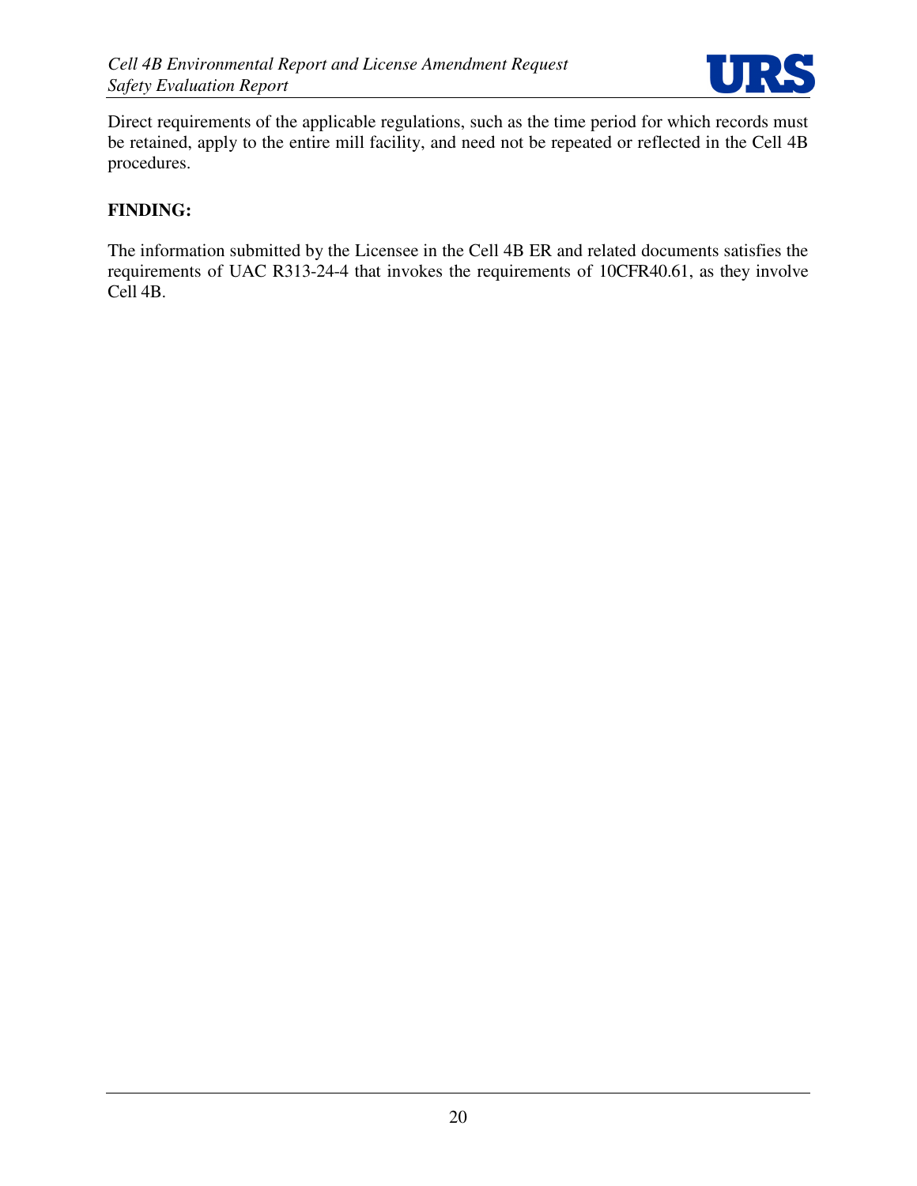Direct requirements of the applicable regulations, such as the time period for which records must be retained, apply to the entire mill facility, and need not be repeated or reflected in the Cell 4B procedures.

**FINDING:**

The information submitted by the Licensee in the Cell 4B ER and related documents satisfies the requirements of UAC R313-24-4 that invokes the requirements of 10CFR40.61, as they involve Cell 4B.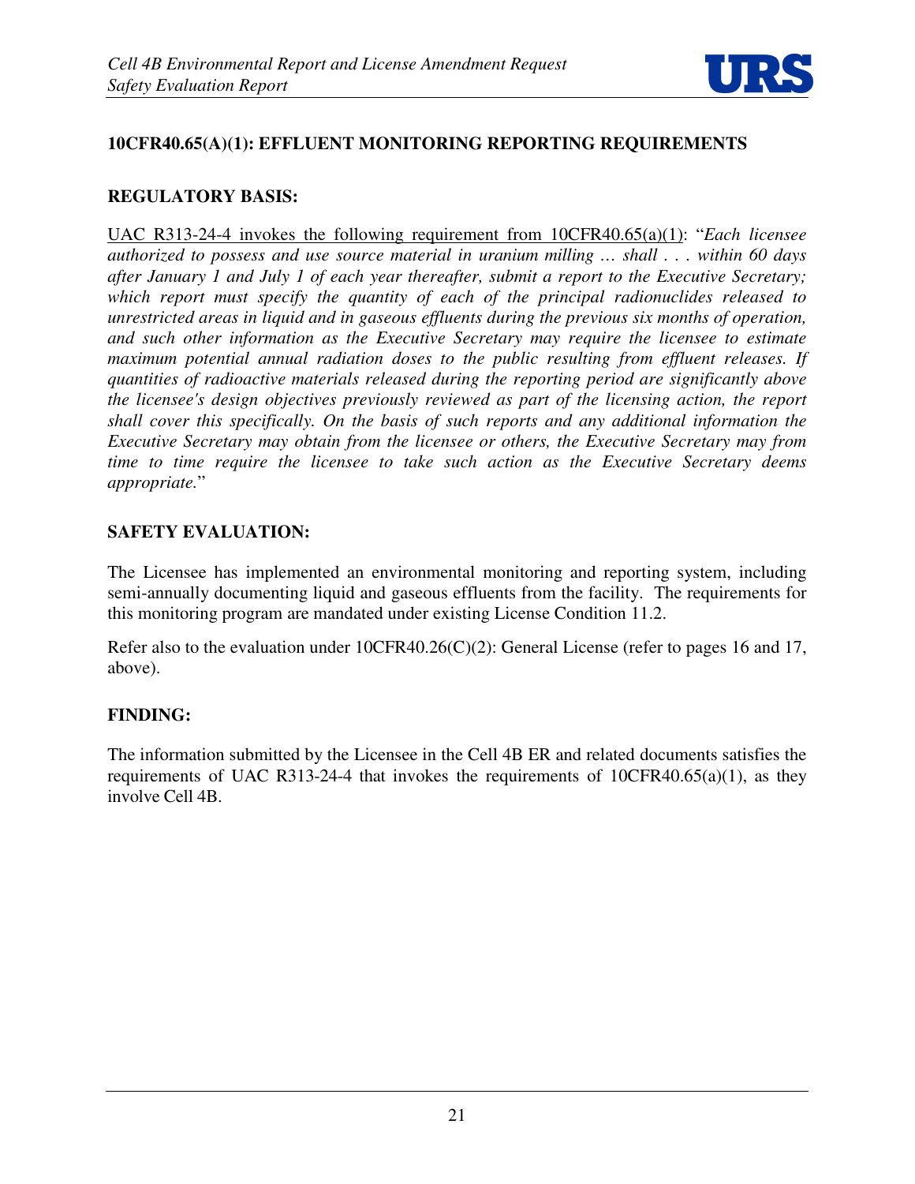## 10CFR40.65(A)(1): EFFLUENT MONITORING REPORTING REQUIREMENTS

### REGULATORY BASIS:

UAC R313-24-4 invokes the following requirement from 10CFR40.65(a)(1): "*Each licensee authorized to possess and use source material in uranium milling … shall . . . within 60 days after January 1 and July 1 of each year thereafter, submit a report to the Executive Secretary; which report must specify the quantity of each of the principal radionuclides released to unrestricted areas in liquid and in gaseous effluents during the previous six months of operation, and such other information as the Executive Secretary may require the licensee to estimate maximum potential annual radiation doses to the public resulting from effluent releases. If quantities of radioactive materials released during the reporting period are significantly above the licensee's design objectives previously reviewed as part of the licensing action, the report shall cover this specifically. On the basis of such reports and any additional information the Executive Secretary may obtain from the licensee or others, the Executive Secretary may from time to time require the licensee to take such action as the Executive Secretary deems appropriate.*"

### SAFETY EVALUATION:

The Licensee has implemented an environmental monitoring and reporting system, including semi-annually documenting liquid and gaseous effluents from the facility. The requirements for this monitoring program are mandated under existing License Condition 11.2.

Refer also to the evaluation under 10CFR40.26(C)(2): General License (refer to pages 16 and 17, above).

### FINDING:

The information submitted by the Licensee in the Cell 4B ER and related documents satisfies the requirements of UAC R313-24-4 that invokes the requirements of 10CFR40.65(a)(1), as they involve Cell 4B.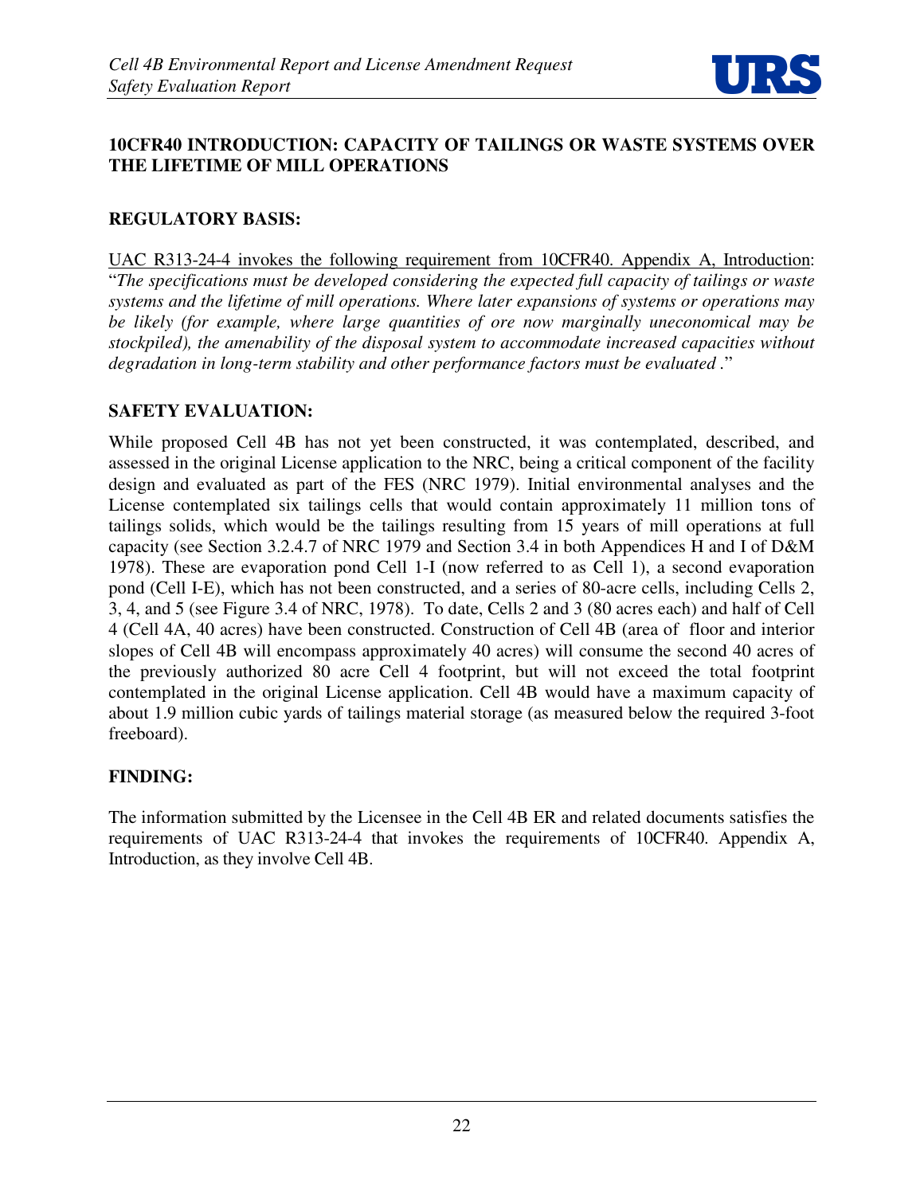## 10CFR40 INTRODUCTION: CAPACITY OF TAILINGS OR WASTE SYSTEMS OVER THE LIFETIME OF MILL OPERATIONS

### REGULATORY BASIS:

UAC R313-24-4 invokes the following requirement from 10CFR40. Appendix A, Introduction: "*The specifications must be developed considering the expected full capacity of tailings or waste systems and the lifetime of mill operations. Where later expansions of systems or operations may be likely (for example, where large quantities of ore now marginally uneconomical may be stockpiled), the amenability of the disposal system to accommodate increased capacities without degradation in long-term stability and other performance factors must be evaluated* ."

### SAFETY EVALUATION:

While proposed Cell 4B has not yet been constructed, it was contemplated, described, and assessed in the original License application to the NRC, being a critical component of the facility design and evaluated as part of the FES (NRC 1979). Initial environmental analyses and the License contemplated six tailings cells that would contain approximately 11 million tons of tailings solids, which would be the tailings resulting from 15 years of mill operations at full capacity (see Section 3.2.4.7 of NRC 1979 and Section 3.4 in both Appendices H and I of D&M 1978). These are evaporation pond Cell 1-I (now referred to as Cell 1), a second evaporation pond (Cell I-E), which has not been constructed, and a series of 80-acre cells, including Cells 2, 3, 4, and 5 (see Figure 3.4 of NRC, 1978). To date, Cells 2 and 3 (80 acres each) and half of Cell 4 (Cell 4A, 40 acres) have been constructed. Construction of Cell 4B (area of floor and interior slopes of Cell 4B will encompass approximately 40 acres) will consume the second 40 acres of the previously authorized 80 acre Cell 4 footprint, but will not exceed the total footprint contemplated in the original License application. Cell 4B would have a maximum capacity of about 1.9 million cubic yards of tailings material storage (as measured below the required 3-foot freeboard).

### FINDING:

The information submitted by the Licensee in the Cell 4B ER and related documents satisfies the requirements of UAC R313-24-4 that invokes the requirements of 10CFR40. Appendix A, Introduction, as they involve Cell 4B.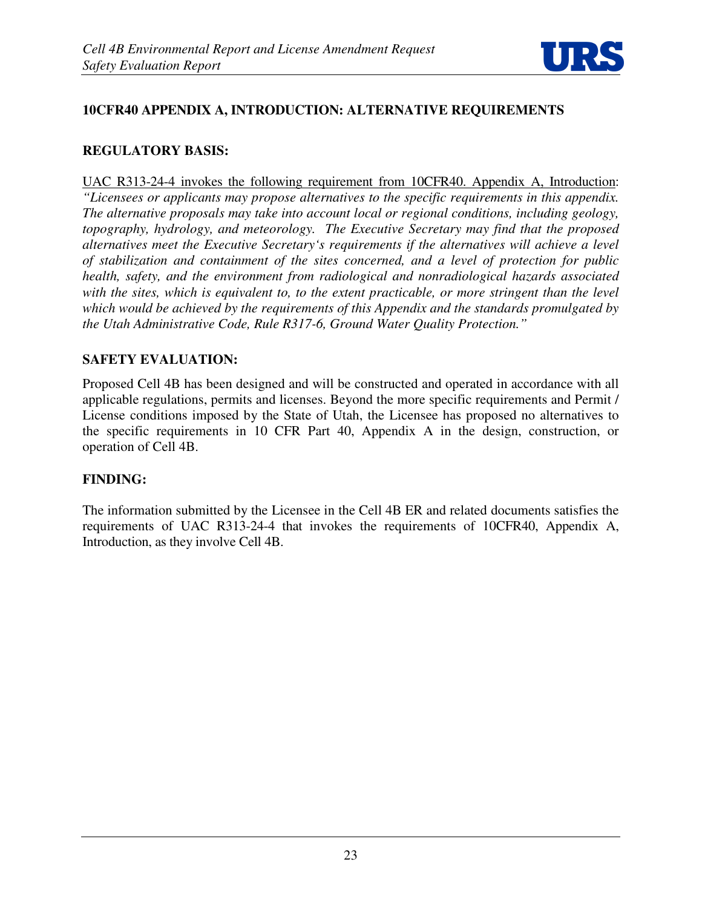## 10CFR40 APPENDIX A, INTRODUCTION: ALTERNATIVE REQUIREMENTS

### REGULATORY BASIS:

UAC R313-24-4 invokes the following requirement from 10CFR40. Appendix A, Introduction: *"Licensees or applicants may propose alternatives to the specific requirements in this appendix. The alternative proposals may take into account local or regional conditions, including geology, topography, hydrology, and meteorology. The Executive Secretary may find that the proposed alternatives meet the Executive Secretary's requirements if the alternatives will achieve a level of stabilization and containment of the sites concerned, and a level of protection for public health, safety, and the environment from radiological and nonradiological hazards associated with the sites, which is equivalent to, to the extent practicable, or more stringent than the level which would be achieved by the requirements of this Appendix and the standards promulgated by the Utah Administrative Code, Rule R317-6, Ground Water Quality Protection."*

### SAFETY EVALUATION:

Proposed Cell 4B has been designed and will be constructed and operated in accordance with all applicable regulations, permits and licenses. Beyond the more specific requirements and Permit / License conditions imposed by the State of Utah, the Licensee has proposed no alternatives to the specific requirements in 10 CFR Part 40, Appendix A in the design, construction, or operation of Cell 4B.

### FINDING:

The information submitted by the Licensee in the Cell 4B ER and related documents satisfies the requirements of UAC R313-24-4 that invokes the requirements of 10CFR40, Appendix A, Introduction, as they involve Cell 4B.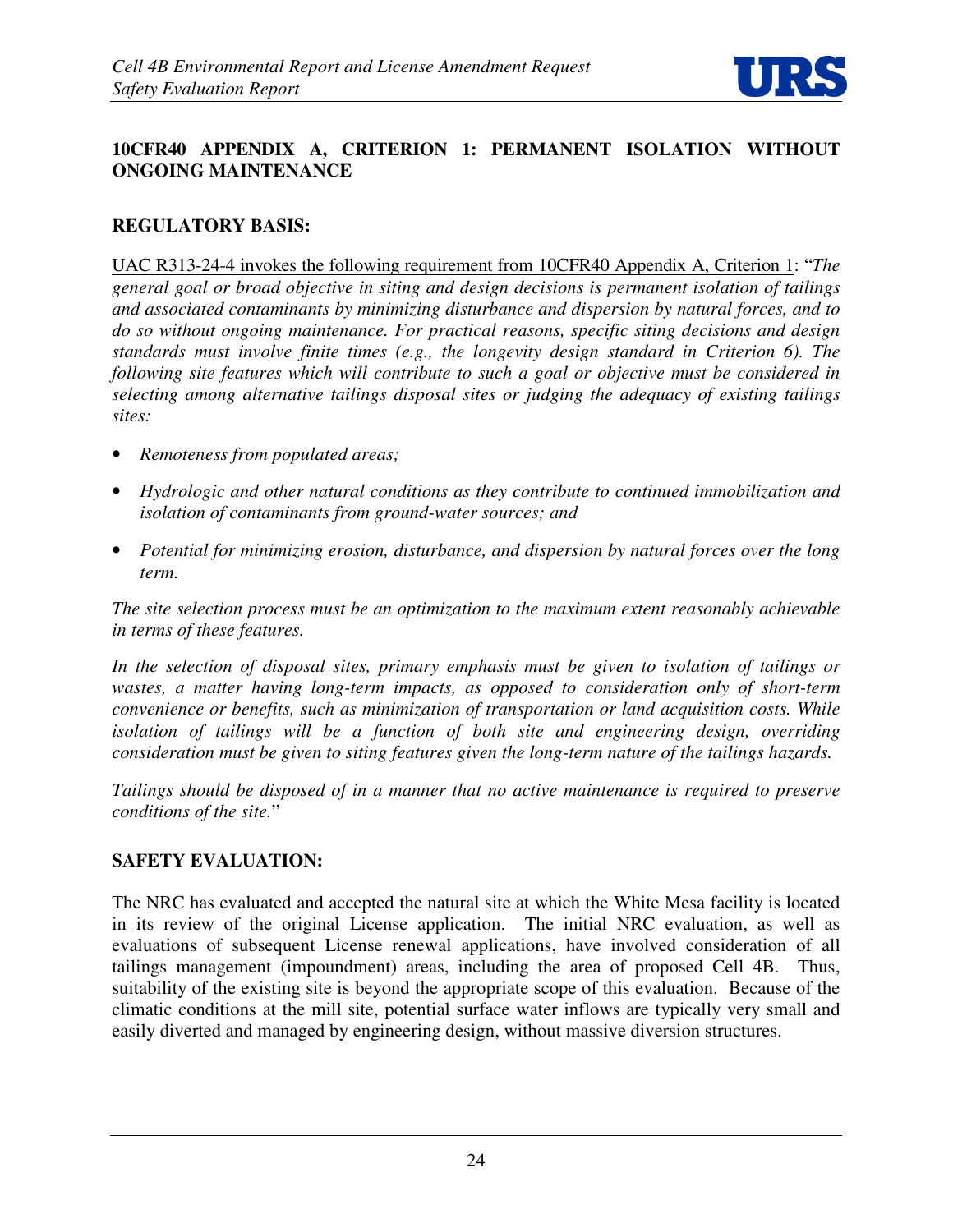## 10CFR40 APPENDIX A, CRITERION 1: PERMANENT ISOLATION WITHOUT ONGOING MAINTENANCE

### REGULATORY BASIS:

UAC R313-24-4 invokes the following requirement from 10CFR40 Appendix A, Criterion 1: "*The general goal or broad objective in siting and design decisions is permanent isolation of tailings and associated contaminants by minimizing disturbance and dispersion by natural forces, and to do so without ongoing maintenance. For practical reasons, specific siting decisions and design standards must involve finite times (e.g., the longevity design standard in Criterion 6). The following site features which will contribute to such a goal or objective must be considered in selecting among alternative tailings disposal sites or judging the adequacy of existing tailings sites:*

- *Remoteness from populated areas;*
- *Hydrologic and other natural conditions as they contribute to continued immobilization and isolation of contaminants from ground-water sources; and*
- *Potential for minimizing erosion, disturbance, and dispersion by natural forces over the long term.*

*The site selection process must be an optimization to the maximum extent reasonably achievable in terms of these features.*

*In the selection of disposal sites, primary emphasis must be given to isolation of tailings or wastes, a matter having long-term impacts, as opposed to consideration only of short-term convenience or benefits, such as minimization of transportation or land acquisition costs. While isolation of tailings will be a function of both site and engineering design, overriding consideration must be given to siting features given the long-term nature of the tailings hazards.*

*Tailings should be disposed of in a manner that no active maintenance is required to preserve conditions of the site.*"

### SAFETY EVALUATION:

The NRC has evaluated and accepted the natural site at which the White Mesa facility is located in its review of the original License application. The initial NRC evaluation, as well as evaluations of subsequent License renewal applications, have involved consideration of all tailings management (impoundment) areas, including the area of proposed Cell 4B. Thus, suitability of the existing site is beyond the appropriate scope of this evaluation. Because of the climatic conditions at the mill site, potential surface water inflows are typically very small and easily diverted and managed by engineering design, without massive diversion structures.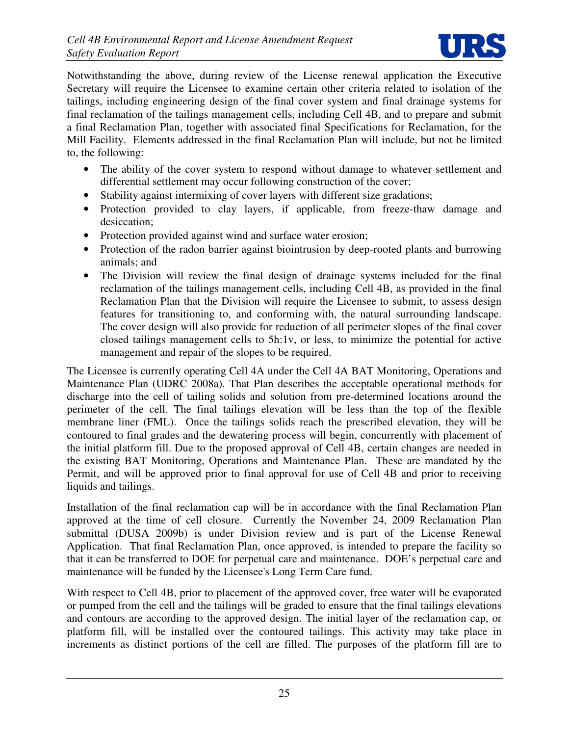Notwithstanding the above, during review of the License renewal application the Executive Secretary will require the Licensee to examine certain other criteria related to isolation of the tailings, including engineering design of the final cover system and final drainage systems for final reclamation of the tailings management cells, including Cell 4B, and to prepare and submit a final Reclamation Plan, together with associated final Specifications for Reclamation, for the Mill Facility. Elements addressed in the final Reclamation Plan will include, but not be limited to, the following:

- The ability of the cover system to respond without damage to whatever settlement and differential settlement may occur following construction of the cover;
- Stability against intermixing of cover layers with different size gradations;
- Protection provided to clay layers, if applicable, from freeze-thaw damage and desiccation;
- Protection provided against wind and surface water erosion;
- Protection of the radon barrier against biointrusion by deep-rooted plants and burrowing animals; and
- The Division will review the final design of drainage systems included for the final reclamation of the tailings management cells, including Cell 4B, as provided in the final Reclamation Plan that the Division will require the Licensee to submit, to assess design features for transitioning to, and conforming with, the natural surrounding landscape. The cover design will also provide for reduction of all perimeter slopes of the final cover closed tailings management cells to 5h:1v, or less, to minimize the potential for active management and repair of the slopes to be required.

The Licensee is currently operating Cell 4A under the Cell 4A BAT Monitoring, Operations and Maintenance Plan (UDRC 2008a). That Plan describes the acceptable operational methods for discharge into the cell of tailing solids and solution from pre-determined locations around the perimeter of the cell. The final tailings elevation will be less than the top of the flexible membrane liner (FML). Once the tailings solids reach the prescribed elevation, they will be contoured to final grades and the dewatering process will begin, concurrently with placement of the initial platform fill. Due to the proposed approval of Cell 4B, certain changes are needed in the existing BAT Monitoring, Operations and Maintenance Plan. These are mandated by the Permit, and will be approved prior to final approval for use of Cell 4B and prior to receiving liquids and tailings.

Installation of the final reclamation cap will be in accordance with the final Reclamation Plan approved at the time of cell closure. Currently the November 24, 2009 Reclamation Plan submittal (DUSA 2009b) is under Division review and is part of the License Renewal Application. That final Reclamation Plan, once approved, is intended to prepare the facility so that it can be transferred to DOE for perpetual care and maintenance. DOE's perpetual care and maintenance will be funded by the Licensee's Long Term Care fund.

With respect to Cell 4B, prior to placement of the approved cover, free water will be evaporated or pumped from the cell and the tailings will be graded to ensure that the final tailings elevations and contours are according to the approved design. The initial layer of the reclamation cap, or platform fill, will be installed over the contoured tailings. This activity may take place in increments as distinct portions of the cell are filled. The purposes of the platform fill are to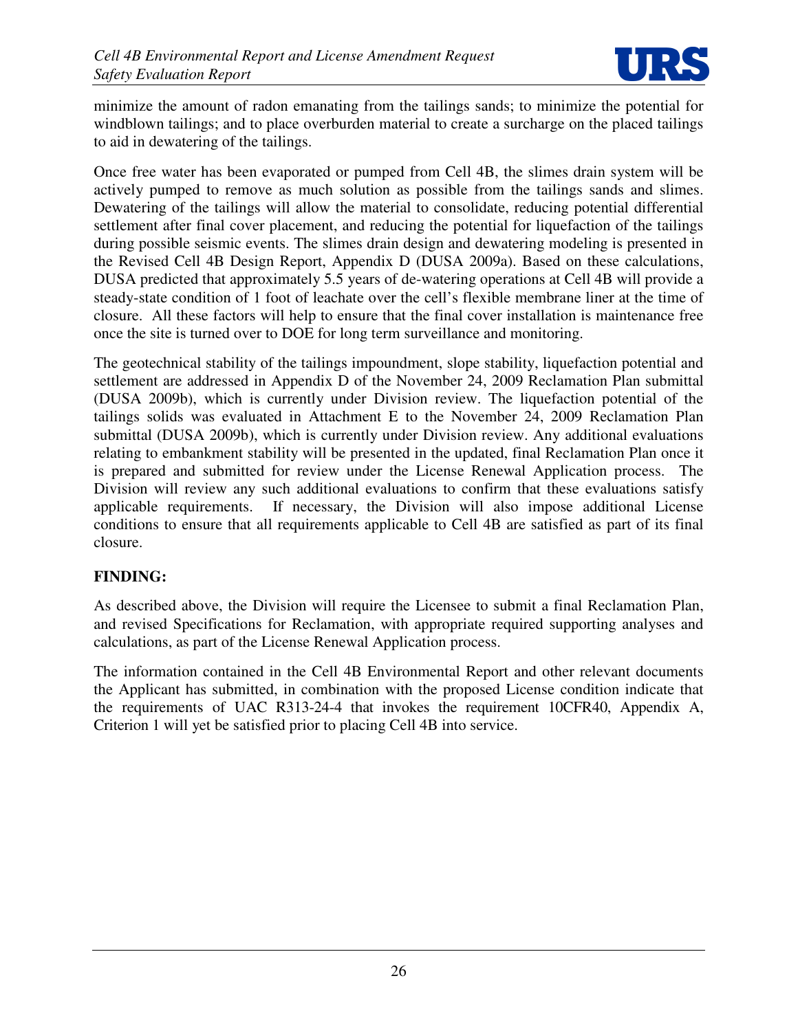minimize the amount of radon emanating from the tailings sands; to minimize the potential for windblown tailings; and to place overburden material to create a surcharge on the placed tailings to aid in dewatering of the tailings.

Once free water has been evaporated or pumped from Cell 4B, the slimes drain system will be actively pumped to remove as much solution as possible from the tailings sands and slimes. Dewatering of the tailings will allow the material to consolidate, reducing potential differential settlement after final cover placement, and reducing the potential for liquefaction of the tailings during possible seismic events. The slimes drain design and dewatering modeling is presented in the Revised Cell 4B Design Report, Appendix D (DUSA 2009a). Based on these calculations, DUSA predicted that approximately 5.5 years of de-watering operations at Cell 4B will provide a steady-state condition of 1 foot of leachate over the cell's flexible membrane liner at the time of closure. All these factors will help to ensure that the final cover installation is maintenance free once the site is turned over to DOE for long term surveillance and monitoring.

The geotechnical stability of the tailings impoundment, slope stability, liquefaction potential and settlement are addressed in Appendix D of the November 24, 2009 Reclamation Plan submittal (DUSA 2009b), which is currently under Division review. The liquefaction potential of the tailings solids was evaluated in Attachment E to the November 24, 2009 Reclamation Plan submittal (DUSA 2009b), which is currently under Division review. Any additional evaluations relating to embankment stability will be presented in the updated, final Reclamation Plan once it is prepared and submitted for review under the License Renewal Application process. The Division will review any such additional evaluations to confirm that these evaluations satisfy applicable requirements. If necessary, the Division will also impose additional License conditions to ensure that all requirements applicable to Cell 4B are satisfied as part of its final closure.

**FINDING:**

As described above, the Division will require the Licensee to submit a final Reclamation Plan, and revised Specifications for Reclamation, with appropriate required supporting analyses and calculations, as part of the License Renewal Application process.

The information contained in the Cell 4B Environmental Report and other relevant documents the Applicant has submitted, in combination with the proposed License condition indicate that the requirements of UAC R313-24-4 that invokes the requirement 10CFR40, Appendix A, Criterion 1 will yet be satisfied prior to placing Cell 4B into service.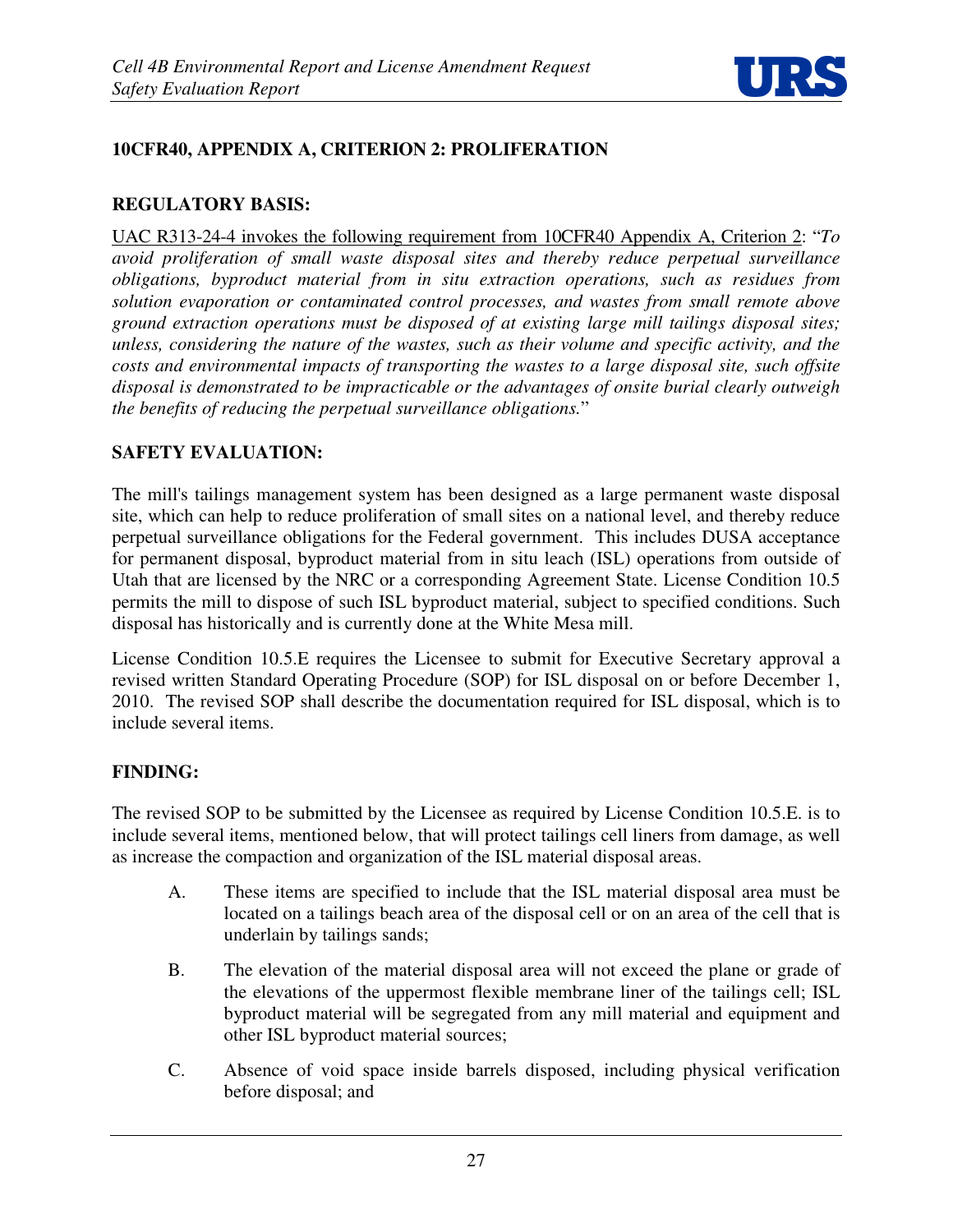## 10CFR40, APPENDIX A, CRITERION 2: PROLIFERATION

### REGULATORY BASIS:

UAC R313-24-4 invokes the following requirement from 10CFR40 Appendix A, Criterion 2: "*To avoid proliferation of small waste disposal sites and thereby reduce perpetual surveillance obligations, byproduct material from in situ extraction operations, such as residues from solution evaporation or contaminated control processes, and wastes from small remote above ground extraction operations must be disposed of at existing large mill tailings disposal sites; unless, considering the nature of the wastes, such as their volume and specific activity, and the costs and environmental impacts of transporting the wastes to a large disposal site, such offsite disposal is demonstrated to be impracticable or the advantages of onsite burial clearly outweigh the benefits of reducing the perpetual surveillance obligations.*"

### SAFETY EVALUATION:

The mill's tailings management system has been designed as a large permanent waste disposal site, which can help to reduce proliferation of small sites on a national level, and thereby reduce perpetual surveillance obligations for the Federal government. This includes DUSA acceptance for permanent disposal, byproduct material from in situ leach (ISL) operations from outside of Utah that are licensed by the NRC or a corresponding Agreement State. License Condition 10.5 permits the mill to dispose of such ISL byproduct material, subject to specified conditions. Such disposal has historically and is currently done at the White Mesa mill.

License Condition 10.5.E requires the Licensee to submit for Executive Secretary approval a revised written Standard Operating Procedure (SOP) for ISL disposal on or before December 1, 2010. The revised SOP shall describe the documentation required for ISL disposal, which is to include several items.

### FINDING:

The revised SOP to be submitted by the Licensee as required by License Condition 10.5.E. is to include several items, mentioned below, that will protect tailings cell liners from damage, as well as increase the compaction and organization of the ISL material disposal areas.

A. These items are specified to include that the ISL material disposal area must be located on a tailings beach area of the disposal cell or on an area of the cell that is underlain by tailings sands;

B. The elevation of the material disposal area will not exceed the plane or grade of the elevations of the uppermost flexible membrane liner of the tailings cell; ISL byproduct material will be segregated from any mill material and equipment and other ISL byproduct material sources;

C. Absence of void space inside barrels disposed, including physical verification before disposal; and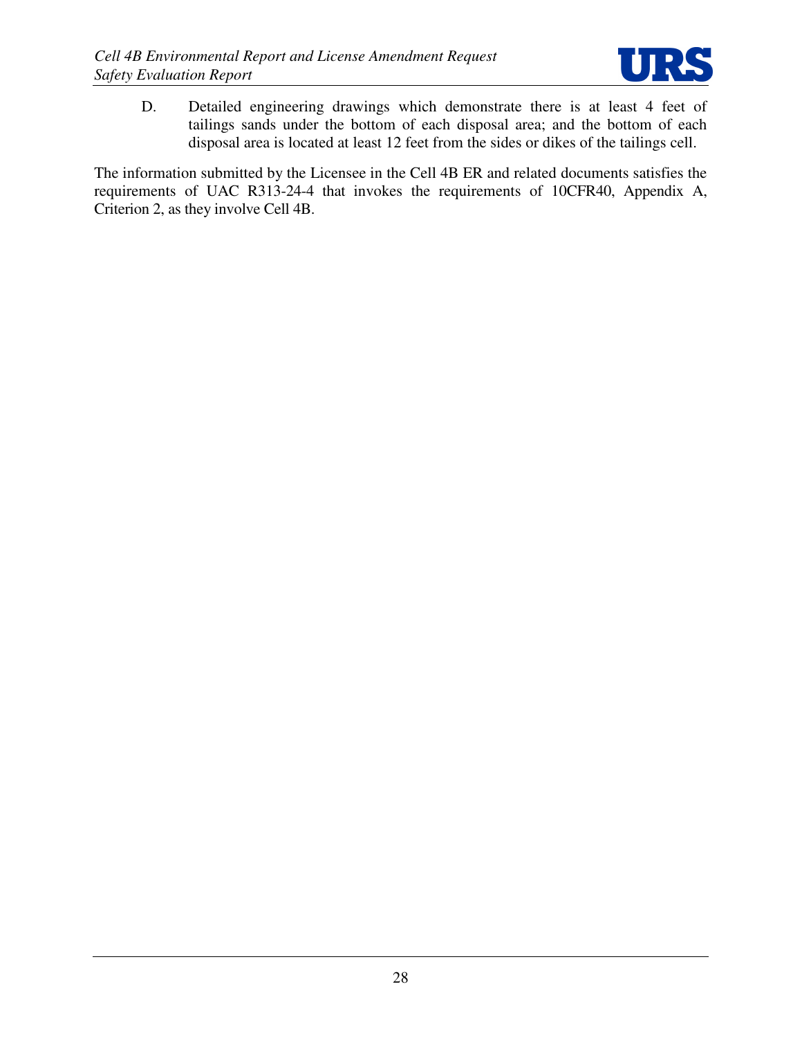D. Detailed engineering drawings which demonstrate there is at least 4 feet of tailings sands under the bottom of each disposal area; and the bottom of each disposal area is located at least 12 feet from the sides or dikes of the tailings cell.

The information submitted by the Licensee in the Cell 4B ER and related documents satisfies the requirements of UAC R313-24-4 that invokes the requirements of 10CFR40, Appendix A, Criterion 2, as they involve Cell 4B.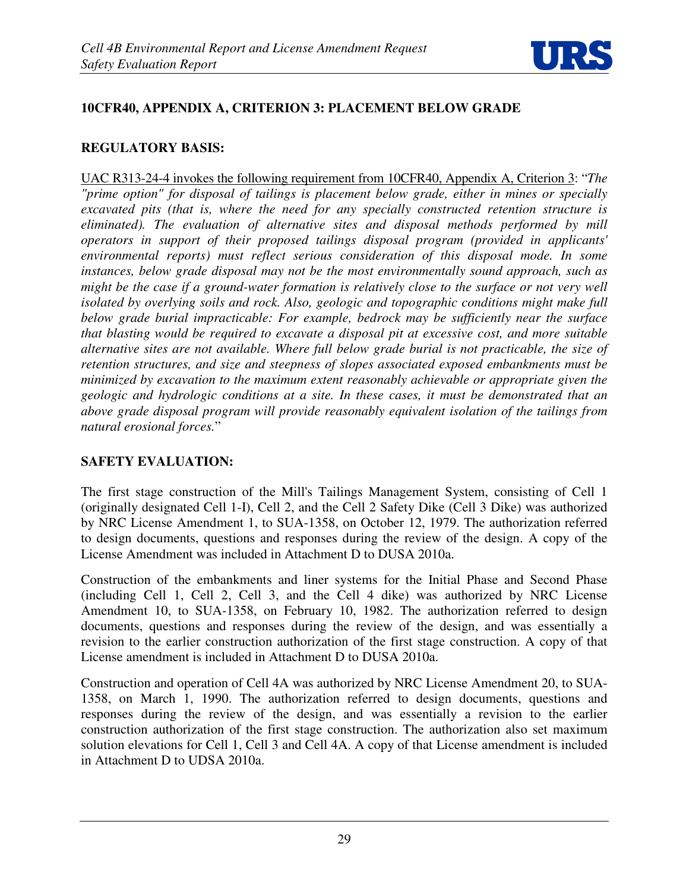**10CFR40, APPENDIX A, CRITERION 3: PLACEMENT BELOW GRADE**

**REGULATORY BASIS:**

UAC R313-24-4 invokes the following requirement from 10CFR40, Appendix A, Criterion 3: "*The "prime option" for disposal of tailings is placement below grade, either in mines or specially excavated pits (that is, where the need for any specially constructed retention structure is eliminated). The evaluation of alternative sites and disposal methods performed by mill operators in support of their proposed tailings disposal program (provided in applicants' environmental reports) must reflect serious consideration of this disposal mode. In some instances, below grade disposal may not be the most environmentally sound approach, such as might be the case if a ground-water formation is relatively close to the surface or not very well isolated by overlying soils and rock. Also, geologic and topographic conditions might make full below grade burial impracticable: For example, bedrock may be sufficiently near the surface that blasting would be required to excavate a disposal pit at excessive cost, and more suitable alternative sites are not available. Where full below grade burial is not practicable, the size of retention structures, and size and steepness of slopes associated exposed embankments must be minimized by excavation to the maximum extent reasonably achievable or appropriate given the geologic and hydrologic conditions at a site. In these cases, it must be demonstrated that an above grade disposal program will provide reasonably equivalent isolation of the tailings from natural erosional forces.*"

**SAFETY EVALUATION:**

The first stage construction of the Mill's Tailings Management System, consisting of Cell 1 (originally designated Cell 1-I), Cell 2, and the Cell 2 Safety Dike (Cell 3 Dike) was authorized by NRC License Amendment 1, to SUA-1358, on October 12, 1979. The authorization referred to design documents, questions and responses during the review of the design. A copy of the License Amendment was included in Attachment D to DUSA 2010a.

Construction of the embankments and liner systems for the Initial Phase and Second Phase (including Cell 1, Cell 2, Cell 3, and the Cell 4 dike) was authorized by NRC License Amendment 10, to SUA-1358, on February 10, 1982. The authorization referred to design documents, questions and responses during the review of the design, and was essentially a revision to the earlier construction authorization of the first stage construction. A copy of that License amendment is included in Attachment D to DUSA 2010a.

Construction and operation of Cell 4A was authorized by NRC License Amendment 20, to SUA-1358, on March 1, 1990. The authorization referred to design documents, questions and responses during the review of the design, and was essentially a revision to the earlier construction authorization of the first stage construction. The authorization also set maximum solution elevations for Cell 1, Cell 3 and Cell 4A. A copy of that License amendment is included in Attachment D to UDSA 2010a.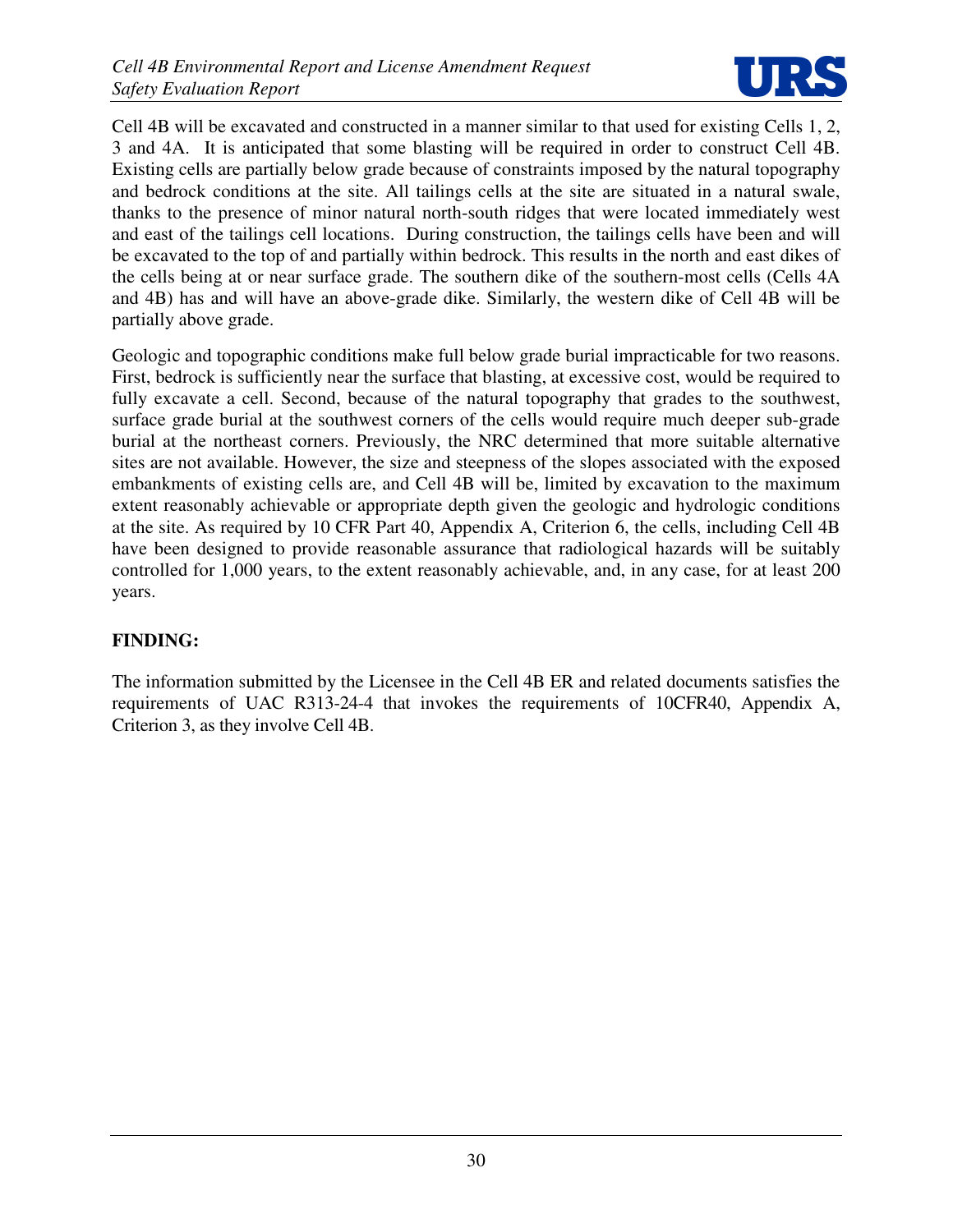Cell 4B will be excavated and constructed in a manner similar to that used for existing Cells 1, 2, 3 and 4A. It is anticipated that some blasting will be required in order to construct Cell 4B. Existing cells are partially below grade because of constraints imposed by the natural topography and bedrock conditions at the site. All tailings cells at the site are situated in a natural swale, thanks to the presence of minor natural north-south ridges that were located immediately west and east of the tailings cell locations. During construction, the tailings cells have been and will be excavated to the top of and partially within bedrock. This results in the north and east dikes of the cells being at or near surface grade. The southern dike of the southern-most cells (Cells 4A and 4B) has and will have an above-grade dike. Similarly, the western dike of Cell 4B will be partially above grade.

Geologic and topographic conditions make full below grade burial impracticable for two reasons. First, bedrock is sufficiently near the surface that blasting, at excessive cost, would be required to fully excavate a cell. Second, because of the natural topography that grades to the southwest, surface grade burial at the southwest corners of the cells would require much deeper sub-grade burial at the northeast corners. Previously, the NRC determined that more suitable alternative sites are not available. However, the size and steepness of the slopes associated with the exposed embankments of existing cells are, and Cell 4B will be, limited by excavation to the maximum extent reasonably achievable or appropriate depth given the geologic and hydrologic conditions at the site. As required by 10 CFR Part 40, Appendix A, Criterion 6, the cells, including Cell 4B have been designed to provide reasonable assurance that radiological hazards will be suitably controlled for 1,000 years, to the extent reasonably achievable, and, in any case, for at least 200 years.

**FINDING:**

The information submitted by the Licensee in the Cell 4B ER and related documents satisfies the requirements of UAC R313-24-4 that invokes the requirements of 10CFR40, Appendix A, Criterion 3, as they involve Cell 4B.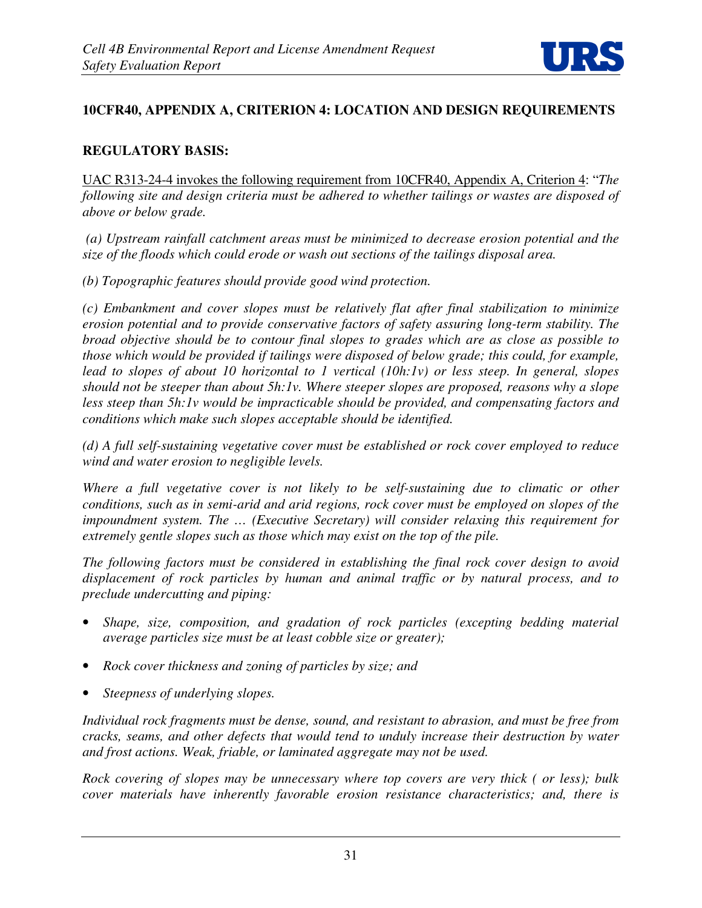## 10CFR40, APPENDIX A, CRITERION 4: LOCATION AND DESIGN REQUIREMENTS

### REGULATORY BASIS:

UAC R313-24-4 invokes the following requirement from 10CFR40, Appendix A, Criterion 4: "*The following site and design criteria must be adhered to whether tailings or wastes are disposed of above or below grade.*

*(a) Upstream rainfall catchment areas must be minimized to decrease erosion potential and the size of the floods which could erode or wash out sections of the tailings disposal area.*

*(b) Topographic features should provide good wind protection.*

*(c) Embankment and cover slopes must be relatively flat after final stabilization to minimize erosion potential and to provide conservative factors of safety assuring long-term stability. The broad objective should be to contour final slopes to grades which are as close as possible to those which would be provided if tailings were disposed of below grade; this could, for example, lead to slopes of about 10 horizontal to 1 vertical (10h:1v) or less steep. In general, slopes should not be steeper than about 5h:1v. Where steeper slopes are proposed, reasons why a slope less steep than 5h:1v would be impracticable should be provided, and compensating factors and conditions which make such slopes acceptable should be identified.*

*(d) A full self-sustaining vegetative cover must be established or rock cover employed to reduce wind and water erosion to negligible levels.*

*Where a full vegetative cover is not likely to be self-sustaining due to climatic or other conditions, such as in semi-arid and arid regions, rock cover must be employed on slopes of the impoundment system. The … (Executive Secretary) will consider relaxing this requirement for extremely gentle slopes such as those which may exist on the top of the pile.*

*The following factors must be considered in establishing the final rock cover design to avoid displacement of rock particles by human and animal traffic or by natural process, and to preclude undercutting and piping:*

- *Shape, size, composition, and gradation of rock particles (excepting bedding material average particles size must be at least cobble size or greater);*
- *Rock cover thickness and zoning of particles by size; and*
- *Steepness of underlying slopes.*

*Individual rock fragments must be dense, sound, and resistant to abrasion, and must be free from cracks, seams, and other defects that would tend to unduly increase their destruction by water and frost actions. Weak, friable, or laminated aggregate may not be used.*

*Rock covering of slopes may be unnecessary where top covers are very thick ( or less); bulk cover materials have inherently favorable erosion resistance characteristics; and, there is*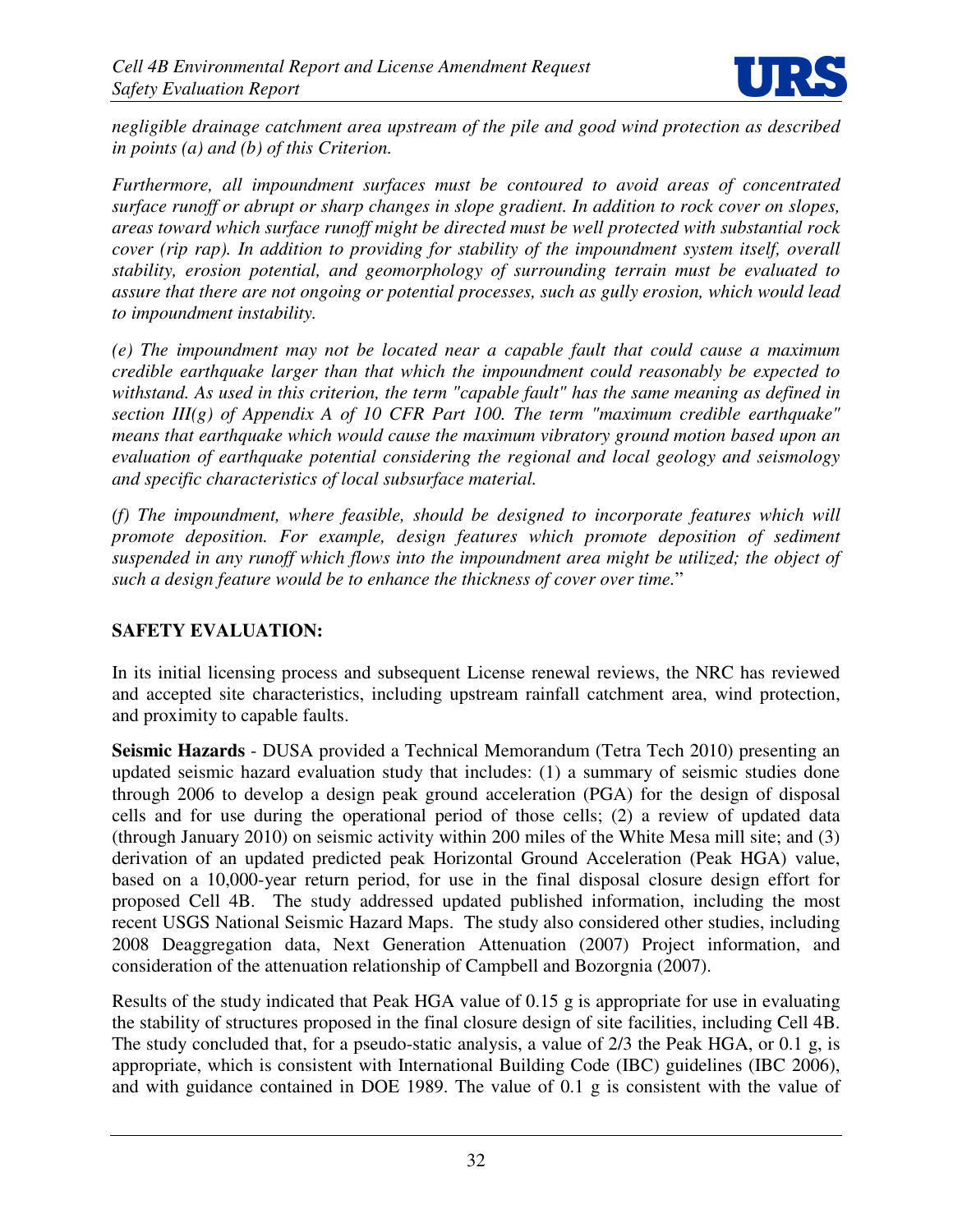*negligible drainage catchment area upstream of the pile and good wind protection as described in points (a) and (b) of this Criterion.*

*Furthermore, all impoundment surfaces must be contoured to avoid areas of concentrated surface runoff or abrupt or sharp changes in slope gradient. In addition to rock cover on slopes, areas toward which surface runoff might be directed must be well protected with substantial rock cover (rip rap). In addition to providing for stability of the impoundment system itself, overall stability, erosion potential, and geomorphology of surrounding terrain must be evaluated to assure that there are not ongoing or potential processes, such as gully erosion, which would lead to impoundment instability.*

*(e) The impoundment may not be located near a capable fault that could cause a maximum credible earthquake larger than that which the impoundment could reasonably be expected to withstand. As used in this criterion, the term "capable fault" has the same meaning as defined in section III(g) of Appendix A of 10 CFR Part 100. The term "maximum credible earthquake" means that earthquake which would cause the maximum vibratory ground motion based upon an evaluation of earthquake potential considering the regional and local geology and seismology and specific characteristics of local subsurface material.*

*(f) The impoundment, where feasible, should be designed to incorporate features which will promote deposition. For example, design features which promote deposition of sediment suspended in any runoff which flows into the impoundment area might be utilized; the object of such a design feature would be to enhance the thickness of cover over time.*"

**SAFETY EVALUATION:**

In its initial licensing process and subsequent License renewal reviews, the NRC has reviewed and accepted site characteristics, including upstream rainfall catchment area, wind protection, and proximity to capable faults.

**Seismic Hazards** - DUSA provided a Technical Memorandum (Tetra Tech 2010) presenting an updated seismic hazard evaluation study that includes: (1) a summary of seismic studies done through 2006 to develop a design peak ground acceleration (PGA) for the design of disposal cells and for use during the operational period of those cells; (2) a review of updated data (through January 2010) on seismic activity within 200 miles of the White Mesa mill site; and (3) derivation of an updated predicted peak Horizontal Ground Acceleration (Peak HGA) value, based on a 10,000-year return period, for use in the final disposal closure design effort for proposed Cell 4B. The study addressed updated published information, including the most recent USGS National Seismic Hazard Maps. The study also considered other studies, including 2008 Deaggregation data, Next Generation Attenuation (2007) Project information, and consideration of the attenuation relationship of Campbell and Bozorgnia (2007).

Results of the study indicated that Peak HGA value of 0.15 g is appropriate for use in evaluating the stability of structures proposed in the final closure design of site facilities, including Cell 4B. The study concluded that, for a pseudo-static analysis, a value of 2/3 the Peak HGA, or 0.1 g, is appropriate, which is consistent with International Building Code (IBC) guidelines (IBC 2006), and with guidance contained in DOE 1989. The value of 0.1 g is consistent with the value of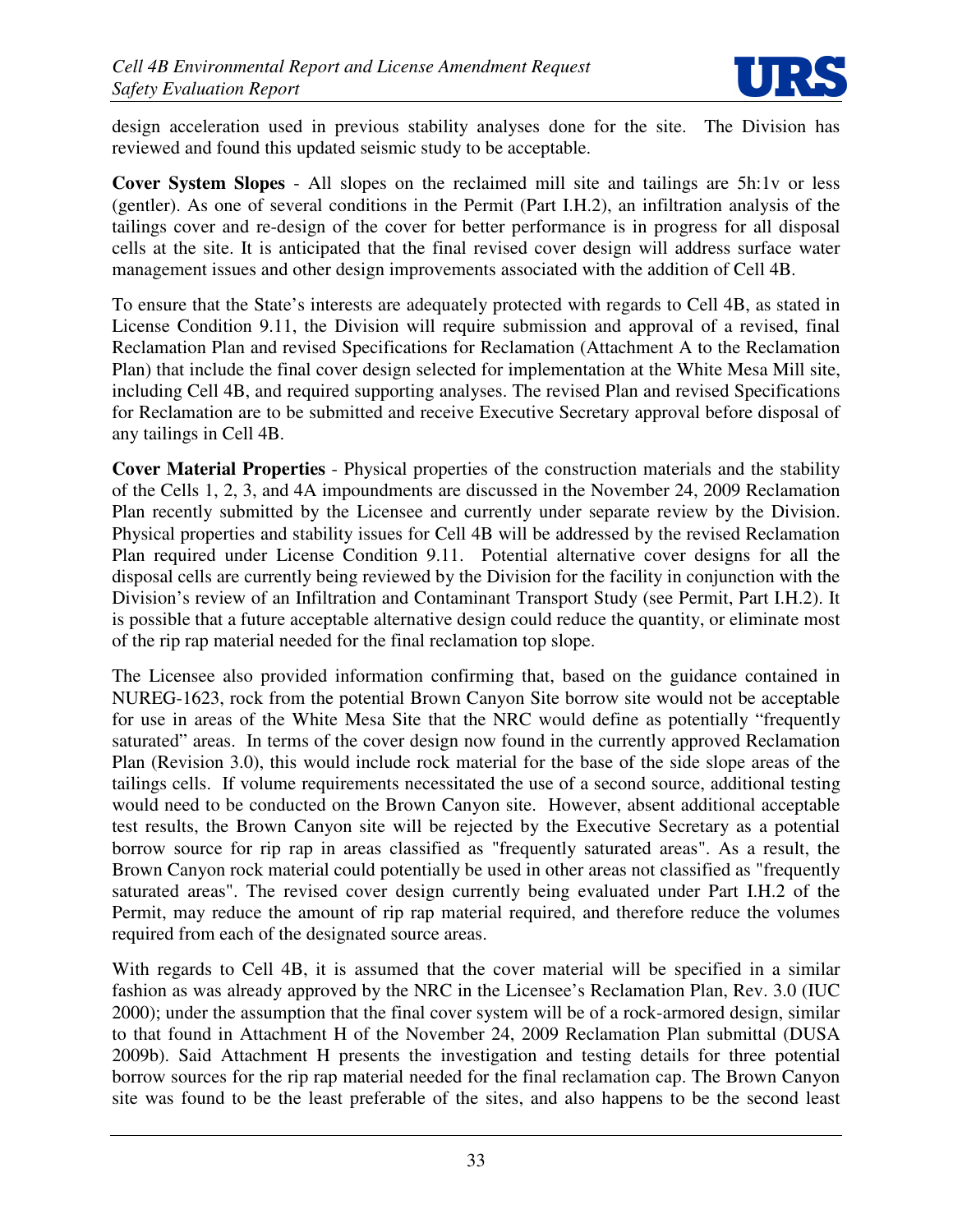design acceleration used in previous stability analyses done for the site. The Division has reviewed and found this updated seismic study to be acceptable.

**Cover System Slopes** - All slopes on the reclaimed mill site and tailings are 5h:1v or less (gentler). As one of several conditions in the Permit (Part I.H.2), an infiltration analysis of the tailings cover and re-design of the cover for better performance is in progress for all disposal cells at the site. It is anticipated that the final revised cover design will address surface water management issues and other design improvements associated with the addition of Cell 4B.

To ensure that the State's interests are adequately protected with regards to Cell 4B, as stated in License Condition 9.11, the Division will require submission and approval of a revised, final Reclamation Plan and revised Specifications for Reclamation (Attachment A to the Reclamation Plan) that include the final cover design selected for implementation at the White Mesa Mill site, including Cell 4B, and required supporting analyses. The revised Plan and revised Specifications for Reclamation are to be submitted and receive Executive Secretary approval before disposal of any tailings in Cell 4B.

**Cover Material Properties** - Physical properties of the construction materials and the stability of the Cells 1, 2, 3, and 4A impoundments are discussed in the November 24, 2009 Reclamation Plan recently submitted by the Licensee and currently under separate review by the Division. Physical properties and stability issues for Cell 4B will be addressed by the revised Reclamation Plan required under License Condition 9.11. Potential alternative cover designs for all the disposal cells are currently being reviewed by the Division for the facility in conjunction with the Division's review of an Infiltration and Contaminant Transport Study (see Permit, Part I.H.2). It is possible that a future acceptable alternative design could reduce the quantity, or eliminate most of the rip rap material needed for the final reclamation top slope.

The Licensee also provided information confirming that, based on the guidance contained in NUREG-1623, rock from the potential Brown Canyon Site borrow site would not be acceptable for use in areas of the White Mesa Site that the NRC would define as potentially "frequently saturated" areas. In terms of the cover design now found in the currently approved Reclamation Plan (Revision 3.0), this would include rock material for the base of the side slope areas of the tailings cells. If volume requirements necessitated the use of a second source, additional testing would need to be conducted on the Brown Canyon site. However, absent additional acceptable test results, the Brown Canyon site will be rejected by the Executive Secretary as a potential borrow source for rip rap in areas classified as "frequently saturated areas". As a result, the Brown Canyon rock material could potentially be used in other areas not classified as "frequently saturated areas". The revised cover design currently being evaluated under Part I.H.2 of the Permit, may reduce the amount of rip rap material required, and therefore reduce the volumes required from each of the designated source areas.

With regards to Cell 4B, it is assumed that the cover material will be specified in a similar fashion as was already approved by the NRC in the Licensee's Reclamation Plan, Rev. 3.0 (IUC 2000); under the assumption that the final cover system will be of a rock-armored design, similar to that found in Attachment H of the November 24, 2009 Reclamation Plan submittal (DUSA 2009b). Said Attachment H presents the investigation and testing details for three potential borrow sources for the rip rap material needed for the final reclamation cap. The Brown Canyon site was found to be the least preferable of the sites, and also happens to be the second least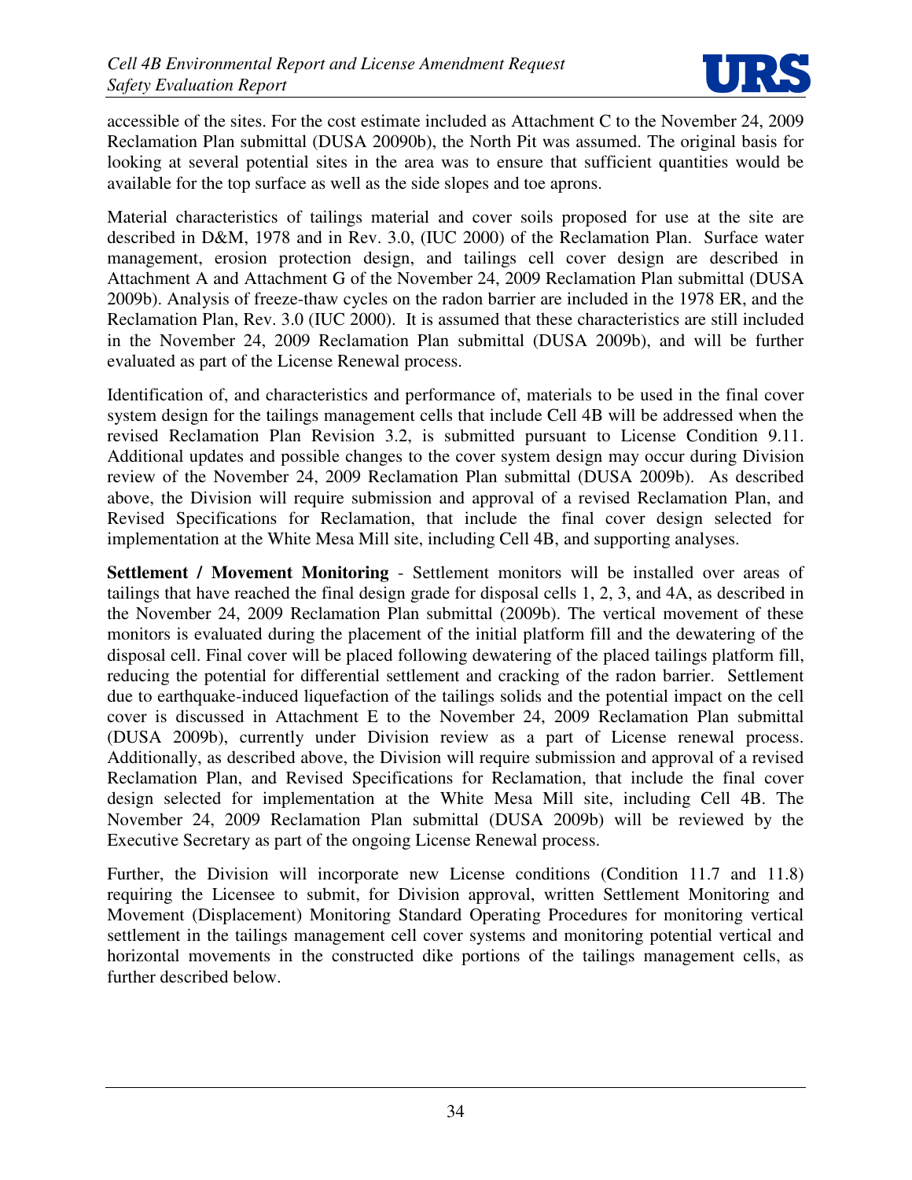accessible of the sites. For the cost estimate included as Attachment C to the November 24, 2009 Reclamation Plan submittal (DUSA 20090b), the North Pit was assumed. The original basis for looking at several potential sites in the area was to ensure that sufficient quantities would be available for the top surface as well as the side slopes and toe aprons.

Material characteristics of tailings material and cover soils proposed for use at the site are described in D&M, 1978 and in Rev. 3.0, (IUC 2000) of the Reclamation Plan. Surface water management, erosion protection design, and tailings cell cover design are described in Attachment A and Attachment G of the November 24, 2009 Reclamation Plan submittal (DUSA 2009b). Analysis of freeze-thaw cycles on the radon barrier are included in the 1978 ER, and the Reclamation Plan, Rev. 3.0 (IUC 2000). It is assumed that these characteristics are still included in the November 24, 2009 Reclamation Plan submittal (DUSA 2009b), and will be further evaluated as part of the License Renewal process.

Identification of, and characteristics and performance of, materials to be used in the final cover system design for the tailings management cells that include Cell 4B will be addressed when the revised Reclamation Plan Revision 3.2, is submitted pursuant to License Condition 9.11. Additional updates and possible changes to the cover system design may occur during Division review of the November 24, 2009 Reclamation Plan submittal (DUSA 2009b). As described above, the Division will require submission and approval of a revised Reclamation Plan, and Revised Specifications for Reclamation, that include the final cover design selected for implementation at the White Mesa Mill site, including Cell 4B, and supporting analyses.

**Settlement / Movement Monitoring** - Settlement monitors will be installed over areas of tailings that have reached the final design grade for disposal cells 1, 2, 3, and 4A, as described in the November 24, 2009 Reclamation Plan submittal (2009b). The vertical movement of these monitors is evaluated during the placement of the initial platform fill and the dewatering of the disposal cell. Final cover will be placed following dewatering of the placed tailings platform fill, reducing the potential for differential settlement and cracking of the radon barrier. Settlement due to earthquake-induced liquefaction of the tailings solids and the potential impact on the cell cover is discussed in Attachment E to the November 24, 2009 Reclamation Plan submittal (DUSA 2009b), currently under Division review as a part of License renewal process. Additionally, as described above, the Division will require submission and approval of a revised Reclamation Plan, and Revised Specifications for Reclamation, that include the final cover design selected for implementation at the White Mesa Mill site, including Cell 4B. The November 24, 2009 Reclamation Plan submittal (DUSA 2009b) will be reviewed by the Executive Secretary as part of the ongoing License Renewal process.

Further, the Division will incorporate new License conditions (Condition 11.7 and 11.8) requiring the Licensee to submit, for Division approval, written Settlement Monitoring and Movement (Displacement) Monitoring Standard Operating Procedures for monitoring vertical settlement in the tailings management cell cover systems and monitoring potential vertical and horizontal movements in the constructed dike portions of the tailings management cells, as further described below.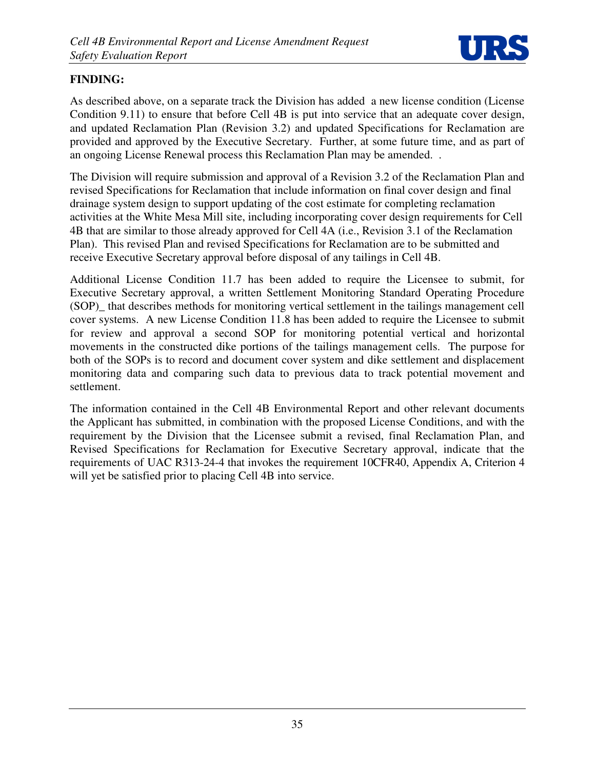**FINDING:**

As described above, on a separate track the Division has added a new license condition (License Condition 9.11) to ensure that before Cell 4B is put into service that an adequate cover design, and updated Reclamation Plan (Revision 3.2) and updated Specifications for Reclamation are provided and approved by the Executive Secretary. Further, at some future time, and as part of an ongoing License Renewal process this Reclamation Plan may be amended. .

The Division will require submission and approval of a Revision 3.2 of the Reclamation Plan and revised Specifications for Reclamation that include information on final cover design and final drainage system design to support updating of the cost estimate for completing reclamation activities at the White Mesa Mill site, including incorporating cover design requirements for Cell 4B that are similar to those already approved for Cell 4A (i.e., Revision 3.1 of the Reclamation Plan). This revised Plan and revised Specifications for Reclamation are to be submitted and receive Executive Secretary approval before disposal of any tailings in Cell 4B.

Additional License Condition 11.7 has been added to require the Licensee to submit, for Executive Secretary approval, a written Settlement Monitoring Standard Operating Procedure (SOP)_ that describes methods for monitoring vertical settlement in the tailings management cell cover systems. A new License Condition 11.8 has been added to require the Licensee to submit for review and approval a second SOP for monitoring potential vertical and horizontal movements in the constructed dike portions of the tailings management cells. The purpose for both of the SOPs is to record and document cover system and dike settlement and displacement monitoring data and comparing such data to previous data to track potential movement and settlement.

The information contained in the Cell 4B Environmental Report and other relevant documents the Applicant has submitted, in combination with the proposed License Conditions, and with the requirement by the Division that the Licensee submit a revised, final Reclamation Plan, and Revised Specifications for Reclamation for Executive Secretary approval, indicate that the requirements of UAC R313-24-4 that invokes the requirement 10CFR40, Appendix A, Criterion 4 will yet be satisfied prior to placing Cell 4B into service.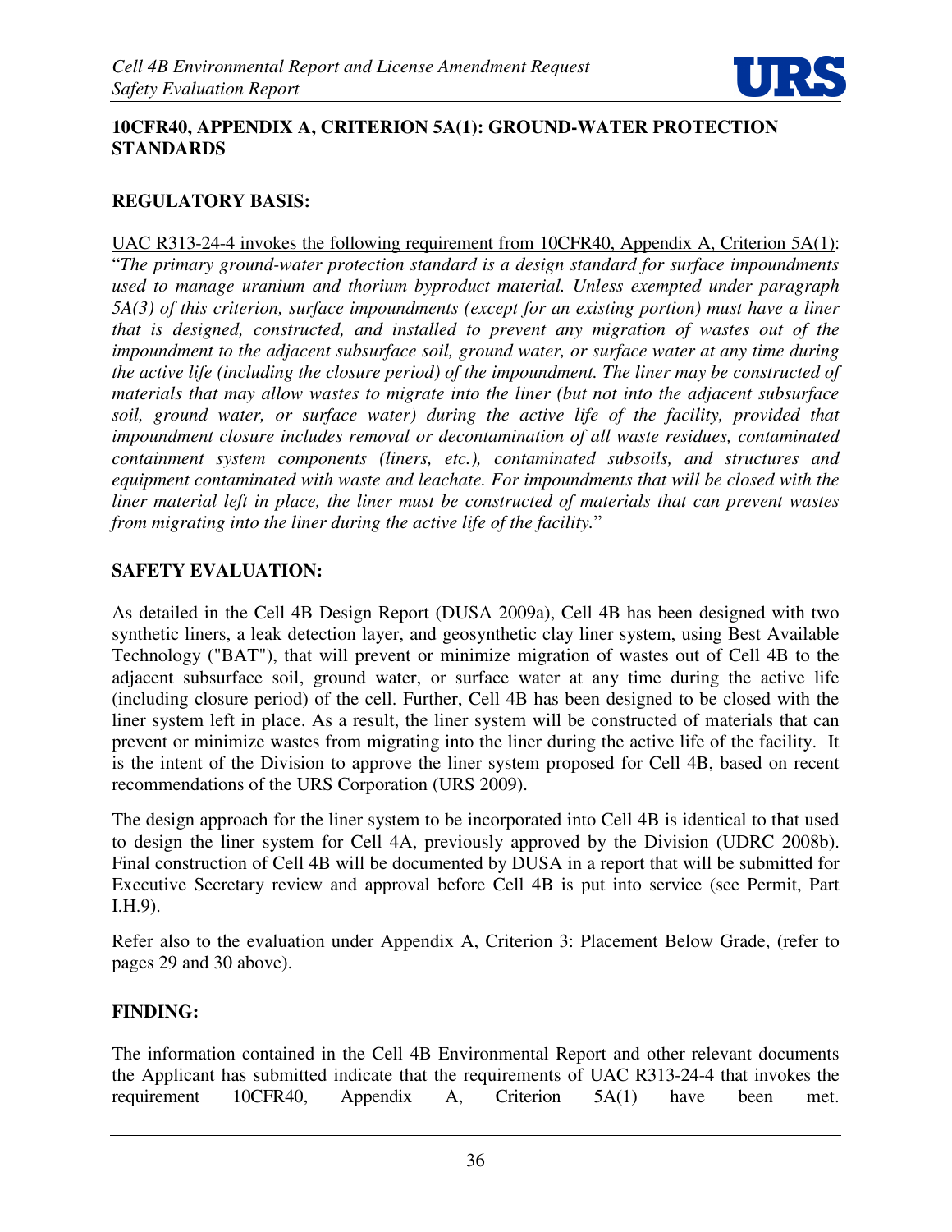## 10CFR40, APPENDIX A, CRITERION 5A(1): GROUND-WATER PROTECTION STANDARDS

### REGULATORY BASIS:

UAC R313-24-4 invokes the following requirement from 10CFR40, Appendix A, Criterion 5A(1): "*The primary ground-water protection standard is a design standard for surface impoundments used to manage uranium and thorium byproduct material. Unless exempted under paragraph 5A(3) of this criterion, surface impoundments (except for an existing portion) must have a liner that is designed, constructed, and installed to prevent any migration of wastes out of the impoundment to the adjacent subsurface soil, ground water, or surface water at any time during the active life (including the closure period) of the impoundment. The liner may be constructed of materials that may allow wastes to migrate into the liner (but not into the adjacent subsurface soil, ground water, or surface water) during the active life of the facility, provided that impoundment closure includes removal or decontamination of all waste residues, contaminated containment system components (liners, etc.), contaminated subsoils, and structures and equipment contaminated with waste and leachate. For impoundments that will be closed with the liner material left in place, the liner must be constructed of materials that can prevent wastes from migrating into the liner during the active life of the facility.*"

### SAFETY EVALUATION:

As detailed in the Cell 4B Design Report (DUSA 2009a), Cell 4B has been designed with two synthetic liners, a leak detection layer, and geosynthetic clay liner system, using Best Available Technology ("BAT"), that will prevent or minimize migration of wastes out of Cell 4B to the adjacent subsurface soil, ground water, or surface water at any time during the active life (including closure period) of the cell. Further, Cell 4B has been designed to be closed with the liner system left in place. As a result, the liner system will be constructed of materials that can prevent or minimize wastes from migrating into the liner during the active life of the facility. It is the intent of the Division to approve the liner system proposed for Cell 4B, based on recent recommendations of the URS Corporation (URS 2009).

The design approach for the liner system to be incorporated into Cell 4B is identical to that used to design the liner system for Cell 4A, previously approved by the Division (UDRC 2008b). Final construction of Cell 4B will be documented by DUSA in a report that will be submitted for Executive Secretary review and approval before Cell 4B is put into service (see Permit, Part I.H.9).

Refer also to the evaluation under Appendix A, Criterion 3: Placement Below Grade, (refer to pages 29 and 30 above).

### FINDING:

The information contained in the Cell 4B Environmental Report and other relevant documents the Applicant has submitted indicate that the requirements of UAC R313-24-4 that invokes the requirement 10CFR40, Appendix A, Criterion 5A(1) have been met.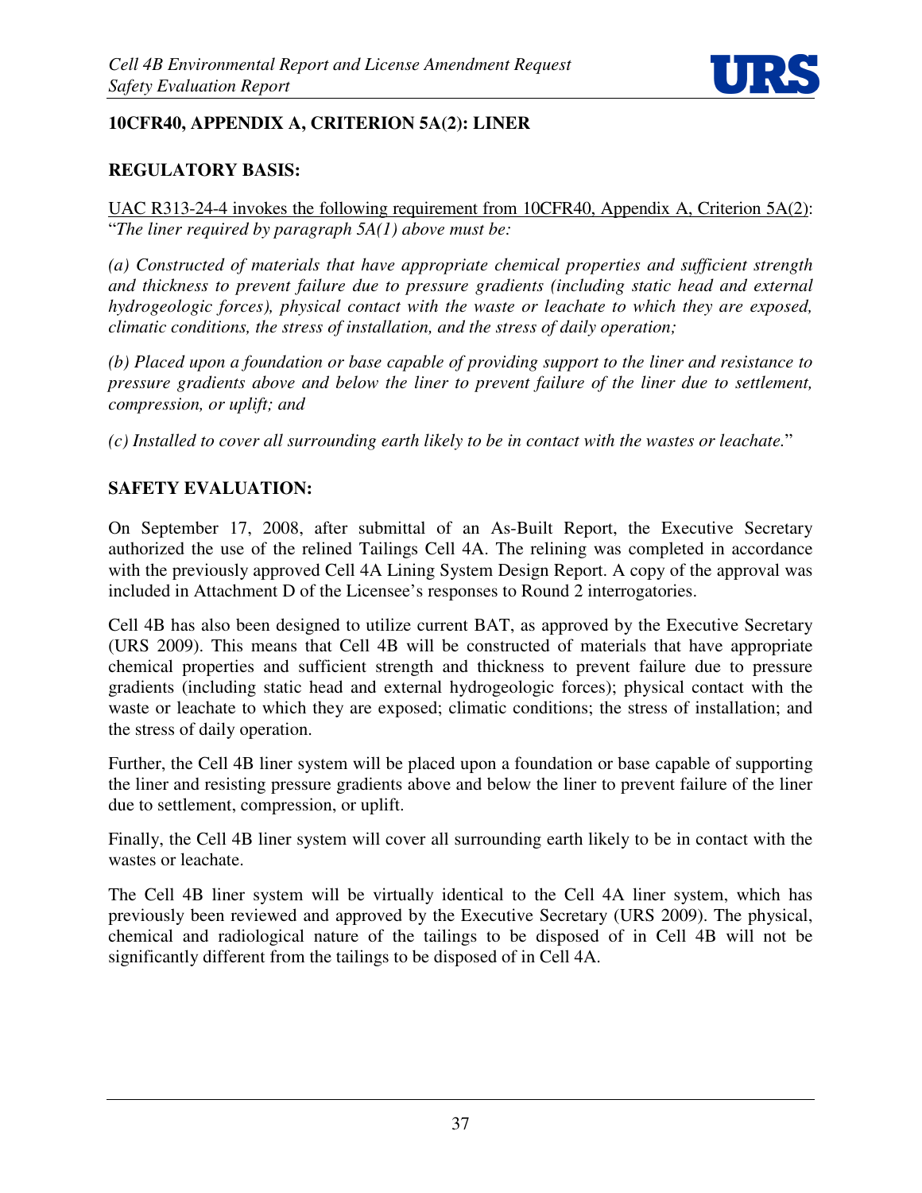## 10CFR40, APPENDIX A, CRITERION 5A(2): LINER

### REGULATORY BASIS:

UAC R313-24-4 invokes the following requirement from 10CFR40, Appendix A, Criterion 5A(2): "*The liner required by paragraph 5A(1) above must be:*

*(a) Constructed of materials that have appropriate chemical properties and sufficient strength and thickness to prevent failure due to pressure gradients (including static head and external hydrogeologic forces), physical contact with the waste or leachate to which they are exposed, climatic conditions, the stress of installation, and the stress of daily operation;*

*(b) Placed upon a foundation or base capable of providing support to the liner and resistance to pressure gradients above and below the liner to prevent failure of the liner due to settlement, compression, or uplift; and*

*(c) Installed to cover all surrounding earth likely to be in contact with the wastes or leachate.*"

### SAFETY EVALUATION:

On September 17, 2008, after submittal of an As-Built Report, the Executive Secretary authorized the use of the relined Tailings Cell 4A. The relining was completed in accordance with the previously approved Cell 4A Lining System Design Report. A copy of the approval was included in Attachment D of the Licensee's responses to Round 2 interrogatories.

Cell 4B has also been designed to utilize current BAT, as approved by the Executive Secretary (URS 2009). This means that Cell 4B will be constructed of materials that have appropriate chemical properties and sufficient strength and thickness to prevent failure due to pressure gradients (including static head and external hydrogeologic forces); physical contact with the waste or leachate to which they are exposed; climatic conditions; the stress of installation; and the stress of daily operation.

Further, the Cell 4B liner system will be placed upon a foundation or base capable of supporting the liner and resisting pressure gradients above and below the liner to prevent failure of the liner due to settlement, compression, or uplift.

Finally, the Cell 4B liner system will cover all surrounding earth likely to be in contact with the wastes or leachate.

The Cell 4B liner system will be virtually identical to the Cell 4A liner system, which has previously been reviewed and approved by the Executive Secretary (URS 2009). The physical, chemical and radiological nature of the tailings to be disposed of in Cell 4B will not be significantly different from the tailings to be disposed of in Cell 4A.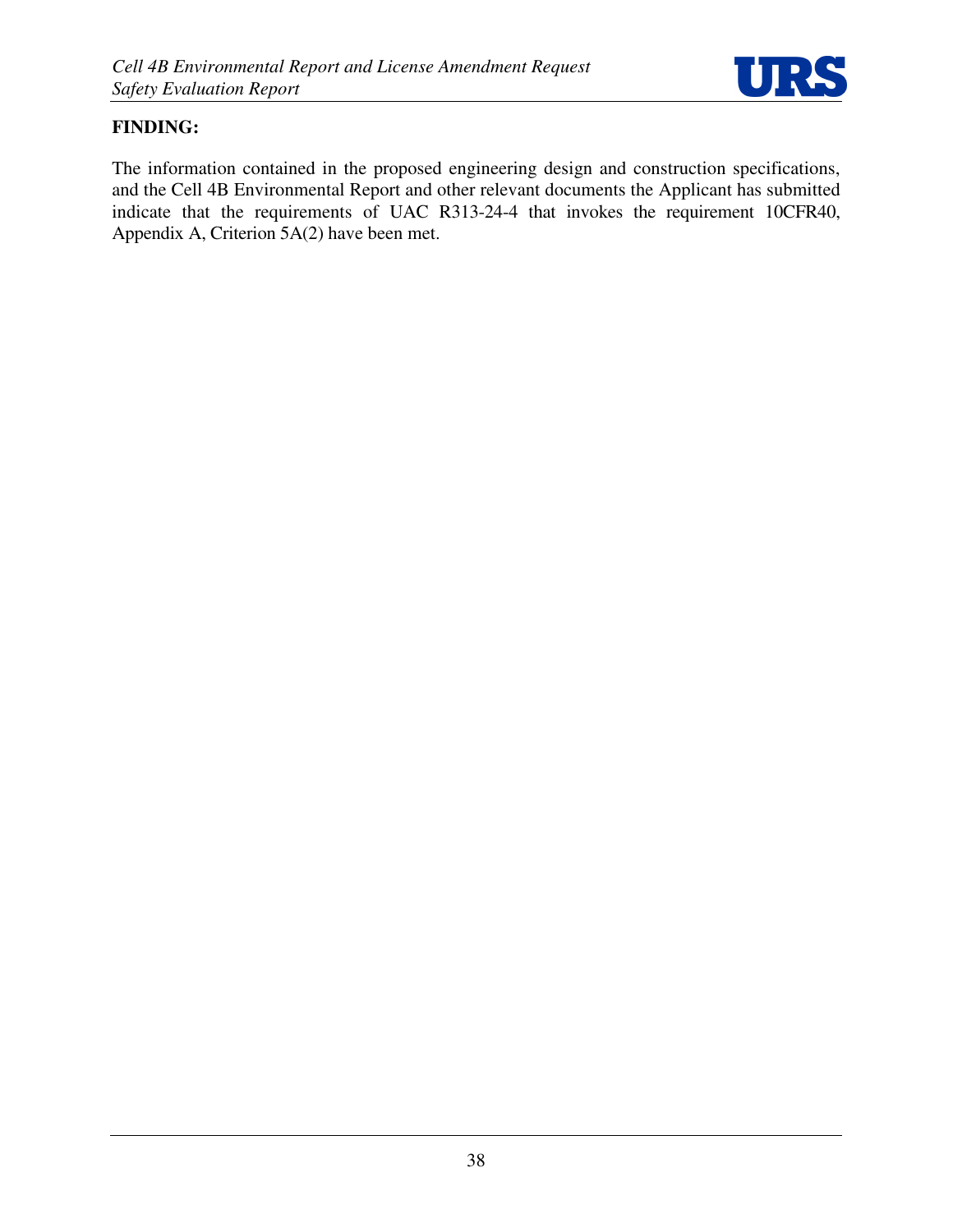**FINDING:**

The information contained in the proposed engineering design and construction specifications, and the Cell 4B Environmental Report and other relevant documents the Applicant has submitted indicate that the requirements of UAC R313-24-4 that invokes the requirement 10CFR40, Appendix A, Criterion 5A(2) have been met.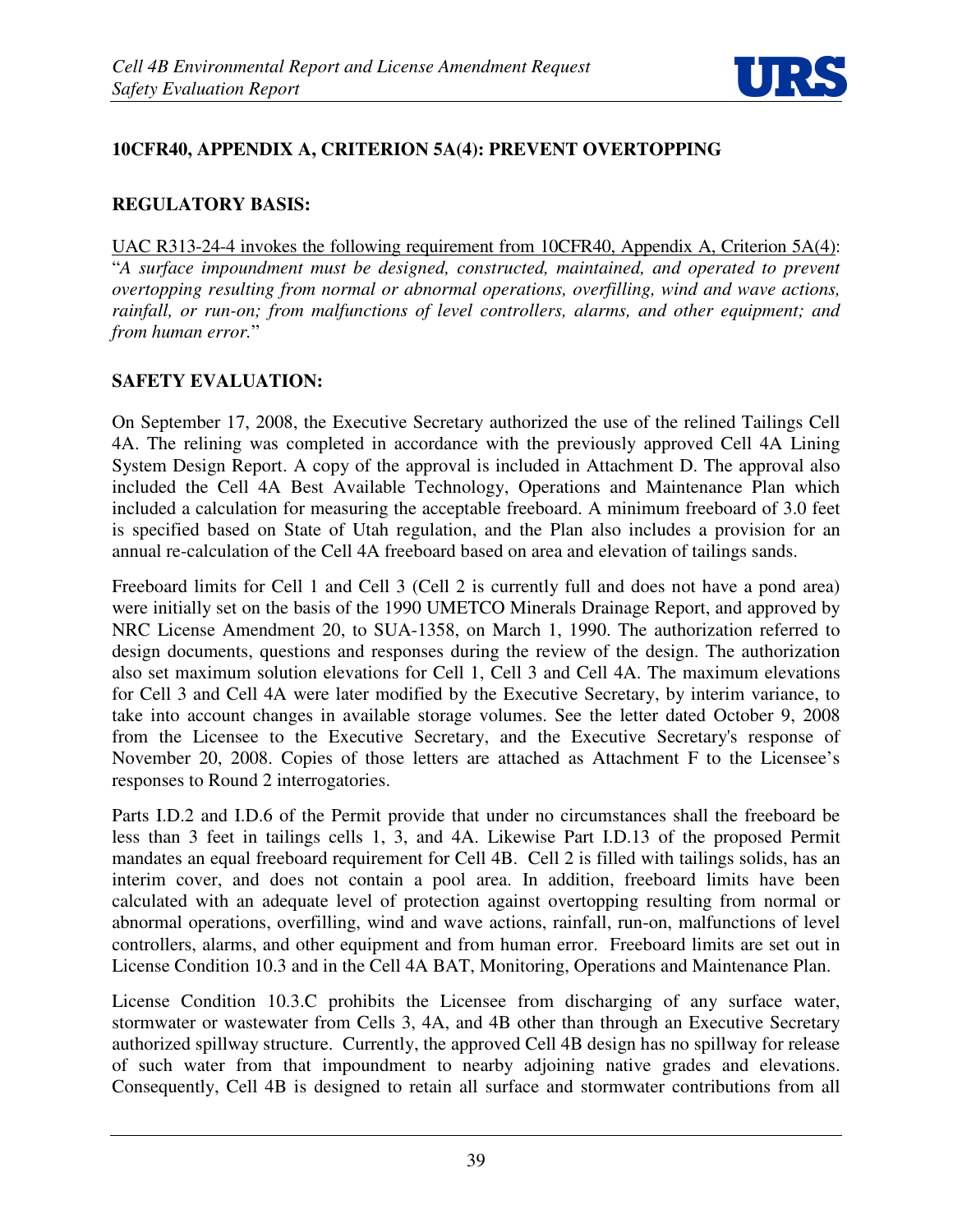**10CFR40, APPENDIX A, CRITERION 5A(4): PREVENT OVERTOPPING**

**REGULATORY BASIS:**

UAC R313-24-4 invokes the following requirement from 10CFR40, Appendix A, Criterion 5A(4): "*A surface impoundment must be designed, constructed, maintained, and operated to prevent overtopping resulting from normal or abnormal operations, overfilling, wind and wave actions, rainfall, or run-on; from malfunctions of level controllers, alarms, and other equipment; and from human error.*"

**SAFETY EVALUATION:**

On September 17, 2008, the Executive Secretary authorized the use of the relined Tailings Cell 4A. The relining was completed in accordance with the previously approved Cell 4A Lining System Design Report. A copy of the approval is included in Attachment D. The approval also included the Cell 4A Best Available Technology, Operations and Maintenance Plan which included a calculation for measuring the acceptable freeboard. A minimum freeboard of 3.0 feet is specified based on State of Utah regulation, and the Plan also includes a provision for an annual re-calculation of the Cell 4A freeboard based on area and elevation of tailings sands.

Freeboard limits for Cell 1 and Cell 3 (Cell 2 is currently full and does not have a pond area) were initially set on the basis of the 1990 UMETCO Minerals Drainage Report, and approved by NRC License Amendment 20, to SUA-1358, on March 1, 1990. The authorization referred to design documents, questions and responses during the review of the design. The authorization also set maximum solution elevations for Cell 1, Cell 3 and Cell 4A. The maximum elevations for Cell 3 and Cell 4A were later modified by the Executive Secretary, by interim variance, to take into account changes in available storage volumes. See the letter dated October 9, 2008 from the Licensee to the Executive Secretary, and the Executive Secretary's response of November 20, 2008. Copies of those letters are attached as Attachment F to the Licensee's responses to Round 2 interrogatories.

Parts I.D.2 and I.D.6 of the Permit provide that under no circumstances shall the freeboard be less than 3 feet in tailings cells 1, 3, and 4A. Likewise Part I.D.13 of the proposed Permit mandates an equal freeboard requirement for Cell 4B. Cell 2 is filled with tailings solids, has an interim cover, and does not contain a pool area. In addition, freeboard limits have been calculated with an adequate level of protection against overtopping resulting from normal or abnormal operations, overfilling, wind and wave actions, rainfall, run-on, malfunctions of level controllers, alarms, and other equipment and from human error. Freeboard limits are set out in License Condition 10.3 and in the Cell 4A BAT, Monitoring, Operations and Maintenance Plan.

License Condition 10.3.C prohibits the Licensee from discharging of any surface water, stormwater or wastewater from Cells 3, 4A, and 4B other than through an Executive Secretary authorized spillway structure. Currently, the approved Cell 4B design has no spillway for release of such water from that impoundment to nearby adjoining native grades and elevations. Consequently, Cell 4B is designed to retain all surface and stormwater contributions from all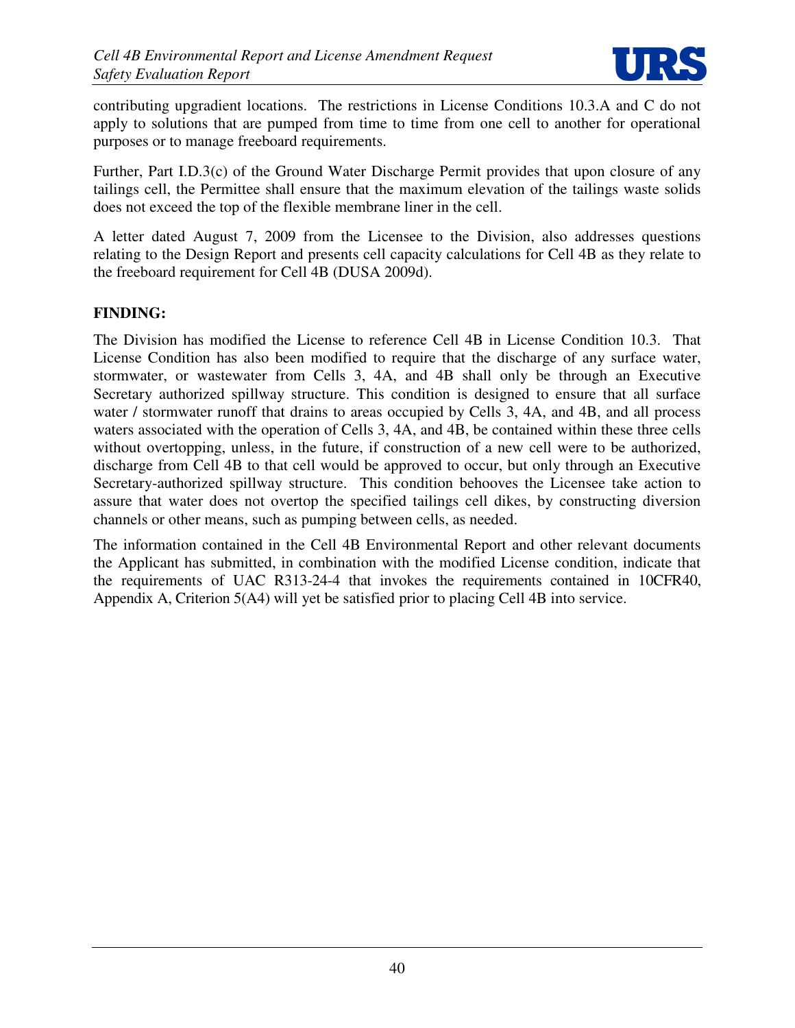contributing upgradient locations. The restrictions in License Conditions 10.3.A and C do not apply to solutions that are pumped from time to time from one cell to another for operational purposes or to manage freeboard requirements.

Further, Part I.D.3(c) of the Ground Water Discharge Permit provides that upon closure of any tailings cell, the Permittee shall ensure that the maximum elevation of the tailings waste solids does not exceed the top of the flexible membrane liner in the cell.

A letter dated August 7, 2009 from the Licensee to the Division, also addresses questions relating to the Design Report and presents cell capacity calculations for Cell 4B as they relate to the freeboard requirement for Cell 4B (DUSA 2009d).

**FINDING:**

The Division has modified the License to reference Cell 4B in License Condition 10.3. That License Condition has also been modified to require that the discharge of any surface water, stormwater, or wastewater from Cells 3, 4A, and 4B shall only be through an Executive Secretary authorized spillway structure. This condition is designed to ensure that all surface water / stormwater runoff that drains to areas occupied by Cells 3, 4A, and 4B, and all process waters associated with the operation of Cells 3, 4A, and 4B, be contained within these three cells without overtopping, unless, in the future, if construction of a new cell were to be authorized, discharge from Cell 4B to that cell would be approved to occur, but only through an Executive Secretary-authorized spillway structure. This condition behooves the Licensee take action to assure that water does not overtop the specified tailings cell dikes, by constructing diversion channels or other means, such as pumping between cells, as needed.

The information contained in the Cell 4B Environmental Report and other relevant documents the Applicant has submitted, in combination with the modified License condition, indicate that the requirements of UAC R313-24-4 that invokes the requirements contained in 10CFR40, Appendix A, Criterion 5(A4) will yet be satisfied prior to placing Cell 4B into service.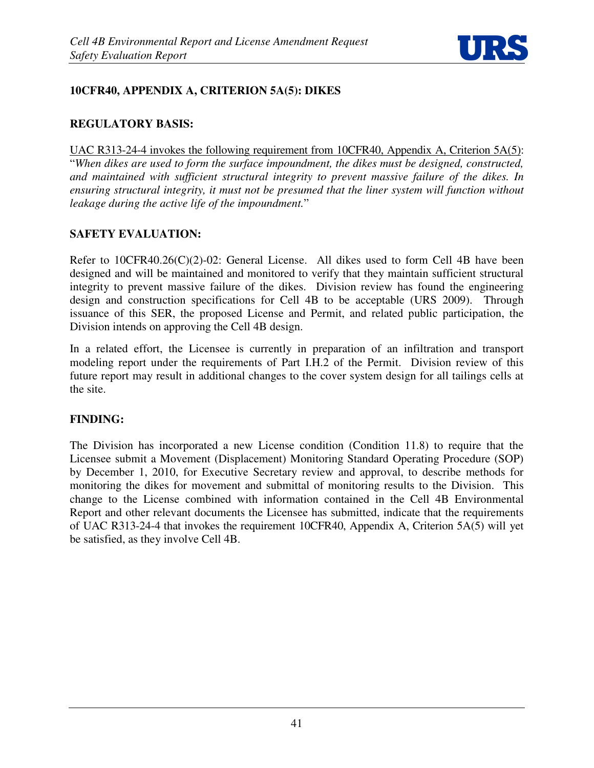## 10CFR40, APPENDIX A, CRITERION 5A(5): DIKES

### REGULATORY BASIS:

UAC R313-24-4 invokes the following requirement from 10CFR40, Appendix A, Criterion 5A(5): "*When dikes are used to form the surface impoundment, the dikes must be designed, constructed, and maintained with sufficient structural integrity to prevent massive failure of the dikes. In ensuring structural integrity, it must not be presumed that the liner system will function without leakage during the active life of the impoundment.*"

### SAFETY EVALUATION:

Refer to 10CFR40.26(C)(2)-02: General License. All dikes used to form Cell 4B have been designed and will be maintained and monitored to verify that they maintain sufficient structural integrity to prevent massive failure of the dikes. Division review has found the engineering design and construction specifications for Cell 4B to be acceptable (URS 2009). Through issuance of this SER, the proposed License and Permit, and related public participation, the Division intends on approving the Cell 4B design.

In a related effort, the Licensee is currently in preparation of an infiltration and transport modeling report under the requirements of Part I.H.2 of the Permit. Division review of this future report may result in additional changes to the cover system design for all tailings cells at the site.

### FINDING:

The Division has incorporated a new License condition (Condition 11.8) to require that the Licensee submit a Movement (Displacement) Monitoring Standard Operating Procedure (SOP) by December 1, 2010, for Executive Secretary review and approval, to describe methods for monitoring the dikes for movement and submittal of monitoring results to the Division. This change to the License combined with information contained in the Cell 4B Environmental Report and other relevant documents the Licensee has submitted, indicate that the requirements of UAC R313-24-4 that invokes the requirement 10CFR40, Appendix A, Criterion 5A(5) will yet be satisfied, as they involve Cell 4B.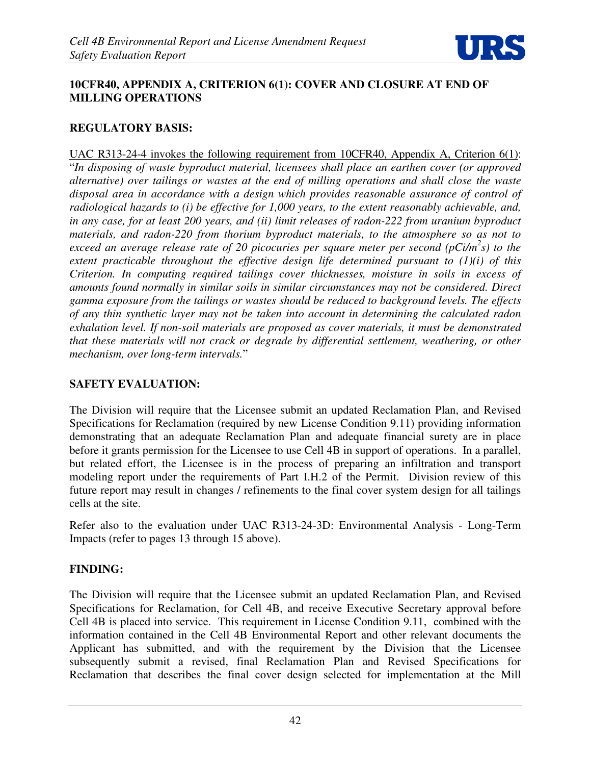## 10CFR40, APPENDIX A, CRITERION 6(1): COVER AND CLOSURE AT END OF MILLING OPERATIONS

### REGULATORY BASIS:

UAC R313-24-4 invokes the following requirement from 10CFR40, Appendix A, Criterion 6(1): "*In disposing of waste byproduct material, licensees shall place an earthen cover (or approved alternative) over tailings or wastes at the end of milling operations and shall close the waste disposal area in accordance with a design which provides reasonable assurance of control of radiological hazards to (i) be effective for 1,000 years, to the extent reasonably achievable, and, in any case, for at least 200 years, and (ii) limit releases of radon-222 from uranium byproduct materials, and radon-220 from thorium byproduct materials, to the atmosphere so as not to exceed an average release rate of 20 picocuries per square meter per second (pCi/$m^2$s) to the extent practicable throughout the effective design life determined pursuant to (1)(i) of this Criterion. In computing required tailings cover thicknesses, moisture in soils in excess of amounts found normally in similar soils in similar circumstances may not be considered. Direct gamma exposure from the tailings or wastes should be reduced to background levels. The effects of any thin synthetic layer may not be taken into account in determining the calculated radon exhalation level. If non-soil materials are proposed as cover materials, it must be demonstrated that these materials will not crack or degrade by differential settlement, weathering, or other mechanism, over long-term intervals.*"

### SAFETY EVALUATION:

The Division will require that the Licensee submit an updated Reclamation Plan, and Revised Specifications for Reclamation (required by new License Condition 9.11) providing information demonstrating that an adequate Reclamation Plan and adequate financial surety are in place before it grants permission for the Licensee to use Cell 4B in support of operations. In a parallel, but related effort, the Licensee is in the process of preparing an infiltration and transport modeling report under the requirements of Part I.H.2 of the Permit. Division review of this future report may result in changes / refinements to the final cover system design for all tailings cells at the site.

Refer also to the evaluation under UAC R313-24-3D: Environmental Analysis - Long-Term Impacts (refer to pages 13 through 15 above).

### FINDING:

The Division will require that the Licensee submit an updated Reclamation Plan, and Revised Specifications for Reclamation, for Cell 4B, and receive Executive Secretary approval before Cell 4B is placed into service. This requirement in License Condition 9.11, combined with the information contained in the Cell 4B Environmental Report and other relevant documents the Applicant has submitted, and with the requirement by the Division that the Licensee subsequently submit a revised, final Reclamation Plan and Revised Specifications for Reclamation that describes the final cover design selected for implementation at the Mill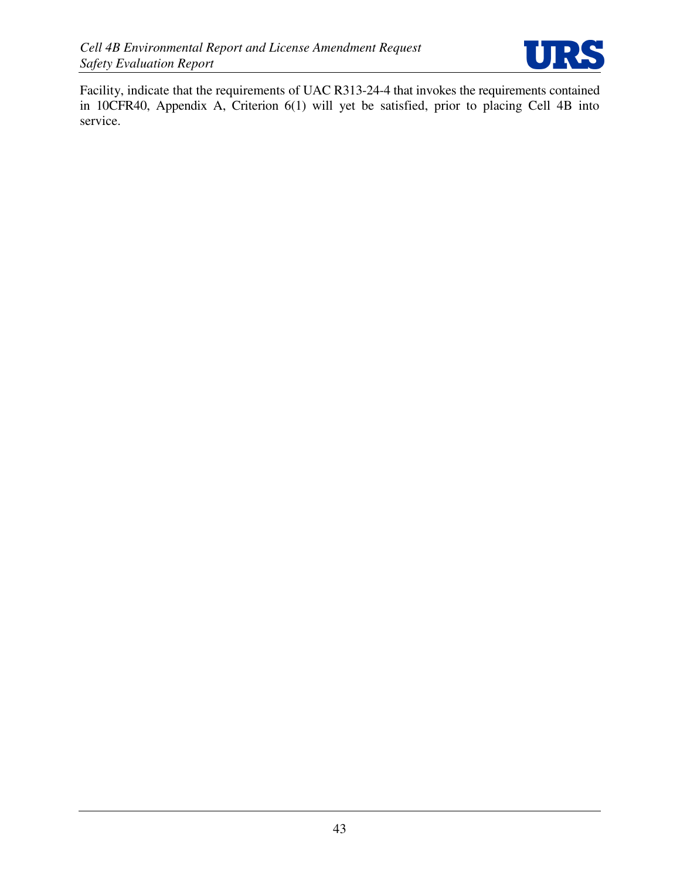Facility, indicate that the requirements of UAC R313-24-4 that invokes the requirements contained in 10CFR40, Appendix A, Criterion 6(1) will yet be satisfied, prior to placing Cell 4B into service.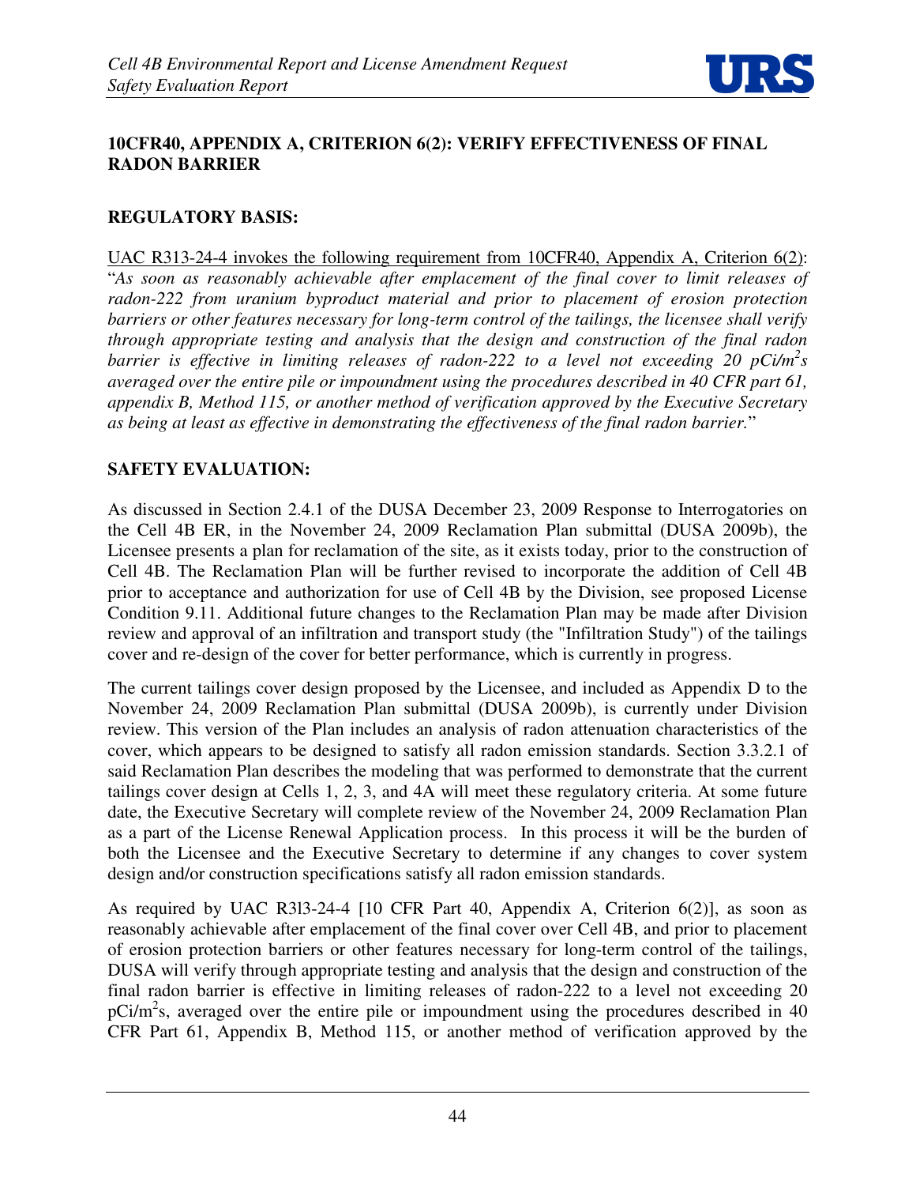## 10CFR40, APPENDIX A, CRITERION 6(2): VERIFY EFFECTIVENESS OF FINAL RADON BARRIER

### REGULATORY BASIS:

UAC R313-24-4 invokes the following requirement from 10CFR40, Appendix A, Criterion 6(2): "*As soon as reasonably achievable after emplacement of the final cover to limit releases of radon-222 from uranium byproduct material and prior to placement of erosion protection barriers or other features necessary for long-term control of the tailings, the licensee shall verify through appropriate testing and analysis that the design and construction of the final radon barrier is effective in limiting releases of radon-222 to a level not exceeding 20 pCi/m$^2$s averaged over the entire pile or impoundment using the procedures described in 40 CFR part 61, appendix B, Method 115, or another method of verification approved by the Executive Secretary as being at least as effective in demonstrating the effectiveness of the final radon barrier.*"

### SAFETY EVALUATION:

As discussed in Section 2.4.1 of the DUSA December 23, 2009 Response to Interrogatories on the Cell 4B ER, in the November 24, 2009 Reclamation Plan submittal (DUSA 2009b), the Licensee presents a plan for reclamation of the site, as it exists today, prior to the construction of Cell 4B. The Reclamation Plan will be further revised to incorporate the addition of Cell 4B prior to acceptance and authorization for use of Cell 4B by the Division, see proposed License Condition 9.11. Additional future changes to the Reclamation Plan may be made after Division review and approval of an infiltration and transport study (the "Infiltration Study") of the tailings cover and re-design of the cover for better performance, which is currently in progress.

The current tailings cover design proposed by the Licensee, and included as Appendix D to the November 24, 2009 Reclamation Plan submittal (DUSA 2009b), is currently under Division review. This version of the Plan includes an analysis of radon attenuation characteristics of the cover, which appears to be designed to satisfy all radon emission standards. Section 3.3.2.1 of said Reclamation Plan describes the modeling that was performed to demonstrate that the current tailings cover design at Cells 1, 2, 3, and 4A will meet these regulatory criteria. At some future date, the Executive Secretary will complete review of the November 24, 2009 Reclamation Plan as a part of the License Renewal Application process. In this process it will be the burden of both the Licensee and the Executive Secretary to determine if any changes to cover system design and/or construction specifications satisfy all radon emission standards.

As required by UAC R3l3-24-4 [10 CFR Part 40, Appendix A, Criterion 6(2)], as soon as reasonably achievable after emplacement of the final cover over Cell 4B, and prior to placement of erosion protection barriers or other features necessary for long-term control of the tailings, DUSA will verify through appropriate testing and analysis that the design and construction of the final radon barrier is effective in limiting releases of radon-222 to a level not exceeding 20 pCi/m$^2$s, averaged over the entire pile or impoundment using the procedures described in 40 CFR Part 61, Appendix B, Method 115, or another method of verification approved by the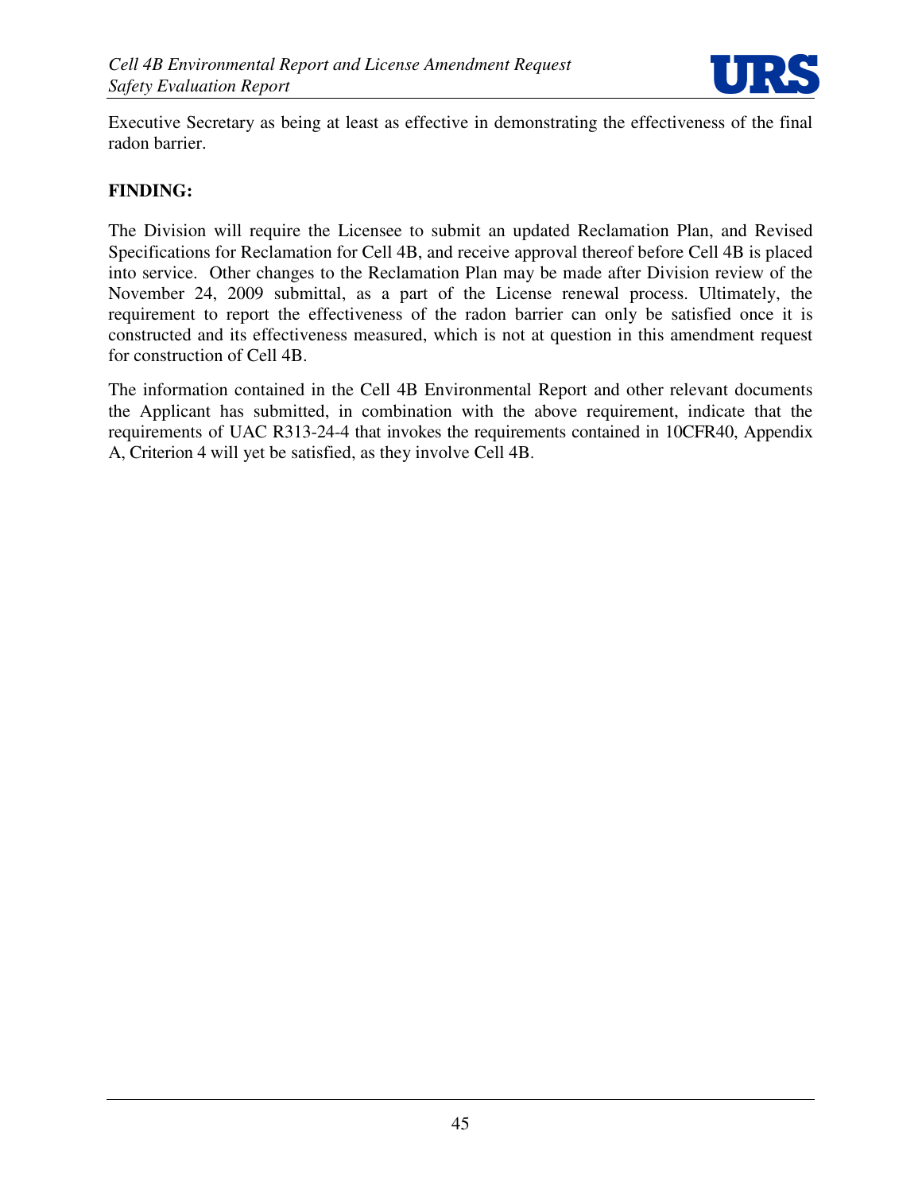Executive Secretary as being at least as effective in demonstrating the effectiveness of the final radon barrier.

**FINDING:**

The Division will require the Licensee to submit an updated Reclamation Plan, and Revised Specifications for Reclamation for Cell 4B, and receive approval thereof before Cell 4B is placed into service. Other changes to the Reclamation Plan may be made after Division review of the November 24, 2009 submittal, as a part of the License renewal process. Ultimately, the requirement to report the effectiveness of the radon barrier can only be satisfied once it is constructed and its effectiveness measured, which is not at question in this amendment request for construction of Cell 4B.

The information contained in the Cell 4B Environmental Report and other relevant documents the Applicant has submitted, in combination with the above requirement, indicate that the requirements of UAC R313-24-4 that invokes the requirements contained in 10CFR40, Appendix A, Criterion 4 will yet be satisfied, as they involve Cell 4B.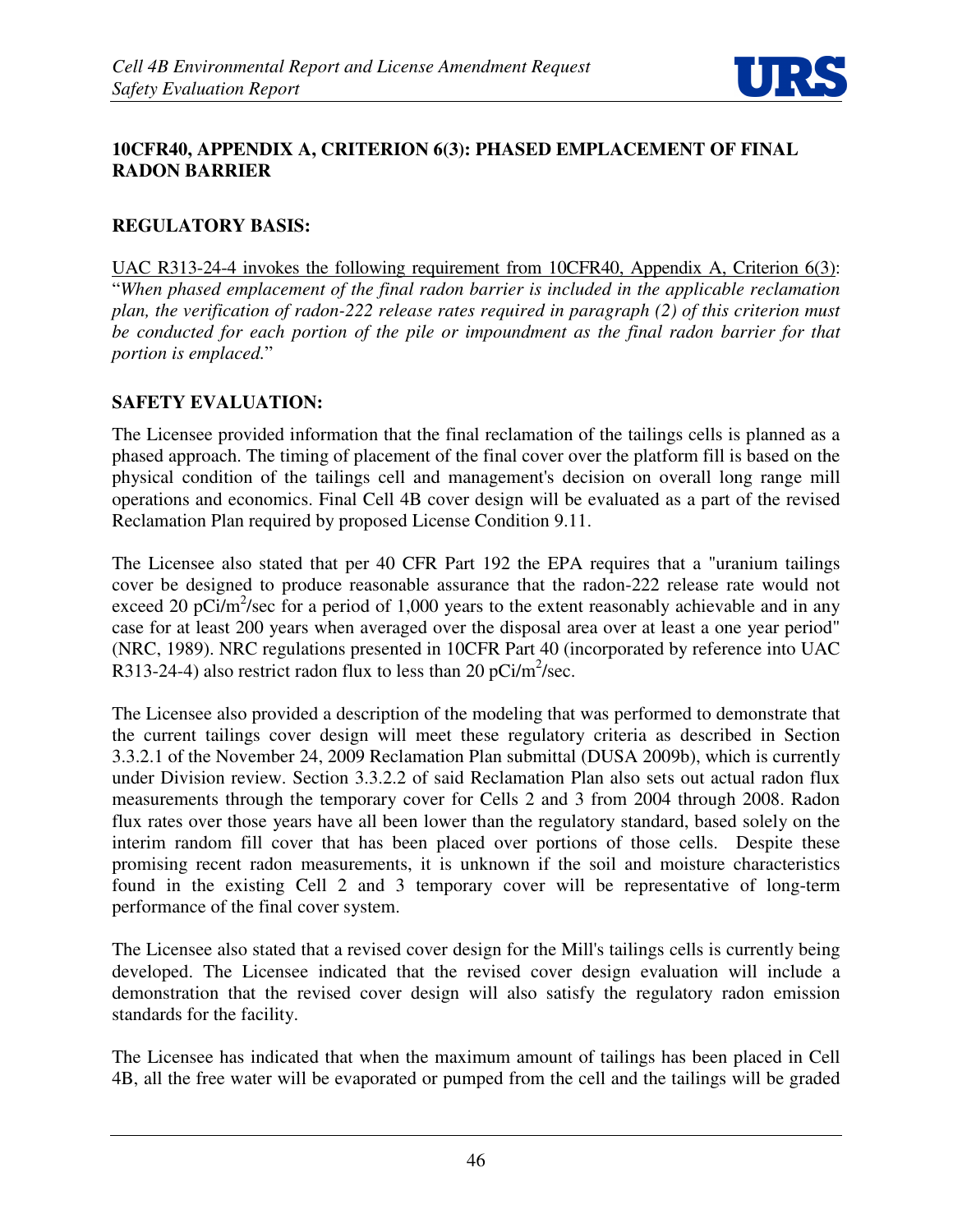## 10CFR40, APPENDIX A, CRITERION 6(3): PHASED EMPLACEMENT OF FINAL RADON BARRIER

### REGULATORY BASIS:

UAC R313-24-4 invokes the following requirement from 10CFR40, Appendix A, Criterion 6(3): "*When phased emplacement of the final radon barrier is included in the applicable reclamation plan, the verification of radon-222 release rates required in paragraph (2) of this criterion must be conducted for each portion of the pile or impoundment as the final radon barrier for that portion is emplaced.*"

### SAFETY EVALUATION:

The Licensee provided information that the final reclamation of the tailings cells is planned as a phased approach. The timing of placement of the final cover over the platform fill is based on the physical condition of the tailings cell and management's decision on overall long range mill operations and economics. Final Cell 4B cover design will be evaluated as a part of the revised Reclamation Plan required by proposed License Condition 9.11.

The Licensee also stated that per 40 CFR Part 192 the EPA requires that a "uranium tailings cover be designed to produce reasonable assurance that the radon-222 release rate would not exceed 20 $pCi/m^2/sec$ for a period of 1,000 years to the extent reasonably achievable and in any case for at least 200 years when averaged over the disposal area over at least a one year period" (NRC, 1989). NRC regulations presented in 10CFR Part 40 (incorporated by reference into UAC R313-24-4) also restrict radon flux to less than 20 $pCi/m^2/sec$.

The Licensee also provided a description of the modeling that was performed to demonstrate that the current tailings cover design will meet these regulatory criteria as described in Section 3.3.2.1 of the November 24, 2009 Reclamation Plan submittal (DUSA 2009b), which is currently under Division review. Section 3.3.2.2 of said Reclamation Plan also sets out actual radon flux measurements through the temporary cover for Cells 2 and 3 from 2004 through 2008. Radon flux rates over those years have all been lower than the regulatory standard, based solely on the interim random fill cover that has been placed over portions of those cells. Despite these promising recent radon measurements, it is unknown if the soil and moisture characteristics found in the existing Cell 2 and 3 temporary cover will be representative of long-term performance of the final cover system.

The Licensee also stated that a revised cover design for the Mill's tailings cells is currently being developed. The Licensee indicated that the revised cover design evaluation will include a demonstration that the revised cover design will also satisfy the regulatory radon emission standards for the facility.

The Licensee has indicated that when the maximum amount of tailings has been placed in Cell 4B, all the free water will be evaporated or pumped from the cell and the tailings will be graded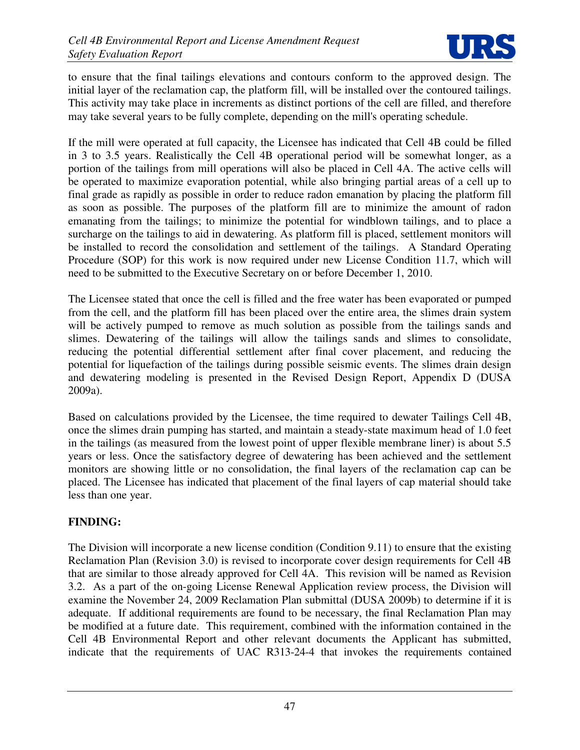to ensure that the final tailings elevations and contours conform to the approved design. The initial layer of the reclamation cap, the platform fill, will be installed over the contoured tailings. This activity may take place in increments as distinct portions of the cell are filled, and therefore may take several years to be fully complete, depending on the mill's operating schedule.

If the mill were operated at full capacity, the Licensee has indicated that Cell 4B could be filled in 3 to 3.5 years. Realistically the Cell 4B operational period will be somewhat longer, as a portion of the tailings from mill operations will also be placed in Cell 4A. The active cells will be operated to maximize evaporation potential, while also bringing partial areas of a cell up to final grade as rapidly as possible in order to reduce radon emanation by placing the platform fill as soon as possible. The purposes of the platform fill are to minimize the amount of radon emanating from the tailings; to minimize the potential for windblown tailings, and to place a surcharge on the tailings to aid in dewatering. As platform fill is placed, settlement monitors will be installed to record the consolidation and settlement of the tailings. A Standard Operating Procedure (SOP) for this work is now required under new License Condition 11.7, which will need to be submitted to the Executive Secretary on or before December 1, 2010.

The Licensee stated that once the cell is filled and the free water has been evaporated or pumped from the cell, and the platform fill has been placed over the entire area, the slimes drain system will be actively pumped to remove as much solution as possible from the tailings sands and slimes. Dewatering of the tailings will allow the tailings sands and slimes to consolidate, reducing the potential differential settlement after final cover placement, and reducing the potential for liquefaction of the tailings during possible seismic events. The slimes drain design and dewatering modeling is presented in the Revised Design Report, Appendix D (DUSA 2009a).

Based on calculations provided by the Licensee, the time required to dewater Tailings Cell 4B, once the slimes drain pumping has started, and maintain a steady-state maximum head of 1.0 feet in the tailings (as measured from the lowest point of upper flexible membrane liner) is about 5.5 years or less. Once the satisfactory degree of dewatering has been achieved and the settlement monitors are showing little or no consolidation, the final layers of the reclamation cap can be placed. The Licensee has indicated that placement of the final layers of cap material should take less than one year.

**FINDING:**

The Division will incorporate a new license condition (Condition 9.11) to ensure that the existing Reclamation Plan (Revision 3.0) is revised to incorporate cover design requirements for Cell 4B that are similar to those already approved for Cell 4A. This revision will be named as Revision 3.2. As a part of the on-going License Renewal Application review process, the Division will examine the November 24, 2009 Reclamation Plan submittal (DUSA 2009b) to determine if it is adequate. If additional requirements are found to be necessary, the final Reclamation Plan may be modified at a future date. This requirement, combined with the information contained in the Cell 4B Environmental Report and other relevant documents the Applicant has submitted, indicate that the requirements of UAC R313-24-4 that invokes the requirements contained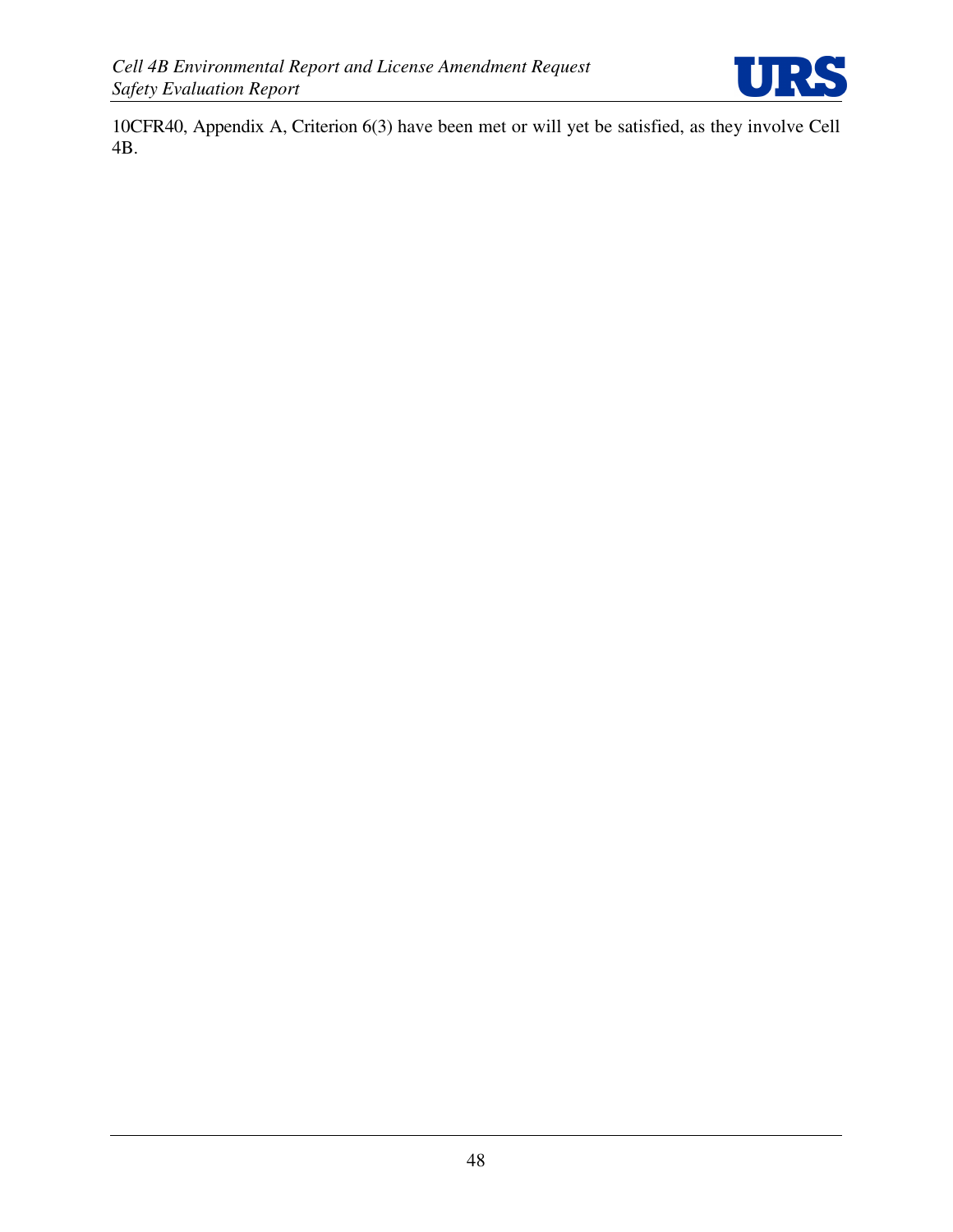10CFR40, Appendix A, Criterion 6(3) have been met or will yet be satisfied, as they involve Cell 4B.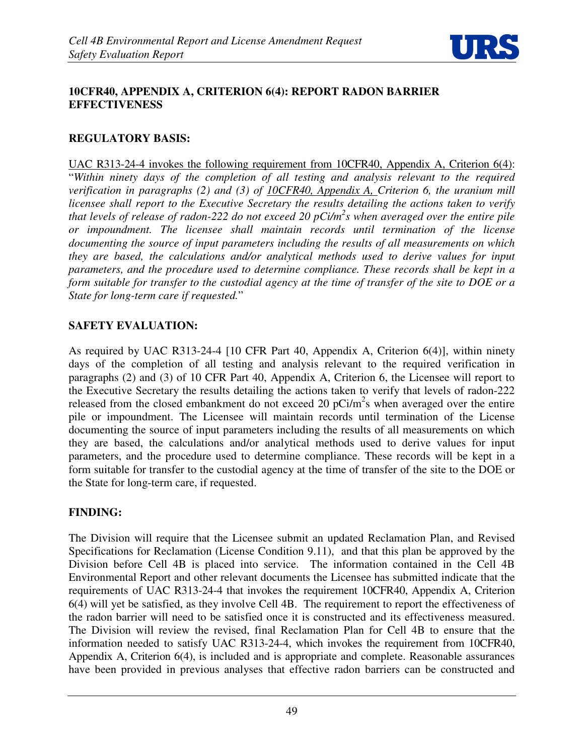**10CFR40, APPENDIX A, CRITERION 6(4): REPORT RADON BARRIER EFFECTIVENESS**

**REGULATORY BASIS:**

UAC R313-24-4 invokes the following requirement from 10CFR40, Appendix A, Criterion 6(4): "*Within ninety days of the completion of all testing and analysis relevant to the required verification in paragraphs (2) and (3) of 10CFR40, Appendix A, Criterion 6, the uranium mill licensee shall report to the Executive Secretary the results detailing the actions taken to verify that levels of release of radon-222 do not exceed 20 pCi/m$^2$s when averaged over the entire pile or impoundment. The licensee shall maintain records until termination of the license documenting the source of input parameters including the results of all measurements on which they are based, the calculations and/or analytical methods used to derive values for input parameters, and the procedure used to determine compliance. These records shall be kept in a form suitable for transfer to the custodial agency at the time of transfer of the site to DOE or a State for long-term care if requested.*"

**SAFETY EVALUATION:**

As required by UAC R313-24-4 [10 CFR Part 40, Appendix A, Criterion 6(4)], within ninety days of the completion of all testing and analysis relevant to the required verification in paragraphs (2) and (3) of 10 CFR Part 40, Appendix A, Criterion 6, the Licensee will report to the Executive Secretary the results detailing the actions taken to verify that levels of radon-222 released from the closed embankment do not exceed 20 pCi/m$^2$s when averaged over the entire pile or impoundment. The Licensee will maintain records until termination of the License documenting the source of input parameters including the results of all measurements on which they are based, the calculations and/or analytical methods used to derive values for input parameters, and the procedure used to determine compliance. These records will be kept in a form suitable for transfer to the custodial agency at the time of transfer of the site to the DOE or the State for long-term care, if requested.

**FINDING:**

The Division will require that the Licensee submit an updated Reclamation Plan, and Revised Specifications for Reclamation (License Condition 9.11), and that this plan be approved by the Division before Cell 4B is placed into service. The information contained in the Cell 4B Environmental Report and other relevant documents the Licensee has submitted indicate that the requirements of UAC R313-24-4 that invokes the requirement 10CFR40, Appendix A, Criterion 6(4) will yet be satisfied, as they involve Cell 4B. The requirement to report the effectiveness of the radon barrier will need to be satisfied once it is constructed and its effectiveness measured. The Division will review the revised, final Reclamation Plan for Cell 4B to ensure that the information needed to satisfy UAC R313-24-4, which invokes the requirement from 10CFR40, Appendix A, Criterion 6(4), is included and is appropriate and complete. Reasonable assurances have been provided in previous analyses that effective radon barriers can be constructed and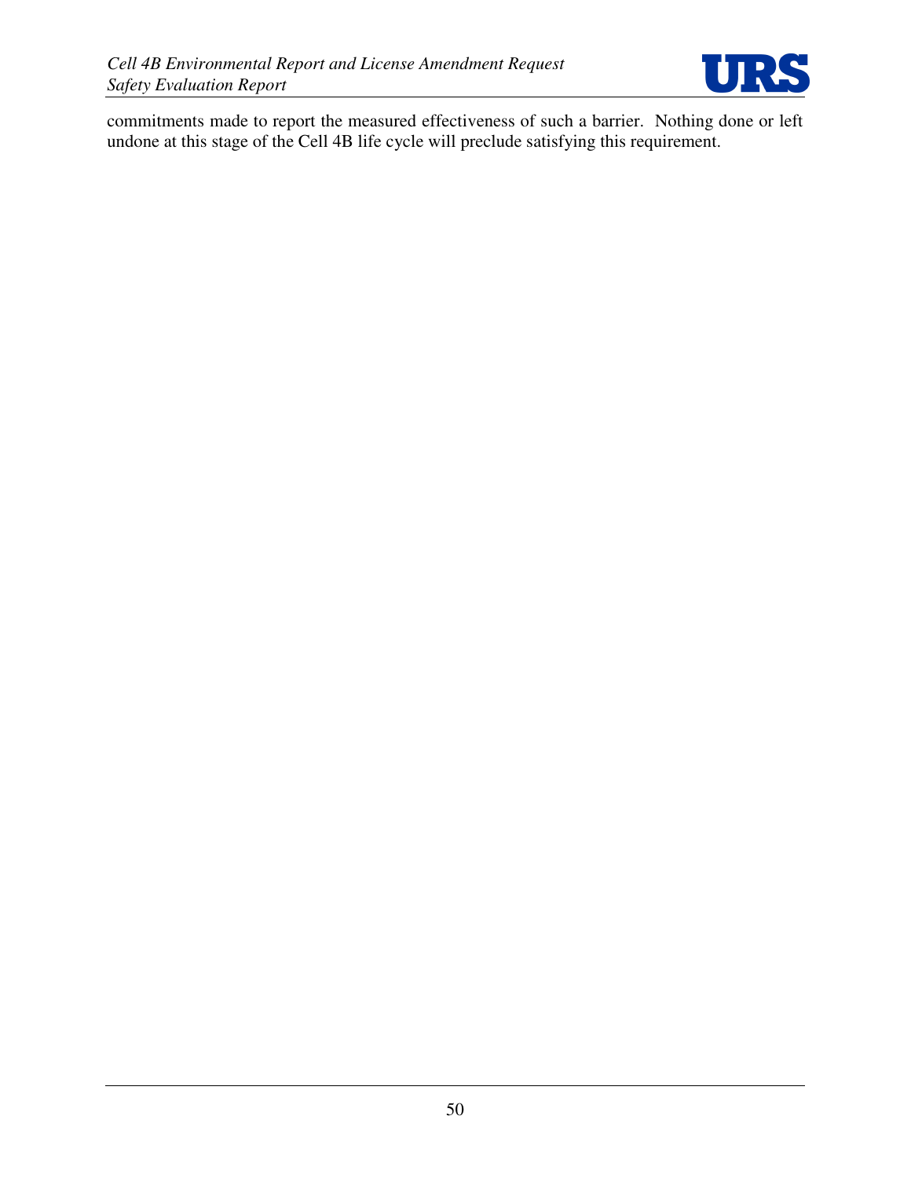commitments made to report the measured effectiveness of such a barrier. Nothing done or left undone at this stage of the Cell 4B life cycle will preclude satisfying this requirement.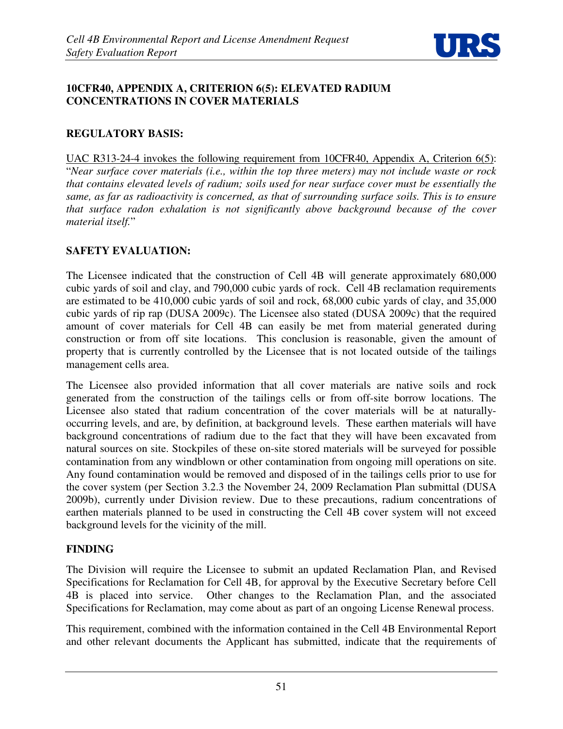## 10CFR40, APPENDIX A, CRITERION 6(5): ELEVATED RADIUM CONCENTRATIONS IN COVER MATERIALS

### REGULATORY BASIS:

UAC R313-24-4 invokes the following requirement from 10CFR40, Appendix A, Criterion 6(5): "*Near surface cover materials (i.e., within the top three meters) may not include waste or rock that contains elevated levels of radium; soils used for near surface cover must be essentially the same, as far as radioactivity is concerned, as that of surrounding surface soils. This is to ensure that surface radon exhalation is not significantly above background because of the cover material itself.*"

### SAFETY EVALUATION:

The Licensee indicated that the construction of Cell 4B will generate approximately 680,000 cubic yards of soil and clay, and 790,000 cubic yards of rock. Cell 4B reclamation requirements are estimated to be 410,000 cubic yards of soil and rock, 68,000 cubic yards of clay, and 35,000 cubic yards of rip rap (DUSA 2009c). The Licensee also stated (DUSA 2009c) that the required amount of cover materials for Cell 4B can easily be met from material generated during construction or from off site locations. This conclusion is reasonable, given the amount of property that is currently controlled by the Licensee that is not located outside of the tailings management cells area.

The Licensee also provided information that all cover materials are native soils and rock generated from the construction of the tailings cells or from off-site borrow locations. The Licensee also stated that radium concentration of the cover materials will be at naturally-occurring levels, and are, by definition, at background levels. These earthen materials will have background concentrations of radium due to the fact that they will have been excavated from natural sources on site. Stockpiles of these on-site stored materials will be surveyed for possible contamination from any windblown or other contamination from ongoing mill operations on site. Any found contamination would be removed and disposed of in the tailings cells prior to use for the cover system (per Section 3.2.3 the November 24, 2009 Reclamation Plan submittal (DUSA 2009b), currently under Division review. Due to these precautions, radium concentrations of earthen materials planned to be used in constructing the Cell 4B cover system will not exceed background levels for the vicinity of the mill.

### FINDING

The Division will require the Licensee to submit an updated Reclamation Plan, and Revised Specifications for Reclamation for Cell 4B, for approval by the Executive Secretary before Cell 4B is placed into service. Other changes to the Reclamation Plan, and the associated Specifications for Reclamation, may come about as part of an ongoing License Renewal process.

This requirement, combined with the information contained in the Cell 4B Environmental Report and other relevant documents the Applicant has submitted, indicate that the requirements of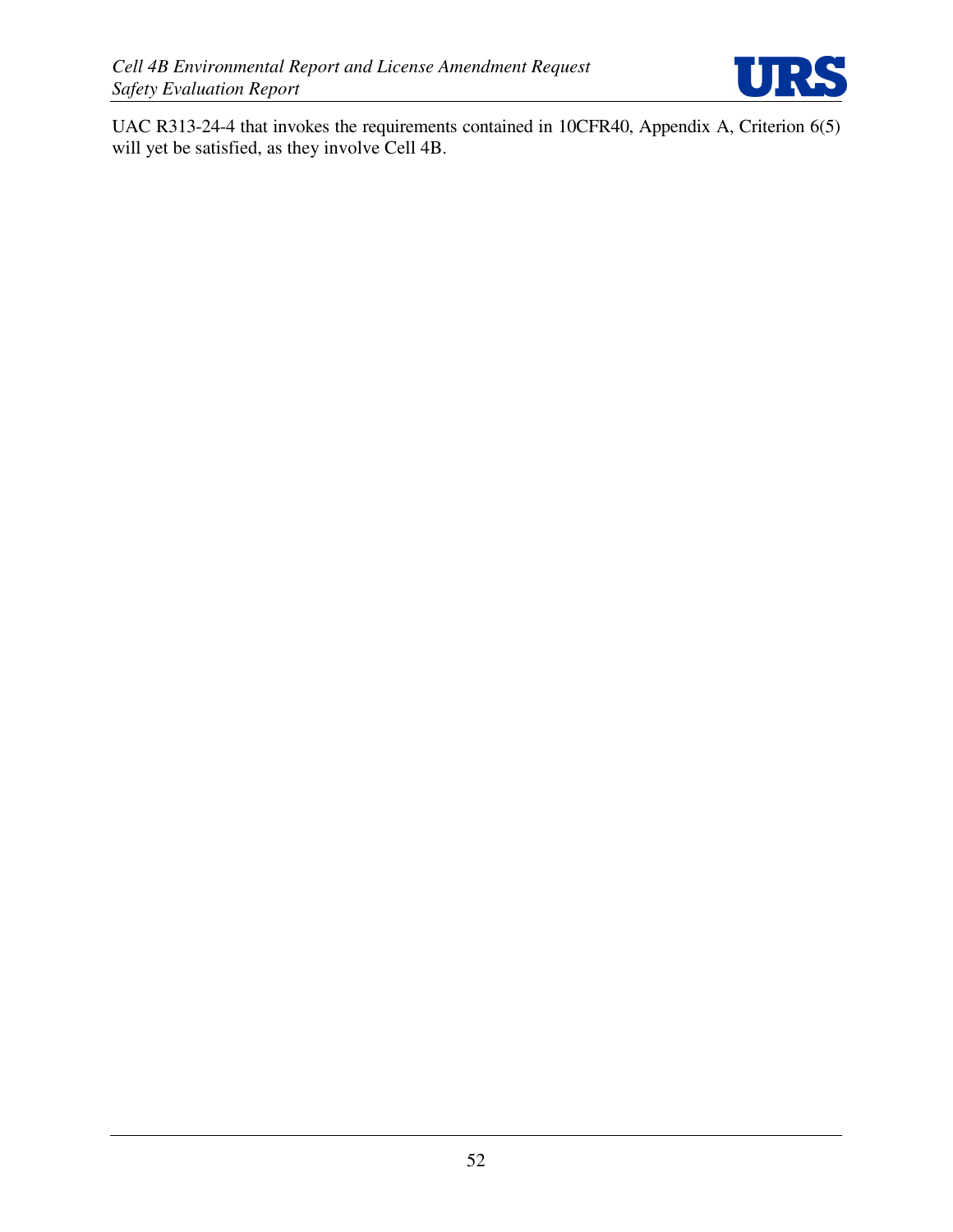UAC R313-24-4 that invokes the requirements contained in 10CFR40, Appendix A, Criterion 6(5) will yet be satisfied, as they involve Cell 4B.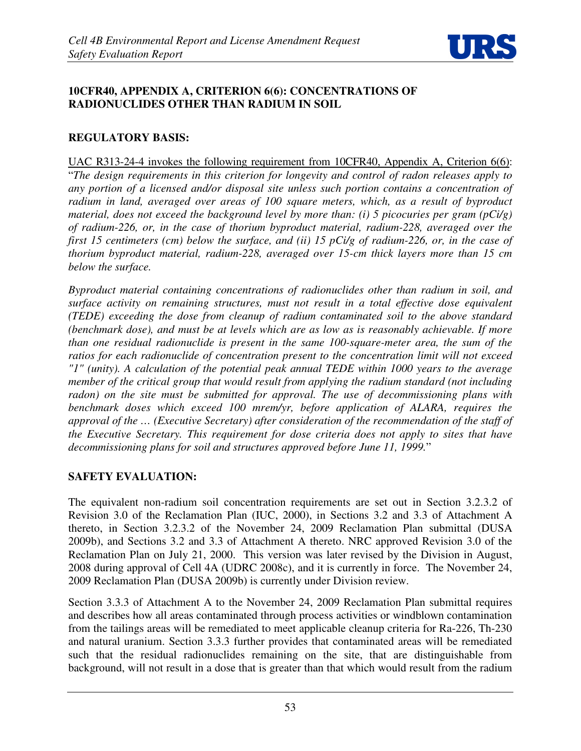## 10CFR40, APPENDIX A, CRITERION 6(6): CONCENTRATIONS OF RADIONUCLIDES OTHER THAN RADIUM IN SOIL

### REGULATORY BASIS:

UAC R313-24-4 invokes the following requirement from 10CFR40, Appendix A, Criterion 6(6): "*The design requirements in this criterion for longevity and control of radon releases apply to any portion of a licensed and/or disposal site unless such portion contains a concentration of radium in land, averaged over areas of 100 square meters, which, as a result of byproduct material, does not exceed the background level by more than: (i) 5 picocuries per gram (pCi/g) of radium-226, or, in the case of thorium byproduct material, radium-228, averaged over the first 15 centimeters (cm) below the surface, and (ii) 15 pCi/g of radium-226, or, in the case of thorium byproduct material, radium-228, averaged over 15-cm thick layers more than 15 cm below the surface.*

*Byproduct material containing concentrations of radionuclides other than radium in soil, and surface activity on remaining structures, must not result in a total effective dose equivalent (TEDE) exceeding the dose from cleanup of radium contaminated soil to the above standard (benchmark dose), and must be at levels which are as low as is reasonably achievable. If more than one residual radionuclide is present in the same 100-square-meter area, the sum of the ratios for each radionuclide of concentration present to the concentration limit will not exceed "1" (unity). A calculation of the potential peak annual TEDE within 1000 years to the average member of the critical group that would result from applying the radium standard (not including radon) on the site must be submitted for approval. The use of decommissioning plans with benchmark doses which exceed 100 mrem/yr, before application of ALARA, requires the approval of the … (Executive Secretary) after consideration of the recommendation of the staff of the Executive Secretary. This requirement for dose criteria does not apply to sites that have decommissioning plans for soil and structures approved before June 11, 1999.*"

### SAFETY EVALUATION:

The equivalent non-radium soil concentration requirements are set out in Section 3.2.3.2 of Revision 3.0 of the Reclamation Plan (IUC, 2000), in Sections 3.2 and 3.3 of Attachment A thereto, in Section 3.2.3.2 of the November 24, 2009 Reclamation Plan submittal (DUSA 2009b), and Sections 3.2 and 3.3 of Attachment A thereto. NRC approved Revision 3.0 of the Reclamation Plan on July 21, 2000. This version was later revised by the Division in August, 2008 during approval of Cell 4A (UDRC 2008c), and it is currently in force. The November 24, 2009 Reclamation Plan (DUSA 2009b) is currently under Division review.

Section 3.3.3 of Attachment A to the November 24, 2009 Reclamation Plan submittal requires and describes how all areas contaminated through process activities or windblown contamination from the tailings areas will be remediated to meet applicable cleanup criteria for Ra-226, Th-230 and natural uranium. Section 3.3.3 further provides that contaminated areas will be remediated such that the residual radionuclides remaining on the site, that are distinguishable from background, will not result in a dose that is greater than that which would result from the radium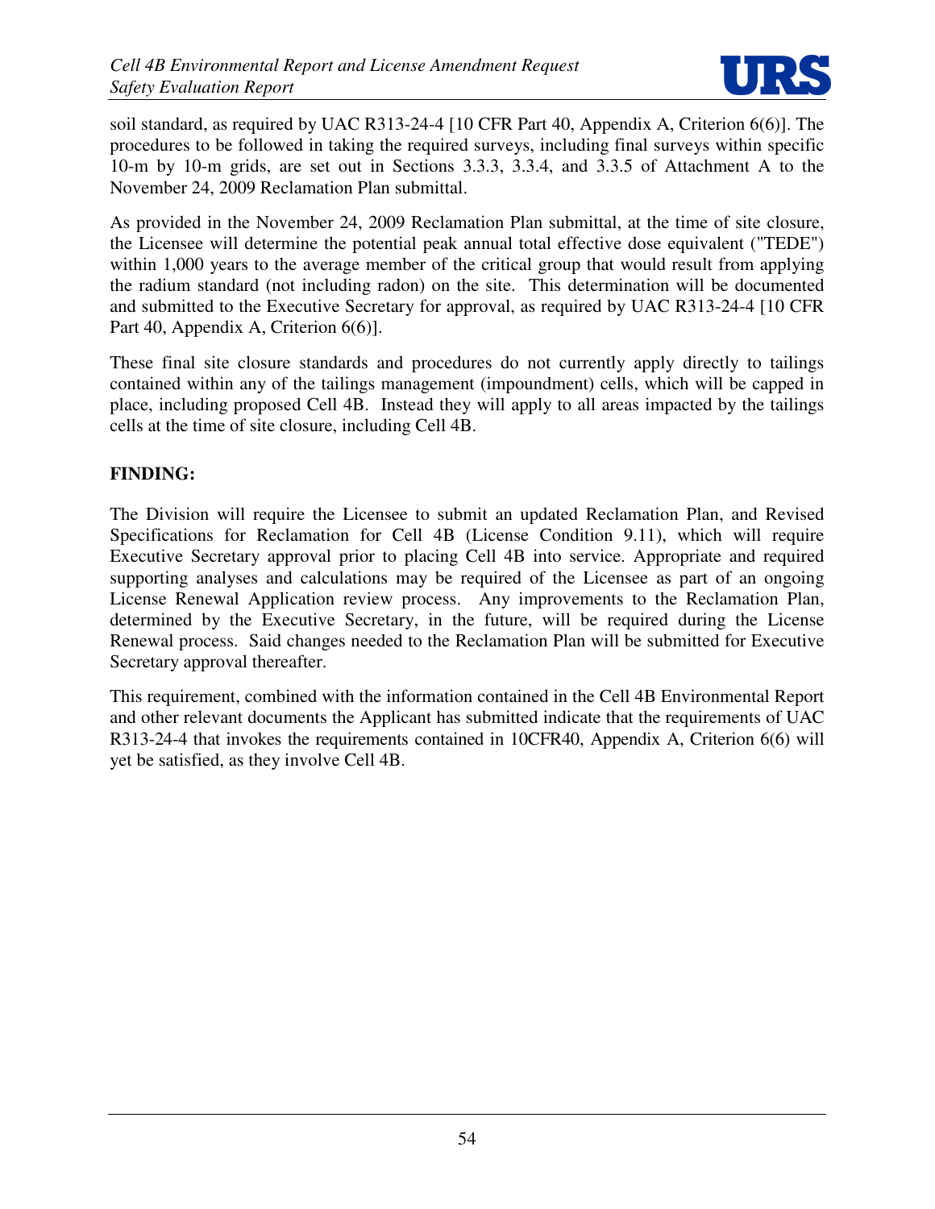soil standard, as required by UAC R313-24-4 [10 CFR Part 40, Appendix A, Criterion 6(6)]. The procedures to be followed in taking the required surveys, including final surveys within specific 10-m by 10-m grids, are set out in Sections 3.3.3, 3.3.4, and 3.3.5 of Attachment A to the November 24, 2009 Reclamation Plan submittal.

As provided in the November 24, 2009 Reclamation Plan submittal, at the time of site closure, the Licensee will determine the potential peak annual total effective dose equivalent ("TEDE") within 1,000 years to the average member of the critical group that would result from applying the radium standard (not including radon) on the site. This determination will be documented and submitted to the Executive Secretary for approval, as required by UAC R313-24-4 [10 CFR Part 40, Appendix A, Criterion 6(6)].

These final site closure standards and procedures do not currently apply directly to tailings contained within any of the tailings management (impoundment) cells, which will be capped in place, including proposed Cell 4B. Instead they will apply to all areas impacted by the tailings cells at the time of site closure, including Cell 4B.

**FINDING:**

The Division will require the Licensee to submit an updated Reclamation Plan, and Revised Specifications for Reclamation for Cell 4B (License Condition 9.11), which will require Executive Secretary approval prior to placing Cell 4B into service. Appropriate and required supporting analyses and calculations may be required of the Licensee as part of an ongoing License Renewal Application review process. Any improvements to the Reclamation Plan, determined by the Executive Secretary, in the future, will be required during the License Renewal process. Said changes needed to the Reclamation Plan will be submitted for Executive Secretary approval thereafter.

This requirement, combined with the information contained in the Cell 4B Environmental Report and other relevant documents the Applicant has submitted indicate that the requirements of UAC R313-24-4 that invokes the requirements contained in 10CFR40, Appendix A, Criterion 6(6) will yet be satisfied, as they involve Cell 4B.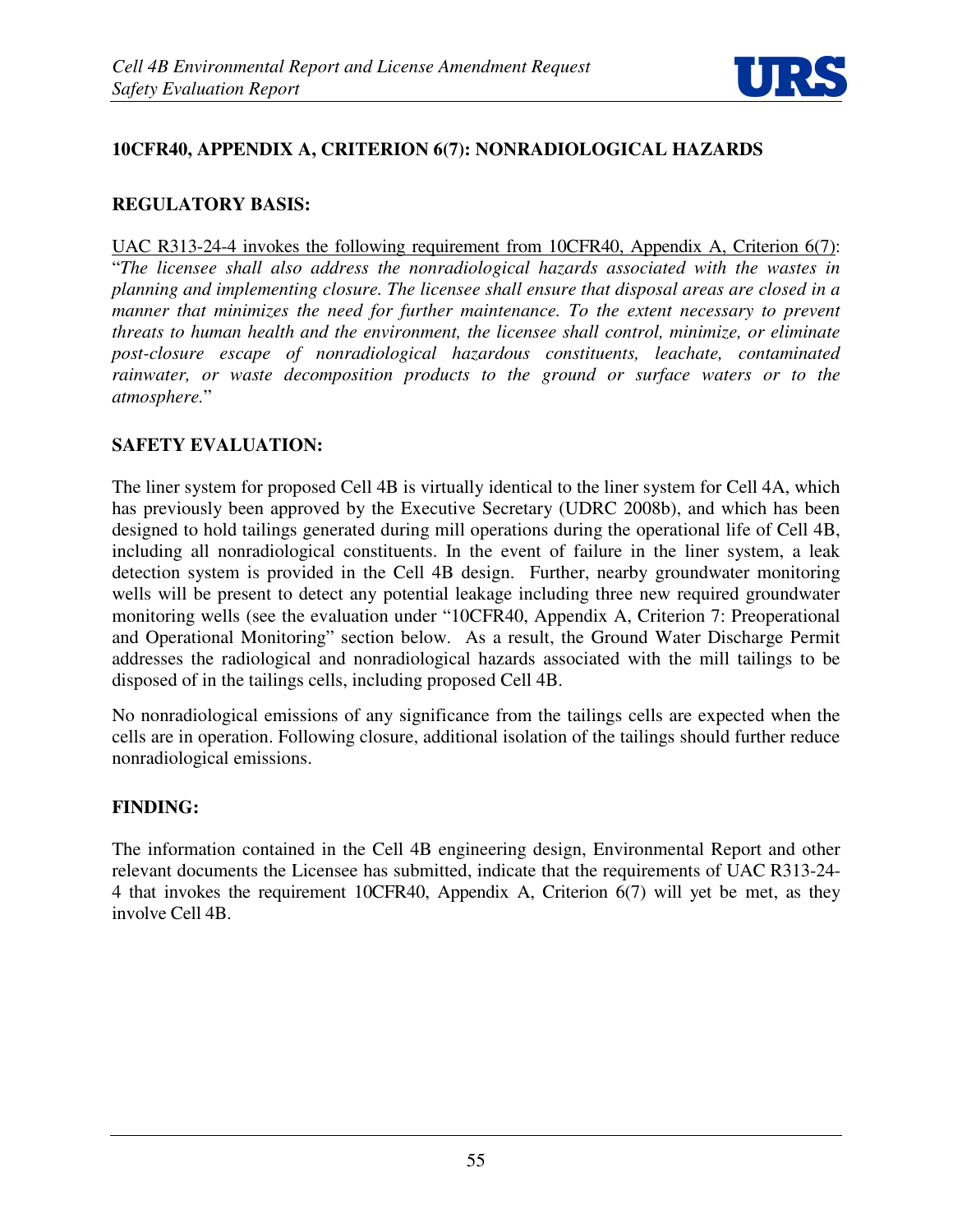## 10CFR40, APPENDIX A, CRITERION 6(7): NONRADIOLOGICAL HAZARDS

### REGULATORY BASIS:

UAC R313-24-4 invokes the following requirement from 10CFR40, Appendix A, Criterion 6(7): "*The licensee shall also address the nonradiological hazards associated with the wastes in planning and implementing closure. The licensee shall ensure that disposal areas are closed in a manner that minimizes the need for further maintenance. To the extent necessary to prevent threats to human health and the environment, the licensee shall control, minimize, or eliminate post-closure escape of nonradiological hazardous constituents, leachate, contaminated rainwater, or waste decomposition products to the ground or surface waters or to the atmosphere.*"

### SAFETY EVALUATION:

The liner system for proposed Cell 4B is virtually identical to the liner system for Cell 4A, which has previously been approved by the Executive Secretary (UDRC 2008b), and which has been designed to hold tailings generated during mill operations during the operational life of Cell 4B, including all nonradiological constituents. In the event of failure in the liner system, a leak detection system is provided in the Cell 4B design. Further, nearby groundwater monitoring wells will be present to detect any potential leakage including three new required groundwater monitoring wells (see the evaluation under "10CFR40, Appendix A, Criterion 7: Preoperational and Operational Monitoring" section below. As a result, the Ground Water Discharge Permit addresses the radiological and nonradiological hazards associated with the mill tailings to be disposed of in the tailings cells, including proposed Cell 4B.

No nonradiological emissions of any significance from the tailings cells are expected when the cells are in operation. Following closure, additional isolation of the tailings should further reduce nonradiological emissions.

### FINDING:

The information contained in the Cell 4B engineering design, Environmental Report and other relevant documents the Licensee has submitted, indicate that the requirements of UAC R313-24-4 that invokes the requirement 10CFR40, Appendix A, Criterion 6(7) will yet be met, as they involve Cell 4B.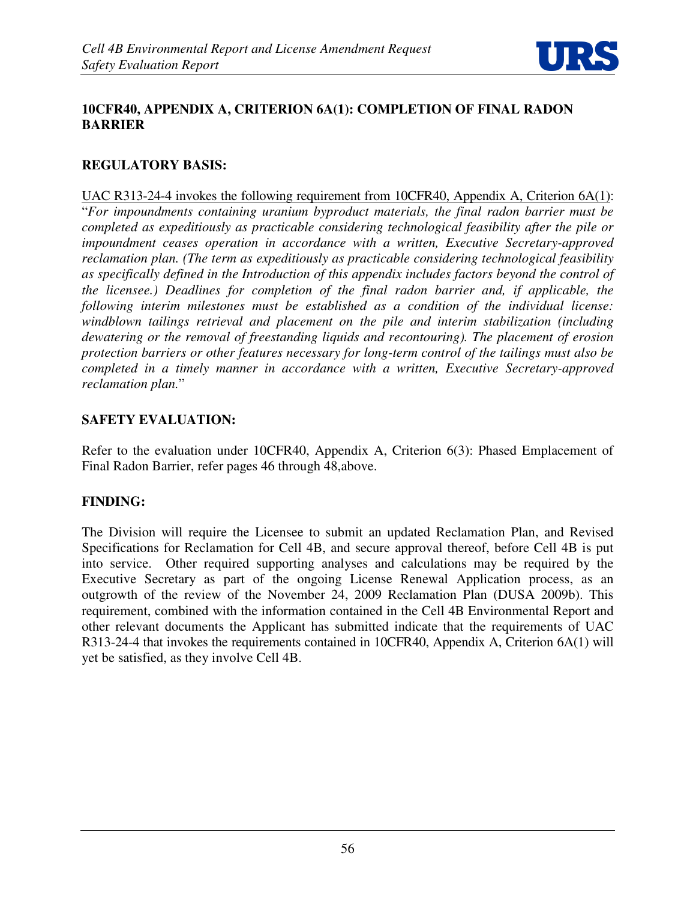## 10CFR40, APPENDIX A, CRITERION 6A(1): COMPLETION OF FINAL RADON BARRIER

### REGULATORY BASIS:

UAC R313-24-4 invokes the following requirement from 10CFR40, Appendix A, Criterion 6A(1): "*For impoundments containing uranium byproduct materials, the final radon barrier must be completed as expeditiously as practicable considering technological feasibility after the pile or impoundment ceases operation in accordance with a written, Executive Secretary-approved reclamation plan. (The term as expeditiously as practicable considering technological feasibility as specifically defined in the Introduction of this appendix includes factors beyond the control of the licensee.) Deadlines for completion of the final radon barrier and, if applicable, the following interim milestones must be established as a condition of the individual license: windblown tailings retrieval and placement on the pile and interim stabilization (including dewatering or the removal of freestanding liquids and recontouring). The placement of erosion protection barriers or other features necessary for long-term control of the tailings must also be completed in a timely manner in accordance with a written, Executive Secretary-approved reclamation plan.*"

### SAFETY EVALUATION:

Refer to the evaluation under 10CFR40, Appendix A, Criterion 6(3): Phased Emplacement of Final Radon Barrier, refer pages 46 through 48,above.

### FINDING:

The Division will require the Licensee to submit an updated Reclamation Plan, and Revised Specifications for Reclamation for Cell 4B, and secure approval thereof, before Cell 4B is put into service. Other required supporting analyses and calculations may be required by the Executive Secretary as part of the ongoing License Renewal Application process, as an outgrowth of the review of the November 24, 2009 Reclamation Plan (DUSA 2009b). This requirement, combined with the information contained in the Cell 4B Environmental Report and other relevant documents the Applicant has submitted indicate that the requirements of UAC R313-24-4 that invokes the requirements contained in 10CFR40, Appendix A, Criterion 6A(1) will yet be satisfied, as they involve Cell 4B.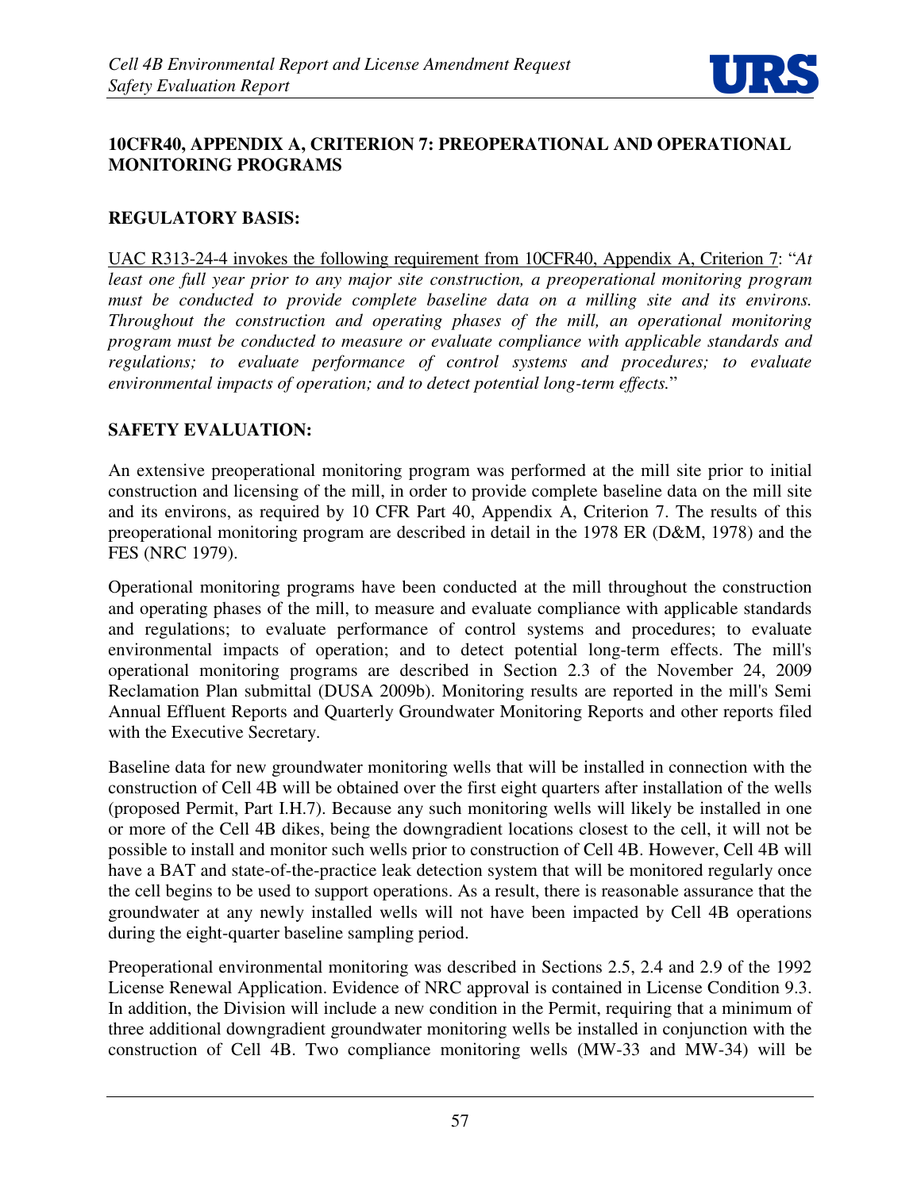## 10CFR40, APPENDIX A, CRITERION 7: PREOPERATIONAL AND OPERATIONAL MONITORING PROGRAMS

### REGULATORY BASIS:

UAC R313-24-4 invokes the following requirement from 10CFR40, Appendix A, Criterion 7: "*At least one full year prior to any major site construction, a preoperational monitoring program must be conducted to provide complete baseline data on a milling site and its environs. Throughout the construction and operating phases of the mill, an operational monitoring program must be conducted to measure or evaluate compliance with applicable standards and regulations; to evaluate performance of control systems and procedures; to evaluate environmental impacts of operation; and to detect potential long-term effects.*"

### SAFETY EVALUATION:

An extensive preoperational monitoring program was performed at the mill site prior to initial construction and licensing of the mill, in order to provide complete baseline data on the mill site and its environs, as required by 10 CFR Part 40, Appendix A, Criterion 7. The results of this preoperational monitoring program are described in detail in the 1978 ER (D&M, 1978) and the FES (NRC 1979).

Operational monitoring programs have been conducted at the mill throughout the construction and operating phases of the mill, to measure and evaluate compliance with applicable standards and regulations; to evaluate performance of control systems and procedures; to evaluate environmental impacts of operation; and to detect potential long-term effects. The mill's operational monitoring programs are described in Section 2.3 of the November 24, 2009 Reclamation Plan submittal (DUSA 2009b). Monitoring results are reported in the mill's Semi Annual Effluent Reports and Quarterly Groundwater Monitoring Reports and other reports filed with the Executive Secretary.

Baseline data for new groundwater monitoring wells that will be installed in connection with the construction of Cell 4B will be obtained over the first eight quarters after installation of the wells (proposed Permit, Part I.H.7). Because any such monitoring wells will likely be installed in one or more of the Cell 4B dikes, being the downgradient locations closest to the cell, it will not be possible to install and monitor such wells prior to construction of Cell 4B. However, Cell 4B will have a BAT and state-of-the-practice leak detection system that will be monitored regularly once the cell begins to be used to support operations. As a result, there is reasonable assurance that the groundwater at any newly installed wells will not have been impacted by Cell 4B operations during the eight-quarter baseline sampling period.

Preoperational environmental monitoring was described in Sections 2.5, 2.4 and 2.9 of the 1992 License Renewal Application. Evidence of NRC approval is contained in License Condition 9.3. In addition, the Division will include a new condition in the Permit, requiring that a minimum of three additional downgradient groundwater monitoring wells be installed in conjunction with the construction of Cell 4B. Two compliance monitoring wells (MW-33 and MW-34) will be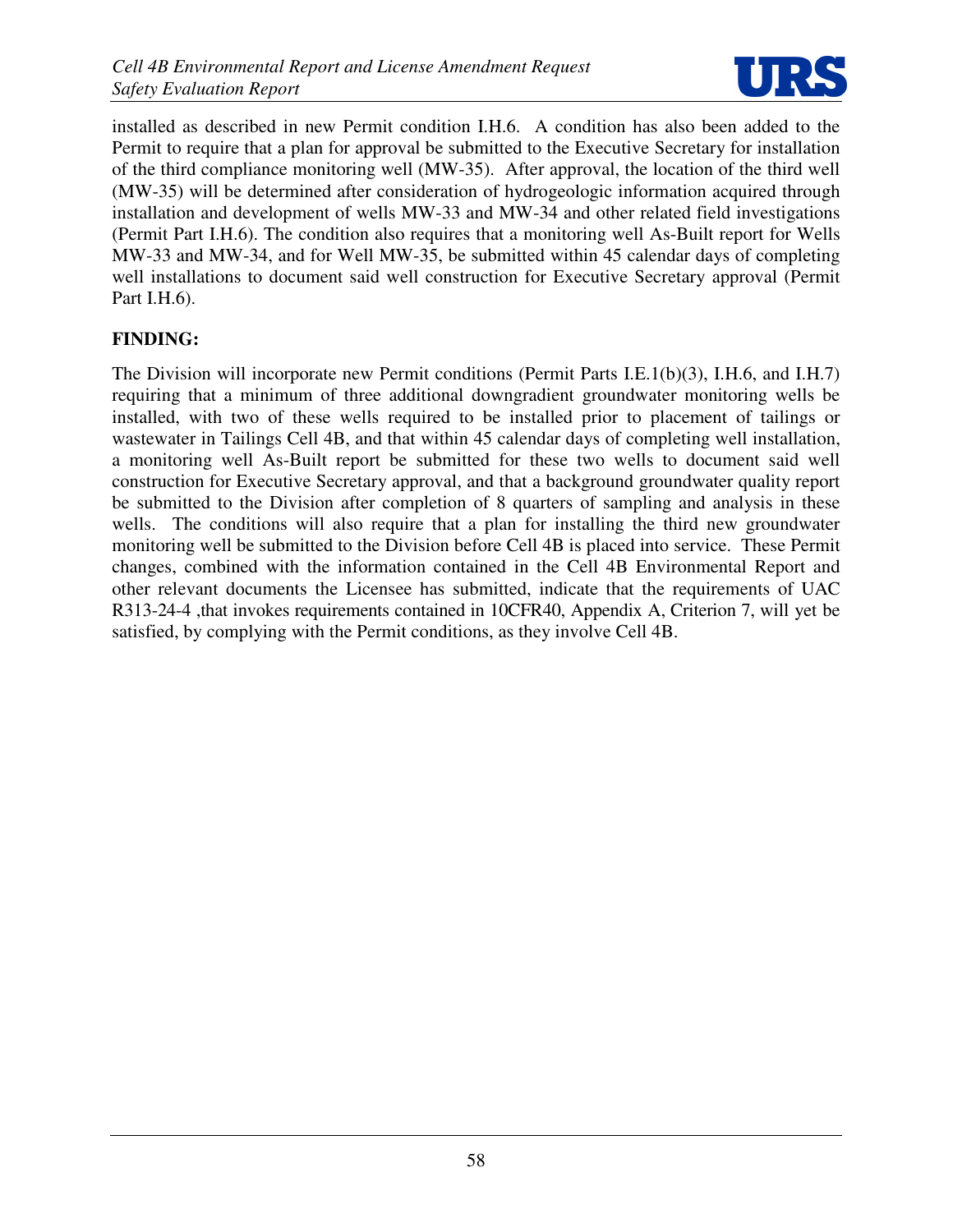installed as described in new Permit condition I.H.6. A condition has also been added to the Permit to require that a plan for approval be submitted to the Executive Secretary for installation of the third compliance monitoring well (MW-35). After approval, the location of the third well (MW-35) will be determined after consideration of hydrogeologic information acquired through installation and development of wells MW-33 and MW-34 and other related field investigations (Permit Part I.H.6). The condition also requires that a monitoring well As-Built report for Wells MW-33 and MW-34, and for Well MW-35, be submitted within 45 calendar days of completing well installations to document said well construction for Executive Secretary approval (Permit Part I.H.6).

**FINDING:**

The Division will incorporate new Permit conditions (Permit Parts I.E.1(b)(3), I.H.6, and I.H.7) requiring that a minimum of three additional downgradient groundwater monitoring wells be installed, with two of these wells required to be installed prior to placement of tailings or wastewater in Tailings Cell 4B, and that within 45 calendar days of completing well installation, a monitoring well As-Built report be submitted for these two wells to document said well construction for Executive Secretary approval, and that a background groundwater quality report be submitted to the Division after completion of 8 quarters of sampling and analysis in these wells. The conditions will also require that a plan for installing the third new groundwater monitoring well be submitted to the Division before Cell 4B is placed into service. These Permit changes, combined with the information contained in the Cell 4B Environmental Report and other relevant documents the Licensee has submitted, indicate that the requirements of UAC R313-24-4 ,that invokes requirements contained in 10CFR40, Appendix A, Criterion 7, will yet be satisfied, by complying with the Permit conditions, as they involve Cell 4B.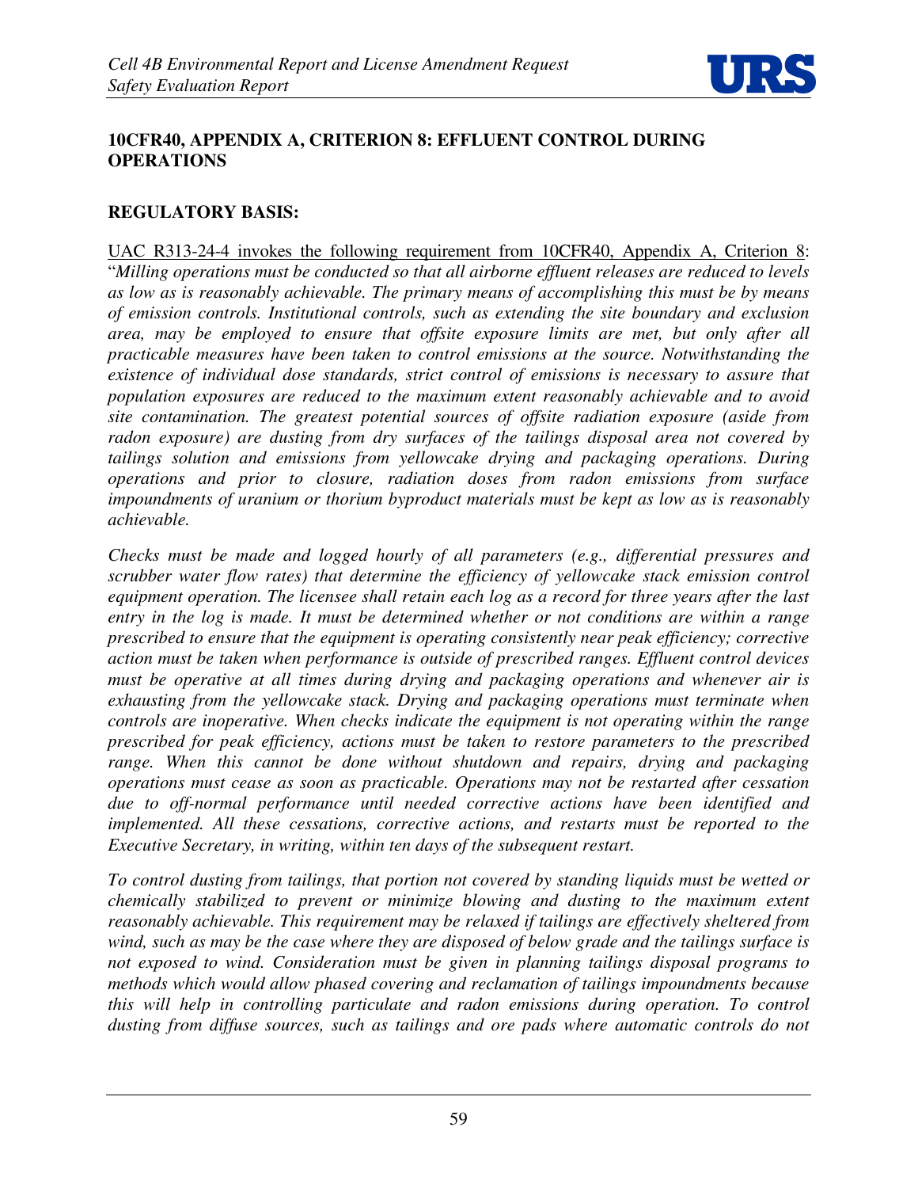## 10CFR40, APPENDIX A, CRITERION 8: EFFLUENT CONTROL DURING OPERATIONS

### REGULATORY BASIS:

UAC R313-24-4 invokes the following requirement from 10CFR40, Appendix A, Criterion 8: "*Milling operations must be conducted so that all airborne effluent releases are reduced to levels as low as is reasonably achievable. The primary means of accomplishing this must be by means of emission controls. Institutional controls, such as extending the site boundary and exclusion area, may be employed to ensure that offsite exposure limits are met, but only after all practicable measures have been taken to control emissions at the source. Notwithstanding the existence of individual dose standards, strict control of emissions is necessary to assure that population exposures are reduced to the maximum extent reasonably achievable and to avoid site contamination. The greatest potential sources of offsite radiation exposure (aside from radon exposure) are dusting from dry surfaces of the tailings disposal area not covered by tailings solution and emissions from yellowcake drying and packaging operations. During operations and prior to closure, radiation doses from radon emissions from surface impoundments of uranium or thorium byproduct materials must be kept as low as is reasonably achievable.*

*Checks must be made and logged hourly of all parameters (e.g., differential pressures and scrubber water flow rates) that determine the efficiency of yellowcake stack emission control equipment operation. The licensee shall retain each log as a record for three years after the last entry in the log is made. It must be determined whether or not conditions are within a range prescribed to ensure that the equipment is operating consistently near peak efficiency; corrective action must be taken when performance is outside of prescribed ranges. Effluent control devices must be operative at all times during drying and packaging operations and whenever air is exhausting from the yellowcake stack. Drying and packaging operations must terminate when controls are inoperative. When checks indicate the equipment is not operating within the range prescribed for peak efficiency, actions must be taken to restore parameters to the prescribed range. When this cannot be done without shutdown and repairs, drying and packaging operations must cease as soon as practicable. Operations may not be restarted after cessation due to off-normal performance until needed corrective actions have been identified and implemented. All these cessations, corrective actions, and restarts must be reported to the Executive Secretary, in writing, within ten days of the subsequent restart.*

*To control dusting from tailings, that portion not covered by standing liquids must be wetted or chemically stabilized to prevent or minimize blowing and dusting to the maximum extent reasonably achievable. This requirement may be relaxed if tailings are effectively sheltered from wind, such as may be the case where they are disposed of below grade and the tailings surface is not exposed to wind. Consideration must be given in planning tailings disposal programs to methods which would allow phased covering and reclamation of tailings impoundments because this will help in controlling particulate and radon emissions during operation. To control dusting from diffuse sources, such as tailings and ore pads where automatic controls do not*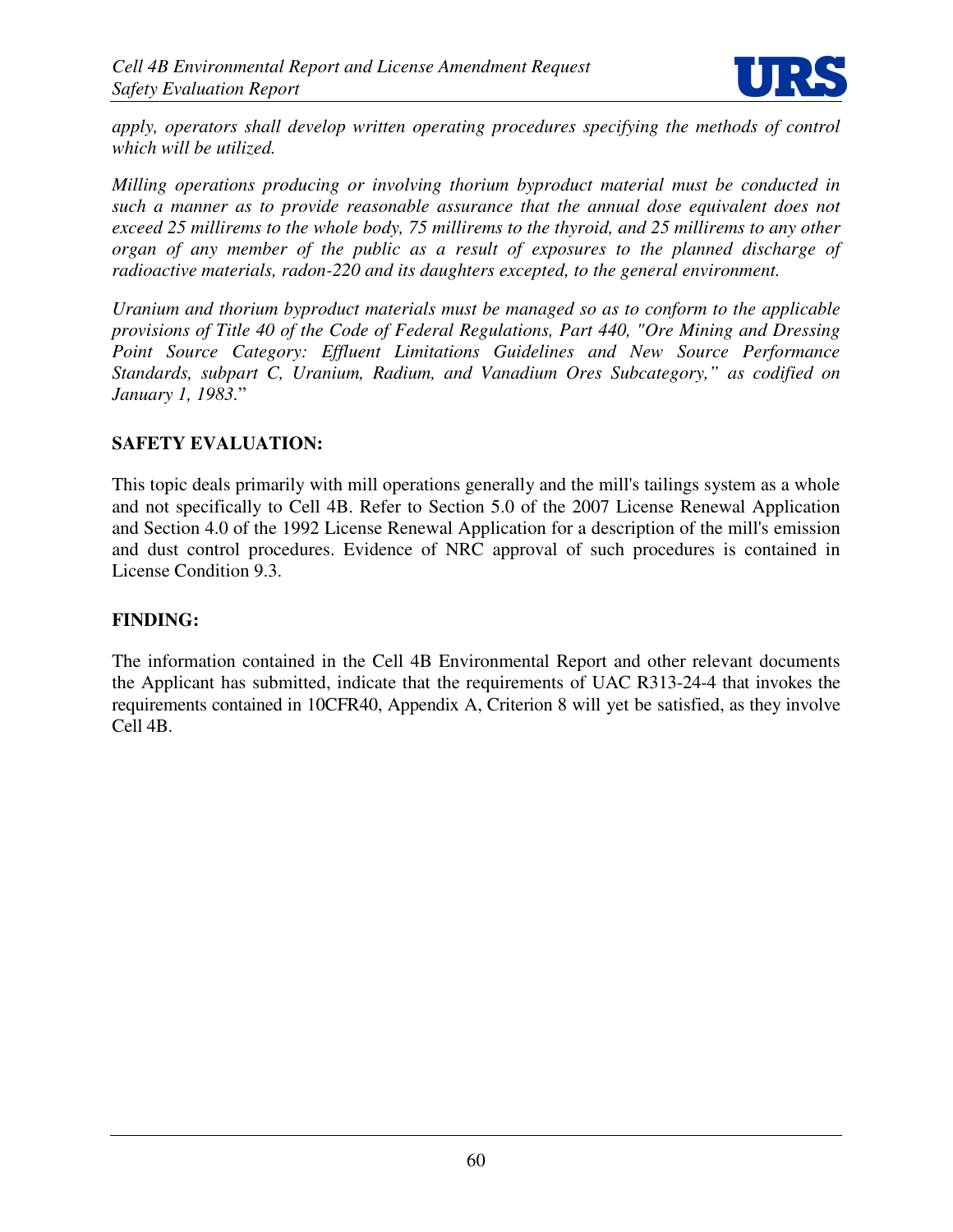*apply, operators shall develop written operating procedures specifying the methods of control which will be utilized.*

*Milling operations producing or involving thorium byproduct material must be conducted in such a manner as to provide reasonable assurance that the annual dose equivalent does not exceed 25 millirems to the whole body, 75 millirems to the thyroid, and 25 millirems to any other organ of any member of the public as a result of exposures to the planned discharge of radioactive materials, radon-220 and its daughters excepted, to the general environment.*

*Uranium and thorium byproduct materials must be managed so as to conform to the applicable provisions of Title 40 of the Code of Federal Regulations, Part 440, "Ore Mining and Dressing Point Source Category: Effluent Limitations Guidelines and New Source Performance Standards, subpart C, Uranium, Radium, and Vanadium Ores Subcategory," as codified on January 1, 1983.*"

**SAFETY EVALUATION:**

This topic deals primarily with mill operations generally and the mill's tailings system as a whole and not specifically to Cell 4B. Refer to Section 5.0 of the 2007 License Renewal Application and Section 4.0 of the 1992 License Renewal Application for a description of the mill's emission and dust control procedures. Evidence of NRC approval of such procedures is contained in License Condition 9.3.

**FINDING:**

The information contained in the Cell 4B Environmental Report and other relevant documents the Applicant has submitted, indicate that the requirements of UAC R313-24-4 that invokes the requirements contained in 10CFR40, Appendix A, Criterion 8 will yet be satisfied, as they involve Cell 4B.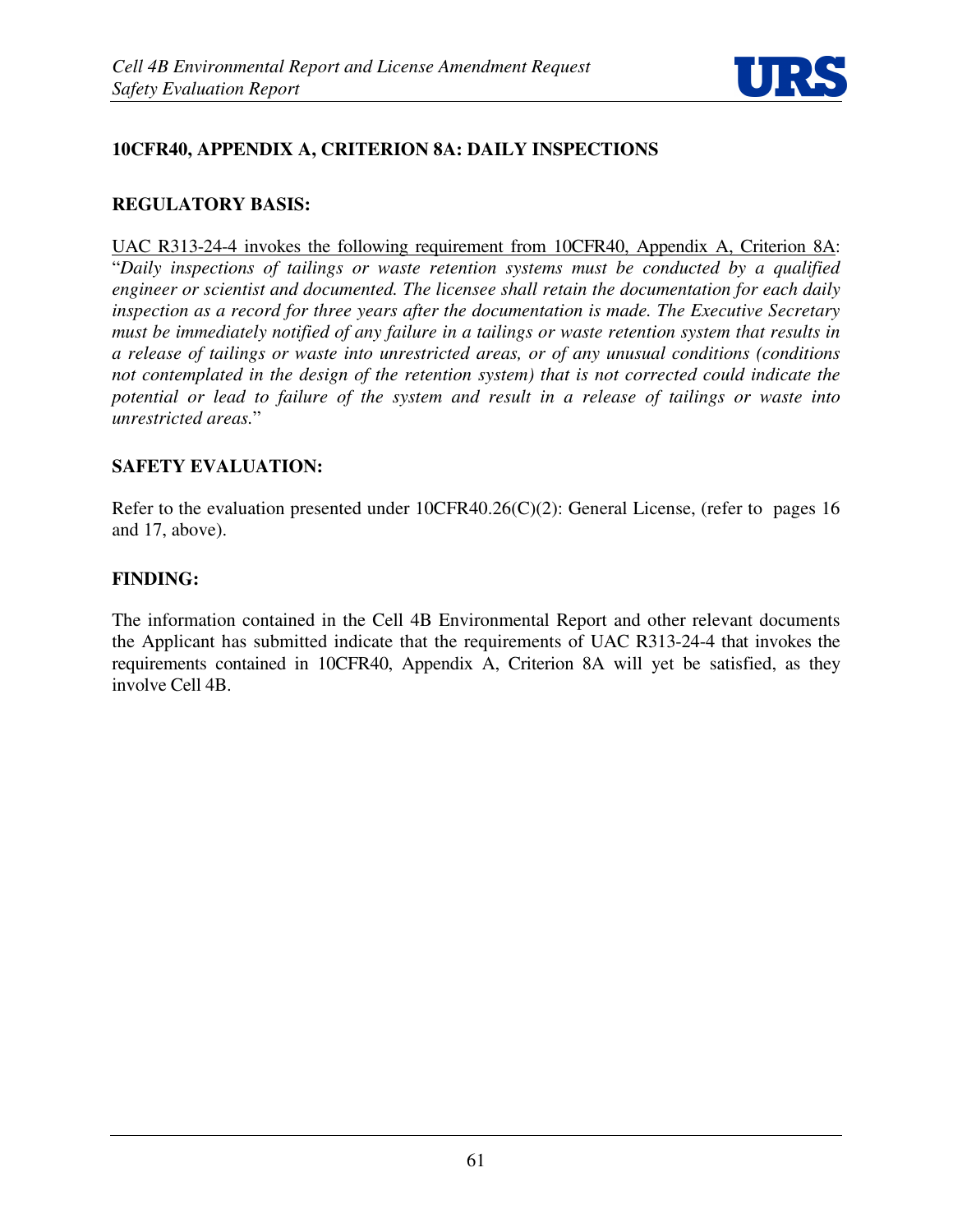## 10CFR40, APPENDIX A, CRITERION 8A: DAILY INSPECTIONS

### REGULATORY BASIS:

UAC R313-24-4 invokes the following requirement from 10CFR40, Appendix A, Criterion 8A: "*Daily inspections of tailings or waste retention systems must be conducted by a qualified engineer or scientist and documented. The licensee shall retain the documentation for each daily inspection as a record for three years after the documentation is made. The Executive Secretary must be immediately notified of any failure in a tailings or waste retention system that results in a release of tailings or waste into unrestricted areas, or of any unusual conditions (conditions not contemplated in the design of the retention system) that is not corrected could indicate the potential or lead to failure of the system and result in a release of tailings or waste into unrestricted areas.*"

### SAFETY EVALUATION:

Refer to the evaluation presented under 10CFR40.26(C)(2): General License, (refer to pages 16 and 17, above).

### FINDING:

The information contained in the Cell 4B Environmental Report and other relevant documents the Applicant has submitted indicate that the requirements of UAC R313-24-4 that invokes the requirements contained in 10CFR40, Appendix A, Criterion 8A will yet be satisfied, as they involve Cell 4B.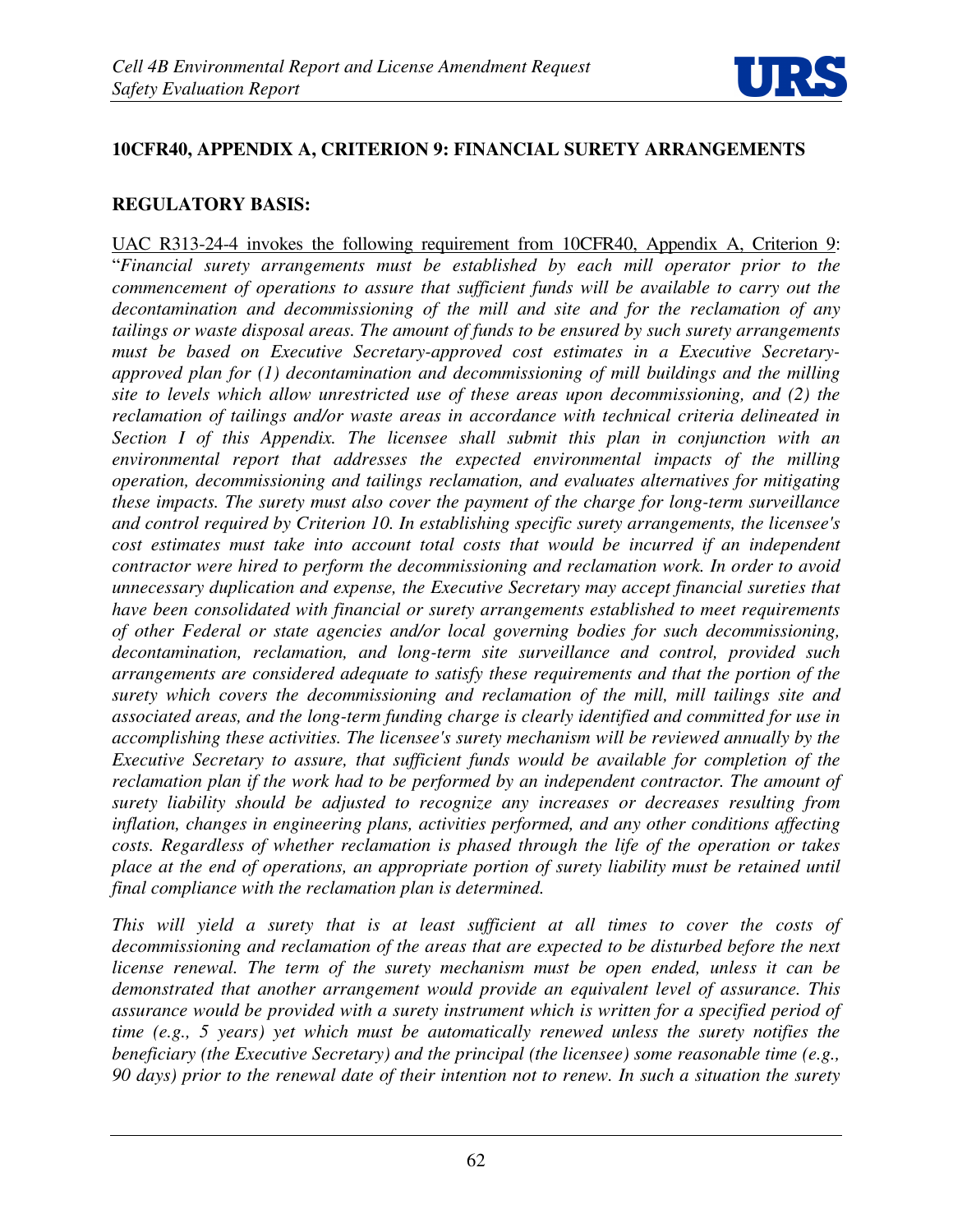## 10CFR40, APPENDIX A, CRITERION 9: FINANCIAL SURETY ARRANGEMENTS

### REGULATORY BASIS:

UAC R313-24-4 invokes the following requirement from 10CFR40, Appendix A, Criterion 9: "*Financial surety arrangements must be established by each mill operator prior to the commencement of operations to assure that sufficient funds will be available to carry out the decontamination and decommissioning of the mill and site and for the reclamation of any tailings or waste disposal areas. The amount of funds to be ensured by such surety arrangements must be based on Executive Secretary-approved cost estimates in a Executive Secretary-approved plan for (1) decontamination and decommissioning of mill buildings and the milling site to levels which allow unrestricted use of these areas upon decommissioning, and (2) the reclamation of tailings and/or waste areas in accordance with technical criteria delineated in Section I of this Appendix. The licensee shall submit this plan in conjunction with an environmental report that addresses the expected environmental impacts of the milling operation, decommissioning and tailings reclamation, and evaluates alternatives for mitigating these impacts. The surety must also cover the payment of the charge for long-term surveillance and control required by Criterion 10. In establishing specific surety arrangements, the licensee's cost estimates must take into account total costs that would be incurred if an independent contractor were hired to perform the decommissioning and reclamation work. In order to avoid unnecessary duplication and expense, the Executive Secretary may accept financial sureties that have been consolidated with financial or surety arrangements established to meet requirements of other Federal or state agencies and/or local governing bodies for such decommissioning, decontamination, reclamation, and long-term site surveillance and control, provided such arrangements are considered adequate to satisfy these requirements and that the portion of the surety which covers the decommissioning and reclamation of the mill, mill tailings site and associated areas, and the long-term funding charge is clearly identified and committed for use in accomplishing these activities. The licensee's surety mechanism will be reviewed annually by the Executive Secretary to assure, that sufficient funds would be available for completion of the reclamation plan if the work had to be performed by an independent contractor. The amount of surety liability should be adjusted to recognize any increases or decreases resulting from inflation, changes in engineering plans, activities performed, and any other conditions affecting costs. Regardless of whether reclamation is phased through the life of the operation or takes place at the end of operations, an appropriate portion of surety liability must be retained until final compliance with the reclamation plan is determined.*

*This will yield a surety that is at least sufficient at all times to cover the costs of decommissioning and reclamation of the areas that are expected to be disturbed before the next license renewal. The term of the surety mechanism must be open ended, unless it can be demonstrated that another arrangement would provide an equivalent level of assurance. This assurance would be provided with a surety instrument which is written for a specified period of time (e.g., 5 years) yet which must be automatically renewed unless the surety notifies the beneficiary (the Executive Secretary) and the principal (the licensee) some reasonable time (e.g., 90 days) prior to the renewal date of their intention not to renew. In such a situation the surety*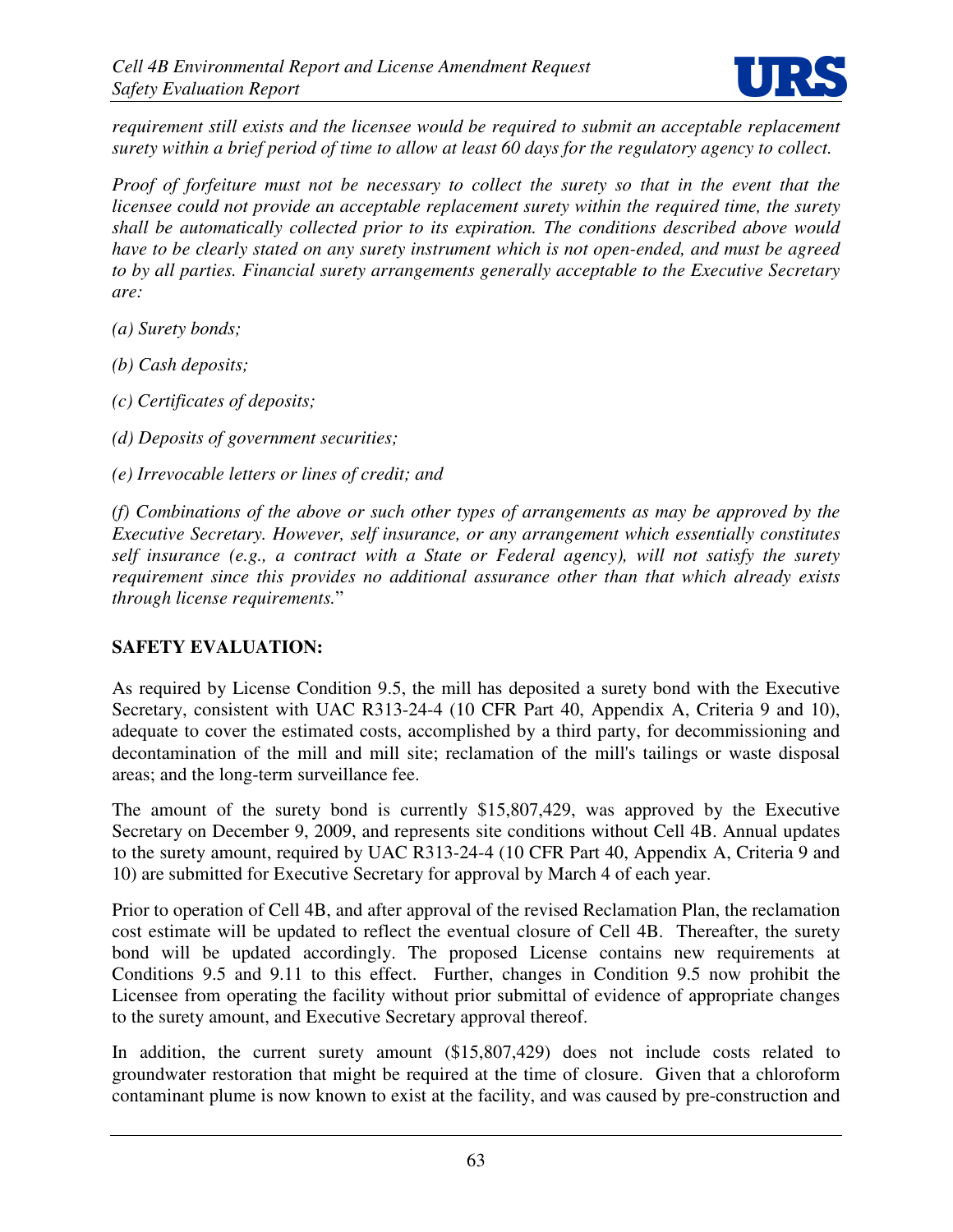*requirement still exists and the licensee would be required to submit an acceptable replacement surety within a brief period of time to allow at least 60 days for the regulatory agency to collect.*

*Proof of forfeiture must not be necessary to collect the surety so that in the event that the licensee could not provide an acceptable replacement surety within the required time, the surety shall be automatically collected prior to its expiration. The conditions described above would have to be clearly stated on any surety instrument which is not open-ended, and must be agreed to by all parties. Financial surety arrangements generally acceptable to the Executive Secretary are:*

*(a) Surety bonds;*

*(b) Cash deposits;*

*(c) Certificates of deposits;*

*(d) Deposits of government securities;*

*(e) Irrevocable letters or lines of credit; and*

*(f) Combinations of the above or such other types of arrangements as may be approved by the Executive Secretary. However, self insurance, or any arrangement which essentially constitutes self insurance (e.g., a contract with a State or Federal agency), will not satisfy the surety requirement since this provides no additional assurance other than that which already exists through license requirements.*"

**SAFETY EVALUATION:**

As required by License Condition 9.5, the mill has deposited a surety bond with the Executive Secretary, consistent with UAC R313-24-4 (10 CFR Part 40, Appendix A, Criteria 9 and 10), adequate to cover the estimated costs, accomplished by a third party, for decommissioning and decontamination of the mill and mill site; reclamation of the mill's tailings or waste disposal areas; and the long-term surveillance fee.

The amount of the surety bond is currently $15,807,429, was approved by the Executive Secretary on December 9, 2009, and represents site conditions without Cell 4B. Annual updates to the surety amount, required by UAC R313-24-4 (10 CFR Part 40, Appendix A, Criteria 9 and 10) are submitted for Executive Secretary for approval by March 4 of each year.

Prior to operation of Cell 4B, and after approval of the revised Reclamation Plan, the reclamation cost estimate will be updated to reflect the eventual closure of Cell 4B. Thereafter, the surety bond will be updated accordingly. The proposed License contains new requirements at Conditions 9.5 and 9.11 to this effect. Further, changes in Condition 9.5 now prohibit the Licensee from operating the facility without prior submittal of evidence of appropriate changes to the surety amount, and Executive Secretary approval thereof.

In addition, the current surety amount ($15,807,429) does not include costs related to groundwater restoration that might be required at the time of closure. Given that a chloroform contaminant plume is now known to exist at the facility, and was caused by pre-construction and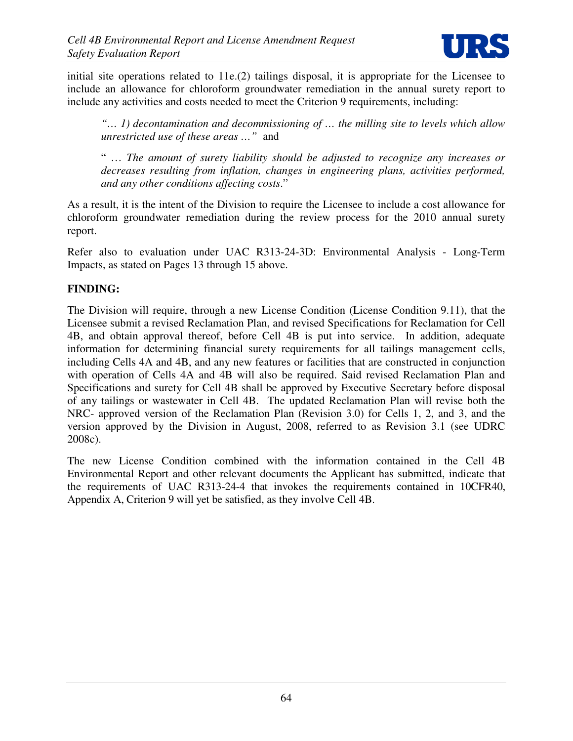initial site operations related to 11e.(2) tailings disposal, it is appropriate for the Licensee to include an allowance for chloroform groundwater remediation in the annual surety report to include any activities and costs needed to meet the Criterion 9 requirements, including:

> *"… 1) decontamination and decommissioning of … the milling site to levels which allow unrestricted use of these areas …"* and
>
> " … *The amount of surety liability should be adjusted to recognize any increases or decreases resulting from inflation, changes in engineering plans, activities performed, and any other conditions affecting costs*."

As a result, it is the intent of the Division to require the Licensee to include a cost allowance for chloroform groundwater remediation during the review process for the 2010 annual surety report.

Refer also to evaluation under UAC R313-24-3D: Environmental Analysis - Long-Term Impacts, as stated on Pages 13 through 15 above.

**FINDING:**

The Division will require, through a new License Condition (License Condition 9.11), that the Licensee submit a revised Reclamation Plan, and revised Specifications for Reclamation for Cell 4B, and obtain approval thereof, before Cell 4B is put into service. In addition, adequate information for determining financial surety requirements for all tailings management cells, including Cells 4A and 4B, and any new features or facilities that are constructed in conjunction with operation of Cells 4A and 4B will also be required. Said revised Reclamation Plan and Specifications and surety for Cell 4B shall be approved by Executive Secretary before disposal of any tailings or wastewater in Cell 4B. The updated Reclamation Plan will revise both the NRC- approved version of the Reclamation Plan (Revision 3.0) for Cells 1, 2, and 3, and the version approved by the Division in August, 2008, referred to as Revision 3.1 (see UDRC 2008c).

The new License Condition combined with the information contained in the Cell 4B Environmental Report and other relevant documents the Applicant has submitted, indicate that the requirements of UAC R313-24-4 that invokes the requirements contained in 10CFR40, Appendix A, Criterion 9 will yet be satisfied, as they involve Cell 4B.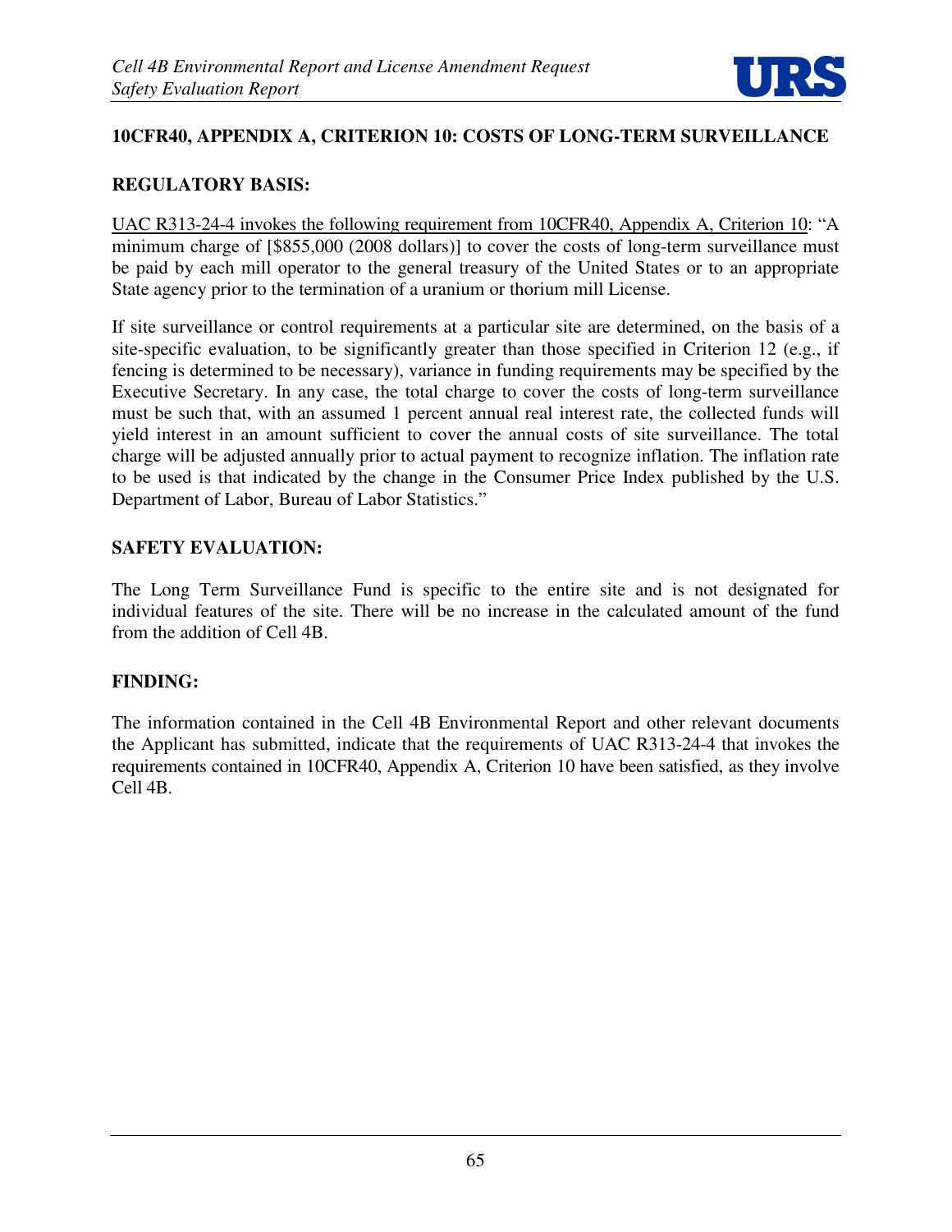## 10CFR40, APPENDIX A, CRITERION 10: COSTS OF LONG-TERM SURVEILLANCE

### REGULATORY BASIS:

UAC R313-24-4 invokes the following requirement from 10CFR40, Appendix A, Criterion 10: "A minimum charge of [$855,000 (2008 dollars)] to cover the costs of long-term surveillance must be paid by each mill operator to the general treasury of the United States or to an appropriate State agency prior to the termination of a uranium or thorium mill License.

If site surveillance or control requirements at a particular site are determined, on the basis of a site-specific evaluation, to be significantly greater than those specified in Criterion 12 (e.g., if fencing is determined to be necessary), variance in funding requirements may be specified by the Executive Secretary. In any case, the total charge to cover the costs of long-term surveillance must be such that, with an assumed 1 percent annual real interest rate, the collected funds will yield interest in an amount sufficient to cover the annual costs of site surveillance. The total charge will be adjusted annually prior to actual payment to recognize inflation. The inflation rate to be used is that indicated by the change in the Consumer Price Index published by the U.S. Department of Labor, Bureau of Labor Statistics."

### SAFETY EVALUATION:

The Long Term Surveillance Fund is specific to the entire site and is not designated for individual features of the site. There will be no increase in the calculated amount of the fund from the addition of Cell 4B.

### FINDING:

The information contained in the Cell 4B Environmental Report and other relevant documents the Applicant has submitted, indicate that the requirements of UAC R313-24-4 that invokes the requirements contained in 10CFR40, Appendix A, Criterion 10 have been satisfied, as they involve Cell 4B.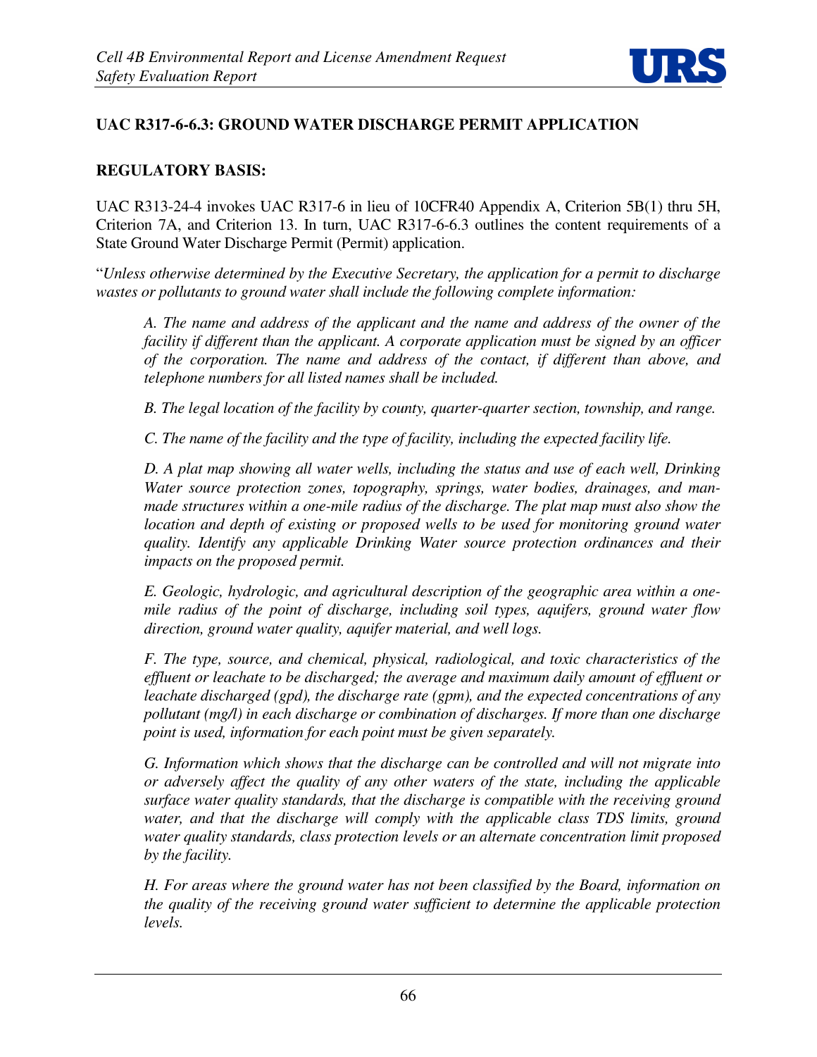## UAC R317-6-6.3: GROUND WATER DISCHARGE PERMIT APPLICATION

### REGULATORY BASIS:

UAC R313-24-4 invokes UAC R317-6 in lieu of 10CFR40 Appendix A, Criterion 5B(1) thru 5H, Criterion 7A, and Criterion 13. In turn, UAC R317-6-6.3 outlines the content requirements of a State Ground Water Discharge Permit (Permit) application.

"*Unless otherwise determined by the Executive Secretary, the application for a permit to discharge wastes or pollutants to ground water shall include the following complete information:*

> *A. The name and address of the applicant and the name and address of the owner of the facility if different than the applicant. A corporate application must be signed by an officer of the corporation. The name and address of the contact, if different than above, and telephone numbers for all listed names shall be included.*
>
> *B. The legal location of the facility by county, quarter-quarter section, township, and range.*
>
> *C. The name of the facility and the type of facility, including the expected facility life.*
>
> *D. A plat map showing all water wells, including the status and use of each well, Drinking Water source protection zones, topography, springs, water bodies, drainages, and man-made structures within a one-mile radius of the discharge. The plat map must also show the location and depth of existing or proposed wells to be used for monitoring ground water quality. Identify any applicable Drinking Water source protection ordinances and their impacts on the proposed permit.*
>
> *E. Geologic, hydrologic, and agricultural description of the geographic area within a one-mile radius of the point of discharge, including soil types, aquifers, ground water flow direction, ground water quality, aquifer material, and well logs.*
>
> *F. The type, source, and chemical, physical, radiological, and toxic characteristics of the effluent or leachate to be discharged; the average and maximum daily amount of effluent or leachate discharged (gpd), the discharge rate (gpm), and the expected concentrations of any pollutant (mg/l) in each discharge or combination of discharges. If more than one discharge point is used, information for each point must be given separately.*
>
> *G. Information which shows that the discharge can be controlled and will not migrate into or adversely affect the quality of any other waters of the state, including the applicable surface water quality standards, that the discharge is compatible with the receiving ground water, and that the discharge will comply with the applicable class TDS limits, ground water quality standards, class protection levels or an alternate concentration limit proposed by the facility.*
>
> *H. For areas where the ground water has not been classified by the Board, information on the quality of the receiving ground water sufficient to determine the applicable protection levels.*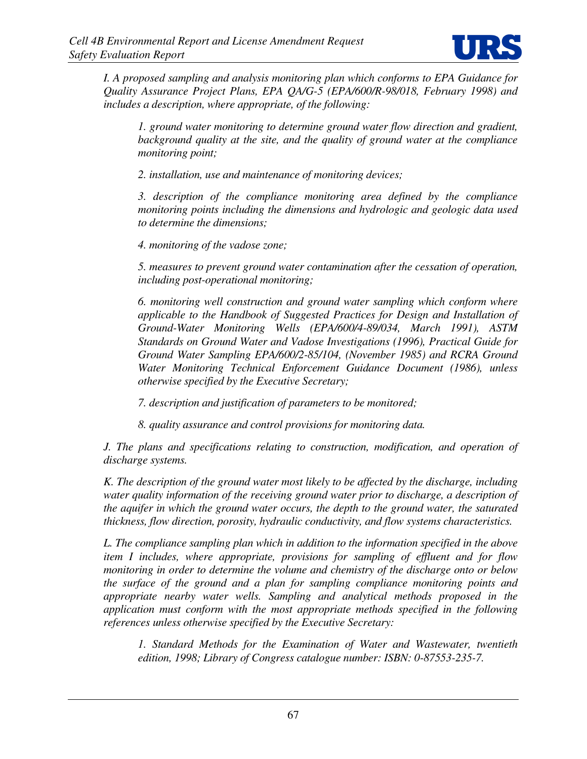*I. A proposed sampling and analysis monitoring plan which conforms to EPA Guidance for Quality Assurance Project Plans, EPA QA/G-5 (EPA/600/R-98/018, February 1998) and includes a description, where appropriate, of the following:*

> *1. ground water monitoring to determine ground water flow direction and gradient, background quality at the site, and the quality of ground water at the compliance monitoring point;*
>
> *2. installation, use and maintenance of monitoring devices;*
>
> *3. description of the compliance monitoring area defined by the compliance monitoring points including the dimensions and hydrologic and geologic data used to determine the dimensions;*
>
> *4. monitoring of the vadose zone;*
>
> *5. measures to prevent ground water contamination after the cessation of operation, including post-operational monitoring;*
>
> *6. monitoring well construction and ground water sampling which conform where applicable to the Handbook of Suggested Practices for Design and Installation of Ground-Water Monitoring Wells (EPA/600/4-89/034, March 1991), ASTM Standards on Ground Water and Vadose Investigations (1996), Practical Guide for Ground Water Sampling EPA/600/2-85/104, (November 1985) and RCRA Ground Water Monitoring Technical Enforcement Guidance Document (1986), unless otherwise specified by the Executive Secretary;*
>
> *7. description and justification of parameters to be monitored;*
>
> *8. quality assurance and control provisions for monitoring data.*

*J. The plans and specifications relating to construction, modification, and operation of discharge systems.*

*K. The description of the ground water most likely to be affected by the discharge, including water quality information of the receiving ground water prior to discharge, a description of the aquifer in which the ground water occurs, the depth to the ground water, the saturated thickness, flow direction, porosity, hydraulic conductivity, and flow systems characteristics.*

*L. The compliance sampling plan which in addition to the information specified in the above item I includes, where appropriate, provisions for sampling of effluent and for flow monitoring in order to determine the volume and chemistry of the discharge onto or below the surface of the ground and a plan for sampling compliance monitoring points and appropriate nearby water wells. Sampling and analytical methods proposed in the application must conform with the most appropriate methods specified in the following references unless otherwise specified by the Executive Secretary:*

> *1. Standard Methods for the Examination of Water and Wastewater, twentieth edition, 1998; Library of Congress catalogue number: ISBN: 0-87553-235-7.*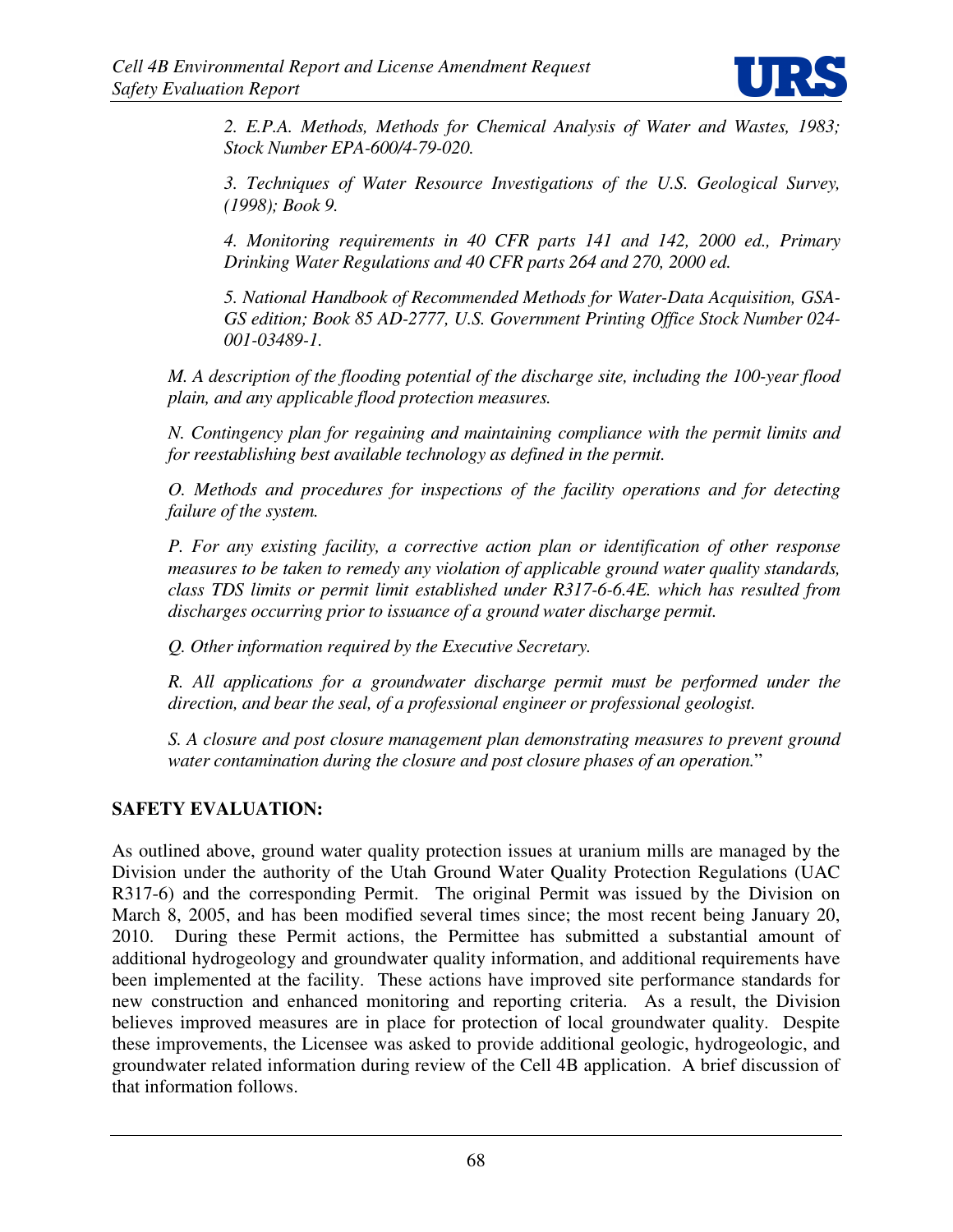*2. E.P.A. Methods, Methods for Chemical Analysis of Water and Wastes, 1983; Stock Number EPA-600/4-79-020.*

*3. Techniques of Water Resource Investigations of the U.S. Geological Survey, (1998); Book 9.*

*4. Monitoring requirements in 40 CFR parts 141 and 142, 2000 ed., Primary Drinking Water Regulations and 40 CFR parts 264 and 270, 2000 ed.*

*5. National Handbook of Recommended Methods for Water-Data Acquisition, GSA-GS edition; Book 85 AD-2777, U.S. Government Printing Office Stock Number 024-001-03489-1.*

*M. A description of the flooding potential of the discharge site, including the 100-year flood plain, and any applicable flood protection measures.*

*N. Contingency plan for regaining and maintaining compliance with the permit limits and for reestablishing best available technology as defined in the permit.*

*O. Methods and procedures for inspections of the facility operations and for detecting failure of the system.*

*P. For any existing facility, a corrective action plan or identification of other response measures to be taken to remedy any violation of applicable ground water quality standards, class TDS limits or permit limit established under R317-6-6.4E. which has resulted from discharges occurring prior to issuance of a ground water discharge permit.*

*Q. Other information required by the Executive Secretary.*

*R. All applications for a groundwater discharge permit must be performed under the direction, and bear the seal, of a professional engineer or professional geologist.*

*S. A closure and post closure management plan demonstrating measures to prevent ground water contamination during the closure and post closure phases of an operation.*"

**SAFETY EVALUATION:**

As outlined above, ground water quality protection issues at uranium mills are managed by the Division under the authority of the Utah Ground Water Quality Protection Regulations (UAC R317-6) and the corresponding Permit. The original Permit was issued by the Division on March 8, 2005, and has been modified several times since; the most recent being January 20, 2010. During these Permit actions, the Permittee has submitted a substantial amount of additional hydrogeology and groundwater quality information, and additional requirements have been implemented at the facility. These actions have improved site performance standards for new construction and enhanced monitoring and reporting criteria. As a result, the Division believes improved measures are in place for protection of local groundwater quality. Despite these improvements, the Licensee was asked to provide additional geologic, hydrogeologic, and groundwater related information during review of the Cell 4B application. A brief discussion of that information follows.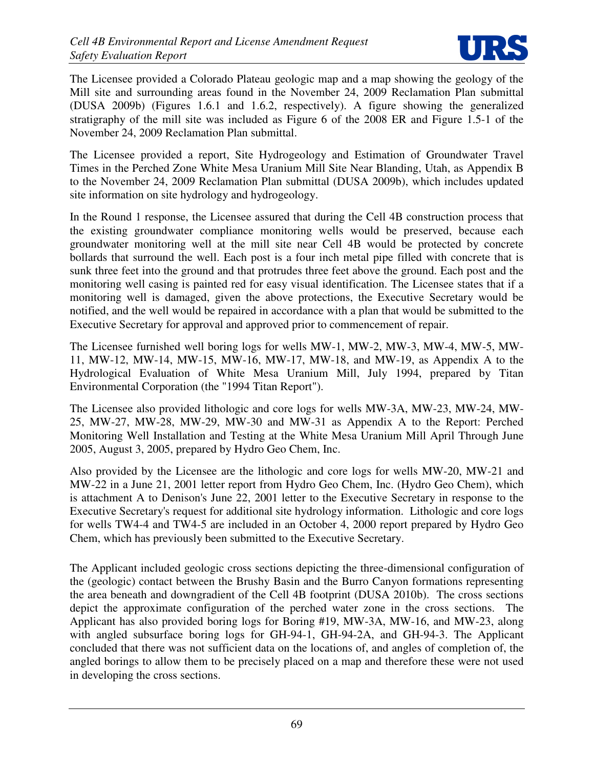The Licensee provided a Colorado Plateau geologic map and a map showing the geology of the Mill site and surrounding areas found in the November 24, 2009 Reclamation Plan submittal (DUSA 2009b) (Figures 1.6.1 and 1.6.2, respectively). A figure showing the generalized stratigraphy of the mill site was included as Figure 6 of the 2008 ER and Figure 1.5-1 of the November 24, 2009 Reclamation Plan submittal.

The Licensee provided a report, Site Hydrogeology and Estimation of Groundwater Travel Times in the Perched Zone White Mesa Uranium Mill Site Near Blanding, Utah, as Appendix B to the November 24, 2009 Reclamation Plan submittal (DUSA 2009b), which includes updated site information on site hydrology and hydrogeology.

In the Round 1 response, the Licensee assured that during the Cell 4B construction process that the existing groundwater compliance monitoring wells would be preserved, because each groundwater monitoring well at the mill site near Cell 4B would be protected by concrete bollards that surround the well. Each post is a four inch metal pipe filled with concrete that is sunk three feet into the ground and that protrudes three feet above the ground. Each post and the monitoring well casing is painted red for easy visual identification. The Licensee states that if a monitoring well is damaged, given the above protections, the Executive Secretary would be notified, and the well would be repaired in accordance with a plan that would be submitted to the Executive Secretary for approval and approved prior to commencement of repair.

The Licensee furnished well boring logs for wells MW-1, MW-2, MW-3, MW-4, MW-5, MW-11, MW-12, MW-14, MW-15, MW-16, MW-17, MW-18, and MW-19, as Appendix A to the Hydrological Evaluation of White Mesa Uranium Mill, July 1994, prepared by Titan Environmental Corporation (the "1994 Titan Report").

The Licensee also provided lithologic and core logs for wells MW-3A, MW-23, MW-24, MW-25, MW-27, MW-28, MW-29, MW-30 and MW-31 as Appendix A to the Report: Perched Monitoring Well Installation and Testing at the White Mesa Uranium Mill April Through June 2005, August 3, 2005, prepared by Hydro Geo Chem, Inc.

Also provided by the Licensee are the lithologic and core logs for wells MW-20, MW-21 and MW-22 in a June 21, 2001 letter report from Hydro Geo Chem, Inc. (Hydro Geo Chem), which is attachment A to Denison's June 22, 2001 letter to the Executive Secretary in response to the Executive Secretary's request for additional site hydrology information. Lithologic and core logs for wells TW4-4 and TW4-5 are included in an October 4, 2000 report prepared by Hydro Geo Chem, which has previously been submitted to the Executive Secretary.

The Applicant included geologic cross sections depicting the three-dimensional configuration of the (geologic) contact between the Brushy Basin and the Burro Canyon formations representing the area beneath and downgradient of the Cell 4B footprint (DUSA 2010b). The cross sections depict the approximate configuration of the perched water zone in the cross sections. The Applicant has also provided boring logs for Boring #19, MW-3A, MW-16, and MW-23, along with angled subsurface boring logs for GH-94-1, GH-94-2A, and GH-94-3. The Applicant concluded that there was not sufficient data on the locations of, and angles of completion of, the angled borings to allow them to be precisely placed on a map and therefore these were not used in developing the cross sections.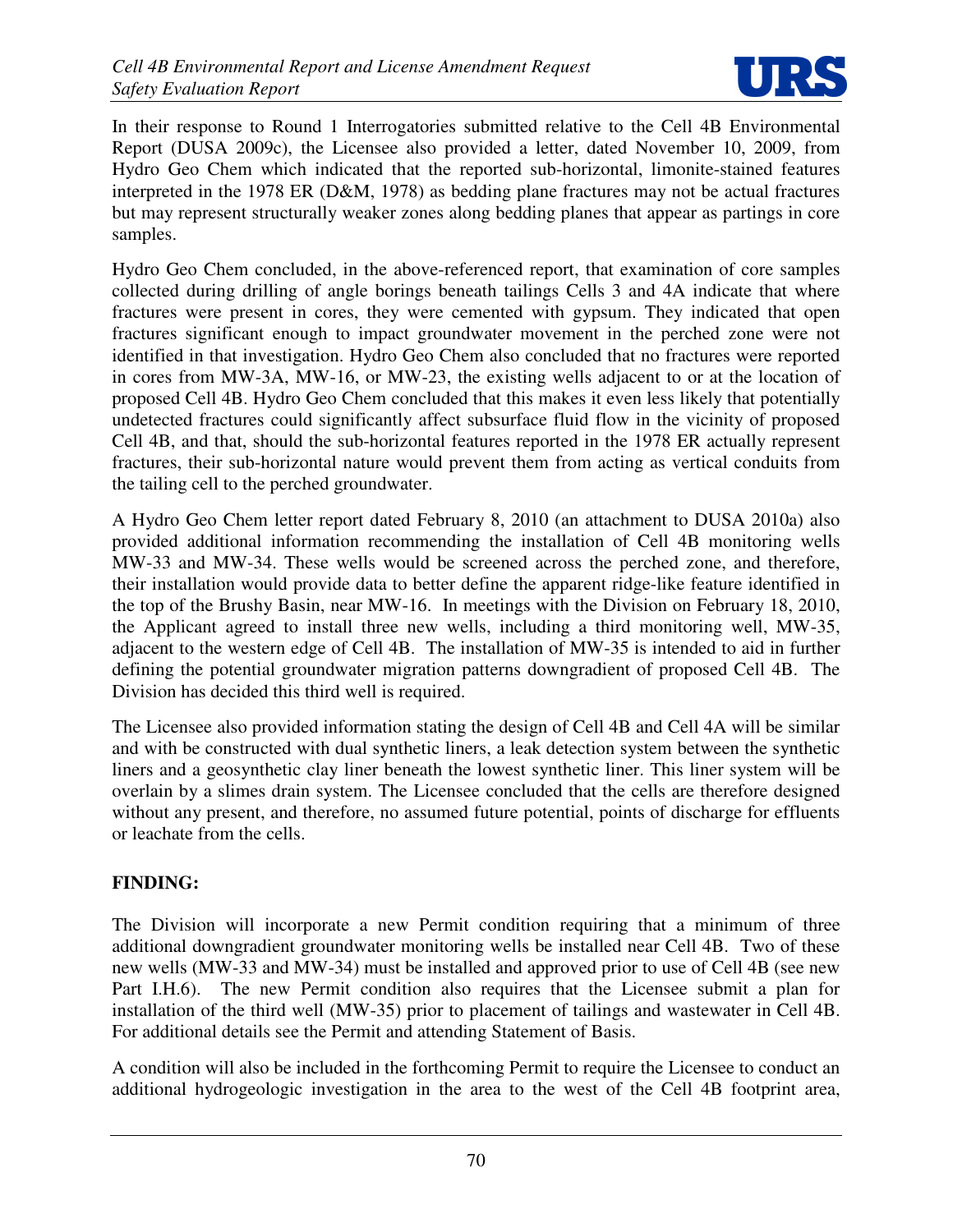In their response to Round 1 Interrogatories submitted relative to the Cell 4B Environmental Report (DUSA 2009c), the Licensee also provided a letter, dated November 10, 2009, from Hydro Geo Chem which indicated that the reported sub-horizontal, limonite-stained features interpreted in the 1978 ER (D&M, 1978) as bedding plane fractures may not be actual fractures but may represent structurally weaker zones along bedding planes that appear as partings in core samples.

Hydro Geo Chem concluded, in the above-referenced report, that examination of core samples collected during drilling of angle borings beneath tailings Cells 3 and 4A indicate that where fractures were present in cores, they were cemented with gypsum. They indicated that open fractures significant enough to impact groundwater movement in the perched zone were not identified in that investigation. Hydro Geo Chem also concluded that no fractures were reported in cores from MW-3A, MW-16, or MW-23, the existing wells adjacent to or at the location of proposed Cell 4B. Hydro Geo Chem concluded that this makes it even less likely that potentially undetected fractures could significantly affect subsurface fluid flow in the vicinity of proposed Cell 4B, and that, should the sub-horizontal features reported in the 1978 ER actually represent fractures, their sub-horizontal nature would prevent them from acting as vertical conduits from the tailing cell to the perched groundwater.

A Hydro Geo Chem letter report dated February 8, 2010 (an attachment to DUSA 2010a) also provided additional information recommending the installation of Cell 4B monitoring wells MW-33 and MW-34. These wells would be screened across the perched zone, and therefore, their installation would provide data to better define the apparent ridge-like feature identified in the top of the Brushy Basin, near MW-16. In meetings with the Division on February 18, 2010, the Applicant agreed to install three new wells, including a third monitoring well, MW-35, adjacent to the western edge of Cell 4B. The installation of MW-35 is intended to aid in further defining the potential groundwater migration patterns downgradient of proposed Cell 4B. The Division has decided this third well is required.

The Licensee also provided information stating the design of Cell 4B and Cell 4A will be similar and with be constructed with dual synthetic liners, a leak detection system between the synthetic liners and a geosynthetic clay liner beneath the lowest synthetic liner. This liner system will be overlain by a slimes drain system. The Licensee concluded that the cells are therefore designed without any present, and therefore, no assumed future potential, points of discharge for effluents or leachate from the cells.

**FINDING:**

The Division will incorporate a new Permit condition requiring that a minimum of three additional downgradient groundwater monitoring wells be installed near Cell 4B. Two of these new wells (MW-33 and MW-34) must be installed and approved prior to use of Cell 4B (see new Part I.H.6). The new Permit condition also requires that the Licensee submit a plan for installation of the third well (MW-35) prior to placement of tailings and wastewater in Cell 4B. For additional details see the Permit and attending Statement of Basis.

A condition will also be included in the forthcoming Permit to require the Licensee to conduct an additional hydrogeologic investigation in the area to the west of the Cell 4B footprint area,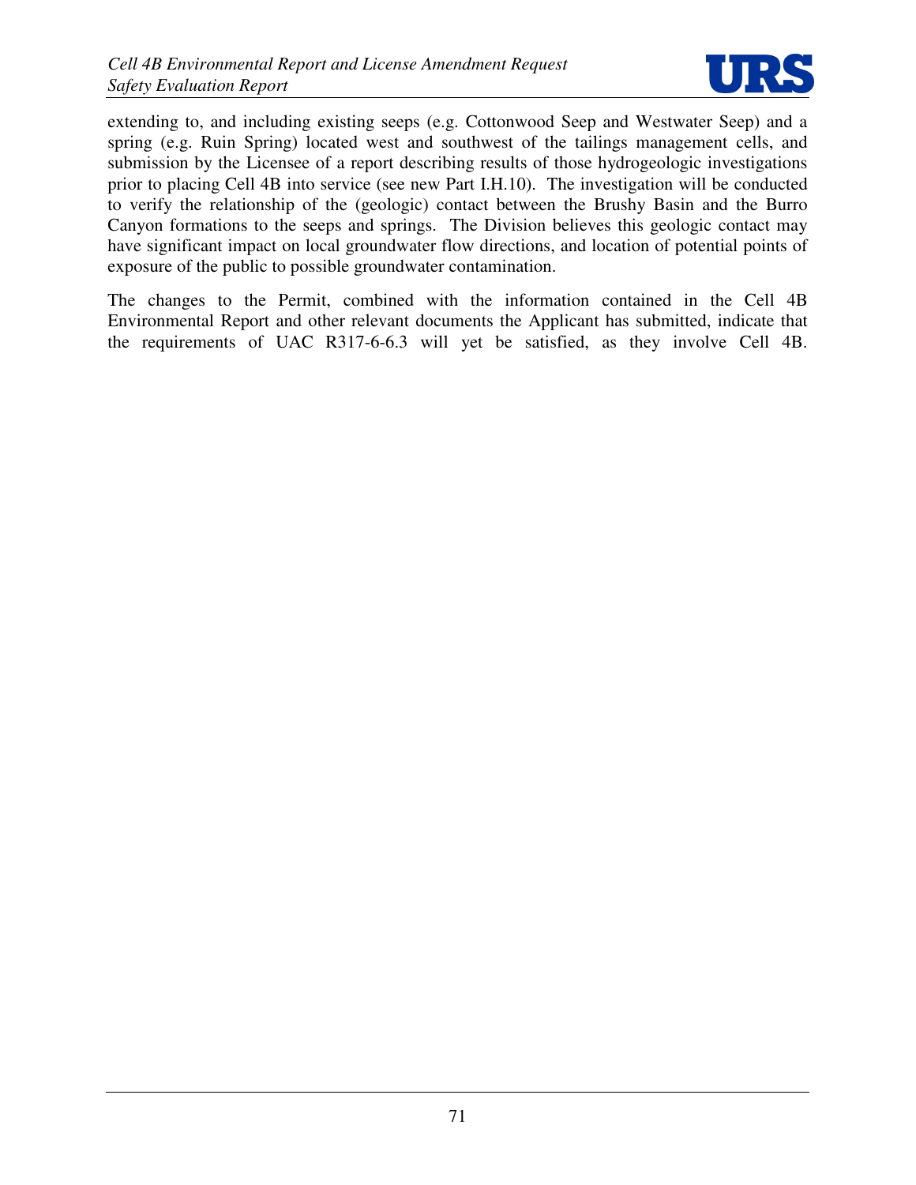extending to, and including existing seeps (e.g. Cottonwood Seep and Westwater Seep) and a spring (e.g. Ruin Spring) located west and southwest of the tailings management cells, and submission by the Licensee of a report describing results of those hydrogeologic investigations prior to placing Cell 4B into service (see new Part I.H.10). The investigation will be conducted to verify the relationship of the (geologic) contact between the Brushy Basin and the Burro Canyon formations to the seeps and springs. The Division believes this geologic contact may have significant impact on local groundwater flow directions, and location of potential points of exposure of the public to possible groundwater contamination.

The changes to the Permit, combined with the information contained in the Cell 4B Environmental Report and other relevant documents the Applicant has submitted, indicate that the requirements of UAC R317-6-6.3 will yet be satisfied, as they involve Cell 4B.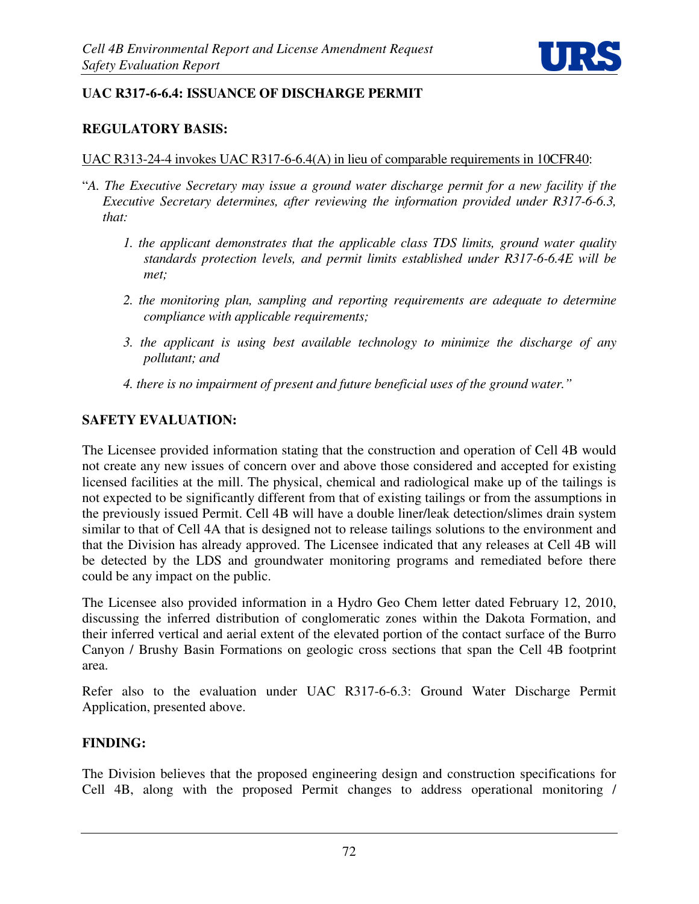## UAC R317-6-6.4: ISSUANCE OF DISCHARGE PERMIT

### REGULATORY BASIS:

UAC R313-24-4 invokes UAC R317-6-6.4(A) in lieu of comparable requirements in 10CFR40:

"*A. The Executive Secretary may issue a ground water discharge permit for a new facility if the Executive Secretary determines, after reviewing the information provided under R317-6-6.3, that:*

> *1. the applicant demonstrates that the applicable class TDS limits, ground water quality standards protection levels, and permit limits established under R317-6-6.4E will be met;*
>
> *2. the monitoring plan, sampling and reporting requirements are adequate to determine compliance with applicable requirements;*
>
> *3. the applicant is using best available technology to minimize the discharge of any pollutant; and*
>
> *4. there is no impairment of present and future beneficial uses of the ground water."*

### SAFETY EVALUATION:

The Licensee provided information stating that the construction and operation of Cell 4B would not create any new issues of concern over and above those considered and accepted for existing licensed facilities at the mill. The physical, chemical and radiological make up of the tailings is not expected to be significantly different from that of existing tailings or from the assumptions in the previously issued Permit. Cell 4B will have a double liner/leak detection/slimes drain system similar to that of Cell 4A that is designed not to release tailings solutions to the environment and that the Division has already approved. The Licensee indicated that any releases at Cell 4B will be detected by the LDS and groundwater monitoring programs and remediated before there could be any impact on the public.

The Licensee also provided information in a Hydro Geo Chem letter dated February 12, 2010, discussing the inferred distribution of conglomeratic zones within the Dakota Formation, and their inferred vertical and aerial extent of the elevated portion of the contact surface of the Burro Canyon / Brushy Basin Formations on geologic cross sections that span the Cell 4B footprint area.

Refer also to the evaluation under UAC R317-6-6.3: Ground Water Discharge Permit Application, presented above.

### FINDING:

The Division believes that the proposed engineering design and construction specifications for Cell 4B, along with the proposed Permit changes to address operational monitoring /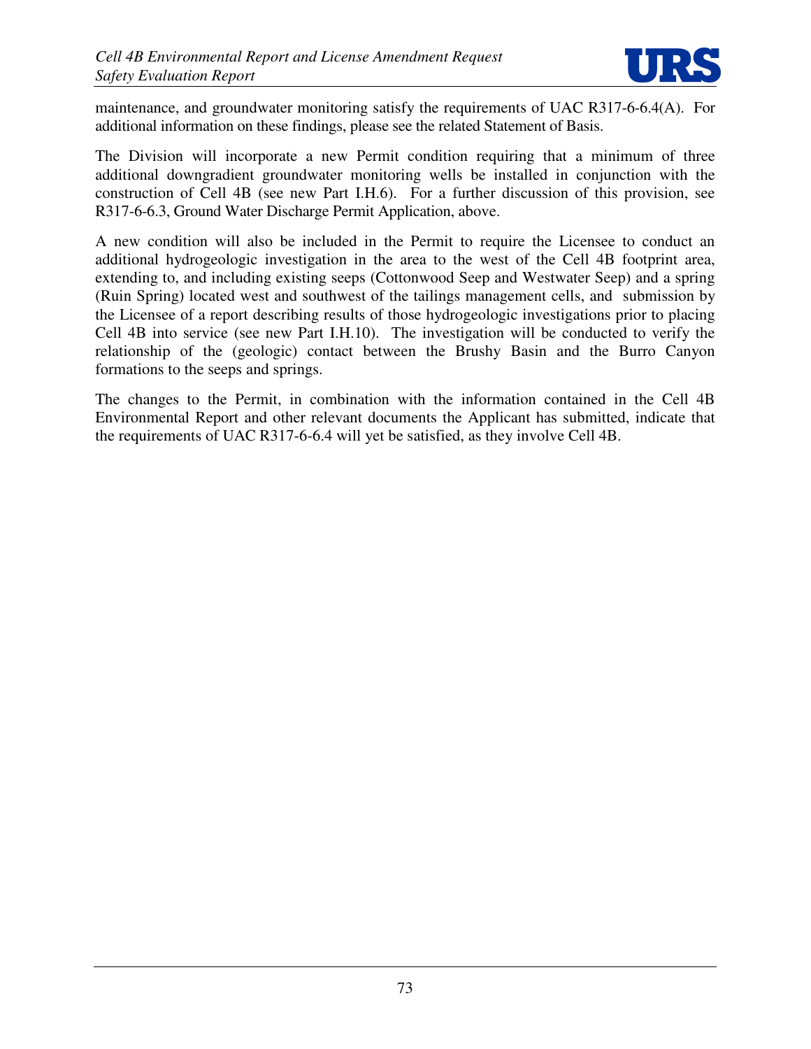maintenance, and groundwater monitoring satisfy the requirements of UAC R317-6-6.4(A). For additional information on these findings, please see the related Statement of Basis.

The Division will incorporate a new Permit condition requiring that a minimum of three additional downgradient groundwater monitoring wells be installed in conjunction with the construction of Cell 4B (see new Part I.H.6). For a further discussion of this provision, see R317-6-6.3, Ground Water Discharge Permit Application, above.

A new condition will also be included in the Permit to require the Licensee to conduct an additional hydrogeologic investigation in the area to the west of the Cell 4B footprint area, extending to, and including existing seeps (Cottonwood Seep and Westwater Seep) and a spring (Ruin Spring) located west and southwest of the tailings management cells, and submission by the Licensee of a report describing results of those hydrogeologic investigations prior to placing Cell 4B into service (see new Part I.H.10). The investigation will be conducted to verify the relationship of the (geologic) contact between the Brushy Basin and the Burro Canyon formations to the seeps and springs.

The changes to the Permit, in combination with the information contained in the Cell 4B Environmental Report and other relevant documents the Applicant has submitted, indicate that the requirements of UAC R317-6-6.4 will yet be satisfied, as they involve Cell 4B.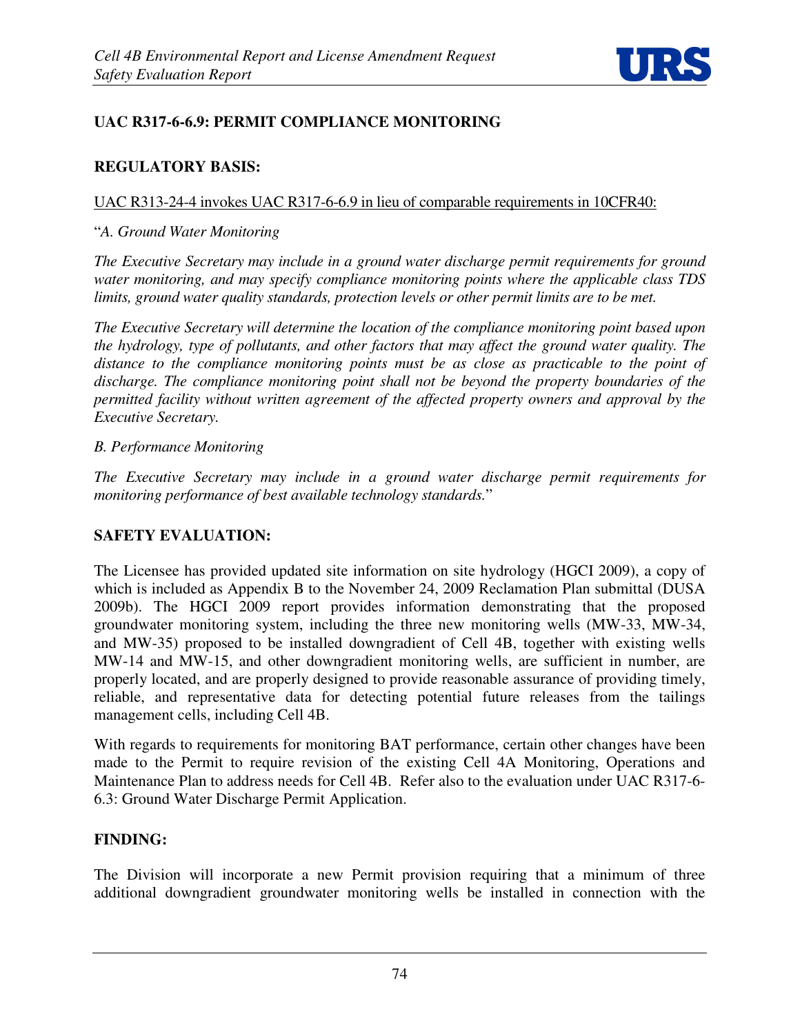## UAC R317-6-6.9: PERMIT COMPLIANCE MONITORING

### REGULATORY BASIS:

UAC R313-24-4 invokes UAC R317-6-6.9 in lieu of comparable requirements in 10CFR40:

"*A. Ground Water Monitoring*

*The Executive Secretary may include in a ground water discharge permit requirements for ground water monitoring, and may specify compliance monitoring points where the applicable class TDS limits, ground water quality standards, protection levels or other permit limits are to be met.*

*The Executive Secretary will determine the location of the compliance monitoring point based upon the hydrology, type of pollutants, and other factors that may affect the ground water quality. The distance to the compliance monitoring points must be as close as practicable to the point of discharge. The compliance monitoring point shall not be beyond the property boundaries of the permitted facility without written agreement of the affected property owners and approval by the Executive Secretary.*

*B. Performance Monitoring*

*The Executive Secretary may include in a ground water discharge permit requirements for monitoring performance of best available technology standards.*"

### SAFETY EVALUATION:

The Licensee has provided updated site information on site hydrology (HGCI 2009), a copy of which is included as Appendix B to the November 24, 2009 Reclamation Plan submittal (DUSA 2009b). The HGCI 2009 report provides information demonstrating that the proposed groundwater monitoring system, including the three new monitoring wells (MW-33, MW-34, and MW-35) proposed to be installed downgradient of Cell 4B, together with existing wells MW-14 and MW-15, and other downgradient monitoring wells, are sufficient in number, are properly located, and are properly designed to provide reasonable assurance of providing timely, reliable, and representative data for detecting potential future releases from the tailings management cells, including Cell 4B.

With regards to requirements for monitoring BAT performance, certain other changes have been made to the Permit to require revision of the existing Cell 4A Monitoring, Operations and Maintenance Plan to address needs for Cell 4B. Refer also to the evaluation under UAC R317-6-6.3: Ground Water Discharge Permit Application.

### FINDING:

The Division will incorporate a new Permit provision requiring that a minimum of three additional downgradient groundwater monitoring wells be installed in connection with the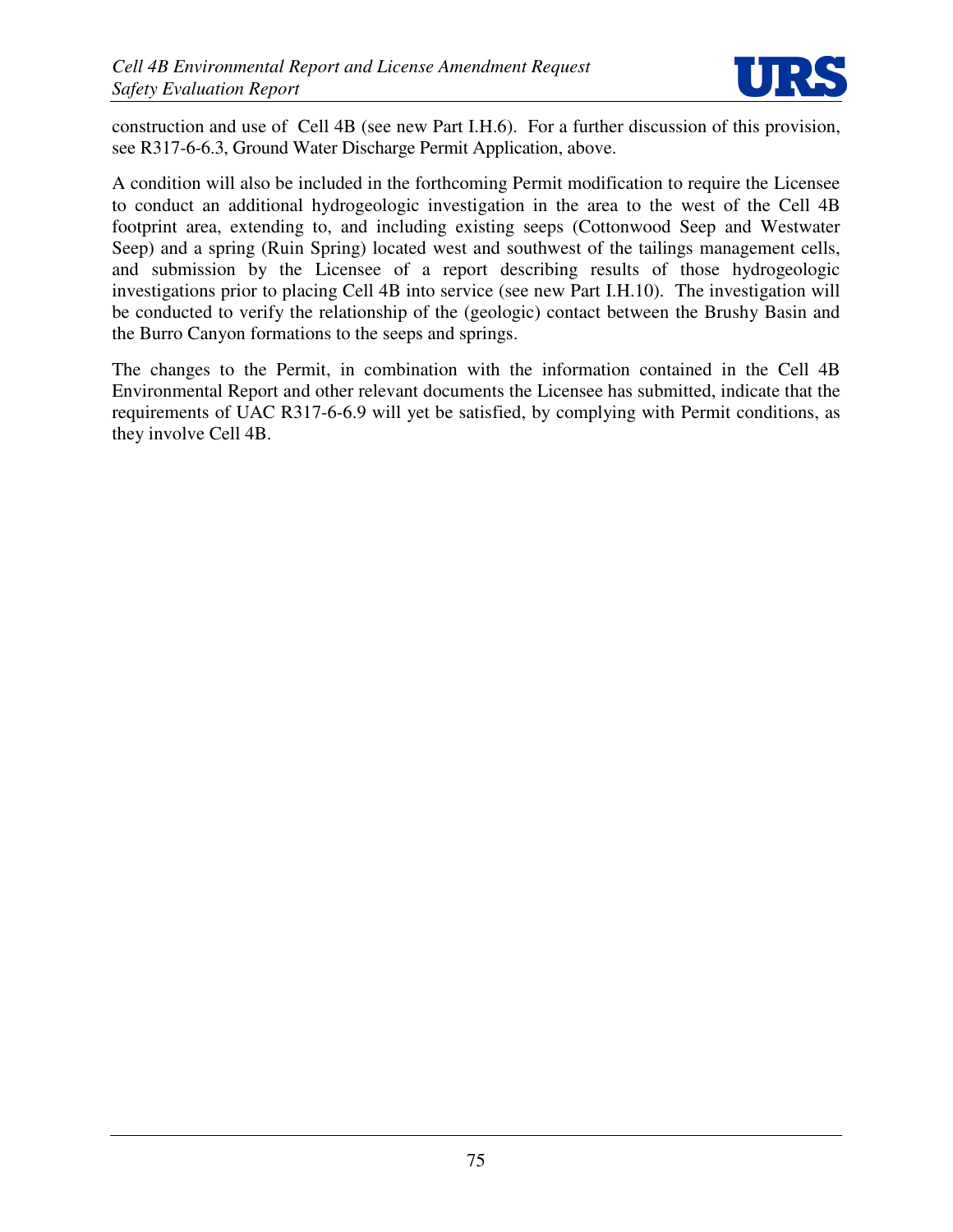construction and use of Cell 4B (see new Part I.H.6). For a further discussion of this provision, see R317-6-6.3, Ground Water Discharge Permit Application, above.

A condition will also be included in the forthcoming Permit modification to require the Licensee to conduct an additional hydrogeologic investigation in the area to the west of the Cell 4B footprint area, extending to, and including existing seeps (Cottonwood Seep and Westwater Seep) and a spring (Ruin Spring) located west and southwest of the tailings management cells, and submission by the Licensee of a report describing results of those hydrogeologic investigations prior to placing Cell 4B into service (see new Part I.H.10). The investigation will be conducted to verify the relationship of the (geologic) contact between the Brushy Basin and the Burro Canyon formations to the seeps and springs.

The changes to the Permit, in combination with the information contained in the Cell 4B Environmental Report and other relevant documents the Licensee has submitted, indicate that the requirements of UAC R317-6-6.9 will yet be satisfied, by complying with Permit conditions, as they involve Cell 4B.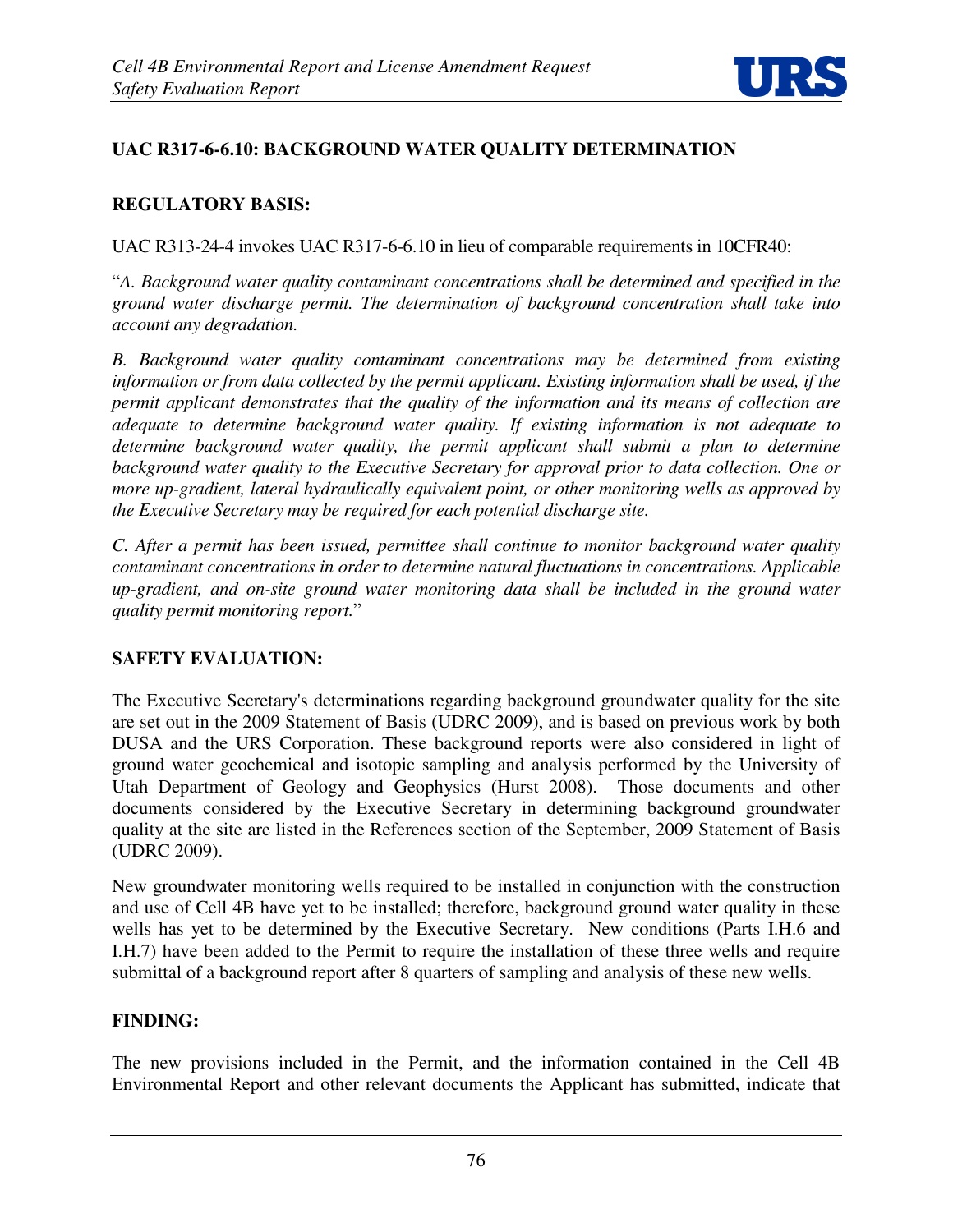## UAC R317-6-6.10: BACKGROUND WATER QUALITY DETERMINATION

### REGULATORY BASIS:

UAC R313-24-4 invokes UAC R317-6-6.10 in lieu of comparable requirements in 10CFR40:

"*A. Background water quality contaminant concentrations shall be determined and specified in the ground water discharge permit. The determination of background concentration shall take into account any degradation.*

*B. Background water quality contaminant concentrations may be determined from existing information or from data collected by the permit applicant. Existing information shall be used, if the permit applicant demonstrates that the quality of the information and its means of collection are adequate to determine background water quality. If existing information is not adequate to determine background water quality, the permit applicant shall submit a plan to determine background water quality to the Executive Secretary for approval prior to data collection. One or more up-gradient, lateral hydraulically equivalent point, or other monitoring wells as approved by the Executive Secretary may be required for each potential discharge site.*

*C. After a permit has been issued, permittee shall continue to monitor background water quality contaminant concentrations in order to determine natural fluctuations in concentrations. Applicable up-gradient, and on-site ground water monitoring data shall be included in the ground water quality permit monitoring report.*"

### SAFETY EVALUATION:

The Executive Secretary's determinations regarding background groundwater quality for the site are set out in the 2009 Statement of Basis (UDRC 2009), and is based on previous work by both DUSA and the URS Corporation. These background reports were also considered in light of ground water geochemical and isotopic sampling and analysis performed by the University of Utah Department of Geology and Geophysics (Hurst 2008). Those documents and other documents considered by the Executive Secretary in determining background groundwater quality at the site are listed in the References section of the September, 2009 Statement of Basis (UDRC 2009).

New groundwater monitoring wells required to be installed in conjunction with the construction and use of Cell 4B have yet to be installed; therefore, background ground water quality in these wells has yet to be determined by the Executive Secretary. New conditions (Parts I.H.6 and I.H.7) have been added to the Permit to require the installation of these three wells and require submittal of a background report after 8 quarters of sampling and analysis of these new wells.

### FINDING:

The new provisions included in the Permit, and the information contained in the Cell 4B Environmental Report and other relevant documents the Applicant has submitted, indicate that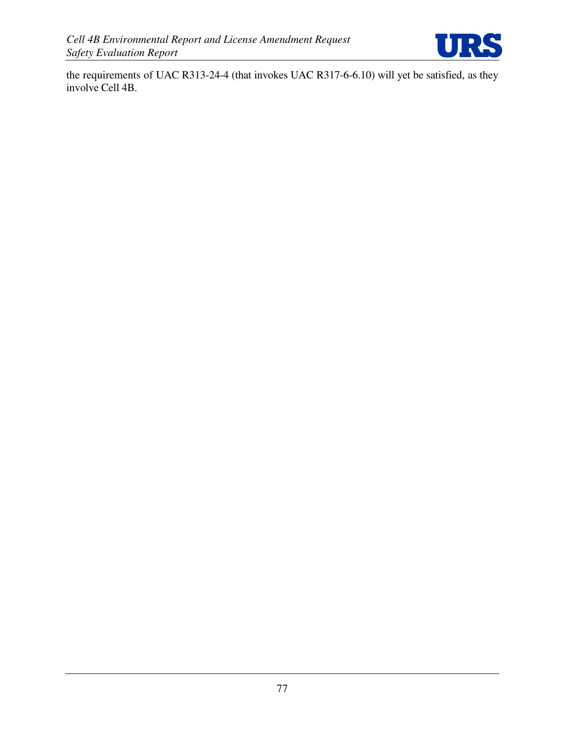the requirements of UAC R313-24-4 (that invokes UAC R317-6-6.10) will yet be satisfied, as they involve Cell 4B.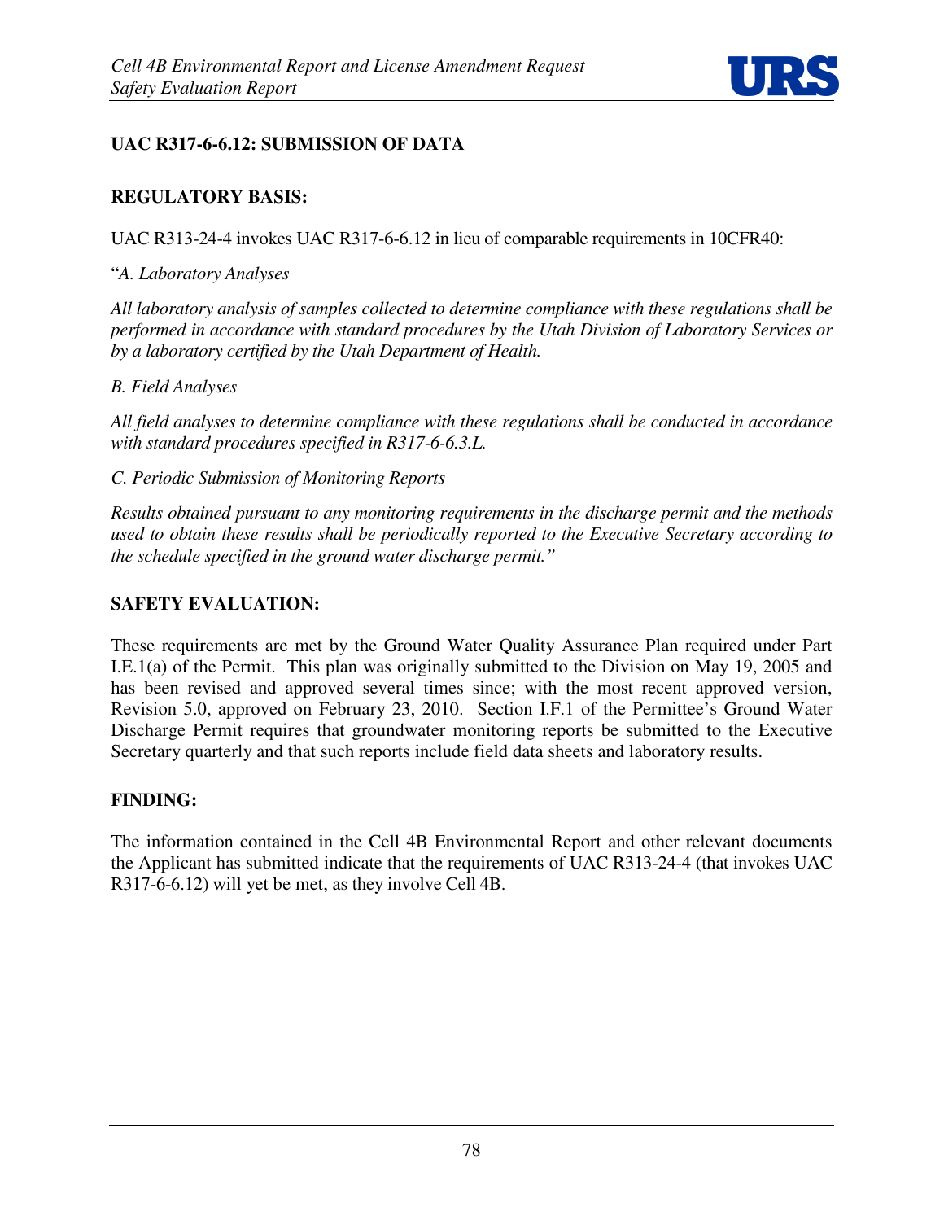**UAC R317-6-6.12: SUBMISSION OF DATA**

**REGULATORY BASIS:**

UAC R313-24-4 invokes UAC R317-6-6.12 in lieu of comparable requirements in 10CFR40:

"*A. Laboratory Analyses*

*All laboratory analysis of samples collected to determine compliance with these regulations shall be performed in accordance with standard procedures by the Utah Division of Laboratory Services or by a laboratory certified by the Utah Department of Health.*

*B. Field Analyses*

*All field analyses to determine compliance with these regulations shall be conducted in accordance with standard procedures specified in R317-6-6.3.L.*

*C. Periodic Submission of Monitoring Reports*

*Results obtained pursuant to any monitoring requirements in the discharge permit and the methods used to obtain these results shall be periodically reported to the Executive Secretary according to the schedule specified in the ground water discharge permit."*

**SAFETY EVALUATION:**

These requirements are met by the Ground Water Quality Assurance Plan required under Part I.E.1(a) of the Permit. This plan was originally submitted to the Division on May 19, 2005 and has been revised and approved several times since; with the most recent approved version, Revision 5.0, approved on February 23, 2010. Section I.F.1 of the Permittee's Ground Water Discharge Permit requires that groundwater monitoring reports be submitted to the Executive Secretary quarterly and that such reports include field data sheets and laboratory results.

**FINDING:**

The information contained in the Cell 4B Environmental Report and other relevant documents the Applicant has submitted indicate that the requirements of UAC R313-24-4 (that invokes UAC R317-6-6.12) will yet be met, as they involve Cell 4B.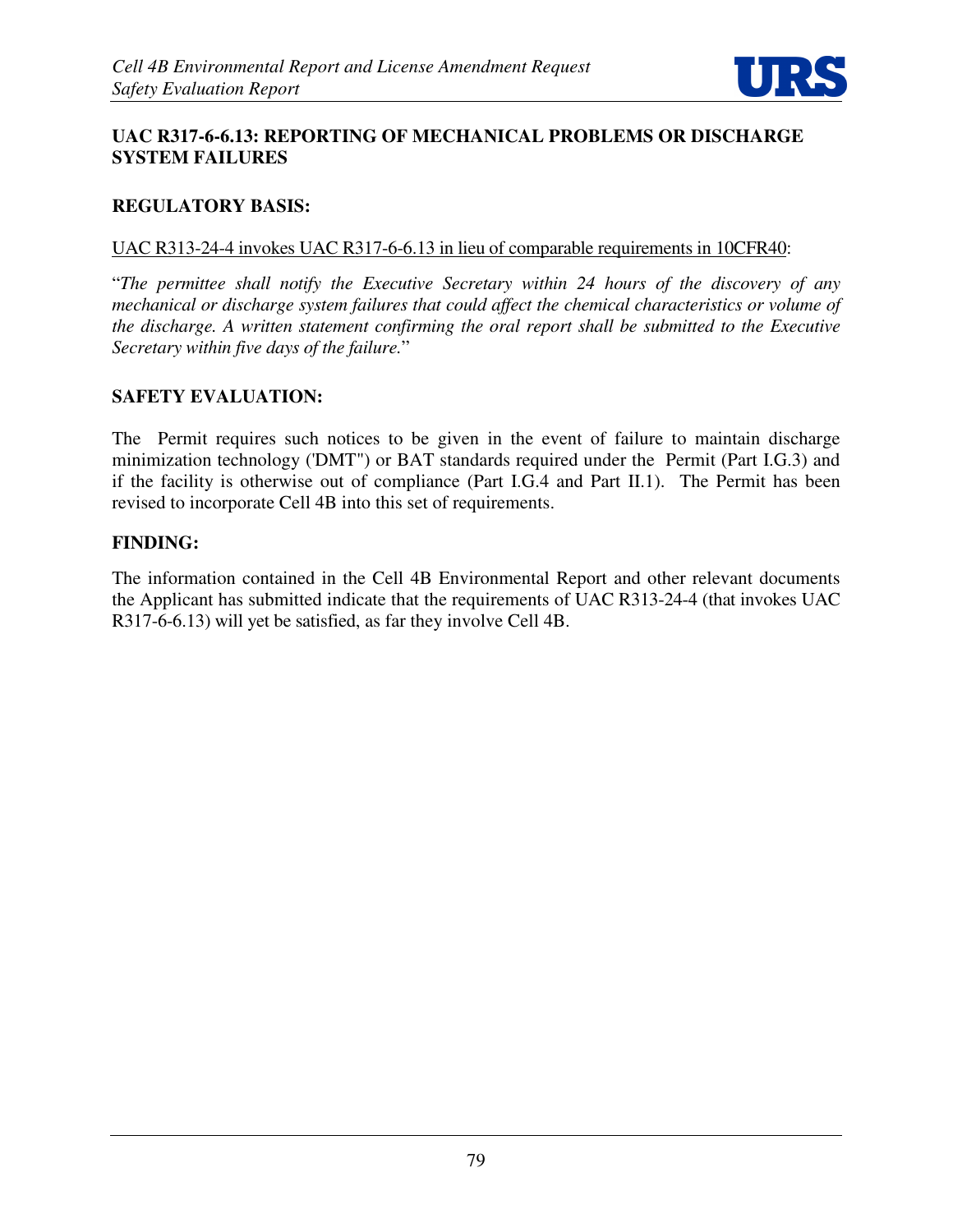## UAC R317-6-6.13: REPORTING OF MECHANICAL PROBLEMS OR DISCHARGE SYSTEM FAILURES

### REGULATORY BASIS:

UAC R313-24-4 invokes UAC R317-6-6.13 in lieu of comparable requirements in 10CFR40:

"*The permittee shall notify the Executive Secretary within 24 hours of the discovery of any mechanical or discharge system failures that could affect the chemical characteristics or volume of the discharge. A written statement confirming the oral report shall be submitted to the Executive Secretary within five days of the failure.*"

### SAFETY EVALUATION:

The Permit requires such notices to be given in the event of failure to maintain discharge minimization technology ('DMT") or BAT standards required under the Permit (Part I.G.3) and if the facility is otherwise out of compliance (Part I.G.4 and Part II.1). The Permit has been revised to incorporate Cell 4B into this set of requirements.

### FINDING:

The information contained in the Cell 4B Environmental Report and other relevant documents the Applicant has submitted indicate that the requirements of UAC R313-24-4 (that invokes UAC R317-6-6.13) will yet be satisfied, as far they involve Cell 4B.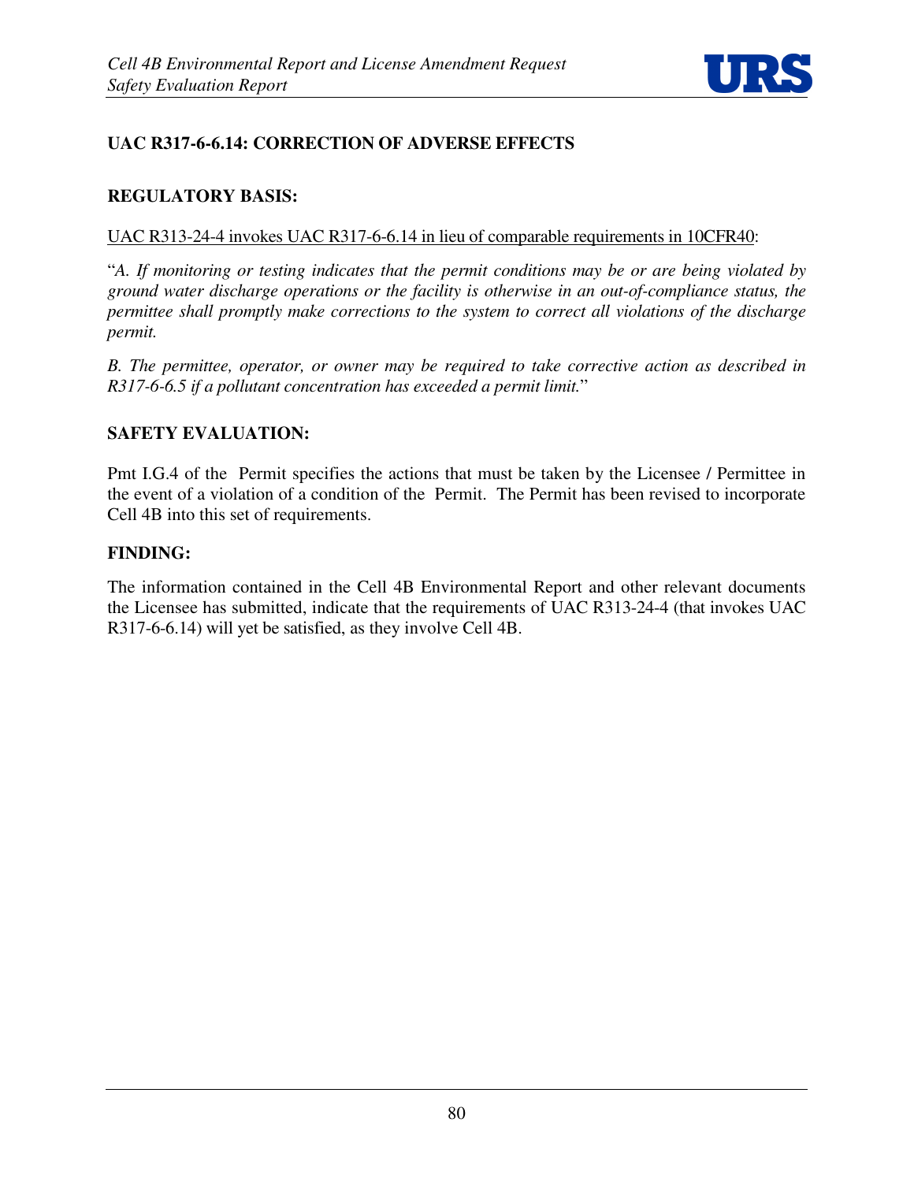**UAC R317-6-6.14: CORRECTION OF ADVERSE EFFECTS**

**REGULATORY BASIS:**

UAC R313-24-4 invokes UAC R317-6-6.14 in lieu of comparable requirements in 10CFR40:

"*A. If monitoring or testing indicates that the permit conditions may be or are being violated by ground water discharge operations or the facility is otherwise in an out-of-compliance status, the permittee shall promptly make corrections to the system to correct all violations of the discharge permit.*

*B. The permittee, operator, or owner may be required to take corrective action as described in R317-6-6.5 if a pollutant concentration has exceeded a permit limit.*"

**SAFETY EVALUATION:**

Pmt I.G.4 of the Permit specifies the actions that must be taken by the Licensee / Permittee in the event of a violation of a condition of the Permit. The Permit has been revised to incorporate Cell 4B into this set of requirements.

**FINDING:**

The information contained in the Cell 4B Environmental Report and other relevant documents the Licensee has submitted, indicate that the requirements of UAC R313-24-4 (that invokes UAC R317-6-6.14) will yet be satisfied, as they involve Cell 4B.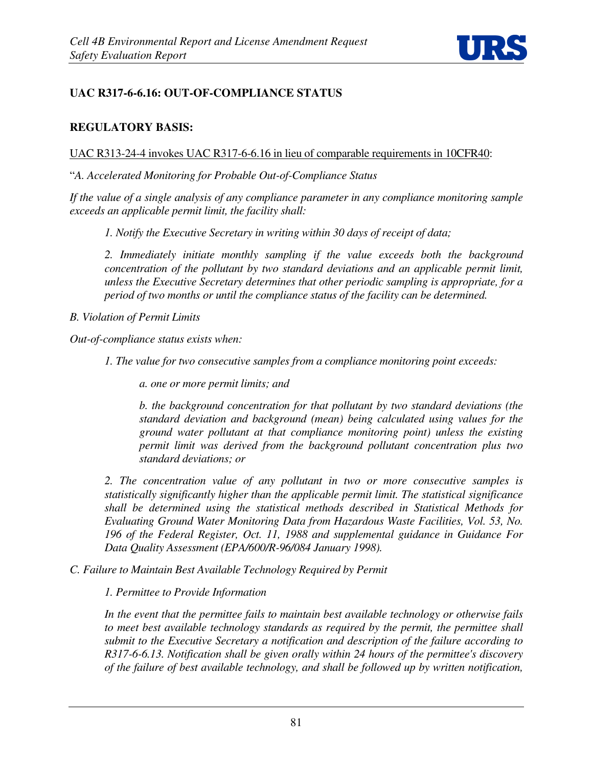## UAC R317-6-6.16: OUT-OF-COMPLIANCE STATUS

## REGULATORY BASIS:

<u>UAC R313-24-4 invokes UAC R317-6-6.16 in lieu of comparable requirements in 10CFR40</u>:

"*A. Accelerated Monitoring for Probable Out-of-Compliance Status*

*If the value of a single analysis of any compliance parameter in any compliance monitoring sample exceeds an applicable permit limit, the facility shall:*

> *1. Notify the Executive Secretary in writing within 30 days of receipt of data;*
>
> *2. Immediately initiate monthly sampling if the value exceeds both the background concentration of the pollutant by two standard deviations and an applicable permit limit, unless the Executive Secretary determines that other periodic sampling is appropriate, for a period of two months or until the compliance status of the facility can be determined.*

*B. Violation of Permit Limits*

*Out-of-compliance status exists when:*

> *1. The value for two consecutive samples from a compliance monitoring point exceeds:*
>
> > *a. one or more permit limits; and*
> >
> > *b. the background concentration for that pollutant by two standard deviations (the standard deviation and background (mean) being calculated using values for the ground water pollutant at that compliance monitoring point) unless the existing permit limit was derived from the background pollutant concentration plus two standard deviations; or*
>
> *2. The concentration value of any pollutant in two or more consecutive samples is statistically significantly higher than the applicable permit limit. The statistical significance shall be determined using the statistical methods described in Statistical Methods for Evaluating Ground Water Monitoring Data from Hazardous Waste Facilities, Vol. 53, No. 196 of the Federal Register, Oct. 11, 1988 and supplemental guidance in Guidance For Data Quality Assessment (EPA/600/R-96/084 January 1998).*

*C. Failure to Maintain Best Available Technology Required by Permit*

> *1. Permittee to Provide Information*
>
> *In the event that the permittee fails to maintain best available technology or otherwise fails to meet best available technology standards as required by the permit, the permittee shall submit to the Executive Secretary a notification and description of the failure according to R317-6-6.13. Notification shall be given orally within 24 hours of the permittee's discovery of the failure of best available technology, and shall be followed up by written notification,*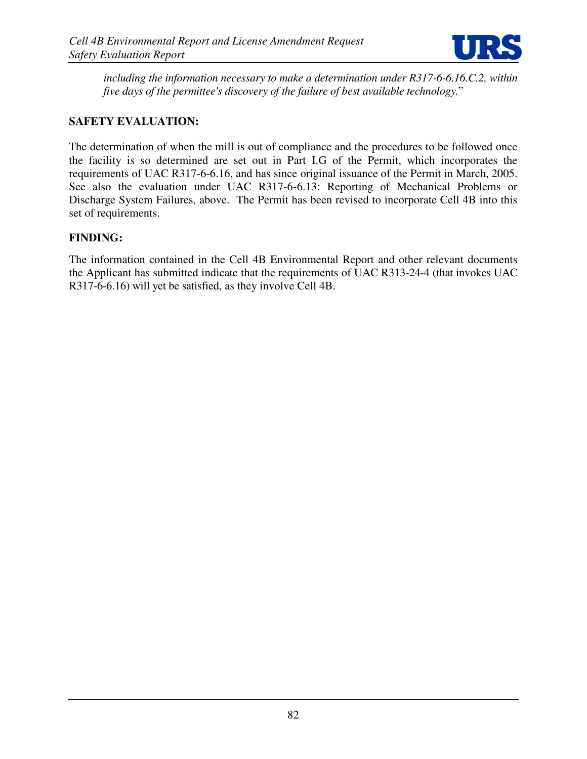*including the information necessary to make a determination under R317-6-6.16.C.2, within five days of the permittee's discovery of the failure of best available technology.*"

**SAFETY EVALUATION:**

The determination of when the mill is out of compliance and the procedures to be followed once the facility is so determined are set out in Part I.G of the Permit, which incorporates the requirements of UAC R317-6-6.16, and has since original issuance of the Permit in March, 2005. See also the evaluation under UAC R317-6-6.13: Reporting of Mechanical Problems or Discharge System Failures, above. The Permit has been revised to incorporate Cell 4B into this set of requirements.

**FINDING:**

The information contained in the Cell 4B Environmental Report and other relevant documents the Applicant has submitted indicate that the requirements of UAC R313-24-4 (that invokes UAC R317-6-6.16) will yet be satisfied, as they involve Cell 4B.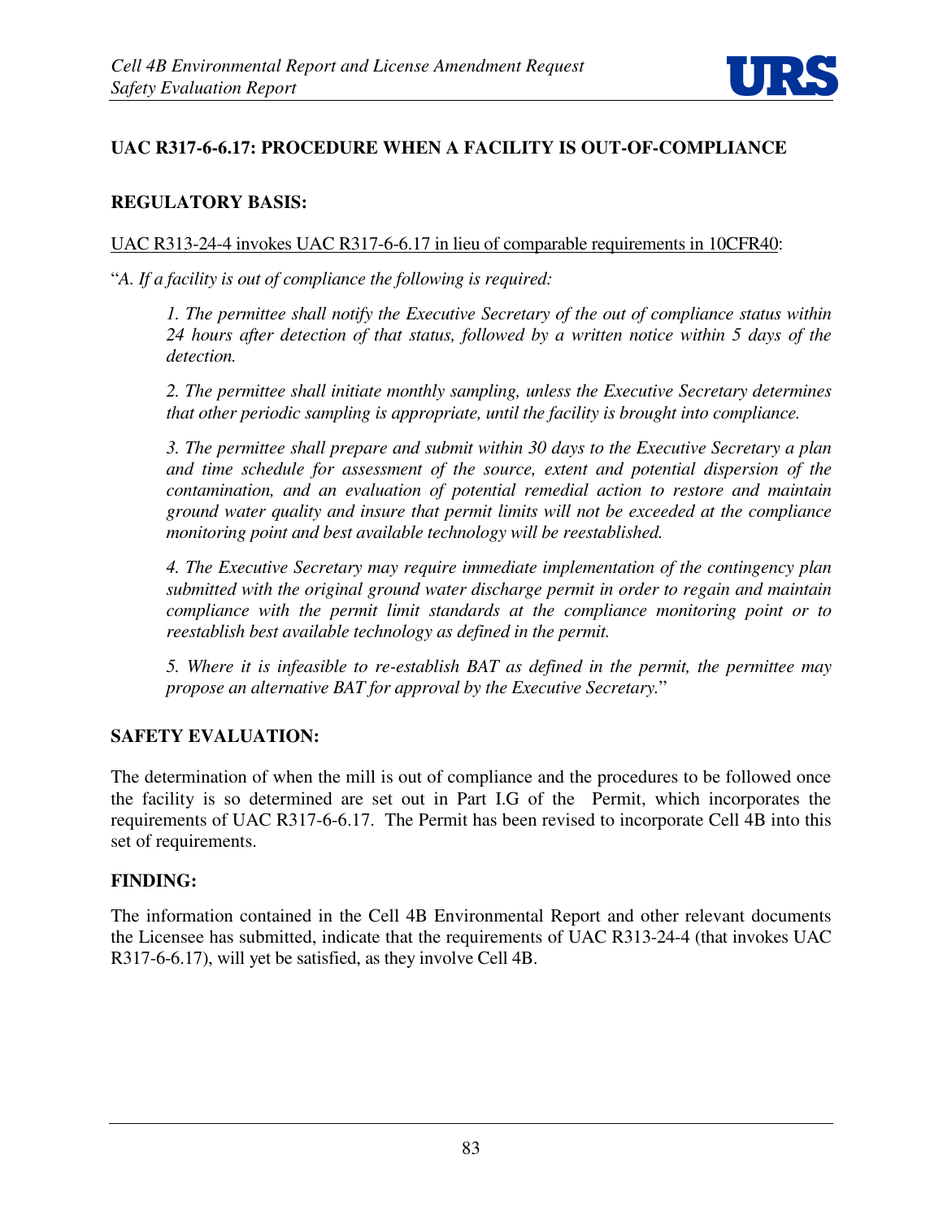## UAC R317-6-6.17: PROCEDURE WHEN A FACILITY IS OUT-OF-COMPLIANCE

### REGULATORY BASIS:

UAC R313-24-4 invokes UAC R317-6-6.17 in lieu of comparable requirements in 10CFR40:

"*A. If a facility is out of compliance the following is required:*

> *1. The permittee shall notify the Executive Secretary of the out of compliance status within 24 hours after detection of that status, followed by a written notice within 5 days of the detection.*
>
> *2. The permittee shall initiate monthly sampling, unless the Executive Secretary determines that other periodic sampling is appropriate, until the facility is brought into compliance.*
>
> *3. The permittee shall prepare and submit within 30 days to the Executive Secretary a plan and time schedule for assessment of the source, extent and potential dispersion of the contamination, and an evaluation of potential remedial action to restore and maintain ground water quality and insure that permit limits will not be exceeded at the compliance monitoring point and best available technology will be reestablished.*
>
> *4. The Executive Secretary may require immediate implementation of the contingency plan submitted with the original ground water discharge permit in order to regain and maintain compliance with the permit limit standards at the compliance monitoring point or to reestablish best available technology as defined in the permit.*
>
> *5. Where it is infeasible to re-establish BAT as defined in the permit, the permittee may propose an alternative BAT for approval by the Executive Secretary.*"

### SAFETY EVALUATION:

The determination of when the mill is out of compliance and the procedures to be followed once the facility is so determined are set out in Part I.G of the Permit, which incorporates the requirements of UAC R317-6-6.17. The Permit has been revised to incorporate Cell 4B into this set of requirements.

### FINDING:

The information contained in the Cell 4B Environmental Report and other relevant documents the Licensee has submitted, indicate that the requirements of UAC R313-24-4 (that invokes UAC R317-6-6.17), will yet be satisfied, as they involve Cell 4B.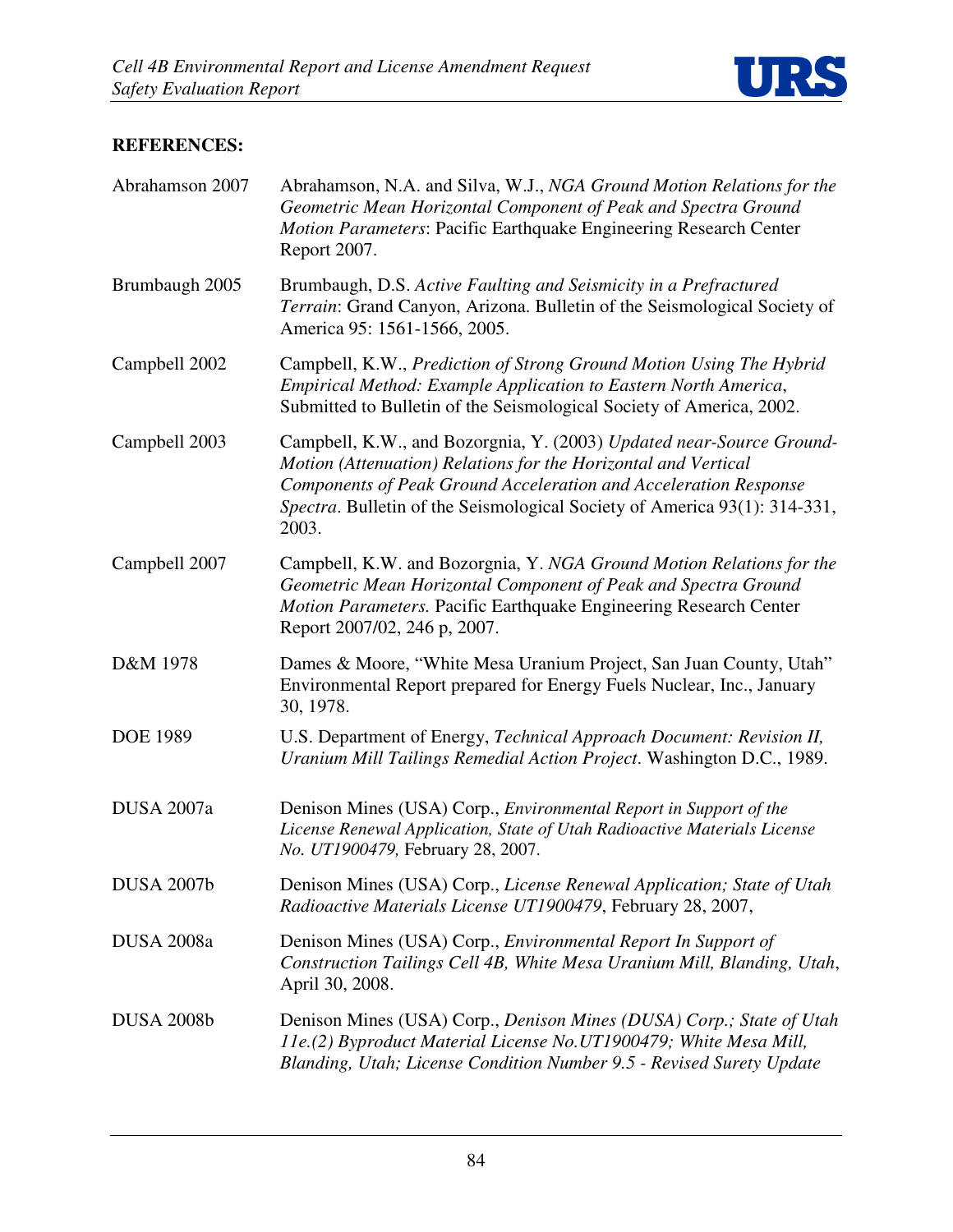**REFERENCES:**

Abrahamson 2007 — Abrahamson, N.A. and Silva, W.J., *NGA Ground Motion Relations for the Geometric Mean Horizontal Component of Peak and Spectra Ground Motion Parameters*: Pacific Earthquake Engineering Research Center Report 2007.

Brumbaugh 2005 — Brumbaugh, D.S. *Active Faulting and Seismicity in a Prefractured Terrain*: Grand Canyon, Arizona. Bulletin of the Seismological Society of America 95: 1561-1566, 2005.

Campbell 2002 — Campbell, K.W., *Prediction of Strong Ground Motion Using The Hybrid Empirical Method: Example Application to Eastern North America*, Submitted to Bulletin of the Seismological Society of America, 2002.

Campbell 2003 — Campbell, K.W., and Bozorgnia, Y. (2003) *Updated near-Source Ground-Motion (Attenuation) Relations for the Horizontal and Vertical Components of Peak Ground Acceleration and Acceleration Response Spectra*. Bulletin of the Seismological Society of America 93(1): 314-331, 2003.

Campbell 2007 — Campbell, K.W. and Bozorgnia, Y. *NGA Ground Motion Relations for the Geometric Mean Horizontal Component of Peak and Spectra Ground Motion Parameters.* Pacific Earthquake Engineering Research Center Report 2007/02, 246 p, 2007.

D&M 1978 — Dames & Moore, "White Mesa Uranium Project, San Juan County, Utah" Environmental Report prepared for Energy Fuels Nuclear, Inc., January 30, 1978.

DOE 1989 — U.S. Department of Energy, *Technical Approach Document: Revision II, Uranium Mill Tailings Remedial Action Project*. Washington D.C., 1989.

DUSA 2007a — Denison Mines (USA) Corp., *Environmental Report in Support of the License Renewal Application, State of Utah Radioactive Materials License No. UT1900479,* February 28, 2007.

DUSA 2007b — Denison Mines (USA) Corp., *License Renewal Application; State of Utah Radioactive Materials License UT1900479*, February 28, 2007,

DUSA 2008a — Denison Mines (USA) Corp., *Environmental Report In Support of Construction Tailings Cell 4B, White Mesa Uranium Mill, Blanding, Utah*, April 30, 2008.

DUSA 2008b — Denison Mines (USA) Corp., *Denison Mines (DUSA) Corp.; State of Utah 11e.(2) Byproduct Material License No.UT1900479; White Mesa Mill, Blanding, Utah; License Condition Number 9.5 - Revised Surety Update*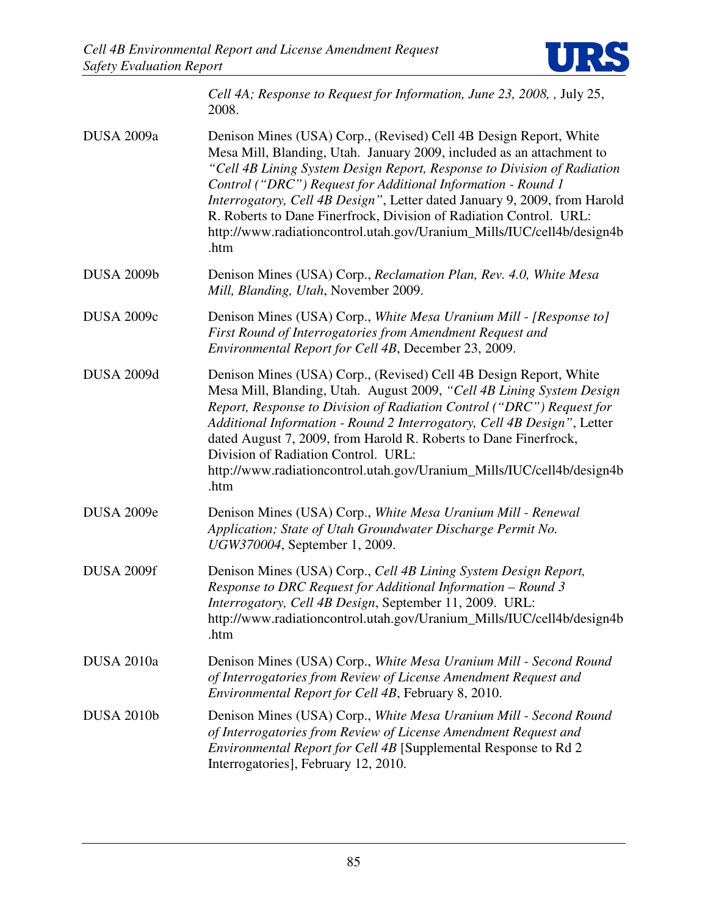*Cell 4A; Response to Request for Information, June 23, 2008, ,* July 25, 2008.

DUSA 2009a — Denison Mines (USA) Corp., (Revised) Cell 4B Design Report, White Mesa Mill, Blanding, Utah. January 2009, included as an attachment to *"Cell 4B Lining System Design Report, Response to Division of Radiation Control ("DRC") Request for Additional Information - Round 1 Interrogatory, Cell 4B Design"*, Letter dated January 9, 2009, from Harold R. Roberts to Dane Finerfrock, Division of Radiation Control. URL: http://www.radiationcontrol.utah.gov/Uranium_Mills/IUC/cell4b/design4b.htm

DUSA 2009b — Denison Mines (USA) Corp., *Reclamation Plan, Rev. 4.0, White Mesa Mill, Blanding, Utah*, November 2009.

DUSA 2009c — Denison Mines (USA) Corp., *White Mesa Uranium Mill - [Response to] First Round of Interrogatories from Amendment Request and Environmental Report for Cell 4B*, December 23, 2009.

DUSA 2009d — Denison Mines (USA) Corp., (Revised) Cell 4B Design Report, White Mesa Mill, Blanding, Utah. August 2009, *"Cell 4B Lining System Design Report, Response to Division of Radiation Control ("DRC") Request for Additional Information - Round 2 Interrogatory, Cell 4B Design"*, Letter dated August 7, 2009, from Harold R. Roberts to Dane Finerfrock, Division of Radiation Control. URL: http://www.radiationcontrol.utah.gov/Uranium_Mills/IUC/cell4b/design4b.htm

DUSA 2009e — Denison Mines (USA) Corp., *White Mesa Uranium Mill - Renewal Application; State of Utah Groundwater Discharge Permit No. UGW370004*, September 1, 2009.

DUSA 2009f — Denison Mines (USA) Corp., *Cell 4B Lining System Design Report, Response to DRC Request for Additional Information – Round 3 Interrogatory, Cell 4B Design*, September 11, 2009. URL: http://www.radiationcontrol.utah.gov/Uranium_Mills/IUC/cell4b/design4b.htm

DUSA 2010a — Denison Mines (USA) Corp., *White Mesa Uranium Mill - Second Round of Interrogatories from Review of License Amendment Request and Environmental Report for Cell 4B*, February 8, 2010.

DUSA 2010b — Denison Mines (USA) Corp., *White Mesa Uranium Mill - Second Round of Interrogatories from Review of License Amendment Request and Environmental Report for Cell 4B* [Supplemental Response to Rd 2 Interrogatories], February 12, 2010.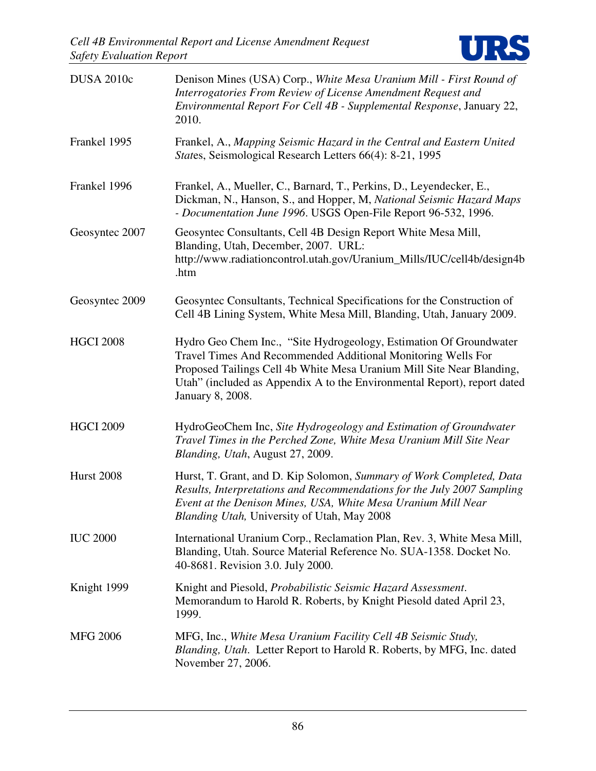| | |
|---|---|
| DUSA 2010c | Denison Mines (USA) Corp., *White Mesa Uranium Mill - First Round of Interrogatories From Review of License Amendment Request and Environmental Report For Cell 4B - Supplemental Response*, January 22, 2010. |
| Frankel 1995 | Frankel, A., *Mapping Seismic Hazard in the Central and Eastern United Stat*es, Seismological Research Letters 66(4): 8-21, 1995 |
| Frankel 1996 | Frankel, A., Mueller, C., Barnard, T., Perkins, D., Leyendecker, E., Dickman, N., Hanson, S., and Hopper, M, *National Seismic Hazard Maps - Documentation June 1996*. USGS Open-File Report 96-532, 1996. |
| Geosyntec 2007 | Geosyntec Consultants, Cell 4B Design Report White Mesa Mill, Blanding, Utah, December, 2007. URL: http://www.radiationcontrol.utah.gov/Uranium_Mills/IUC/cell4b/design4b.htm |
| Geosyntec 2009 | Geosyntec Consultants, Technical Specifications for the Construction of Cell 4B Lining System, White Mesa Mill, Blanding, Utah, January 2009. |
| HGCI 2008 | Hydro Geo Chem Inc., "Site Hydrogeology, Estimation Of Groundwater Travel Times And Recommended Additional Monitoring Wells For Proposed Tailings Cell 4b White Mesa Uranium Mill Site Near Blanding, Utah" (included as Appendix A to the Environmental Report), report dated January 8, 2008. |
| HGCI 2009 | HydroGeoChem Inc, *Site Hydrogeology and Estimation of Groundwater Travel Times in the Perched Zone, White Mesa Uranium Mill Site Near Blanding, Utah*, August 27, 2009. |
| Hurst 2008 | Hurst, T. Grant, and D. Kip Solomon, *Summary of Work Completed, Data Results, Interpretations and Recommendations for the July 2007 Sampling Event at the Denison Mines, USA, White Mesa Uranium Mill Near Blanding Utah,* University of Utah, May 2008 |
| IUC 2000 | International Uranium Corp., Reclamation Plan, Rev. 3, White Mesa Mill, Blanding, Utah. Source Material Reference No. SUA-1358. Docket No. 40-8681. Revision 3.0. July 2000. |
| Knight 1999 | Knight and Piesold, *Probabilistic Seismic Hazard Assessment*. Memorandum to Harold R. Roberts, by Knight Piesold dated April 23, 1999. |
| MFG 2006 | MFG, Inc., *White Mesa Uranium Facility Cell 4B Seismic Study, Blanding, Utah.* Letter Report to Harold R. Roberts, by MFG, Inc. dated November 27, 2006. |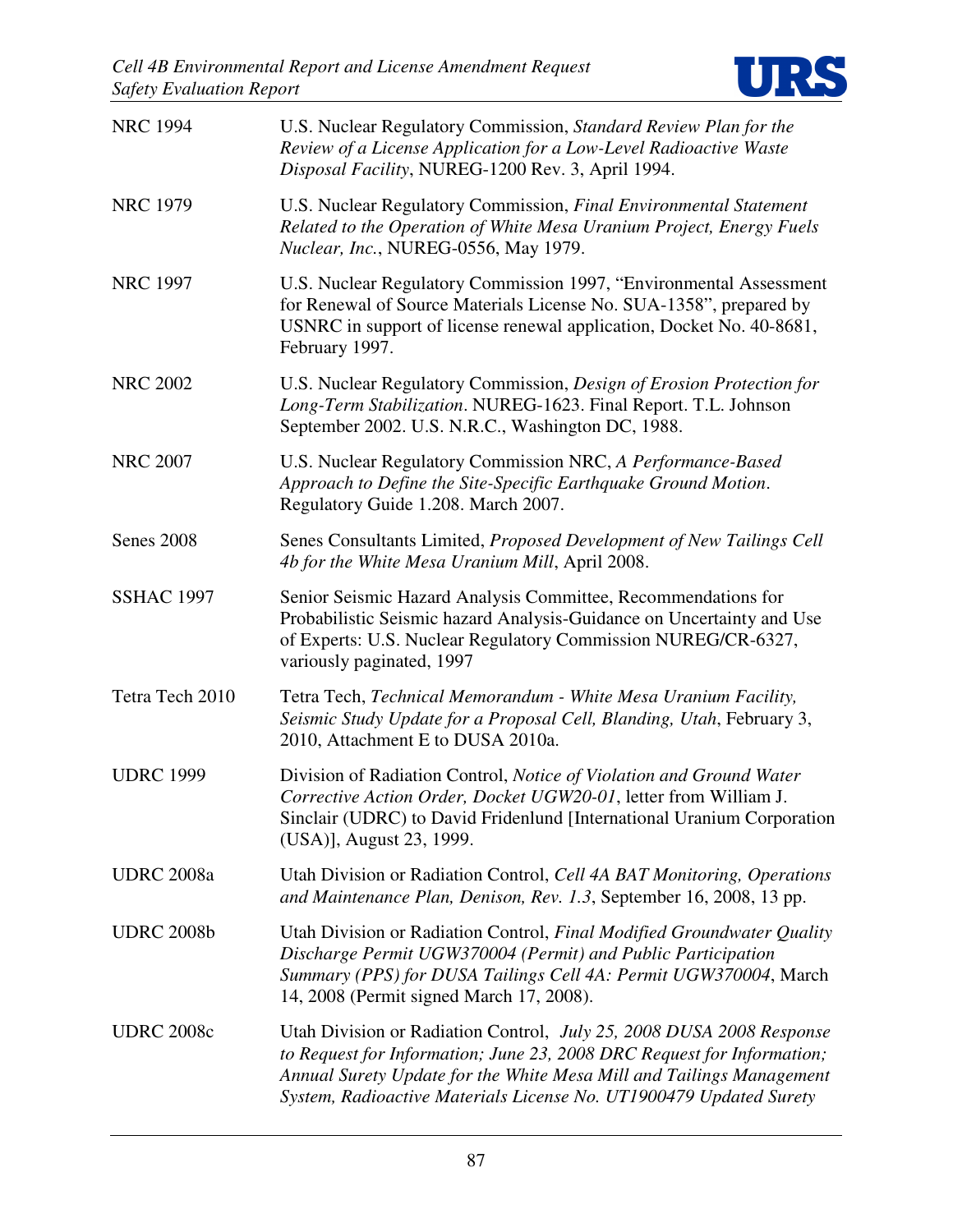| | |
|---|---|
| NRC 1994 | U.S. Nuclear Regulatory Commission, *Standard Review Plan for the Review of a License Application for a Low-Level Radioactive Waste Disposal Facility*, NUREG-1200 Rev. 3, April 1994. |
| NRC 1979 | U.S. Nuclear Regulatory Commission, *Final Environmental Statement Related to the Operation of White Mesa Uranium Project, Energy Fuels Nuclear, Inc.*, NUREG-0556, May 1979. |
| NRC 1997 | U.S. Nuclear Regulatory Commission 1997, "Environmental Assessment for Renewal of Source Materials License No. SUA-1358", prepared by USNRC in support of license renewal application, Docket No. 40-8681, February 1997. |
| NRC 2002 | U.S. Nuclear Regulatory Commission, *Design of Erosion Protection for Long-Term Stabilization*. NUREG-1623. Final Report. T.L. Johnson September 2002. U.S. N.R.C., Washington DC, 1988. |
| NRC 2007 | U.S. Nuclear Regulatory Commission NRC, *A Performance-Based Approach to Define the Site-Specific Earthquake Ground Motion*. Regulatory Guide 1.208. March 2007. |
| Senes 2008 | Senes Consultants Limited, *Proposed Development of New Tailings Cell 4b for the White Mesa Uranium Mill*, April 2008. |
| SSHAC 1997 | Senior Seismic Hazard Analysis Committee, Recommendations for Probabilistic Seismic hazard Analysis-Guidance on Uncertainty and Use of Experts: U.S. Nuclear Regulatory Commission NUREG/CR-6327, variously paginated, 1997 |
| Tetra Tech 2010 | Tetra Tech, *Technical Memorandum - White Mesa Uranium Facility, Seismic Study Update for a Proposal Cell, Blanding, Utah*, February 3, 2010, Attachment E to DUSA 2010a. |
| UDRC 1999 | Division of Radiation Control, *Notice of Violation and Ground Water Corrective Action Order, Docket UGW20-01*, letter from William J. Sinclair (UDRC) to David Fridenlund [International Uranium Corporation (USA)], August 23, 1999. |
| UDRC 2008a | Utah Division or Radiation Control, *Cell 4A BAT Monitoring, Operations and Maintenance Plan, Denison, Rev. 1.3*, September 16, 2008, 13 pp. |
| UDRC 2008b | Utah Division or Radiation Control, *Final Modified Groundwater Quality Discharge Permit UGW370004 (Permit) and Public Participation Summary (PPS) for DUSA Tailings Cell 4A: Permit UGW370004*, March 14, 2008 (Permit signed March 17, 2008). |
| UDRC 2008c | Utah Division or Radiation Control, *July 25, 2008 DUSA 2008 Response to Request for Information; June 23, 2008 DRC Request for Information; Annual Surety Update for the White Mesa Mill and Tailings Management System, Radioactive Materials License No. UT1900479 Updated Surety* |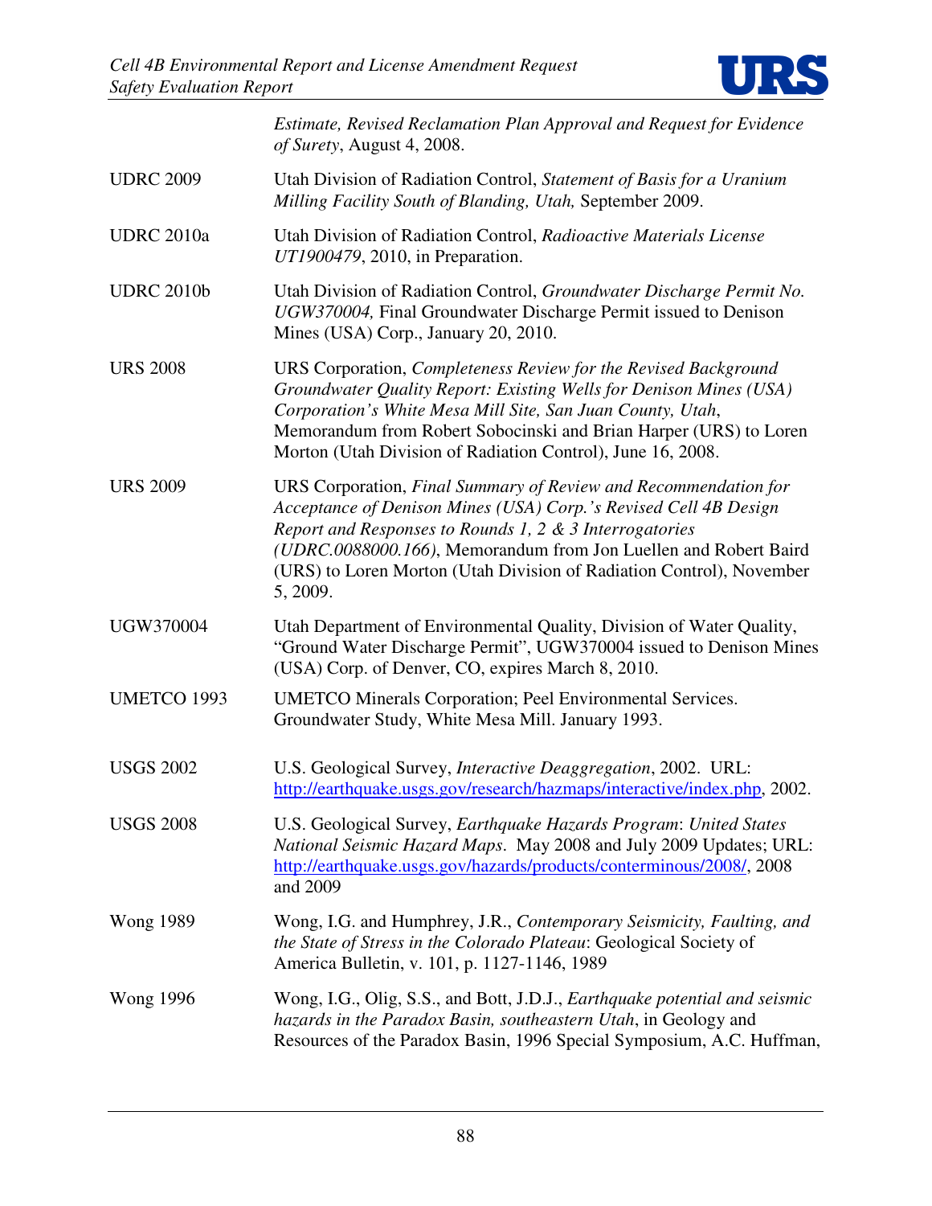| | |
|---|---|
| | *Estimate, Revised Reclamation Plan Approval and Request for Evidence of Surety*, August 4, 2008. |
| UDRC 2009 | Utah Division of Radiation Control, *Statement of Basis for a Uranium Milling Facility South of Blanding, Utah,* September 2009. |
| UDRC 2010a | Utah Division of Radiation Control, *Radioactive Materials License UT1900479*, 2010, in Preparation. |
| UDRC 2010b | Utah Division of Radiation Control, *Groundwater Discharge Permit No. UGW370004,* Final Groundwater Discharge Permit issued to Denison Mines (USA) Corp., January 20, 2010. |
| URS 2008 | URS Corporation, *Completeness Review for the Revised Background Groundwater Quality Report: Existing Wells for Denison Mines (USA) Corporation's White Mesa Mill Site, San Juan County, Utah*, Memorandum from Robert Sobocinski and Brian Harper (URS) to Loren Morton (Utah Division of Radiation Control), June 16, 2008. |
| URS 2009 | URS Corporation, *Final Summary of Review and Recommendation for Acceptance of Denison Mines (USA) Corp.'s Revised Cell 4B Design Report and Responses to Rounds 1, 2 & 3 Interrogatories (UDRC.0088000.166)*, Memorandum from Jon Luellen and Robert Baird (URS) to Loren Morton (Utah Division of Radiation Control), November 5, 2009. |
| UGW370004 | Utah Department of Environmental Quality, Division of Water Quality, "Ground Water Discharge Permit", UGW370004 issued to Denison Mines (USA) Corp. of Denver, CO, expires March 8, 2010. |
| UMETCO 1993 | UMETCO Minerals Corporation; Peel Environmental Services. Groundwater Study, White Mesa Mill. January 1993. |
| USGS 2002 | U.S. Geological Survey, *Interactive Deaggregation*, 2002. URL: http://earthquake.usgs.gov/research/hazmaps/interactive/index.php, 2002. |
| USGS 2008 | U.S. Geological Survey, *Earthquake Hazards Program*: *United States National Seismic Hazard Maps*. May 2008 and July 2009 Updates; URL: http://earthquake.usgs.gov/hazards/products/conterminous/2008/, 2008 and 2009 |
| Wong 1989 | Wong, I.G. and Humphrey, J.R., *Contemporary Seismicity, Faulting, and the State of Stress in the Colorado Plateau*: Geological Society of America Bulletin, v. 101, p. 1127-1146, 1989 |
| Wong 1996 | Wong, I.G., Olig, S.S., and Bott, J.D.J., *Earthquake potential and seismic hazards in the Paradox Basin, southeastern Utah*, in Geology and Resources of the Paradox Basin, 1996 Special Symposium, A.C. Huffman, |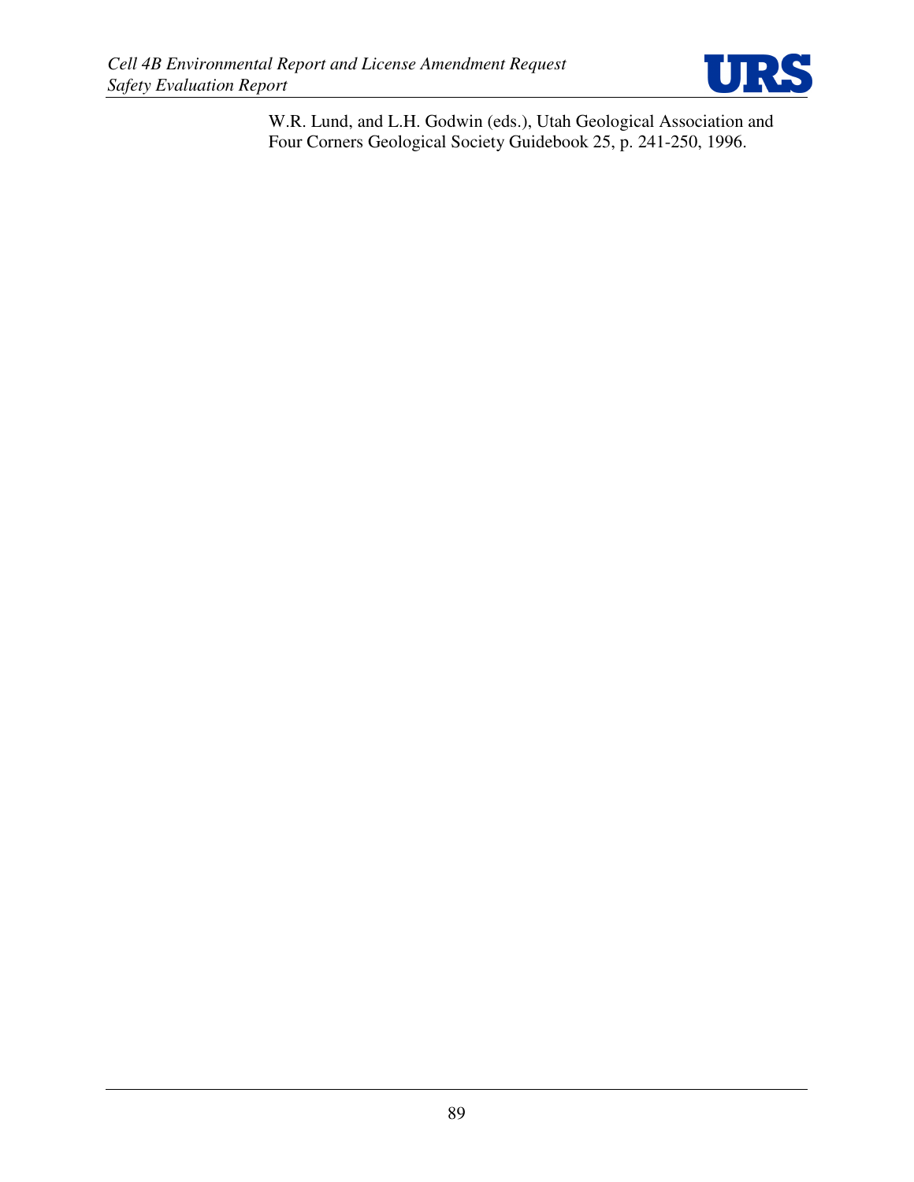W.R. Lund, and L.H. Godwin (eds.), Utah Geological Association and Four Corners Geological Society Guidebook 25, p. 241-250, 1996.